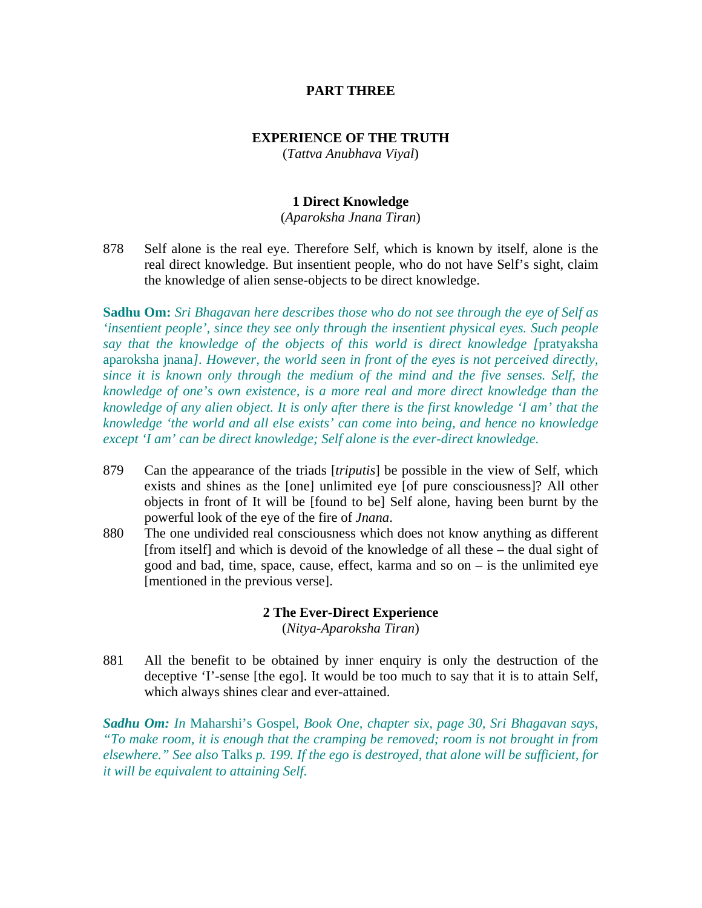# PART THREE

## EXPERIENCE OF THE TRUTH

(*Tattva Anubhava Viyal*)

### 1 Direct Knowledge

(*Aparoksha Jnana Tiran*)

878 Self alone is the real eye. Therefore Self, which is known by itself, alone is the real direct knowledge. But insentient people, who do not have Self's sight, claim the knowledge of alien sense-objects to be direct knowledge.

**Sadhu Om:** *Sri Bhagavan here describes those who do not see through the eye of Self as 'insentient people', since they see only through the insentient physical eyes. Such people say that the knowledge of the objects of this world is direct knowledge [*pratyaksha aparoksha jnana*]. However, the world seen in front of the eyes is not perceived directly, since it is known only through the medium of the mind and the five senses. Self, the knowledge of one's own existence, is a more real and more direct knowledge than the knowledge of any alien object. It is only after there is the first knowledge 'I am' that the knowledge 'the world and all else exists' can come into being, and hence no knowledge except 'I am' can be direct knowledge; Self alone is the ever-direct knowledge.*

879 Can the appearance of the triads [*triputis*] be possible in the view of Self, which exists and shines as the [one] unlimited eye [of pure consciousness]? All other objects in front of It will be [found to be] Self alone, having been burnt by the powerful look of the eye of the fire of *Jnana*.

880 The one undivided real consciousness which does not know anything as different [from itself] and which is devoid of the knowledge of all these – the dual sight of good and bad, time, space, cause, effect, karma and so on – is the unlimited eye [mentioned in the previous verse].

### 2 The Ever-Direct Experience

(*Nitya-Aparoksha Tiran*)

881 All the benefit to be obtained by inner enquiry is only the destruction of the deceptive 'I'-sense [the ego]. It would be too much to say that it is to attain Self, which always shines clear and ever-attained.

***Sadhu Om:*** *In* Maharshi's Gospel, *Book One, chapter six, page 30, Sri Bhagavan says, "To make room, it is enough that the cramping be removed; room is not brought in from elsewhere." See also* Talks *p. 199. If the ego is destroyed, that alone will be sufficient, for it will be equivalent to attaining Self.*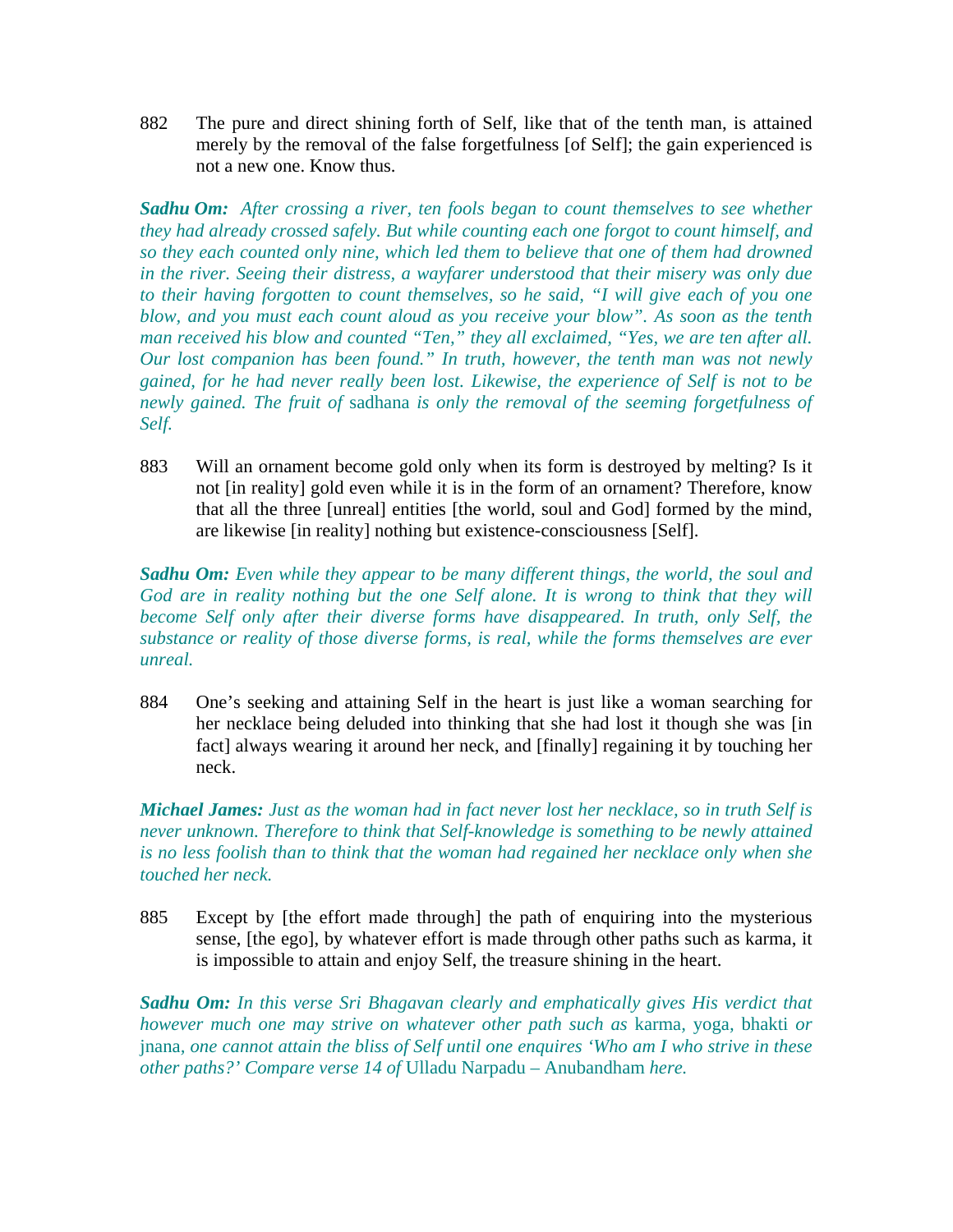882 The pure and direct shining forth of Self, like that of the tenth man, is attained merely by the removal of the false forgetfulness [of Self]; the gain experienced is not a new one. Know thus.

***Sadhu Om:*** *After crossing a river, ten fools began to count themselves to see whether they had already crossed safely. But while counting each one forgot to count himself, and so they each counted only nine, which led them to believe that one of them had drowned in the river. Seeing their distress, a wayfarer understood that their misery was only due to their having forgotten to count themselves, so he said, "I will give each of you one blow, and you must each count aloud as you receive your blow". As soon as the tenth man received his blow and counted "Ten," they all exclaimed, "Yes, we are ten after all. Our lost companion has been found." In truth, however, the tenth man was not newly gained, for he had never really been lost. Likewise, the experience of Self is not to be newly gained. The fruit of* sadhana *is only the removal of the seeming forgetfulness of Self.*

883 Will an ornament become gold only when its form is destroyed by melting? Is it not [in reality] gold even while it is in the form of an ornament? Therefore, know that all the three [unreal] entities [the world, soul and God] formed by the mind, are likewise [in reality] nothing but existence-consciousness [Self].

***Sadhu Om:*** *Even while they appear to be many different things, the world, the soul and God are in reality nothing but the one Self alone. It is wrong to think that they will become Self only after their diverse forms have disappeared. In truth, only Self, the substance or reality of those diverse forms, is real, while the forms themselves are ever unreal.*

884 One's seeking and attaining Self in the heart is just like a woman searching for her necklace being deluded into thinking that she had lost it though she was [in fact] always wearing it around her neck, and [finally] regaining it by touching her neck.

***Michael James:*** *Just as the woman had in fact never lost her necklace, so in truth Self is never unknown. Therefore to think that Self-knowledge is something to be newly attained is no less foolish than to think that the woman had regained her necklace only when she touched her neck.*

885 Except by [the effort made through] the path of enquiring into the mysterious sense, [the ego], by whatever effort is made through other paths such as karma, it is impossible to attain and enjoy Self, the treasure shining in the heart.

***Sadhu Om:*** *In this verse Sri Bhagavan clearly and emphatically gives His verdict that however much one may strive on whatever other path such as* karma*,* yoga*,* bhakti *or* jnana*, one cannot attain the bliss of Self until one enquires 'Who am I who strive in these other paths?' Compare verse 14 of* Ulladu Narpadu – Anubandham *here.*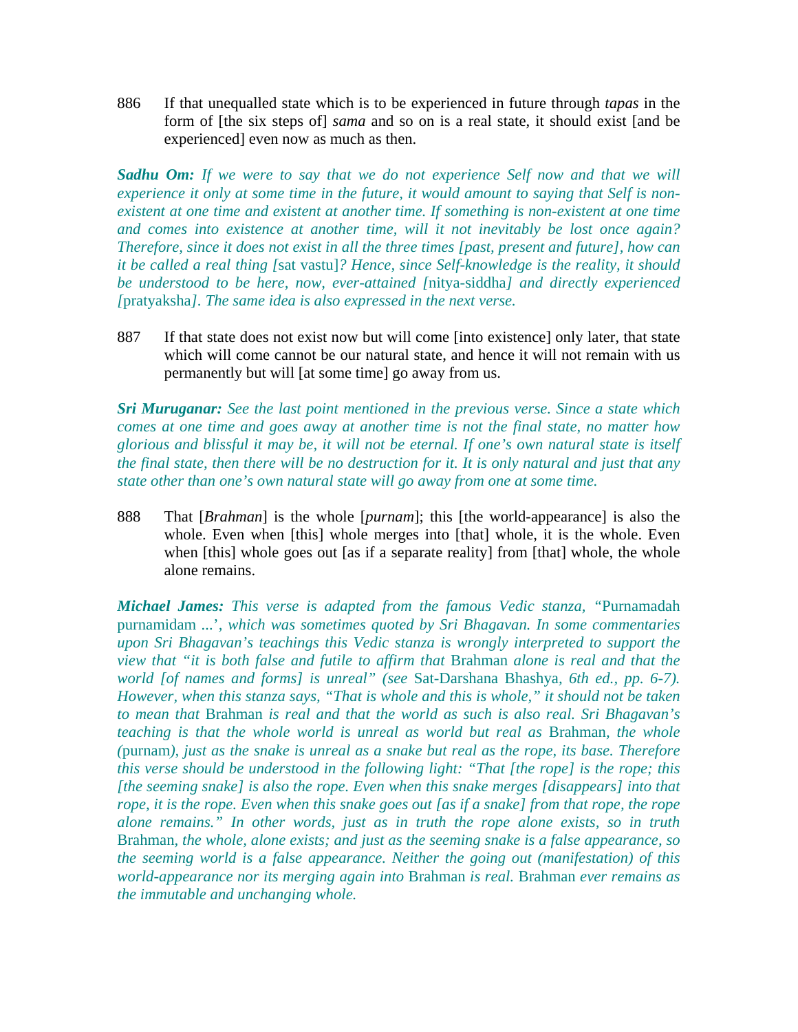886 If that unequalled state which is to be experienced in future through *tapas* in the form of [the six steps of] *sama* and so on is a real state, it should exist [and be experienced] even now as much as then.

***Sadhu Om:** If we were to say that we do not experience Self now and that we will experience it only at some time in the future, it would amount to saying that Self is non-existent at one time and existent at another time. If something is non-existent at one time and comes into existence at another time, will it not inevitably be lost once again? Therefore, since it does not exist in all the three times [past, present and future], how can it be called a real thing [*sat vastu*]? Hence, since Self-knowledge is the reality, it should be understood to be here, now, ever-attained [*nitya-siddha*] and directly experienced [*pratyaksha*]. The same idea is also expressed in the next verse.*

887 If that state does not exist now but will come [into existence] only later, that state which will come cannot be our natural state, and hence it will not remain with us permanently but will [at some time] go away from us.

***Sri Muruganar:** See the last point mentioned in the previous verse. Since a state which comes at one time and goes away at another time is not the final state, no matter how glorious and blissful it may be, it will not be eternal. If one's own natural state is itself the final state, then there will be no destruction for it. It is only natural and just that any state other than one's own natural state will go away from one at some time.*

888 That [*Brahman*] is the whole [*purnam*]; this [the world-appearance] is also the whole. Even when [this] whole merges into [that] whole, it is the whole. Even when [this] whole goes out [as if a separate reality] from [that] whole, the whole alone remains.

***Michael James:** This verse is adapted from the famous Vedic stanza, "*Purnamadah purnamidam ...*', which was sometimes quoted by Sri Bhagavan. In some commentaries upon Sri Bhagavan's teachings this Vedic stanza is wrongly interpreted to support the view that "it is both false and futile to affirm that *Brahman* alone is real and that the world [of names and forms] is unreal" (see *Sat-Darshana Bhashya*, 6th ed., pp. 6-7). However, when this stanza says, "That is whole and this is whole," it should not be taken to mean that *Brahman* is real and that the world as such is also real. Sri Bhagavan's teaching is that the whole world is unreal as world but real as *Brahman*, the whole (*purnam*), just as the snake is unreal as a snake but real as the rope, its base. Therefore this verse should be understood in the following light: "That [the rope] is the rope; this [the seeming snake] is also the rope. Even when this snake merges [disappears] into that rope, it is the rope. Even when this snake goes out [as if a snake] from that rope, the rope alone remains." In other words, just as in truth the rope alone exists, so in truth *Brahman*, the whole, alone exists; and just as the seeming snake is a false appearance, so the seeming world is a false appearance. Neither the going out (manifestation) of this world-appearance nor its merging again into *Brahman* is real. *Brahman* ever remains as the immutable and unchanging whole.*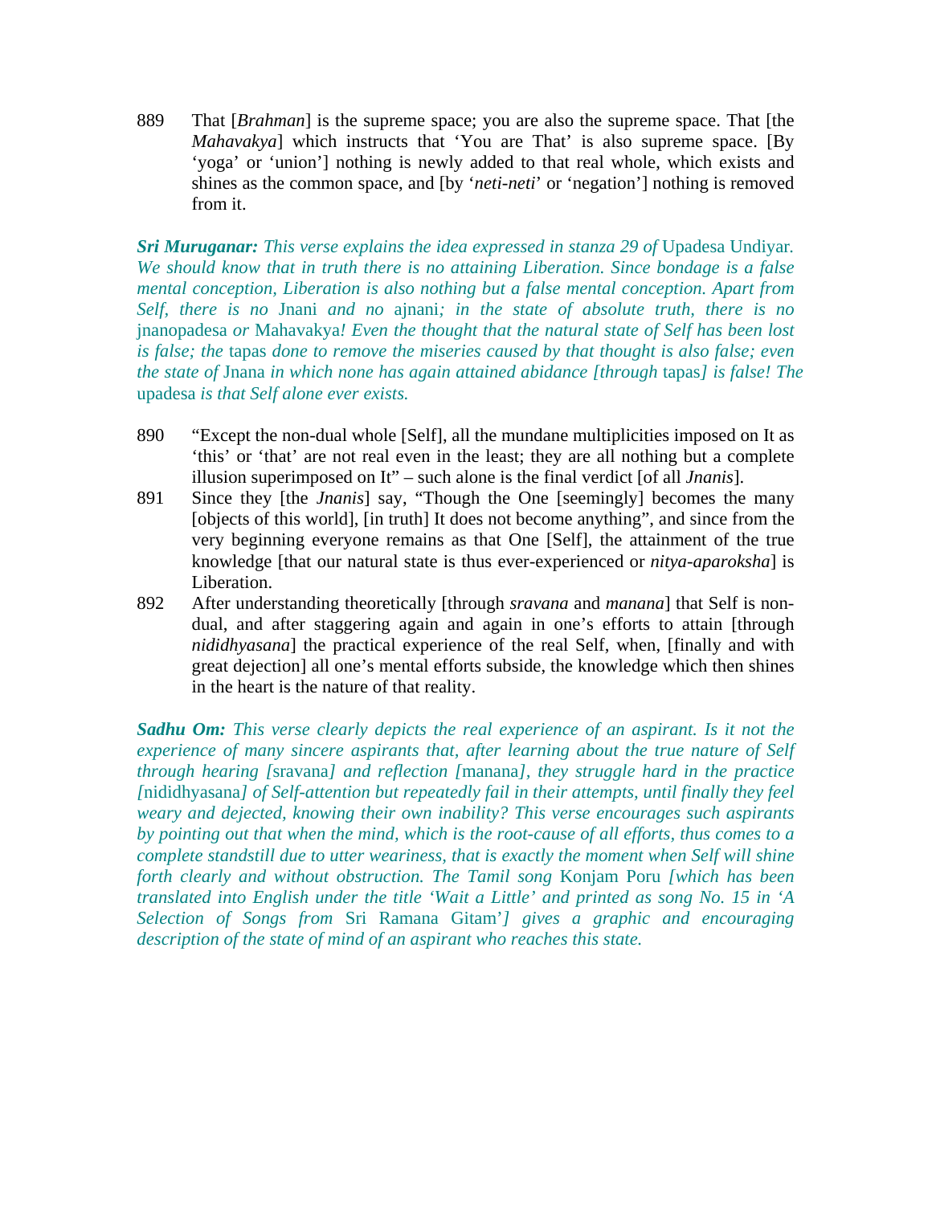889 That [*Brahman*] is the supreme space; you are also the supreme space. That [the *Mahavakya*] which instructs that 'You are That' is also supreme space. [By 'yoga' or 'union'] nothing is newly added to that real whole, which exists and shines as the common space, and [by '*neti-neti*' or 'negation'] nothing is removed from it.

***Sri Muruganar:*** *This verse explains the idea expressed in stanza 29 of* Upadesa Undiyar*. We should know that in truth there is no attaining Liberation. Since bondage is a false mental conception, Liberation is also nothing but a false mental conception. Apart from Self, there is no* Jnani *and no* ajnani*; in the state of absolute truth, there is no* jnanopadesa *or* Mahavakya*! Even the thought that the natural state of Self has been lost is false; the* tapas *done to remove the miseries caused by that thought is also false; even the state of* Jnana *in which none has again attained abidance [through* tapas*] is false! The* upadesa *is that Self alone ever exists.*

890 "Except the non-dual whole [Self], all the mundane multiplicities imposed on It as 'this' or 'that' are not real even in the least; they are all nothing but a complete illusion superimposed on It" – such alone is the final verdict [of all *Jnanis*].

891 Since they [the *Jnanis*] say, "Though the One [seemingly] becomes the many [objects of this world], [in truth] It does not become anything", and since from the very beginning everyone remains as that One [Self], the attainment of the true knowledge [that our natural state is thus ever-experienced or *nitya-aparoksha*] is Liberation.

892 After understanding theoretically [through *sravana* and *manana*] that Self is non-dual, and after staggering again and again in one's efforts to attain [through *nididhyasana*] the practical experience of the real Self, when, [finally and with great dejection] all one's mental efforts subside, the knowledge which then shines in the heart is the nature of that reality.

***Sadhu Om:*** *This verse clearly depicts the real experience of an aspirant. Is it not the experience of many sincere aspirants that, after learning about the true nature of Self through hearing [*sravana*] and reflection [*manana*], they struggle hard in the practice [*nididhyasana*] of Self-attention but repeatedly fail in their attempts, until finally they feel weary and dejected, knowing their own inability? This verse encourages such aspirants by pointing out that when the mind, which is the root-cause of all efforts, thus comes to a complete standstill due to utter weariness, that is exactly the moment when Self will shine forth clearly and without obstruction. The Tamil song* Konjam Poru *[which has been translated into English under the title 'Wait a Little' and printed as song No. 15 in 'A Selection of Songs from* Sri Ramana Gitam*'] gives a graphic and encouraging description of the state of mind of an aspirant who reaches this state.*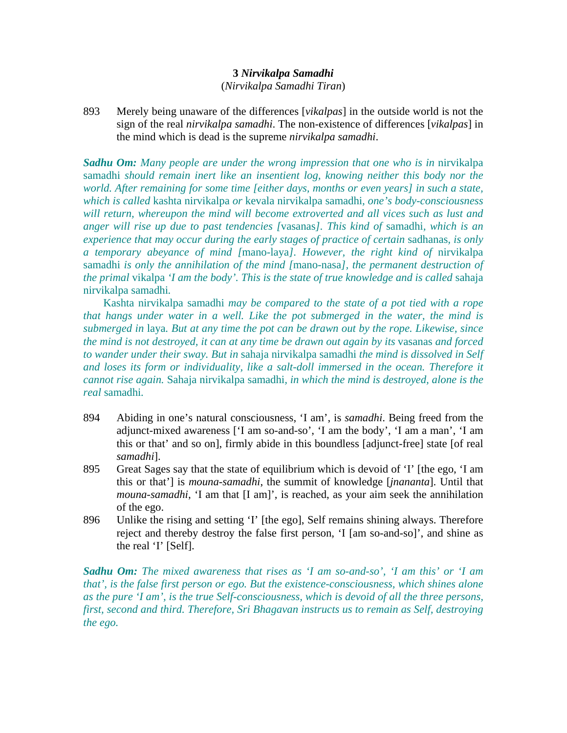### 3 *Nirvikalpa Samadhi*

(*Nirvikalpa Samadhi Tiran*)

893 Merely being unaware of the differences [*vikalpas*] in the outside world is not the sign of the real *nirvikalpa samadhi*. The non-existence of differences [*vikalpas*] in the mind which is dead is the supreme *nirvikalpa samadhi*.

***Sadhu Om:*** *Many people are under the wrong impression that one who is in* nirvikalpa samadhi *should remain inert like an insentient log, knowing neither this body nor the world. After remaining for some time [either days, months or even years] in such a state, which is called* kashta nirvikalpa *or* kevala nirvikalpa samadhi*, one's body-consciousness will return, whereupon the mind will become extroverted and all vices such as lust and anger will rise up due to past tendencies [*vasanas*]. This kind of* samadhi*, which is an experience that may occur during the early stages of practice of certain* sadhanas*, is only a temporary abeyance of mind [*mano-laya*]. However, the right kind of* nirvikalpa samadhi *is only the annihilation of the mind [*mano-nasa*], the permanent destruction of the primal* vikalpa *'I am the body'. This is the state of true knowledge and is called* sahaja nirvikalpa samadhi*.*

Kashta nirvikalpa samadhi *may be compared to the state of a pot tied with a rope that hangs under water in a well. Like the pot submerged in the water, the mind is submerged in* laya*. But at any time the pot can be drawn out by the rope. Likewise, since the mind is not destroyed, it can at any time be drawn out again by its* vasanas *and forced to wander under their sway. But in* sahaja nirvikalpa samadhi *the mind is dissolved in Self and loses its form or individuality, like a salt-doll immersed in the ocean. Therefore it cannot rise again.* Sahaja nirvikalpa samadhi*, in which the mind is destroyed, alone is the real* samadhi*.*

894 Abiding in one's natural consciousness, 'I am', is *samadhi*. Being freed from the adjunct-mixed awareness ['I am so-and-so', 'I am the body', 'I am a man', 'I am this or that' and so on], firmly abide in this boundless [adjunct-free] state [of real *samadhi*].

895 Great Sages say that the state of equilibrium which is devoid of 'I' [the ego, 'I am this or that'] is *mouna-samadhi*, the summit of knowledge [*jnananta*]. Until that *mouna-samadhi*, 'I am that [I am]', is reached, as your aim seek the annihilation of the ego.

896 Unlike the rising and setting 'I' [the ego], Self remains shining always. Therefore reject and thereby destroy the false first person, 'I [am so-and-so]', and shine as the real 'I' [Self].

***Sadhu Om:*** *The mixed awareness that rises as 'I am so-and-so', 'I am this' or 'I am that', is the false first person or ego. But the existence-consciousness, which shines alone as the pure 'I am', is the true Self-consciousness, which is devoid of all the three persons, first, second and third. Therefore, Sri Bhagavan instructs us to remain as Self, destroying the ego.*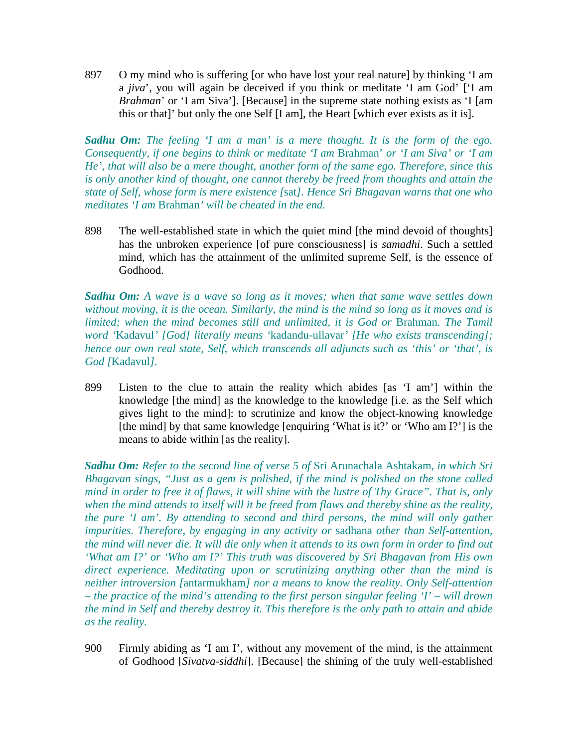897 O my mind who is suffering [or who have lost your real nature] by thinking 'I am a *jiva*', you will again be deceived if you think or meditate 'I am God' ['I am *Brahman*' or 'I am Siva']. [Because] in the supreme state nothing exists as 'I [am this or that]' but only the one Self [I am], the Heart [which ever exists as it is].

***Sadhu Om:*** *The feeling 'I am a man' is a mere thought. It is the form of the ego. Consequently, if one begins to think or meditate 'I am* Brahman*' or 'I am Siva' or 'I am He', that will also be a mere thought, another form of the same ego. Therefore, since this is only another kind of thought, one cannot thereby be freed from thoughts and attain the state of Self, whose form is mere existence [*sat*]. Hence Sri Bhagavan warns that one who meditates 'I am* Brahman*' will be cheated in the end.*

898 The well-established state in which the quiet mind [the mind devoid of thoughts] has the unbroken experience [of pure consciousness] is *samadhi*. Such a settled mind, which has the attainment of the unlimited supreme Self, is the essence of Godhood.

***Sadhu Om:*** *A wave is a wave so long as it moves; when that same wave settles down without moving, it is the ocean. Similarly, the mind is the mind so long as it moves and is limited; when the mind becomes still and unlimited, it is God or* Brahman*. The Tamil word '*Kadavul*' [God] literally means '*kadandu-ullavar*' [He who exists transcending]; hence our own real state, Self, which transcends all adjuncts such as 'this' or 'that', is God [*Kadavul*].*

899 Listen to the clue to attain the reality which abides [as 'I am'] within the knowledge [the mind] as the knowledge to the knowledge [i.e. as the Self which gives light to the mind]: to scrutinize and know the object-knowing knowledge [the mind] by that same knowledge [enquiring 'What is it?' or 'Who am I?'] is the means to abide within [as the reality].

***Sadhu Om:*** *Refer to the second line of verse 5 of* Sri Arunachala Ashtakam*, in which Sri Bhagavan sings, "Just as a gem is polished, if the mind is polished on the stone called mind in order to free it of flaws, it will shine with the lustre of Thy Grace". That is, only when the mind attends to itself will it be freed from flaws and thereby shine as the reality, the pure 'I am'. By attending to second and third persons, the mind will only gather impurities. Therefore, by engaging in any activity or* sadhana *other than Self-attention, the mind will never die. It will die only when it attends to its own form in order to find out 'What am I?' or 'Who am I?' This truth was discovered by Sri Bhagavan from His own direct experience. Meditating upon or scrutinizing anything other than the mind is neither introversion [*antarmukham*] nor a means to know the reality. Only Self-attention – the practice of the mind's attending to the first person singular feeling 'I' – will drown the mind in Self and thereby destroy it. This therefore is the only path to attain and abide as the reality.*

900 Firmly abiding as 'I am I', without any movement of the mind, is the attainment of Godhood [*Sivatva-siddhi*]. [Because] the shining of the truly well-established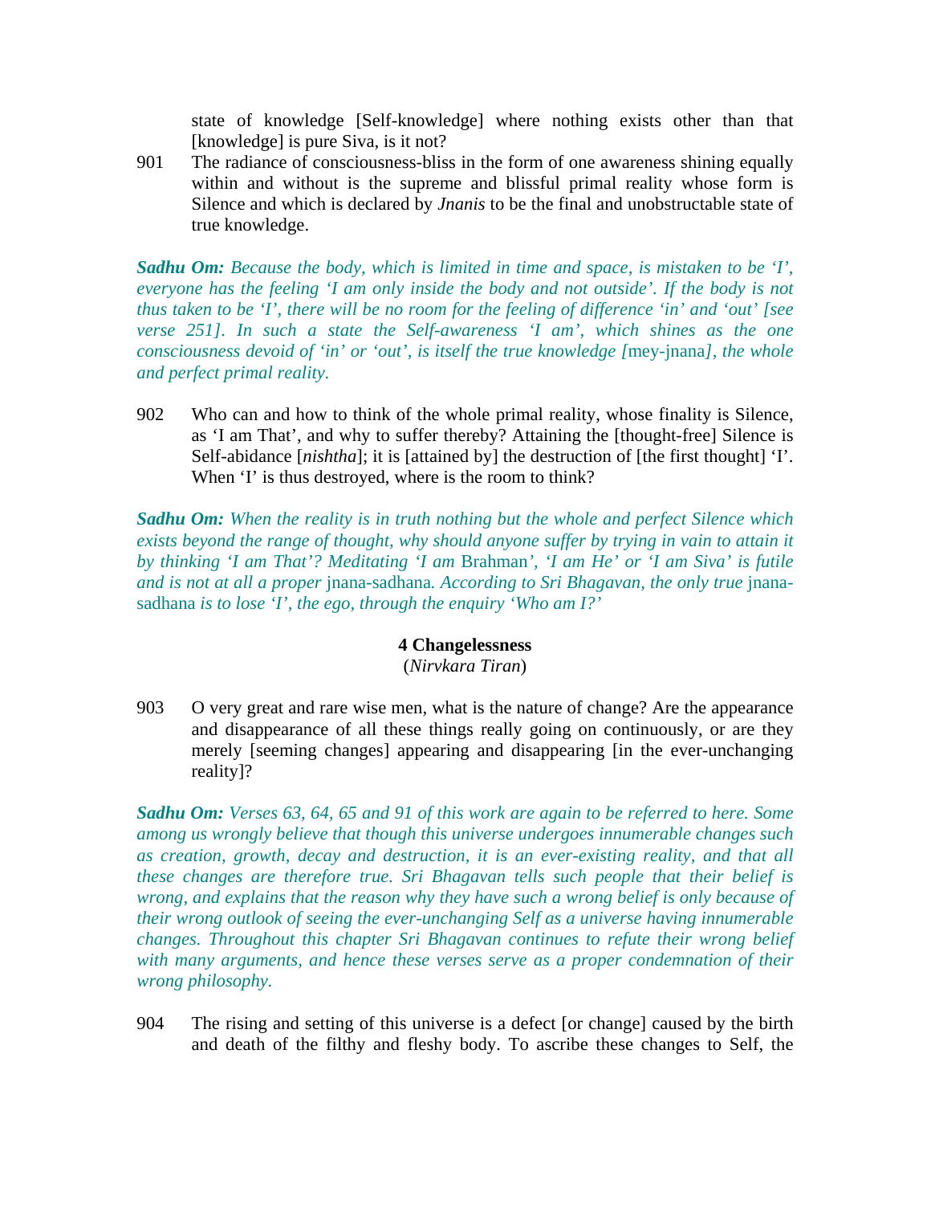state of knowledge [Self-knowledge] where nothing exists other than that [knowledge] is pure Siva, is it not?

901 The radiance of consciousness-bliss in the form of one awareness shining equally within and without is the supreme and blissful primal reality whose form is Silence and which is declared by *Jnanis* to be the final and unobstructable state of true knowledge.

***Sadhu Om:*** *Because the body, which is limited in time and space, is mistaken to be 'I', everyone has the feeling 'I am only inside the body and not outside'. If the body is not thus taken to be 'I', there will be no room for the feeling of difference 'in' and 'out' [see verse 251]. In such a state the Self-awareness 'I am', which shines as the one consciousness devoid of 'in' or 'out', is itself the true knowledge [*mey-jnana*], the whole and perfect primal reality.*

902 Who can and how to think of the whole primal reality, whose finality is Silence, as 'I am That', and why to suffer thereby? Attaining the [thought-free] Silence is Self-abidance [*nishtha*]; it is [attained by] the destruction of [the first thought] 'I'. When 'I' is thus destroyed, where is the room to think?

***Sadhu Om:*** *When the reality is in truth nothing but the whole and perfect Silence which exists beyond the range of thought, why should anyone suffer by trying in vain to attain it by thinking 'I am That'? Meditating 'I am* Brahman*', 'I am He' or 'I am Siva' is futile and is not at all a proper* jnana-sadhana*. According to Sri Bhagavan, the only true* jnana-sadhana *is to lose 'I', the ego, through the enquiry 'Who am I?'*

### 4 Changelessness
(*Nirvkara Tiran*)

903 O very great and rare wise men, what is the nature of change? Are the appearance and disappearance of all these things really going on continuously, or are they merely [seeming changes] appearing and disappearing [in the ever-unchanging reality]?

***Sadhu Om:*** *Verses 63, 64, 65 and 91 of this work are again to be referred to here. Some among us wrongly believe that though this universe undergoes innumerable changes such as creation, growth, decay and destruction, it is an ever-existing reality, and that all these changes are therefore true. Sri Bhagavan tells such people that their belief is wrong, and explains that the reason why they have such a wrong belief is only because of their wrong outlook of seeing the ever-unchanging Self as a universe having innumerable changes. Throughout this chapter Sri Bhagavan continues to refute their wrong belief with many arguments, and hence these verses serve as a proper condemnation of their wrong philosophy.*

904 The rising and setting of this universe is a defect [or change] caused by the birth and death of the filthy and fleshy body. To ascribe these changes to Self, the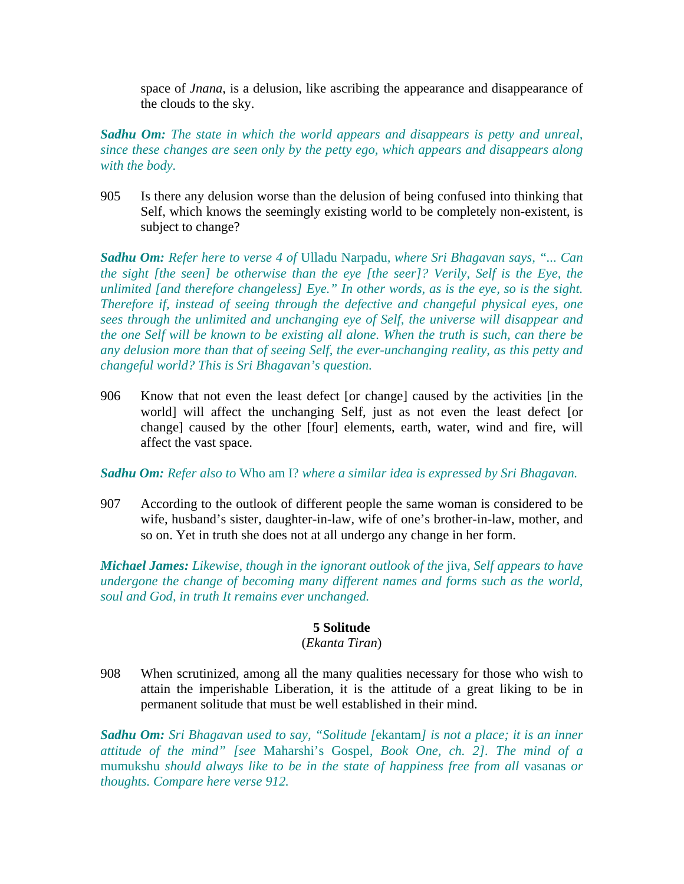space of *Jnana*, is a delusion, like ascribing the appearance and disappearance of the clouds to the sky.

***Sadhu Om:*** *The state in which the world appears and disappears is petty and unreal, since these changes are seen only by the petty ego, which appears and disappears along with the body.*

905 Is there any delusion worse than the delusion of being confused into thinking that Self, which knows the seemingly existing world to be completely non-existent, is subject to change?

***Sadhu Om:*** *Refer here to verse 4 of* Ulladu Narpadu*, where Sri Bhagavan says, "... Can the sight [the seen] be otherwise than the eye [the seer]? Verily, Self is the Eye, the unlimited [and therefore changeless] Eye." In other words, as is the eye, so is the sight. Therefore if, instead of seeing through the defective and changeful physical eyes, one sees through the unlimited and unchanging eye of Self, the universe will disappear and the one Self will be known to be existing all alone. When the truth is such, can there be any delusion more than that of seeing Self, the ever-unchanging reality, as this petty and changeful world? This is Sri Bhagavan's question.*

906 Know that not even the least defect [or change] caused by the activities [in the world] will affect the unchanging Self, just as not even the least defect [or change] caused by the other [four] elements, earth, water, wind and fire, will affect the vast space.

***Sadhu Om:*** *Refer also to* Who am I? *where a similar idea is expressed by Sri Bhagavan.*

907 According to the outlook of different people the same woman is considered to be wife, husband's sister, daughter-in-law, wife of one's brother-in-law, mother, and so on. Yet in truth she does not at all undergo any change in her form.

***Michael James:*** *Likewise, though in the ignorant outlook of the* jiva*, Self appears to have undergone the change of becoming many different names and forms such as the world, soul and God, in truth It remains ever unchanged.*

## 5 Solitude

(*Ekanta Tiran*)

908 When scrutinized, among all the many qualities necessary for those who wish to attain the imperishable Liberation, it is the attitude of a great liking to be in permanent solitude that must be well established in their mind.

***Sadhu Om:*** *Sri Bhagavan used to say, "Solitude [*ekantam*] is not a place; it is an inner attitude of the mind" [see* Maharshi's Gospel*, Book One, ch. 2]. The mind of a* mumukshu *should always like to be in the state of happiness free from all* vasanas *or thoughts. Compare here verse 912.*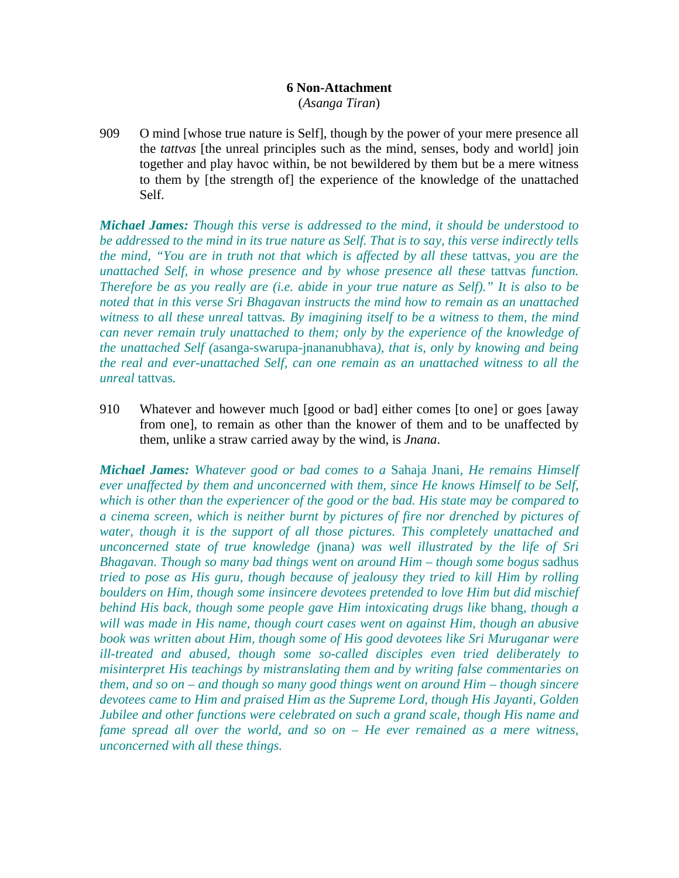## 6 Non-Attachment

(*Asanga Tiran*)

909 O mind [whose true nature is Self], though by the power of your mere presence all the *tattvas* [the unreal principles such as the mind, senses, body and world] join together and play havoc within, be not bewildered by them but be a mere witness to them by [the strength of] the experience of the knowledge of the unattached Self.

***Michael James:*** *Though this verse is addressed to the mind, it should be understood to be addressed to the mind in its true nature as Self. That is to say, this verse indirectly tells the mind, "You are in truth not that which is affected by all these* tattvas*, you are the unattached Self, in whose presence and by whose presence all these* tattvas *function. Therefore be as you really are (i.e. abide in your true nature as Self)." It is also to be noted that in this verse Sri Bhagavan instructs the mind how to remain as an unattached witness to all these unreal* tattvas*. By imagining itself to be a witness to them, the mind can never remain truly unattached to them; only by the experience of the knowledge of the unattached Self (*asanga-swarupa-jnananubhava*), that is, only by knowing and being the real and ever-unattached Self, can one remain as an unattached witness to all the unreal* tattvas*.*

910 Whatever and however much [good or bad] either comes [to one] or goes [away from one], to remain as other than the knower of them and to be unaffected by them, unlike a straw carried away by the wind, is *Jnana*.

***Michael James:*** *Whatever good or bad comes to a* Sahaja Jnani*, He remains Himself ever unaffected by them and unconcerned with them, since He knows Himself to be Self, which is other than the experiencer of the good or the bad. His state may be compared to a cinema screen, which is neither burnt by pictures of fire nor drenched by pictures of water, though it is the support of all those pictures. This completely unattached and unconcerned state of true knowledge (*jnana*) was well illustrated by the life of Sri Bhagavan. Though so many bad things went on around Him – though some bogus* sadhus *tried to pose as His guru, though because of jealousy they tried to kill Him by rolling boulders on Him, though some insincere devotees pretended to love Him but did mischief behind His back, though some people gave Him intoxicating drugs like* bhang*, though a will was made in His name, though court cases went on against Him, though an abusive book was written about Him, though some of His good devotees like Sri Muruganar were ill-treated and abused, though some so-called disciples even tried deliberately to misinterpret His teachings by mistranslating them and by writing false commentaries on them, and so on – and though so many good things went on around Him – though sincere devotees came to Him and praised Him as the Supreme Lord, though His Jayanti, Golden Jubilee and other functions were celebrated on such a grand scale, though His name and fame spread all over the world, and so on – He ever remained as a mere witness, unconcerned with all these things.*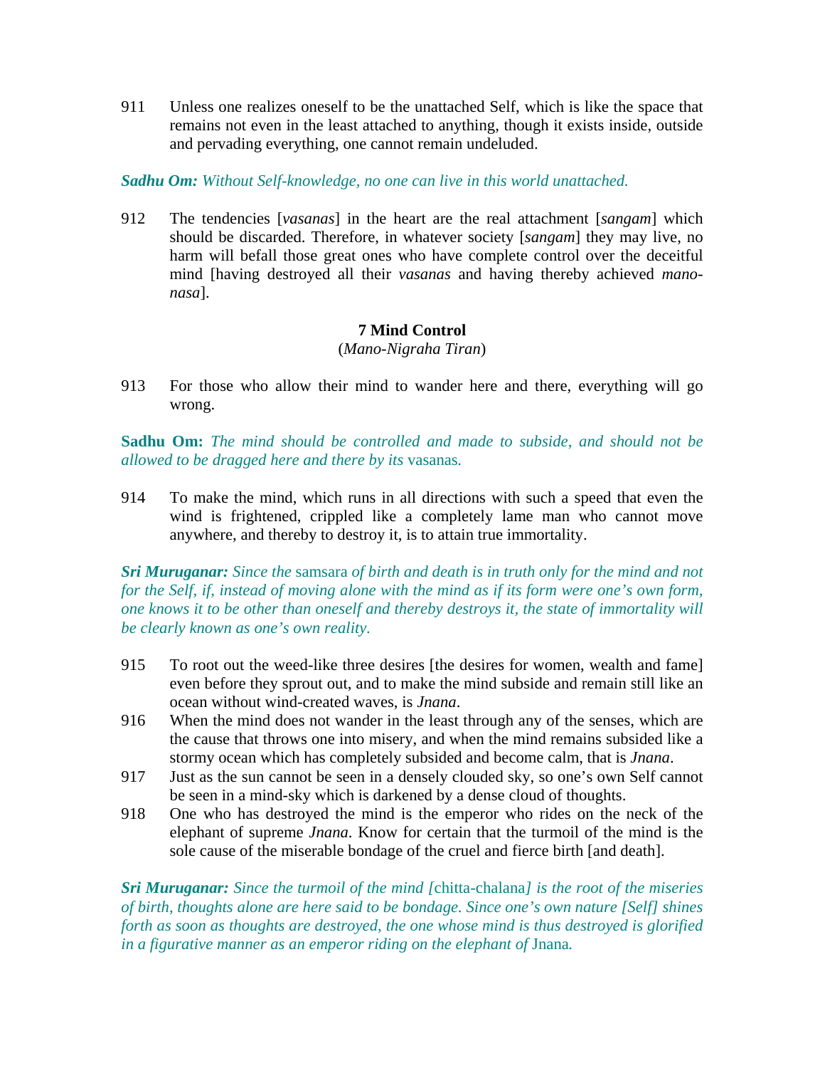911 Unless one realizes oneself to be the unattached Self, which is like the space that remains not even in the least attached to anything, though it exists inside, outside and pervading everything, one cannot remain undeluded.

***Sadhu Om:*** *Without Self-knowledge, no one can live in this world unattached.*

912 The tendencies [*vasanas*] in the heart are the real attachment [*sangam*] which should be discarded. Therefore, in whatever society [*sangam*] they may live, no harm will befall those great ones who have complete control over the deceitful mind [having destroyed all their *vasanas* and having thereby achieved *mano-nasa*].

## 7 Mind Control

(*Mano-Nigraha Tiran*)

913 For those who allow their mind to wander here and there, everything will go wrong.

**Sadhu Om:** *The mind should be controlled and made to subside, and should not be allowed to be dragged here and there by its* vasanas*.*

914 To make the mind, which runs in all directions with such a speed that even the wind is frightened, crippled like a completely lame man who cannot move anywhere, and thereby to destroy it, is to attain true immortality.

***Sri Muruganar:*** *Since the* samsara *of birth and death is in truth only for the mind and not for the Self, if, instead of moving alone with the mind as if its form were one's own form, one knows it to be other than oneself and thereby destroys it, the state of immortality will be clearly known as one's own reality.*

915 To root out the weed-like three desires [the desires for women, wealth and fame] even before they sprout out, and to make the mind subside and remain still like an ocean without wind-created waves, is *Jnana*.

916 When the mind does not wander in the least through any of the senses, which are the cause that throws one into misery, and when the mind remains subsided like a stormy ocean which has completely subsided and become calm, that is *Jnana*.

917 Just as the sun cannot be seen in a densely clouded sky, so one's own Self cannot be seen in a mind-sky which is darkened by a dense cloud of thoughts.

918 One who has destroyed the mind is the emperor who rides on the neck of the elephant of supreme *Jnana*. Know for certain that the turmoil of the mind is the sole cause of the miserable bondage of the cruel and fierce birth [and death].

***Sri Muruganar:*** *Since the turmoil of the mind [*chitta-chalana*] is the root of the miseries of birth, thoughts alone are here said to be bondage. Since one's own nature [Self] shines forth as soon as thoughts are destroyed, the one whose mind is thus destroyed is glorified in a figurative manner as an emperor riding on the elephant of* Jnana*.*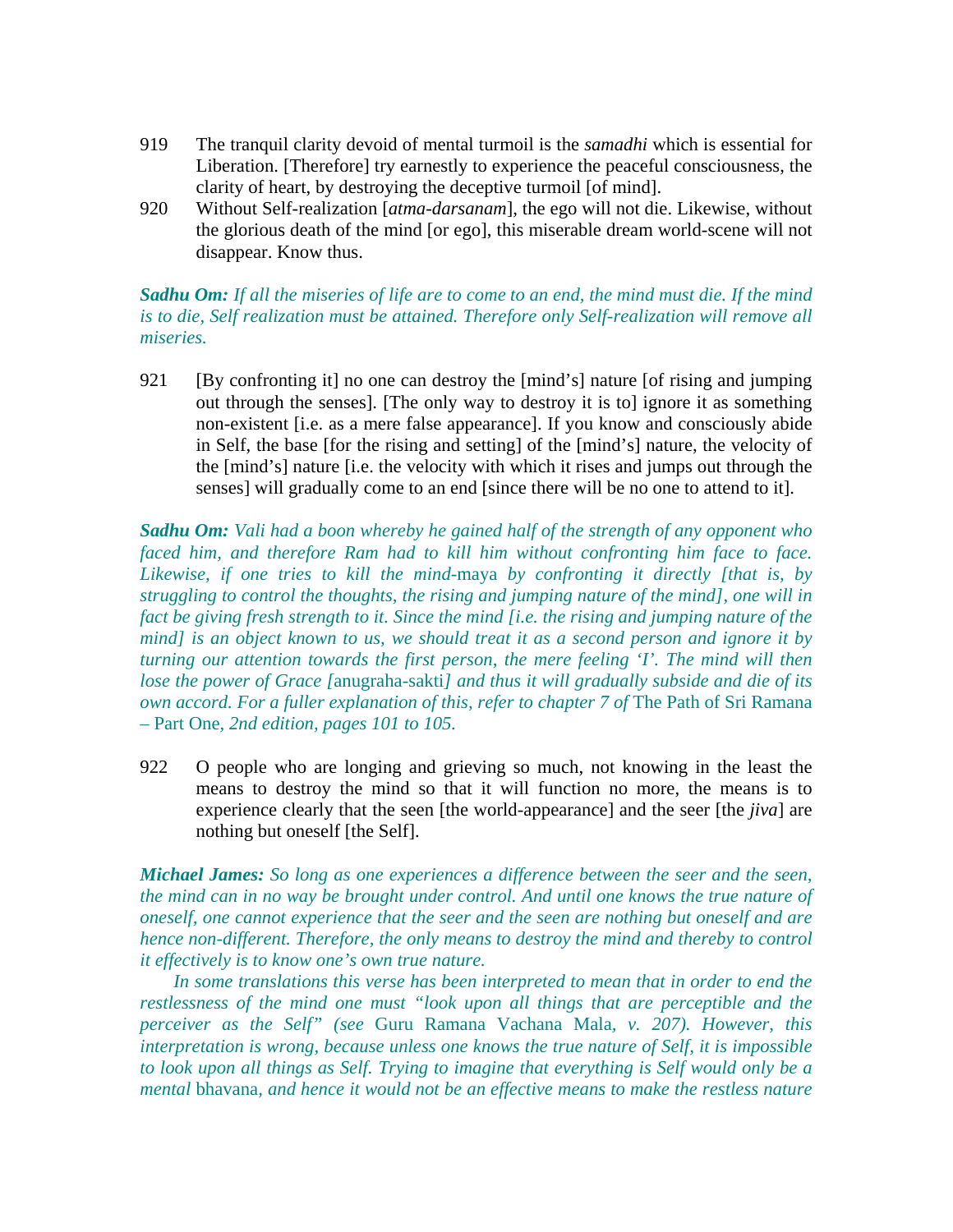919 The tranquil clarity devoid of mental turmoil is the *samadhi* which is essential for Liberation. [Therefore] try earnestly to experience the peaceful consciousness, the clarity of heart, by destroying the deceptive turmoil [of mind].

920 Without Self-realization [*atma-darsanam*], the ego will not die. Likewise, without the glorious death of the mind [or ego], this miserable dream world-scene will not disappear. Know thus.

***Sadhu Om:*** *If all the miseries of life are to come to an end, the mind must die. If the mind is to die, Self realization must be attained. Therefore only Self-realization will remove all miseries.*

921 [By confronting it] no one can destroy the [mind's] nature [of rising and jumping out through the senses]. [The only way to destroy it is to] ignore it as something non-existent [i.e. as a mere false appearance]. If you know and consciously abide in Self, the base [for the rising and setting] of the [mind's] nature, the velocity of the [mind's] nature [i.e. the velocity with which it rises and jumps out through the senses] will gradually come to an end [since there will be no one to attend to it].

***Sadhu Om:*** *Vali had a boon whereby he gained half of the strength of any opponent who faced him, and therefore Ram had to kill him without confronting him face to face. Likewise, if one tries to kill the mind-*maya *by confronting it directly [that is, by struggling to control the thoughts, the rising and jumping nature of the mind], one will in fact be giving fresh strength to it. Since the mind [i.e. the rising and jumping nature of the mind] is an object known to us, we should treat it as a second person and ignore it by turning our attention towards the first person, the mere feeling 'I'. The mind will then lose the power of Grace [*anugraha-sakti*] and thus it will gradually subside and die of its own accord. For a fuller explanation of this, refer to chapter 7 of* The Path of Sri Ramana – Part One*, 2nd edition, pages 101 to 105.*

922 O people who are longing and grieving so much, not knowing in the least the means to destroy the mind so that it will function no more, the means is to experience clearly that the seen [the world-appearance] and the seer [the *jiva*] are nothing but oneself [the Self].

***Michael James:*** *So long as one experiences a difference between the seer and the seen, the mind can in no way be brought under control. And until one knows the true nature of oneself, one cannot experience that the seer and the seen are nothing but oneself and are hence non-different. Therefore, the only means to destroy the mind and thereby to control it effectively is to know one's own true nature.*

*In some translations this verse has been interpreted to mean that in order to end the restlessness of the mind one must "look upon all things that are perceptible and the perceiver as the Self" (see* Guru Ramana Vachana Mala*, v. 207). However, this interpretation is wrong, because unless one knows the true nature of Self, it is impossible to look upon all things as Self. Trying to imagine that everything is Self would only be a mental* bhavana*, and hence it would not be an effective means to make the restless nature*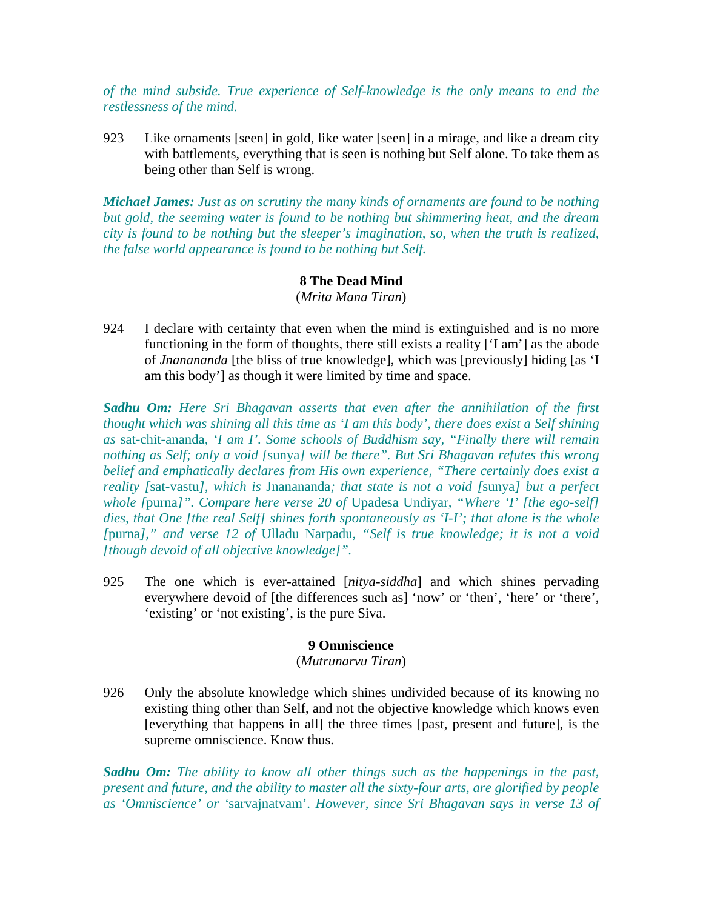*of the mind subside. True experience of Self-knowledge is the only means to end the restlessness of the mind.*

923 Like ornaments [seen] in gold, like water [seen] in a mirage, and like a dream city with battlements, everything that is seen is nothing but Self alone. To take them as being other than Self is wrong.

***Michael James:*** *Just as on scrutiny the many kinds of ornaments are found to be nothing but gold, the seeming water is found to be nothing but shimmering heat, and the dream city is found to be nothing but the sleeper's imagination, so, when the truth is realized, the false world appearance is found to be nothing but Self.*

### 8 The Dead Mind

(*Mrita Mana Tiran*)

924 I declare with certainty that even when the mind is extinguished and is no more functioning in the form of thoughts, there still exists a reality ['I am'] as the abode of *Jnanananda* [the bliss of true knowledge], which was [previously] hiding [as 'I am this body'] as though it were limited by time and space.

***Sadhu Om:*** *Here Sri Bhagavan asserts that even after the annihilation of the first thought which was shining all this time as 'I am this body', there does exist a Self shining as* sat-chit-ananda*, 'I am I'. Some schools of Buddhism say, "Finally there will remain nothing as Self; only a void [*sunya*] will be there". But Sri Bhagavan refutes this wrong belief and emphatically declares from His own experience, "There certainly does exist a reality [*sat-vastu*], which is* Jnanananda*; that state is not a void [*sunya*] but a perfect whole [*purna*]". Compare here verse 20 of* Upadesa Undiyar*, "Where 'I' [the ego-self] dies, that One [the real Self] shines forth spontaneously as 'I-I'; that alone is the whole [*purna*]," and verse 12 of* Ulladu Narpadu*, "Self is true knowledge; it is not a void [though devoid of all objective knowledge]".*

925 The one which is ever-attained [*nitya-siddha*] and which shines pervading everywhere devoid of [the differences such as] 'now' or 'then', 'here' or 'there', 'existing' or 'not existing', is the pure Siva.

### 9 Omniscience

(*Mutrunarvu Tiran*)

926 Only the absolute knowledge which shines undivided because of its knowing no existing thing other than Self, and not the objective knowledge which knows even [everything that happens in all] the three times [past, present and future], is the supreme omniscience. Know thus.

***Sadhu Om:*** *The ability to know all other things such as the happenings in the past, present and future, and the ability to master all the sixty-four arts, are glorified by people as 'Omniscience' or '*sarvajnatvam*'. However, since Sri Bhagavan says in verse 13 of*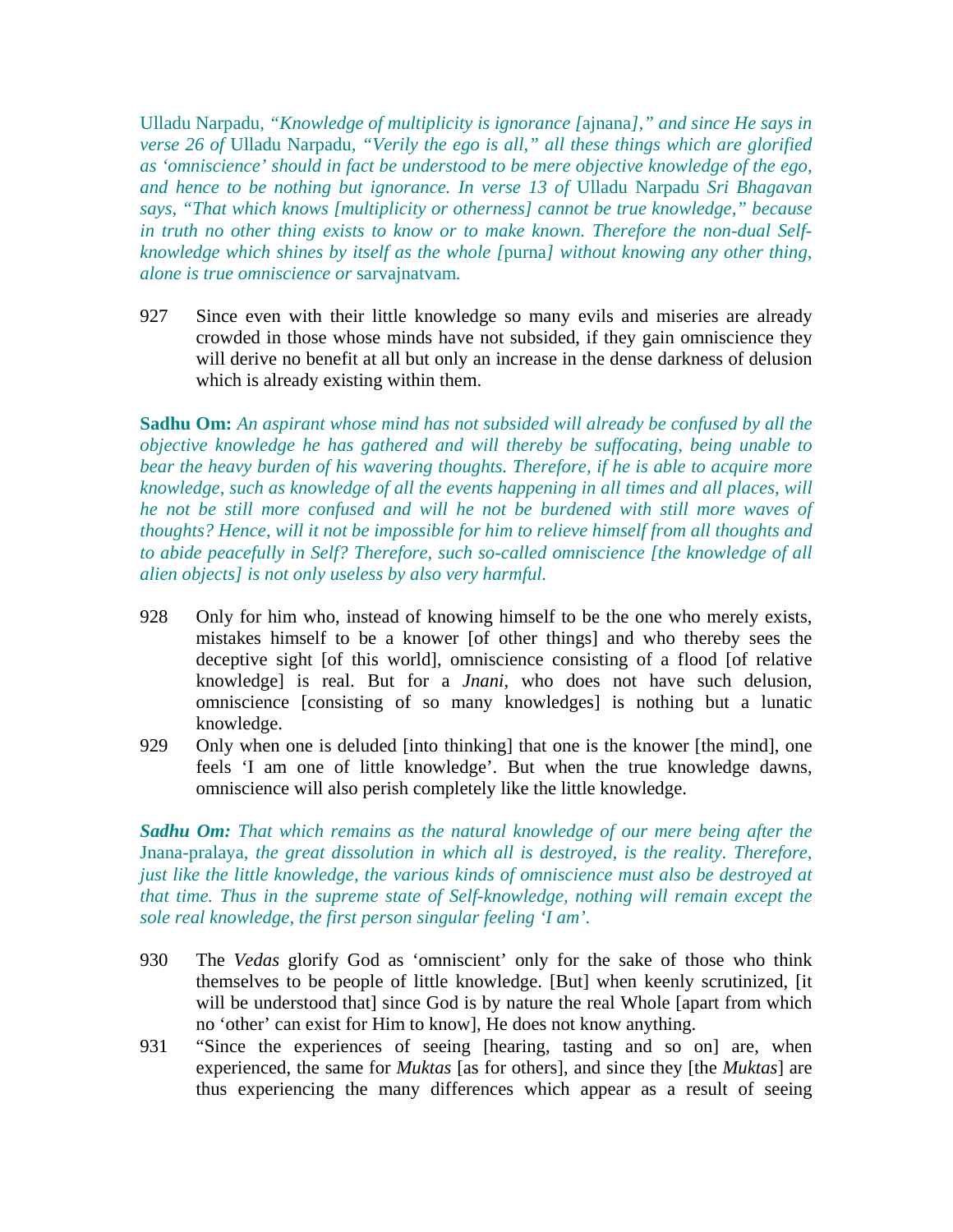Ulladu Narpadu, *"Knowledge of multiplicity is ignorance [*ajnana*]," and since He says in verse 26 of* Ulladu Narpadu, *"Verily the ego is all," all these things which are glorified as 'omniscience' should in fact be understood to be mere objective knowledge of the ego, and hence to be nothing but ignorance. In verse 13 of* Ulladu Narpadu *Sri Bhagavan says, "That which knows [multiplicity or otherness] cannot be true knowledge," because in truth no other thing exists to know or to make known. Therefore the non-dual Self-knowledge which shines by itself as the whole [*purna*] without knowing any other thing, alone is true omniscience or* sarvajnatvam*.*

927 Since even with their little knowledge so many evils and miseries are already crowded in those whose minds have not subsided, if they gain omniscience they will derive no benefit at all but only an increase in the dense darkness of delusion which is already existing within them.

**Sadhu Om:** *An aspirant whose mind has not subsided will already be confused by all the objective knowledge he has gathered and will thereby be suffocating, being unable to bear the heavy burden of his wavering thoughts. Therefore, if he is able to acquire more knowledge, such as knowledge of all the events happening in all times and all places, will he not be still more confused and will he not be burdened with still more waves of thoughts? Hence, will it not be impossible for him to relieve himself from all thoughts and to abide peacefully in Self? Therefore, such so-called omniscience [the knowledge of all alien objects] is not only useless by also very harmful.*

928 Only for him who, instead of knowing himself to be the one who merely exists, mistakes himself to be a knower [of other things] and who thereby sees the deceptive sight [of this world], omniscience consisting of a flood [of relative knowledge] is real. But for a *Jnani*, who does not have such delusion, omniscience [consisting of so many knowledges] is nothing but a lunatic knowledge.

929 Only when one is deluded [into thinking] that one is the knower [the mind], one feels 'I am one of little knowledge'. But when the true knowledge dawns, omniscience will also perish completely like the little knowledge.

***Sadhu Om:*** *That which remains as the natural knowledge of our mere being after the* Jnana-pralaya*, the great dissolution in which all is destroyed, is the reality. Therefore, just like the little knowledge, the various kinds of omniscience must also be destroyed at that time. Thus in the supreme state of Self-knowledge, nothing will remain except the sole real knowledge, the first person singular feeling 'I am'.*

930 The *Vedas* glorify God as 'omniscient' only for the sake of those who think themselves to be people of little knowledge. [But] when keenly scrutinized, [it will be understood that] since God is by nature the real Whole [apart from which no 'other' can exist for Him to know], He does not know anything.

931 "Since the experiences of seeing [hearing, tasting and so on] are, when experienced, the same for *Muktas* [as for others], and since they [the *Muktas*] are thus experiencing the many differences which appear as a result of seeing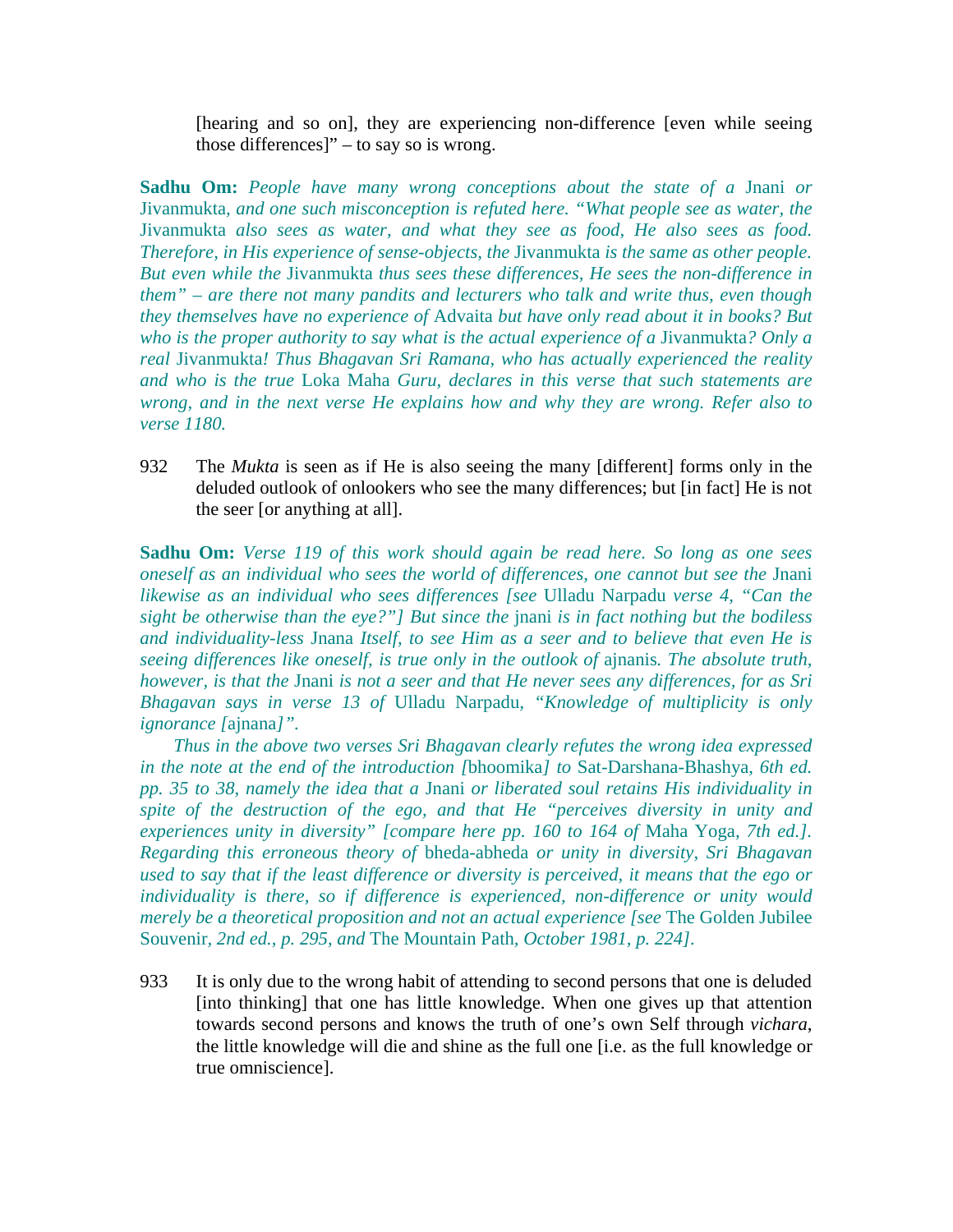[hearing and so on], they are experiencing non-difference [even while seeing those differences]" – to say so is wrong.

**Sadhu Om:** *People have many wrong conceptions about the state of a* Jnani *or* Jivanmukta*, and one such misconception is refuted here. "What people see as water, the* Jivanmukta *also sees as water, and what they see as food, He also sees as food. Therefore, in His experience of sense-objects, the* Jivanmukta *is the same as other people. But even while the* Jivanmukta *thus sees these differences, He sees the non-difference in them" – are there not many pandits and lecturers who talk and write thus, even though they themselves have no experience of* Advaita *but have only read about it in books? But who is the proper authority to say what is the actual experience of a* Jivanmukta*? Only a real* Jivanmukta*! Thus Bhagavan Sri Ramana, who has actually experienced the reality and who is the true* Loka Maha *Guru, declares in this verse that such statements are wrong, and in the next verse He explains how and why they are wrong. Refer also to verse 1180.*

932 The *Mukta* is seen as if He is also seeing the many [different] forms only in the deluded outlook of onlookers who see the many differences; but [in fact] He is not the seer [or anything at all].

**Sadhu Om:** *Verse 119 of this work should again be read here. So long as one sees oneself as an individual who sees the world of differences, one cannot but see the* Jnani *likewise as an individual who sees differences [see* Ulladu Narpadu *verse 4, "Can the sight be otherwise than the eye?"] But since the* jnani *is in fact nothing but the bodiless and individuality-less* Jnana *Itself, to see Him as a seer and to believe that even He is seeing differences like oneself, is true only in the outlook of* ajnanis*. The absolute truth, however, is that the* Jnani *is not a seer and that He never sees any differences, for as Sri Bhagavan says in verse 13 of* Ulladu Narpadu*, "Knowledge of multiplicity is only ignorance [*ajnana*]".*

*Thus in the above two verses Sri Bhagavan clearly refutes the wrong idea expressed in the note at the end of the introduction [*bhoomika*] to* Sat-Darshana-Bhashya*, 6th ed. pp. 35 to 38, namely the idea that a* Jnani *or liberated soul retains His individuality in spite of the destruction of the ego, and that He "perceives diversity in unity and experiences unity in diversity" [compare here pp. 160 to 164 of* Maha Yoga*, 7th ed.]. Regarding this erroneous theory of* bheda-abheda *or unity in diversity, Sri Bhagavan used to say that if the least difference or diversity is perceived, it means that the ego or individuality is there, so if difference is experienced, non-difference or unity would merely be a theoretical proposition and not an actual experience [see* The Golden Jubilee Souvenir*, 2nd ed., p. 295, and* The Mountain Path*, October 1981, p. 224].*

933 It is only due to the wrong habit of attending to second persons that one is deluded [into thinking] that one has little knowledge. When one gives up that attention towards second persons and knows the truth of one's own Self through *vichara*, the little knowledge will die and shine as the full one [i.e. as the full knowledge or true omniscience].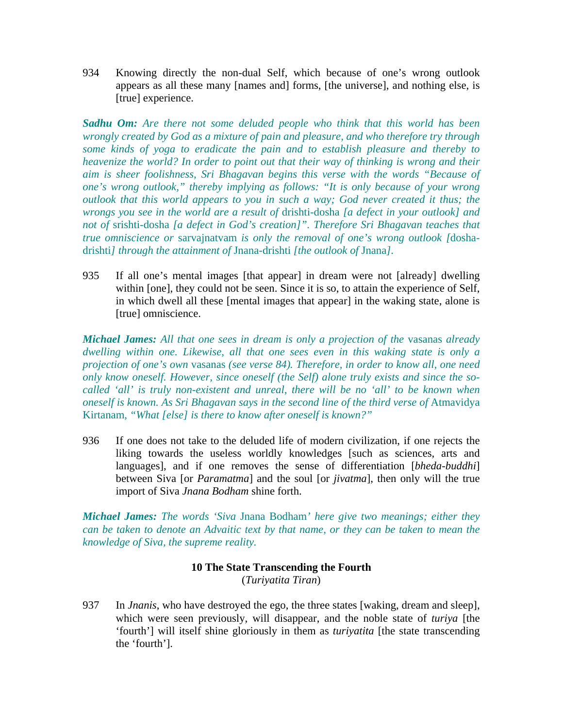934 Knowing directly the non-dual Self, which because of one's wrong outlook appears as all these many [names and] forms, [the universe], and nothing else, is [true] experience.

***Sadhu Om:*** *Are there not some deluded people who think that this world has been wrongly created by God as a mixture of pain and pleasure, and who therefore try through some kinds of yoga to eradicate the pain and to establish pleasure and thereby to heavenize the world? In order to point out that their way of thinking is wrong and their aim is sheer foolishness, Sri Bhagavan begins this verse with the words "Because of one's wrong outlook," thereby implying as follows: "It is only because of your wrong outlook that this world appears to you in such a way; God never created it thus; the wrongs you see in the world are a result of* drishti-dosha *[a defect in your outlook] and not of* srishti-dosha *[a defect in God's creation]". Therefore Sri Bhagavan teaches that true omniscience or* sarvajnatvam *is only the removal of one's wrong outlook [*dosha-drishti*] through the attainment of* Jnana-drishti *[the outlook of* Jnana*].*

935 If all one's mental images [that appear] in dream were not [already] dwelling within [one], they could not be seen. Since it is so, to attain the experience of Self, in which dwell all these [mental images that appear] in the waking state, alone is [true] omniscience.

***Michael James:*** *All that one sees in dream is only a projection of the* vasanas *already dwelling within one. Likewise, all that one sees even in this waking state is only a projection of one's own* vasanas *(see verse 84). Therefore, in order to know all, one need only know oneself. However, since oneself (the Self) alone truly exists and since the so-called 'all' is truly non-existent and unreal, there will be no 'all' to be known when oneself is known. As Sri Bhagavan says in the second line of the third verse of* Atmavidya Kirtanam*, "What [else] is there to know after oneself is known?"*

936 If one does not take to the deluded life of modern civilization, if one rejects the liking towards the useless worldly knowledges [such as sciences, arts and languages], and if one removes the sense of differentiation [*bheda-buddhi*] between Siva [or *Paramatma*] and the soul [or *jivatma*], then only will the true import of Siva *Jnana Bodham* shine forth.

***Michael James:*** *The words 'Siva* Jnana Bodham*' here give two meanings; either they can be taken to denote an Advaitic text by that name, or they can be taken to mean the knowledge of Siva, the supreme reality.*

## 10 The State Transcending the Fourth

(*Turiyatita Tiran*)

937 In *Jnanis*, who have destroyed the ego, the three states [waking, dream and sleep], which were seen previously, will disappear, and the noble state of *turiya* [the 'fourth'] will itself shine gloriously in them as *turiyatita* [the state transcending the 'fourth'].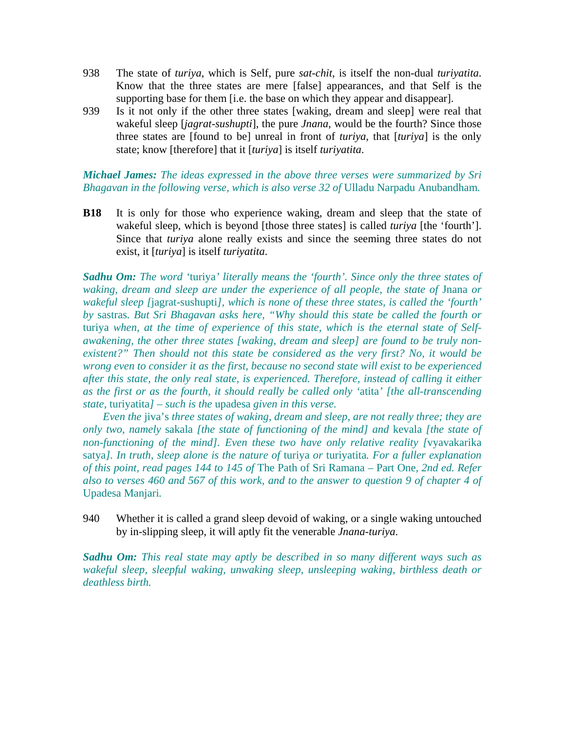938 The state of *turiya*, which is Self, pure *sat-chit*, is itself the non-dual *turiyatita*. Know that the three states are mere [false] appearances, and that Self is the supporting base for them [i.e. the base on which they appear and disappear].

939 Is it not only if the other three states [waking, dream and sleep] were real that wakeful sleep [*jagrat-sushupti*], the pure *Jnana*, would be the fourth? Since those three states are [found to be] unreal in front of *turiya*, that [*turiya*] is the only state; know [therefore] that it [*turiya*] is itself *turiyatita*.

***Michael James:*** *The ideas expressed in the above three verses were summarized by Sri Bhagavan in the following verse, which is also verse 32 of* Ulladu Narpadu Anubandham*.*

**B18** It is only for those who experience waking, dream and sleep that the state of wakeful sleep, which is beyond [those three states] is called *turiya* [the 'fourth']. Since that *turiya* alone really exists and since the seeming three states do not exist, it [*turiya*] is itself *turiyatita*.

***Sadhu Om:*** *The word '*turiya*' literally means the 'fourth'. Since only the three states of waking, dream and sleep are under the experience of all people, the state of* Jnana *or wakeful sleep [*jagrat-sushupti*], which is none of these three states, is called the 'fourth' by* sastras*. But Sri Bhagavan asks here, "Why should this state be called the fourth or* turiya *when, at the time of experience of this state, which is the eternal state of Self-awakening, the other three states [waking, dream and sleep] are found to be truly non-existent?" Then should not this state be considered as the very first? No, it would be wrong even to consider it as the first, because no second state will exist to be experienced after this state, the only real state, is experienced. Therefore, instead of calling it either as the first or as the fourth, it should really be called only '*atita*' [the all-transcending state,* turiyatita*] – such is the* upadesa *given in this verse.*

*Even the* jiva*'s three states of waking, dream and sleep, are not really three; they are only two, namely* sakala *[the state of functioning of the mind] and* kevala *[the state of non-functioning of the mind]. Even these two have only relative reality [*vyavakarika satya*]. In truth, sleep alone is the nature of* turiya *or* turiyatita*. For a fuller explanation of this point, read pages 144 to 145 of* The Path of Sri Ramana – Part One*, 2nd ed. Refer also to verses 460 and 567 of this work, and to the answer to question 9 of chapter 4 of* Upadesa Manjari*.*

940 Whether it is called a grand sleep devoid of waking, or a single waking untouched by in-slipping sleep, it will aptly fit the venerable *Jnana-turiya*.

***Sadhu Om:*** *This real state may aptly be described in so many different ways such as wakeful sleep, sleepful waking, unwaking sleep, unsleeping waking, birthless death or deathless birth.*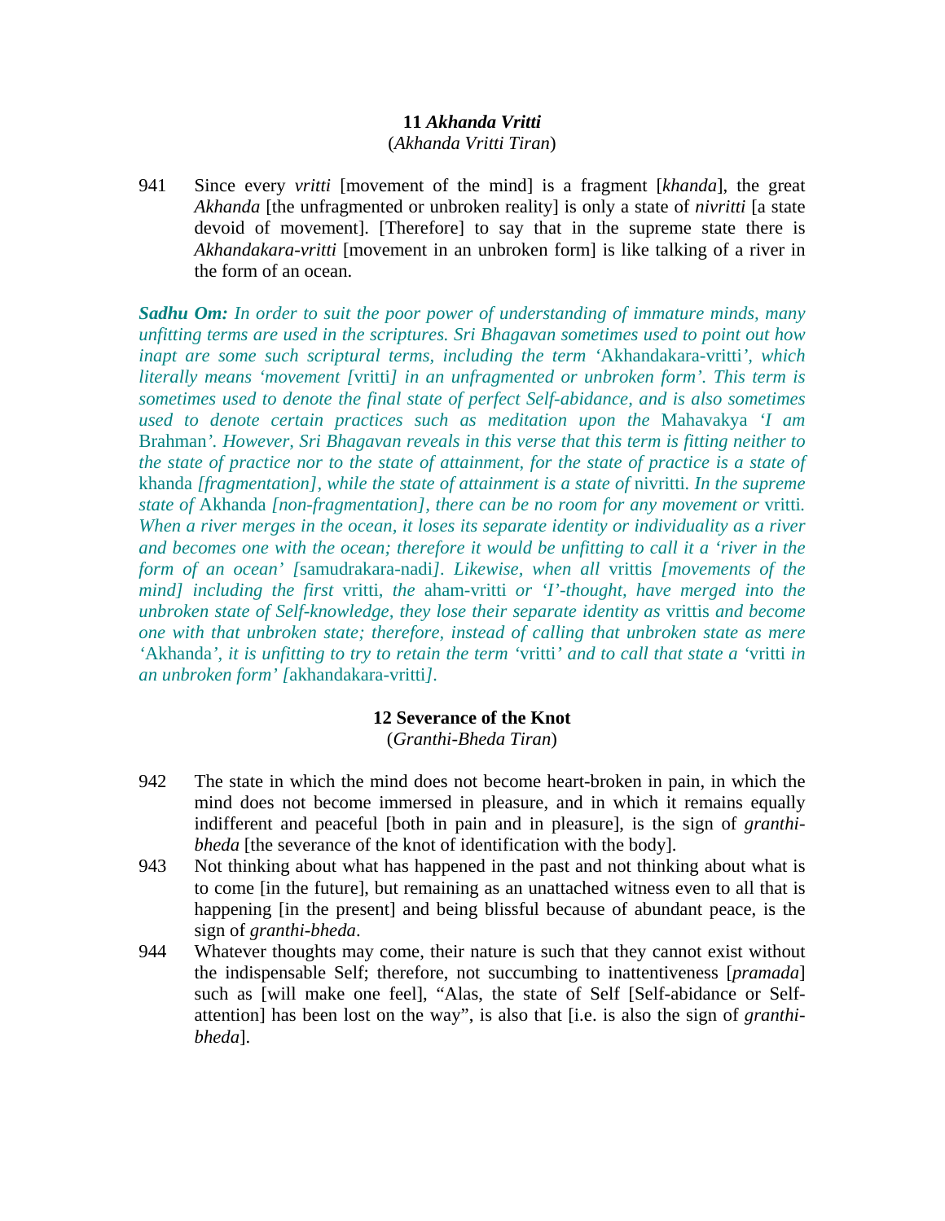### 11 *Akhanda Vritti*
(*Akhanda Vritti Tiran*)

941 Since every *vritti* [movement of the mind] is a fragment [*khanda*], the great *Akhanda* [the unfragmented or unbroken reality] is only a state of *nivritti* [a state devoid of movement]. [Therefore] to say that in the supreme state there is *Akhandakara-vritti* [movement in an unbroken form] is like talking of a river in the form of an ocean.

***Sadhu Om:*** *In order to suit the poor power of understanding of immature minds, many unfitting terms are used in the scriptures. Sri Bhagavan sometimes used to point out how inapt are some such scriptural terms, including the term '*Akhandakara-vritti*', which literally means 'movement [*vritti*] in an unfragmented or unbroken form'. This term is sometimes used to denote the final state of perfect Self-abidance, and is also sometimes used to denote certain practices such as meditation upon the* Mahavakya *'I am* Brahman*'. However, Sri Bhagavan reveals in this verse that this term is fitting neither to the state of practice nor to the state of attainment, for the state of practice is a state of* khanda *[fragmentation], while the state of attainment is a state of* nivritti*. In the supreme state of* Akhanda *[non-fragmentation], there can be no room for any movement or* vritti*. When a river merges in the ocean, it loses its separate identity or individuality as a river and becomes one with the ocean; therefore it would be unfitting to call it a 'river in the form of an ocean' [*samudrakara-nadi*]. Likewise, when all* vrittis *[movements of the mind] including the first* vritti*, the* aham-vritti *or 'I'-thought, have merged into the unbroken state of Self-knowledge, they lose their separate identity as* vrittis *and become one with that unbroken state; therefore, instead of calling that unbroken state as mere '*Akhanda*', it is unfitting to try to retain the term '*vritti*' and to call that state a '*vritti *in an unbroken form' [*akhandakara-vritti*].*

### 12 Severance of the Knot
(*Granthi-Bheda Tiran*)

942 The state in which the mind does not become heart-broken in pain, in which the mind does not become immersed in pleasure, and in which it remains equally indifferent and peaceful [both in pain and in pleasure], is the sign of *granthi-bheda* [the severance of the knot of identification with the body].

943 Not thinking about what has happened in the past and not thinking about what is to come [in the future], but remaining as an unattached witness even to all that is happening [in the present] and being blissful because of abundant peace, is the sign of *granthi-bheda*.

944 Whatever thoughts may come, their nature is such that they cannot exist without the indispensable Self; therefore, not succumbing to inattentiveness [*pramada*] such as [will make one feel], "Alas, the state of Self [Self-abidance or Self-attention] has been lost on the way", is also that [i.e. is also the sign of *granthi-bheda*].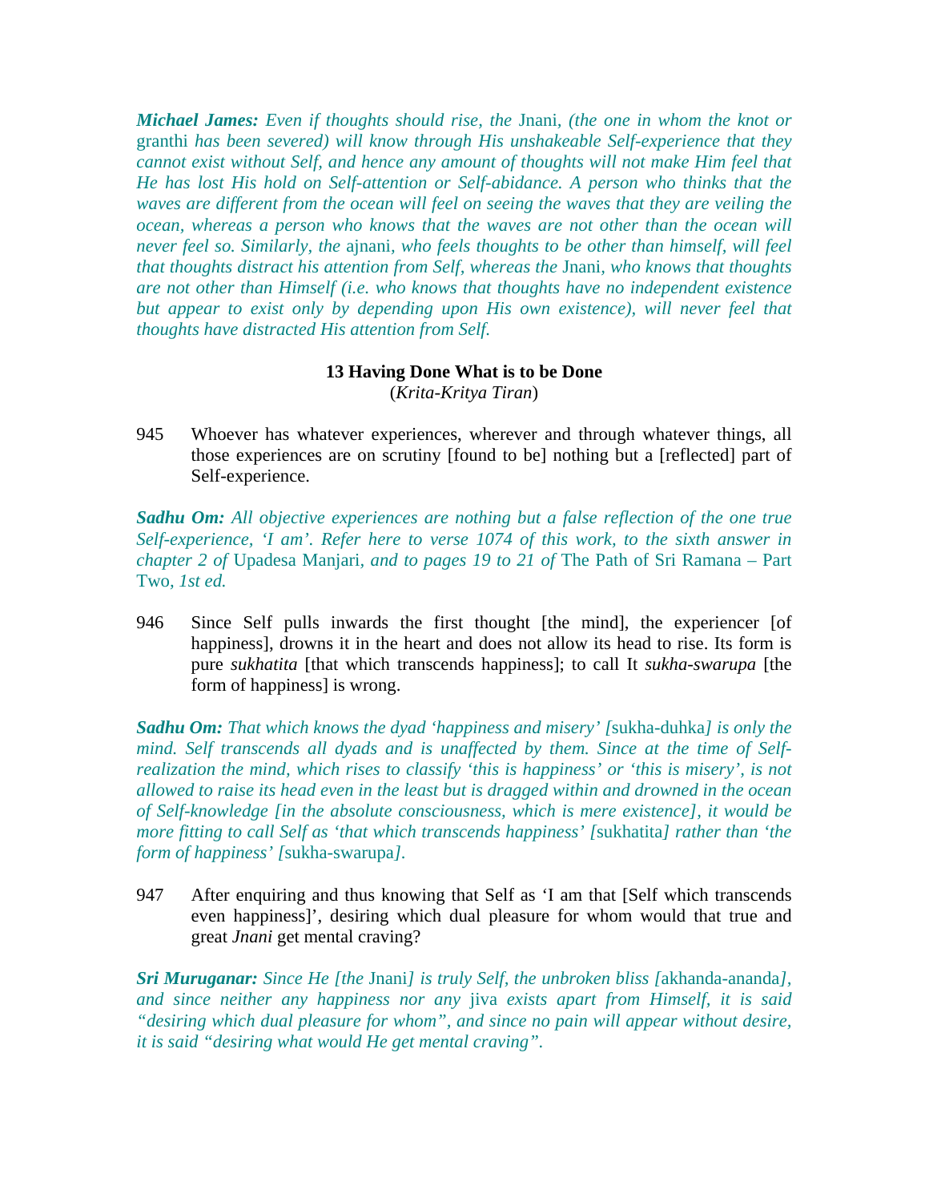***Michael James:*** *Even if thoughts should rise, the* Jnani*, (the one in whom the knot or* granthi *has been severed) will know through His unshakeable Self-experience that they cannot exist without Self, and hence any amount of thoughts will not make Him feel that He has lost His hold on Self-attention or Self-abidance. A person who thinks that the waves are different from the ocean will feel on seeing the waves that they are veiling the ocean, whereas a person who knows that the waves are not other than the ocean will never feel so. Similarly, the* ajnani*, who feels thoughts to be other than himself, will feel that thoughts distract his attention from Self, whereas the* Jnani*, who knows that thoughts are not other than Himself (i.e. who knows that thoughts have no independent existence but appear to exist only by depending upon His own existence), will never feel that thoughts have distracted His attention from Self.*

### 13 Having Done What is to be Done
(*Krita-Kritya Tiran*)

945 Whoever has whatever experiences, wherever and through whatever things, all those experiences are on scrutiny [found to be] nothing but a [reflected] part of Self-experience.

***Sadhu Om:*** *All objective experiences are nothing but a false reflection of the one true Self-experience, 'I am'. Refer here to verse 1074 of this work, to the sixth answer in chapter 2 of* Upadesa Manjari*, and to pages 19 to 21 of* The Path of Sri Ramana – Part Two*, 1st ed.*

946 Since Self pulls inwards the first thought [the mind], the experiencer [of happiness], drowns it in the heart and does not allow its head to rise. Its form is pure *sukhatita* [that which transcends happiness]; to call It *sukha-swarupa* [the form of happiness] is wrong.

***Sadhu Om:*** *That which knows the dyad 'happiness and misery' [*sukha-duhka*] is only the mind. Self transcends all dyads and is unaffected by them. Since at the time of Self-realization the mind, which rises to classify 'this is happiness' or 'this is misery', is not allowed to raise its head even in the least but is dragged within and drowned in the ocean of Self-knowledge [in the absolute consciousness, which is mere existence], it would be more fitting to call Self as 'that which transcends happiness' [*sukhatita*] rather than 'the form of happiness' [*sukha-swarupa*].*

947 After enquiring and thus knowing that Self as 'I am that [Self which transcends even happiness]', desiring which dual pleasure for whom would that true and great *Jnani* get mental craving?

***Sri Muruganar:*** *Since He [the* Jnani*] is truly Self, the unbroken bliss [*akhanda-ananda*], and since neither any happiness nor any* jiva *exists apart from Himself, it is said "desiring which dual pleasure for whom", and since no pain will appear without desire, it is said "desiring what would He get mental craving".*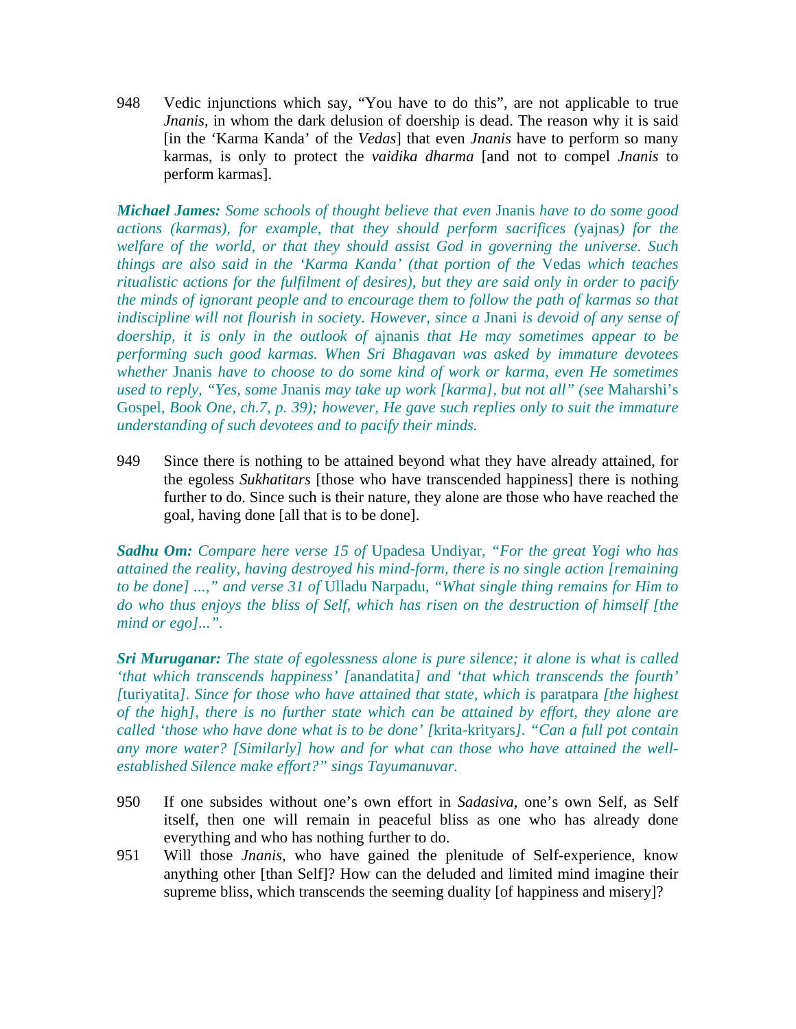948 Vedic injunctions which say, “You have to do this”, are not applicable to true *Jnanis*, in whom the dark delusion of doership is dead. The reason why it is said [in the ‘Karma Kanda’ of the *Vedas*] that even *Jnanis* have to perform so many karmas, is only to protect the *vaidika dharma* [and not to compel *Jnanis* to perform karmas].

***Michael James:*** *Some schools of thought believe that even* Jnanis *have to do some good actions (karmas), for example, that they should perform sacrifices (*yajnas*) for the welfare of the world, or that they should assist God in governing the universe. Such things are also said in the ‘Karma Kanda’ (that portion of the* Vedas *which teaches ritualistic actions for the fulfilment of desires), but they are said only in order to pacify the minds of ignorant people and to encourage them to follow the path of karmas so that indiscipline will not flourish in society. However, since a* Jnani *is devoid of any sense of doership, it is only in the outlook of* ajnanis *that He may sometimes appear to be performing such good karmas. When Sri Bhagavan was asked by immature devotees whether* Jnanis *have to choose to do some kind of work or karma, even He sometimes used to reply, “Yes, some* Jnanis *may take up work [karma], but not all” (see* Maharshi’s Gospel, *Book One, ch.7, p. 39); however, He gave such replies only to suit the immature understanding of such devotees and to pacify their minds.*

949 Since there is nothing to be attained beyond what they have already attained, for the egoless *Sukhatitars* [those who have transcended happiness] there is nothing further to do. Since such is their nature, they alone are those who have reached the goal, having done [all that is to be done].

***Sadhu Om:*** *Compare here verse 15 of* Upadesa Undiyar, *“For the great Yogi who has attained the reality, having destroyed his mind-form, there is no single action [remaining to be done] ...,” and verse 31 of* Ulladu Narpadu, *“What single thing remains for Him to do who thus enjoys the bliss of Self, which has risen on the destruction of himself [the mind or ego]...”.*

***Sri Muruganar:*** *The state of egolessness alone is pure silence; it alone is what is called ‘that which transcends happiness’ [*anandatita*] and ‘that which transcends the fourth’ [*turiyatita*]. Since for those who have attained that state, which is* paratpara *[the highest of the high], there is no further state which can be attained by effort, they alone are called ‘those who have done what is to be done’ [*krita-krityars*]. “Can a full pot contain any more water? [Similarly] how and for what can those who have attained the well-established Silence make effort?” sings Tayumanuvar.*

950 If one subsides without one’s own effort in *Sadasiva*, one’s own Self, as Self itself, then one will remain in peaceful bliss as one who has already done everything and who has nothing further to do.

951 Will those *Jnanis*, who have gained the plenitude of Self-experience, know anything other [than Self]? How can the deluded and limited mind imagine their supreme bliss, which transcends the seeming duality [of happiness and misery]?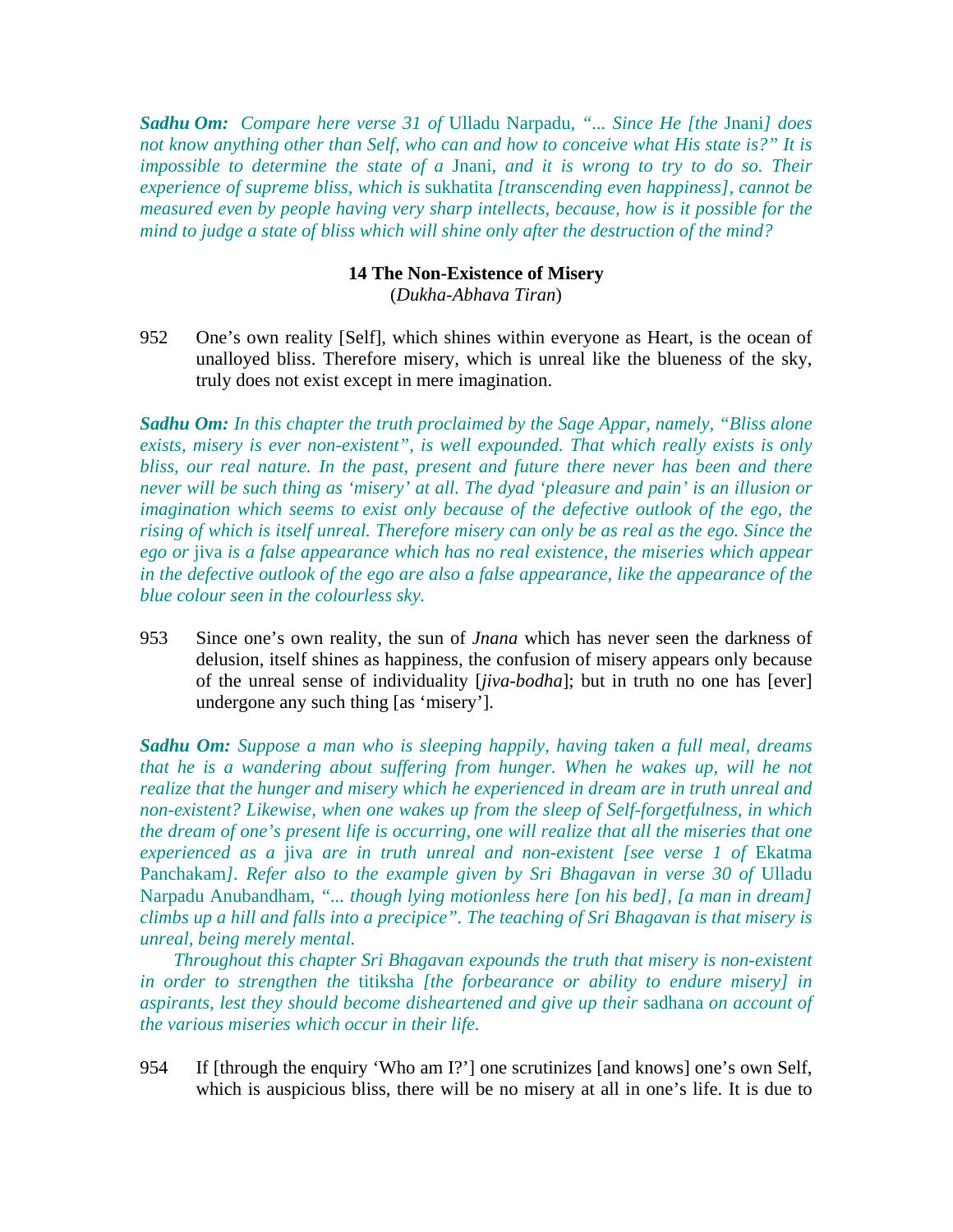***Sadhu Om:*** *Compare here verse 31 of* Ulladu Narpadu*, "... Since He [the* Jnani*] does not know anything other than Self, who can and how to conceive what His state is?" It is impossible to determine the state of a* Jnani*, and it is wrong to try to do so. Their experience of supreme bliss, which is* sukhatita *[transcending even happiness], cannot be measured even by people having very sharp intellects, because, how is it possible for the mind to judge a state of bliss which will shine only after the destruction of the mind?*

## 14 The Non-Existence of Misery
(*Dukha-Abhava Tiran*)

952 One's own reality [Self], which shines within everyone as Heart, is the ocean of unalloyed bliss. Therefore misery, which is unreal like the blueness of the sky, truly does not exist except in mere imagination.

***Sadhu Om:*** *In this chapter the truth proclaimed by the Sage Appar, namely, "Bliss alone exists, misery is ever non-existent", is well expounded. That which really exists is only bliss, our real nature. In the past, present and future there never has been and there never will be such thing as 'misery' at all. The dyad 'pleasure and pain' is an illusion or imagination which seems to exist only because of the defective outlook of the ego, the rising of which is itself unreal. Therefore misery can only be as real as the ego. Since the ego or* jiva *is a false appearance which has no real existence, the miseries which appear in the defective outlook of the ego are also a false appearance, like the appearance of the blue colour seen in the colourless sky.*

953 Since one's own reality, the sun of *Jnana* which has never seen the darkness of delusion, itself shines as happiness, the confusion of misery appears only because of the unreal sense of individuality [*jiva-bodha*]; but in truth no one has [ever] undergone any such thing [as 'misery'].

***Sadhu Om:*** *Suppose a man who is sleeping happily, having taken a full meal, dreams that he is a wandering about suffering from hunger. When he wakes up, will he not realize that the hunger and misery which he experienced in dream are in truth unreal and non-existent? Likewise, when one wakes up from the sleep of Self-forgetfulness, in which the dream of one's present life is occurring, one will realize that all the miseries that one experienced as a* jiva *are in truth unreal and non-existent [see verse 1 of* Ekatma Panchakam*]. Refer also to the example given by Sri Bhagavan in verse 30 of* Ulladu Narpadu Anubandham*, "... though lying motionless here [on his bed], [a man in dream] climbs up a hill and falls into a precipice". The teaching of Sri Bhagavan is that misery is unreal, being merely mental.*

*Throughout this chapter Sri Bhagavan expounds the truth that misery is non-existent in order to strengthen the* titiksha *[the forbearance or ability to endure misery] in aspirants, lest they should become disheartened and give up their* sadhana *on account of the various miseries which occur in their life.*

954 If [through the enquiry 'Who am I?'] one scrutinizes [and knows] one's own Self, which is auspicious bliss, there will be no misery at all in one's life. It is due to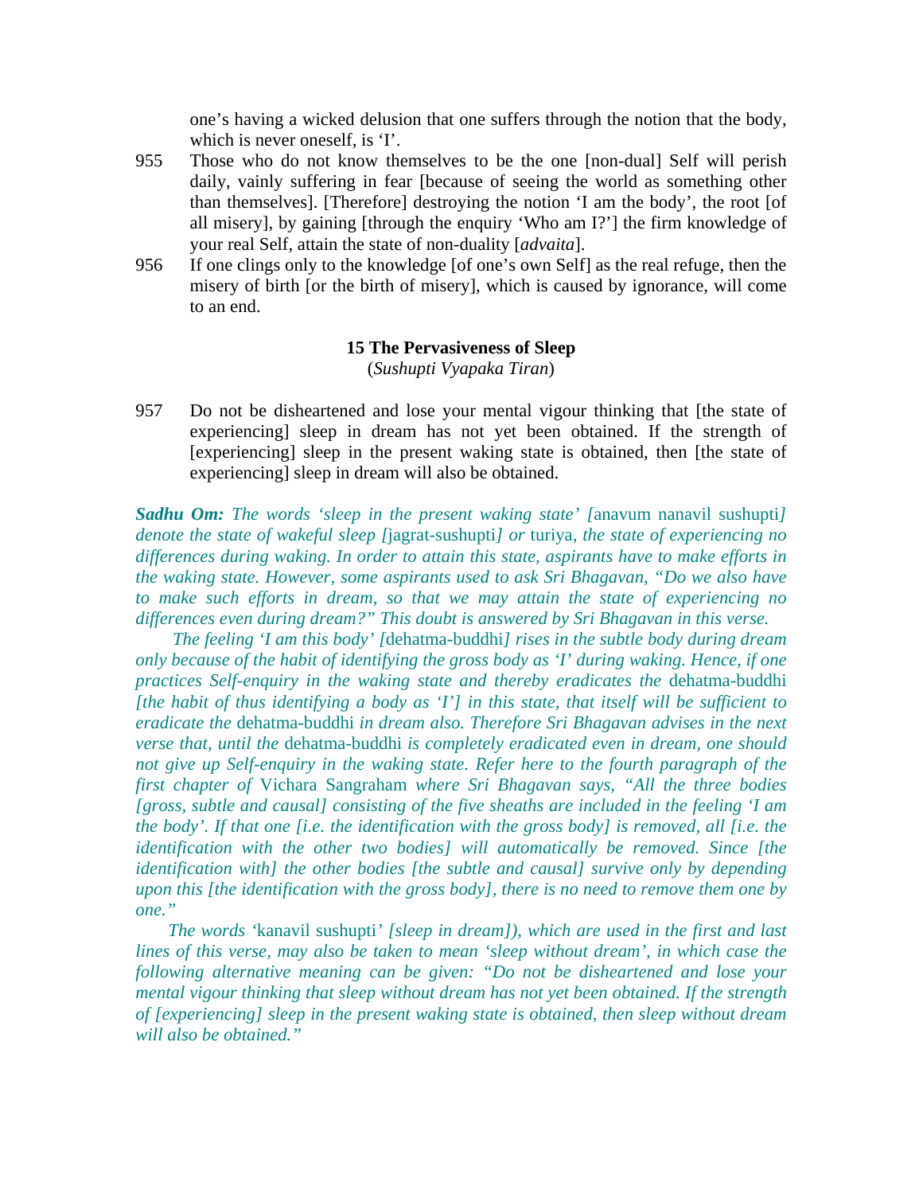one's having a wicked delusion that one suffers through the notion that the body, which is never oneself, is 'I'.

955 Those who do not know themselves to be the one [non-dual] Self will perish daily, vainly suffering in fear [because of seeing the world as something other than themselves]. [Therefore] destroying the notion 'I am the body', the root [of all misery], by gaining [through the enquiry 'Who am I?'] the firm knowledge of your real Self, attain the state of non-duality [*advaita*].

956 If one clings only to the knowledge [of one's own Self] as the real refuge, then the misery of birth [or the birth of misery], which is caused by ignorance, will come to an end.

### 15 The Pervasiveness of Sleep

(*Sushupti Vyapaka Tiran*)

957 Do not be disheartened and lose your mental vigour thinking that [the state of experiencing] sleep in dream has not yet been obtained. If the strength of [experiencing] sleep in the present waking state is obtained, then [the state of experiencing] sleep in dream will also be obtained.

***Sadhu Om:*** *The words 'sleep in the present waking state' [*anavum nanavil sushupti*] denote the state of wakeful sleep [*jagrat-sushupti*] or* turiya, *the state of experiencing no differences during waking. In order to attain this state, aspirants have to make efforts in the waking state. However, some aspirants used to ask Sri Bhagavan, "Do we also have to make such efforts in dream, so that we may attain the state of experiencing no differences even during dream?" This doubt is answered by Sri Bhagavan in this verse.*

*The feeling 'I am this body' [*dehatma-buddhi*] rises in the subtle body during dream only because of the habit of identifying the gross body as 'I' during waking. Hence, if one practices Self-enquiry in the waking state and thereby eradicates the* dehatma-buddhi *[the habit of thus identifying a body as 'I'] in this state, that itself will be sufficient to eradicate the* dehatma-buddhi *in dream also. Therefore Sri Bhagavan advises in the next verse that, until the* dehatma-buddhi *is completely eradicated even in dream, one should not give up Self-enquiry in the waking state. Refer here to the fourth paragraph of the first chapter of* Vichara Sangraham *where Sri Bhagavan says, "All the three bodies [gross, subtle and causal] consisting of the five sheaths are included in the feeling 'I am the body'. If that one [i.e. the identification with the gross body] is removed, all [i.e. the identification with the other two bodies] will automatically be removed. Since [the identification with] the other bodies [the subtle and causal] survive only by depending upon this [the identification with the gross body], there is no need to remove them one by one."*

*The words '*kanavil sushupti*' [sleep in dream]), which are used in the first and last lines of this verse, may also be taken to mean 'sleep without dream', in which case the following alternative meaning can be given: "Do not be disheartened and lose your mental vigour thinking that sleep without dream has not yet been obtained. If the strength of [experiencing] sleep in the present waking state is obtained, then sleep without dream will also be obtained."*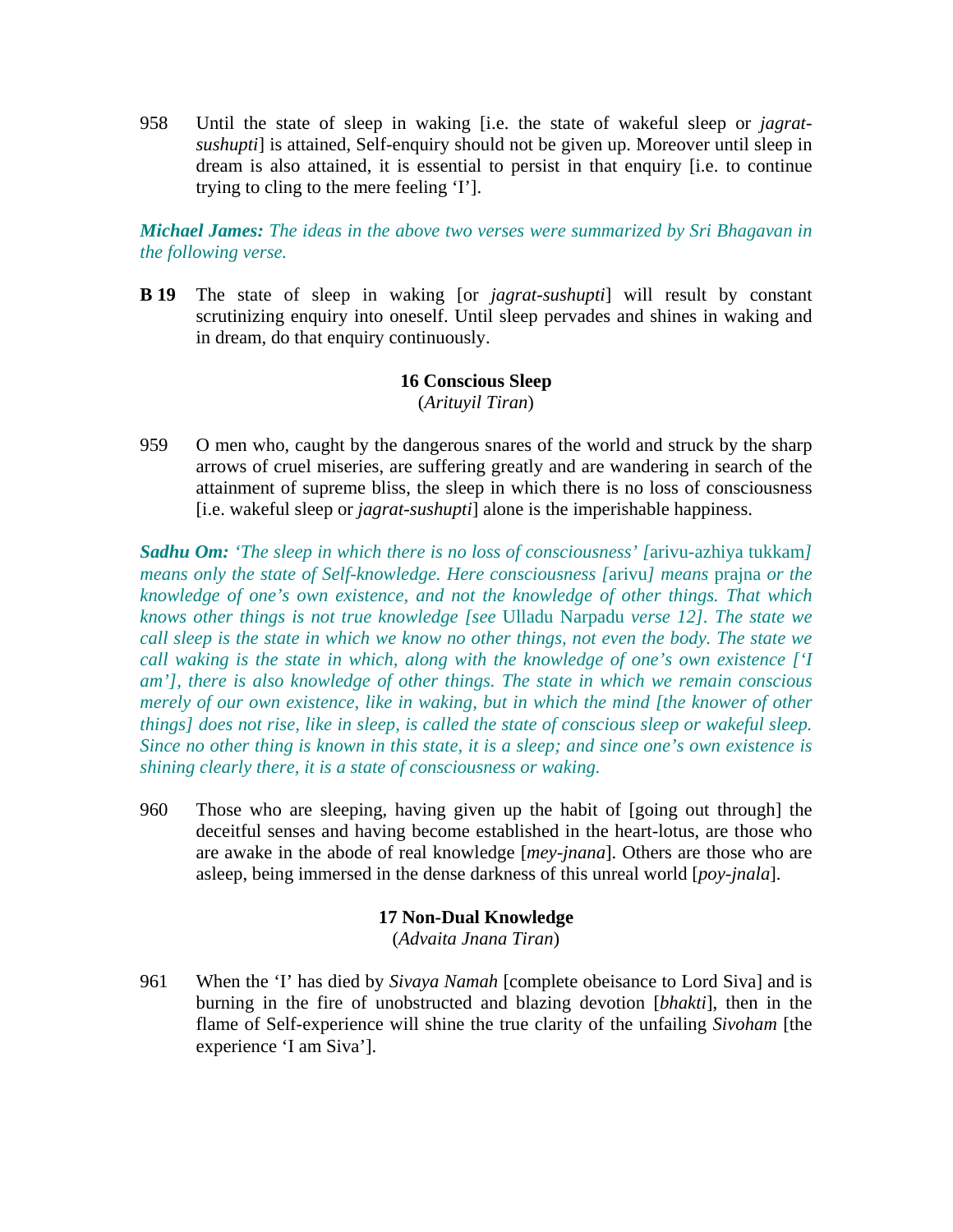958 Until the state of sleep in waking [i.e. the state of wakeful sleep or *jagrat-sushupti*] is attained, Self-enquiry should not be given up. Moreover until sleep in dream is also attained, it is essential to persist in that enquiry [i.e. to continue trying to cling to the mere feeling 'I'].

***Michael James:*** *The ideas in the above two verses were summarized by Sri Bhagavan in the following verse.*

**B 19** The state of sleep in waking [or *jagrat-sushupti*] will result by constant scrutinizing enquiry into oneself. Until sleep pervades and shines in waking and in dream, do that enquiry continuously.

### 16 Conscious Sleep

(*Arituyil Tiran*)

959 O men who, caught by the dangerous snares of the world and struck by the sharp arrows of cruel miseries, are suffering greatly and are wandering in search of the attainment of supreme bliss, the sleep in which there is no loss of consciousness [i.e. wakeful sleep or *jagrat-sushupti*] alone is the imperishable happiness.

***Sadhu Om:*** *'The sleep in which there is no loss of consciousness' [*arivu-azhiya tukkam*] means only the state of Self-knowledge. Here consciousness [*arivu*] means* prajna *or the knowledge of one's own existence, and not the knowledge of other things. That which knows other things is not true knowledge [see* Ulladu Narpadu *verse 12]. The state we call sleep is the state in which we know no other things, not even the body. The state we call waking is the state in which, along with the knowledge of one's own existence ['I am'], there is also knowledge of other things. The state in which we remain conscious merely of our own existence, like in waking, but in which the mind [the knower of other things] does not rise, like in sleep, is called the state of conscious sleep or wakeful sleep. Since no other thing is known in this state, it is a sleep; and since one's own existence is shining clearly there, it is a state of consciousness or waking.*

960 Those who are sleeping, having given up the habit of [going out through] the deceitful senses and having become established in the heart-lotus, are those who are awake in the abode of real knowledge [*mey-jnana*]. Others are those who are asleep, being immersed in the dense darkness of this unreal world [*poy-jnala*].

### 17 Non-Dual Knowledge

(*Advaita Jnana Tiran*)

961 When the 'I' has died by *Sivaya Namah* [complete obeisance to Lord Siva] and is burning in the fire of unobstructed and blazing devotion [*bhakti*], then in the flame of Self-experience will shine the true clarity of the unfailing *Sivoham* [the experience 'I am Siva'].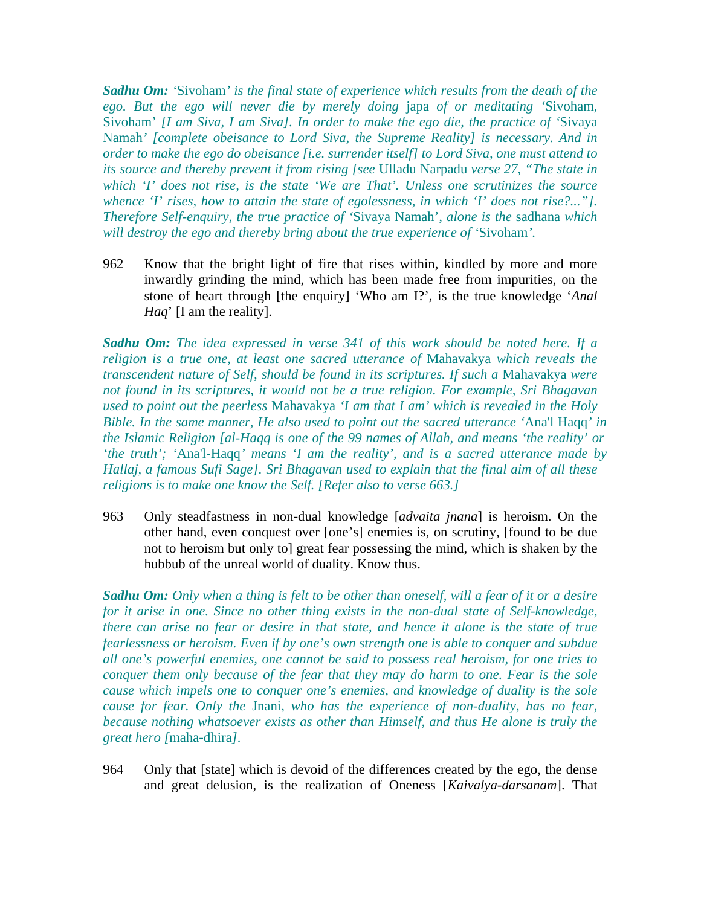***Sadhu Om:*** *'*Sivoham*' is the final state of experience which results from the death of the ego. But the ego will never die by merely doing* japa *of or meditating '*Sivoham, Sivoham*' [I am Siva, I am Siva]. In order to make the ego die, the practice of '*Sivaya Namah*' [complete obeisance to Lord Siva, the Supreme Reality] is necessary. And in order to make the ego do obeisance [i.e. surrender itself] to Lord Siva, one must attend to its source and thereby prevent it from rising [see* Ulladu Narpadu *verse 27, "The state in which 'I' does not rise, is the state 'We are That'. Unless one scrutinizes the source whence 'I' rises, how to attain the state of egolessness, in which 'I' does not rise?..."]. Therefore Self-enquiry, the true practice of '*Sivaya Namah*', alone is the* sadhana *which will destroy the ego and thereby bring about the true experience of '*Sivoham*'.*

962 Know that the bright light of fire that rises within, kindled by more and more inwardly grinding the mind, which has been made free from impurities, on the stone of heart through [the enquiry] 'Who am I?', is the true knowledge '*Anal Haq*' [I am the reality].

***Sadhu Om:*** *The idea expressed in verse 341 of this work should be noted here. If a religion is a true one, at least one sacred utterance of* Mahavakya *which reveals the transcendent nature of Self, should be found in its scriptures. If such a* Mahavakya *were not found in its scriptures, it would not be a true religion. For example, Sri Bhagavan used to point out the peerless* Mahavakya *'I am that I am' which is revealed in the Holy Bible. In the same manner, He also used to point out the sacred utterance '*Ana'l Haqq*' in the Islamic Religion [al-Haqq is one of the 99 names of Allah, and means 'the reality' or 'the truth'; '*Ana'l-Haqq*' means 'I am the reality', and is a sacred utterance made by Hallaj, a famous Sufi Sage]. Sri Bhagavan used to explain that the final aim of all these religions is to make one know the Self. [Refer also to verse 663.]*

963 Only steadfastness in non-dual knowledge [*advaita jnana*] is heroism. On the other hand, even conquest over [one's] enemies is, on scrutiny, [found to be due not to heroism but only to] great fear possessing the mind, which is shaken by the hubbub of the unreal world of duality. Know thus.

***Sadhu Om:*** *Only when a thing is felt to be other than oneself, will a fear of it or a desire for it arise in one. Since no other thing exists in the non-dual state of Self-knowledge, there can arise no fear or desire in that state, and hence it alone is the state of true fearlessness or heroism. Even if by one's own strength one is able to conquer and subdue all one's powerful enemies, one cannot be said to possess real heroism, for one tries to conquer them only because of the fear that they may do harm to one. Fear is the sole cause which impels one to conquer one's enemies, and knowledge of duality is the sole cause for fear. Only the* Jnani*, who has the experience of non-duality, has no fear, because nothing whatsoever exists as other than Himself, and thus He alone is truly the great hero [*maha-dhira*].*

964 Only that [state] which is devoid of the differences created by the ego, the dense and great delusion, is the realization of Oneness [*Kaivalya-darsanam*]. That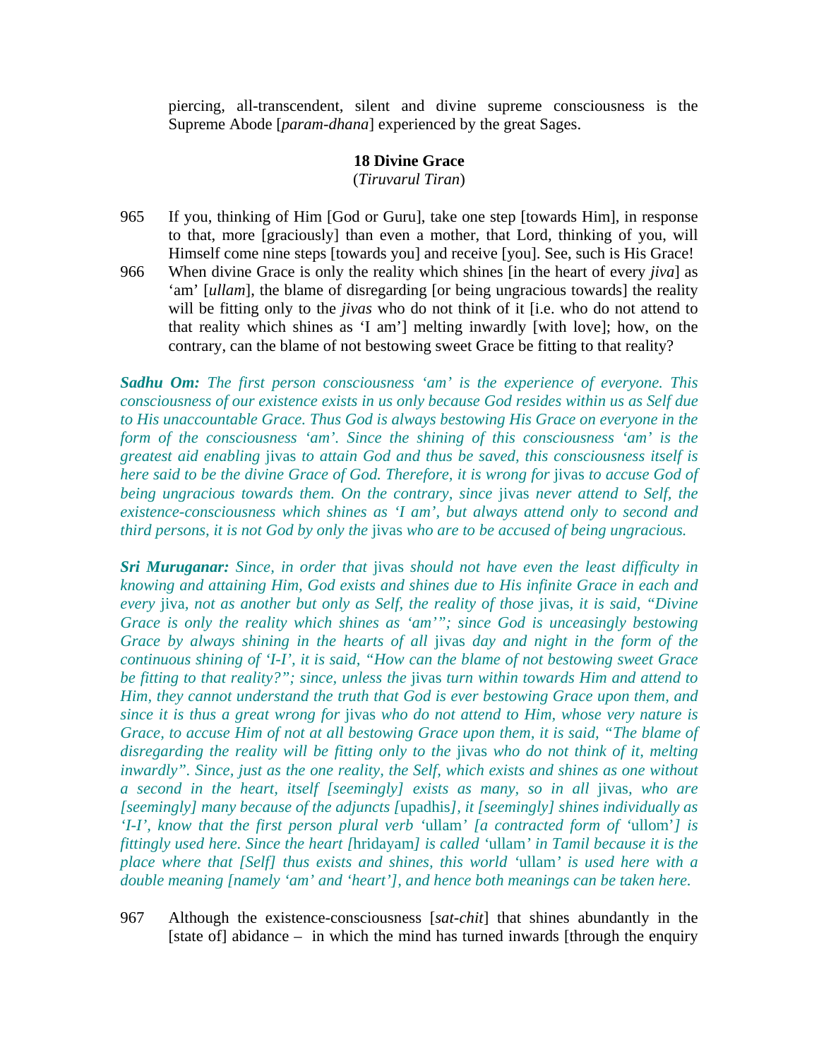piercing, all-transcendent, silent and divine supreme consciousness is the Supreme Abode [*param-dhana*] experienced by the great Sages.

### 18 Divine Grace
(*Tiruvarul Tiran*)

965 If you, thinking of Him [God or Guru], take one step [towards Him], in response to that, more [graciously] than even a mother, that Lord, thinking of you, will Himself come nine steps [towards you] and receive [you]. See, such is His Grace!

966 When divine Grace is only the reality which shines [in the heart of every *jiva*] as 'am' [*ullam*], the blame of disregarding [or being ungracious towards] the reality will be fitting only to the *jivas* who do not think of it [i.e. who do not attend to that reality which shines as 'I am'] melting inwardly [with love]; how, on the contrary, can the blame of not bestowing sweet Grace be fitting to that reality?

***Sadhu Om:*** *The first person consciousness 'am' is the experience of everyone. This consciousness of our existence exists in us only because God resides within us as Self due to His unaccountable Grace. Thus God is always bestowing His Grace on everyone in the form of the consciousness 'am'. Since the shining of this consciousness 'am' is the greatest aid enabling* jivas *to attain God and thus be saved, this consciousness itself is here said to be the divine Grace of God. Therefore, it is wrong for* jivas *to accuse God of being ungracious towards them. On the contrary, since* jivas *never attend to Self, the existence-consciousness which shines as 'I am', but always attend only to second and third persons, it is not God by only the* jivas *who are to be accused of being ungracious.*

***Sri Muruganar:*** *Since, in order that* jivas *should not have even the least difficulty in knowing and attaining Him, God exists and shines due to His infinite Grace in each and every* jiva*, not as another but only as Self, the reality of those* jivas*, it is said, "Divine Grace is only the reality which shines as 'am'"; since God is unceasingly bestowing Grace by always shining in the hearts of all* jivas *day and night in the form of the continuous shining of 'I-I', it is said, "How can the blame of not bestowing sweet Grace be fitting to that reality?"; since, unless the* jivas *turn within towards Him and attend to Him, they cannot understand the truth that God is ever bestowing Grace upon them, and since it is thus a great wrong for* jivas *who do not attend to Him, whose very nature is Grace, to accuse Him of not at all bestowing Grace upon them, it is said, "The blame of disregarding the reality will be fitting only to the* jivas *who do not think of it, melting inwardly". Since, just as the one reality, the Self, which exists and shines as one without a second in the heart, itself [seemingly] exists as many, so in all* jivas*, who are [seemingly] many because of the adjuncts [*upadhis*], it [seemingly] shines individually as 'I-I', know that the first person plural verb '*ullam*' [a contracted form of '*ullom*'] is fittingly used here. Since the heart [*hridayam*] is called '*ullam*' in Tamil because it is the place where that [Self] thus exists and shines, this world '*ullam*' is used here with a double meaning [namely 'am' and 'heart'], and hence both meanings can be taken here.*

967 Although the existence-consciousness [*sat-chit*] that shines abundantly in the [state of] abidance – in which the mind has turned inwards [through the enquiry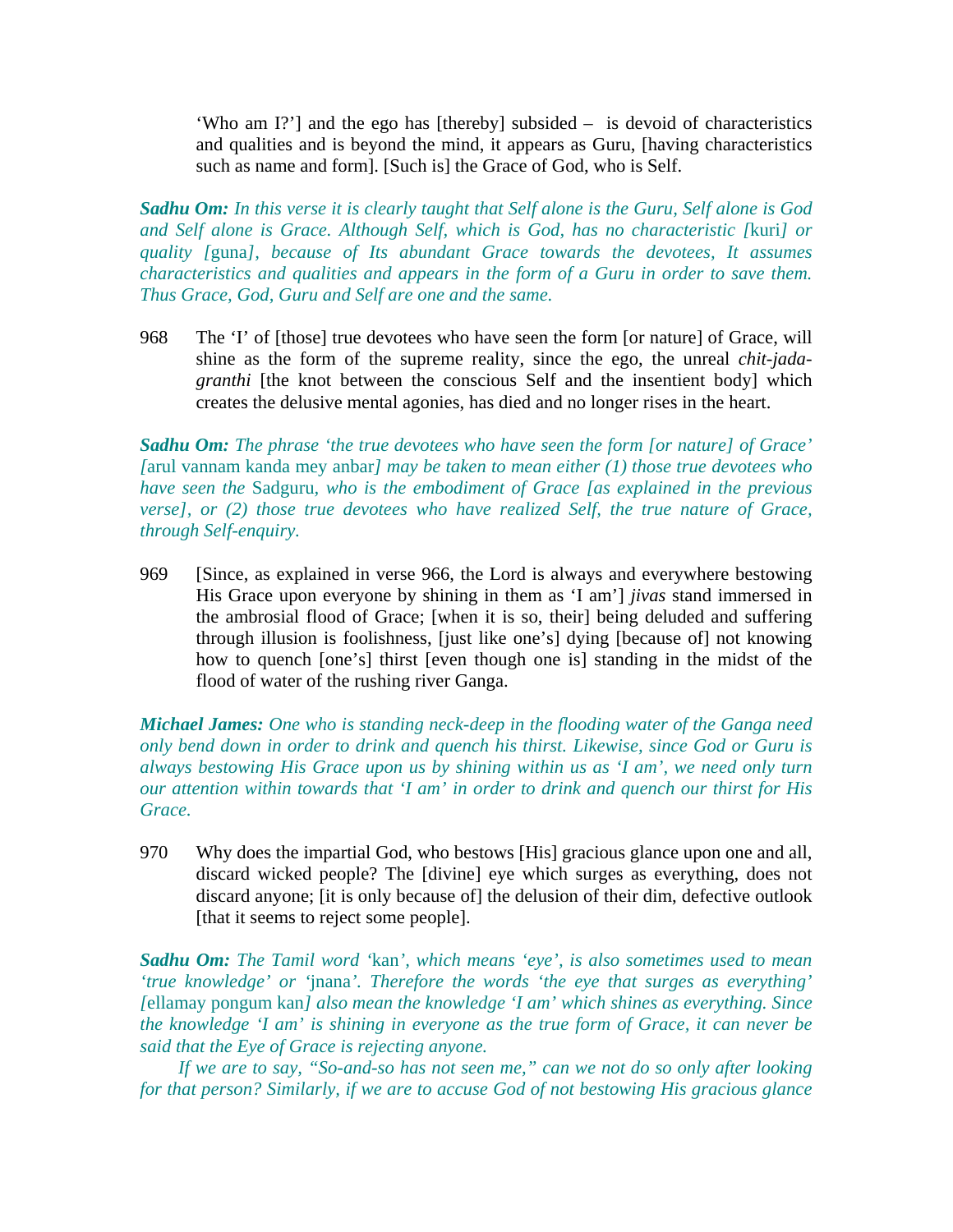'Who am I?'] and the ego has [thereby] subsided – is devoid of characteristics and qualities and is beyond the mind, it appears as Guru, [having characteristics such as name and form]. [Such is] the Grace of God, who is Self.

***Sadhu Om:*** *In this verse it is clearly taught that Self alone is the Guru, Self alone is God and Self alone is Grace. Although Self, which is God, has no characteristic [*kuri*] or quality [*guna*], because of Its abundant Grace towards the devotees, It assumes characteristics and qualities and appears in the form of a Guru in order to save them. Thus Grace, God, Guru and Self are one and the same.*

968 The 'I' of [those] true devotees who have seen the form [or nature] of Grace, will shine as the form of the supreme reality, since the ego, the unreal *chit-jada-granthi* [the knot between the conscious Self and the insentient body] which creates the delusive mental agonies, has died and no longer rises in the heart.

***Sadhu Om:*** *The phrase 'the true devotees who have seen the form [or nature] of Grace' [*arul vannam kanda mey anbar*] may be taken to mean either (1) those true devotees who have seen the* Sadguru*, who is the embodiment of Grace [as explained in the previous verse], or (2) those true devotees who have realized Self, the true nature of Grace, through Self-enquiry.*

969 [Since, as explained in verse 966, the Lord is always and everywhere bestowing His Grace upon everyone by shining in them as 'I am'] *jivas* stand immersed in the ambrosial flood of Grace; [when it is so, their] being deluded and suffering through illusion is foolishness, [just like one's] dying [because of] not knowing how to quench [one's] thirst [even though one is] standing in the midst of the flood of water of the rushing river Ganga.

***Michael James:*** *One who is standing neck-deep in the flooding water of the Ganga need only bend down in order to drink and quench his thirst. Likewise, since God or Guru is always bestowing His Grace upon us by shining within us as 'I am', we need only turn our attention within towards that 'I am' in order to drink and quench our thirst for His Grace.*

970 Why does the impartial God, who bestows [His] gracious glance upon one and all, discard wicked people? The [divine] eye which surges as everything, does not discard anyone; [it is only because of] the delusion of their dim, defective outlook [that it seems to reject some people].

***Sadhu Om:*** *The Tamil word '*kan*', which means 'eye', is also sometimes used to mean 'true knowledge' or '*jnana*'. Therefore the words 'the eye that surges as everything' [*ellamay pongum kan*] also mean the knowledge 'I am' which shines as everything. Since the knowledge 'I am' is shining in everyone as the true form of Grace, it can never be said that the Eye of Grace is rejecting anyone.*

*If we are to say, "So-and-so has not seen me," can we not do so only after looking for that person? Similarly, if we are to accuse God of not bestowing His gracious glance*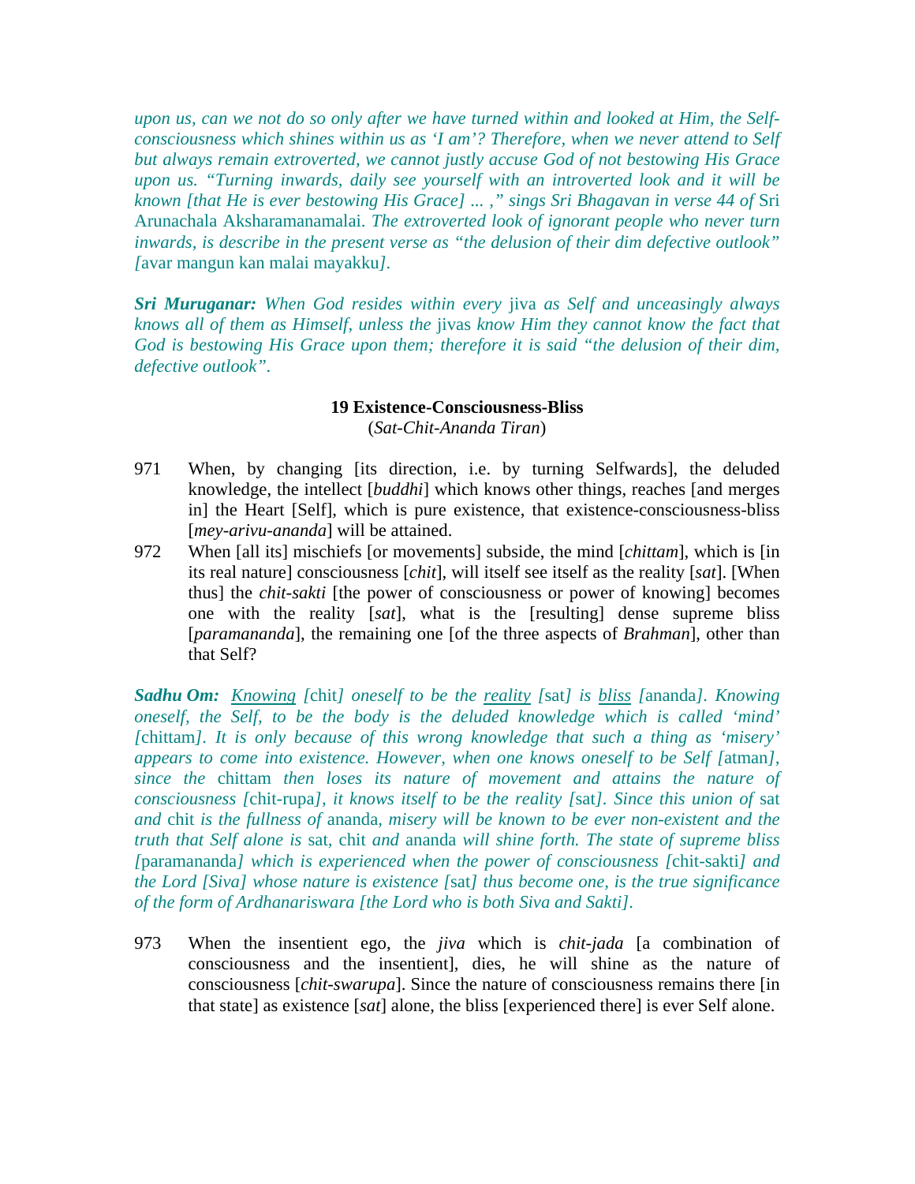*upon us, can we not do so only after we have turned within and looked at Him, the Self-consciousness which shines within us as 'I am'? Therefore, when we never attend to Self but always remain extroverted, we cannot justly accuse God of not bestowing His Grace upon us. "Turning inwards, daily see yourself with an introverted look and it will be known [that He is ever bestowing His Grace] ... ," sings Sri Bhagavan in verse 44 of* Sri Arunachala Aksharamanamalai. *The extroverted look of ignorant people who never turn inwards, is describe in the present verse as "the delusion of their dim defective outlook" [*avar mangun kan malai mayakku*].*

***Sri Muruganar:*** *When God resides within every* jiva *as Self and unceasingly always knows all of them as Himself, unless the* jivas *know Him they cannot know the fact that God is bestowing His Grace upon them; therefore it is said "the delusion of their dim, defective outlook".*

## 19 Existence-Consciousness-Bliss

(*Sat-Chit-Ananda Tiran*)

971 When, by changing [its direction, i.e. by turning Selfwards], the deluded knowledge, the intellect [*buddhi*] which knows other things, reaches [and merges in] the Heart [Self], which is pure existence, that existence-consciousness-bliss [*mey-arivu-ananda*] will be attained.

972 When [all its] mischiefs [or movements] subside, the mind [*chittam*], which is [in its real nature] consciousness [*chit*], will itself see itself as the reality [*sat*]. [When thus] the *chit-sakti* [the power of consciousness or power of knowing] becomes one with the reality [*sat*], what is the [resulting] dense supreme bliss [*paramananda*], the remaining one [of the three aspects of *Brahman*], other than that Self?

***Sadhu Om:*** *<u>Knowing</u> [*chit*] oneself to be the <u>reality</u> [*sat*] is <u>bliss</u> [*ananda*]. Knowing oneself, the Self, to be the body is the deluded knowledge which is called 'mind' [*chittam*]. It is only because of this wrong knowledge that such a thing as 'misery' appears to come into existence. However, when one knows oneself to be Self [*atman*], since the* chittam *then loses its nature of movement and attains the nature of consciousness [*chit-rupa*], it knows itself to be the reality [*sat*]. Since this union of* sat *and* chit *is the fullness of* ananda*, misery will be known to be ever non-existent and the truth that Self alone is* sat*,* chit *and* ananda *will shine forth. The state of supreme bliss [*paramananda*] which is experienced when the power of consciousness [*chit-sakti*] and the Lord [Siva] whose nature is existence [*sat*] thus become one, is the true significance of the form of Ardhanariswara [the Lord who is both Siva and Sakti].*

973 When the insentient ego, the *jiva* which is *chit-jada* [a combination of consciousness and the insentient], dies, he will shine as the nature of consciousness [*chit-swarupa*]. Since the nature of consciousness remains there [in that state] as existence [*sat*] alone, the bliss [experienced there] is ever Self alone.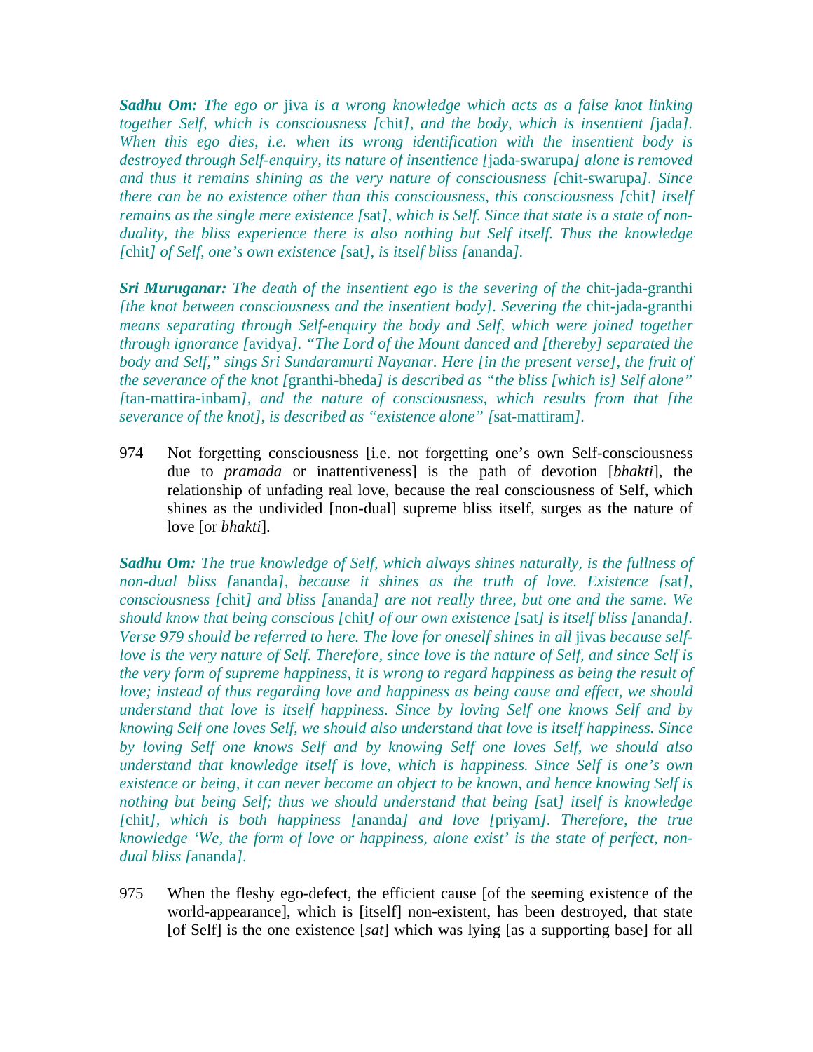***Sadhu Om:*** *The ego or* jiva *is a wrong knowledge which acts as a false knot linking together Self, which is consciousness [*chit*], and the body, which is insentient [*jada*]. When this ego dies, i.e. when its wrong identification with the insentient body is destroyed through Self-enquiry, its nature of insentience [*jada-swarupa*] alone is removed and thus it remains shining as the very nature of consciousness [*chit-swarupa*]. Since there can be no existence other than this consciousness, this consciousness [*chit*] itself remains as the single mere existence [*sat*], which is Self. Since that state is a state of non-duality, the bliss experience there is also nothing but Self itself. Thus the knowledge [*chit*] of Self, one's own existence [*sat*], is itself bliss [*ananda*].*

***Sri Muruganar:*** *The death of the insentient ego is the severing of the* chit-jada-granthi *[the knot between consciousness and the insentient body]. Severing the* chit-jada-granthi *means separating through Self-enquiry the body and Self, which were joined together through ignorance [*avidya*]. "The Lord of the Mount danced and [thereby] separated the body and Self," sings Sri Sundaramurti Nayanar. Here [in the present verse], the fruit of the severance of the knot [*granthi-bheda*] is described as "the bliss [which is] Self alone" [*tan-mattira-inbam*], and the nature of consciousness, which results from that [the severance of the knot], is described as "existence alone" [*sat-mattiram*].*

974 Not forgetting consciousness [i.e. not forgetting one's own Self-consciousness due to *pramada* or inattentiveness] is the path of devotion [*bhakti*], the relationship of unfading real love, because the real consciousness of Self, which shines as the undivided [non-dual] supreme bliss itself, surges as the nature of love [or *bhakti*].

***Sadhu Om:*** *The true knowledge of Self, which always shines naturally, is the fullness of non-dual bliss [*ananda*], because it shines as the truth of love. Existence [*sat*], consciousness [*chit*] and bliss [*ananda*] are not really three, but one and the same. We should know that being conscious [*chit*] of our own existence [*sat*] is itself bliss [*ananda*]. Verse 979 should be referred to here. The love for oneself shines in all* jivas *because self-love is the very nature of Self. Therefore, since love is the nature of Self, and since Self is the very form of supreme happiness, it is wrong to regard happiness as being the result of love; instead of thus regarding love and happiness as being cause and effect, we should understand that love is itself happiness. Since by loving Self one knows Self and by knowing Self one loves Self, we should also understand that love is itself happiness. Since by loving Self one knows Self and by knowing Self one loves Self, we should also understand that knowledge itself is love, which is happiness. Since Self is one's own existence or being, it can never become an object to be known, and hence knowing Self is nothing but being Self; thus we should understand that being [*sat*] itself is knowledge [*chit*], which is both happiness [*ananda*] and love [*priyam*]. Therefore, the true knowledge 'We, the form of love or happiness, alone exist' is the state of perfect, non-dual bliss [*ananda*].*

975 When the fleshy ego-defect, the efficient cause [of the seeming existence of the world-appearance], which is [itself] non-existent, has been destroyed, that state [of Self] is the one existence [*sat*] which was lying [as a supporting base] for all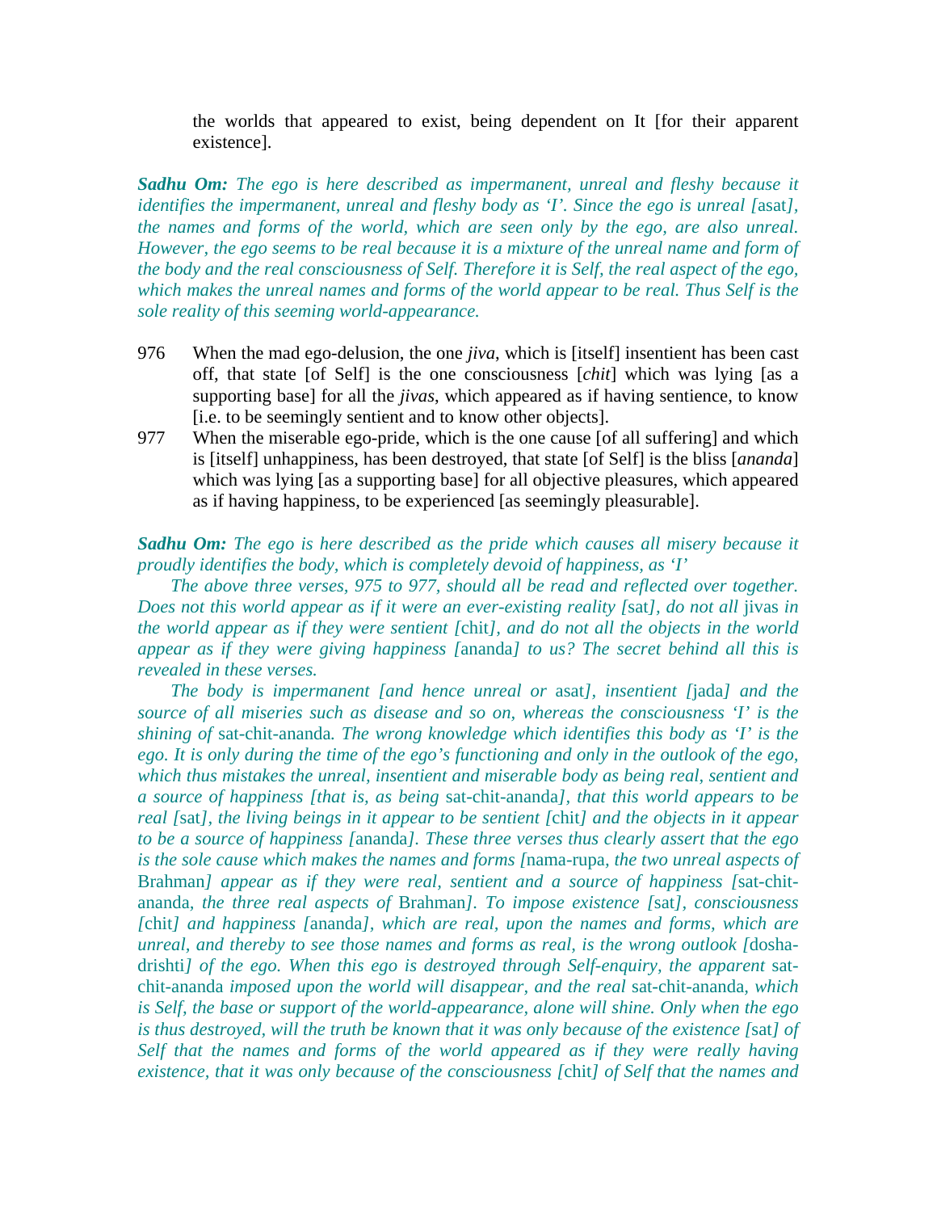the worlds that appeared to exist, being dependent on It [for their apparent existence].

***Sadhu Om:*** *The ego is here described as impermanent, unreal and fleshy because it identifies the impermanent, unreal and fleshy body as 'I'. Since the ego is unreal [*asat*], the names and forms of the world, which are seen only by the ego, are also unreal. However, the ego seems to be real because it is a mixture of the unreal name and form of the body and the real consciousness of Self. Therefore it is Self, the real aspect of the ego, which makes the unreal names and forms of the world appear to be real. Thus Self is the sole reality of this seeming world-appearance.*

976 When the mad ego-delusion, the one *jiva*, which is [itself] insentient has been cast off, that state [of Self] is the one consciousness [*chit*] which was lying [as a supporting base] for all the *jivas*, which appeared as if having sentience, to know [i.e. to be seemingly sentient and to know other objects].

977 When the miserable ego-pride, which is the one cause [of all suffering] and which is [itself] unhappiness, has been destroyed, that state [of Self] is the bliss [*ananda*] which was lying [as a supporting base] for all objective pleasures, which appeared as if having happiness, to be experienced [as seemingly pleasurable].

***Sadhu Om:*** *The ego is here described as the pride which causes all misery because it proudly identifies the body, which is completely devoid of happiness, as 'I'*

*The above three verses, 975 to 977, should all be read and reflected over together. Does not this world appear as if it were an ever-existing reality [*sat*], do not all* jivas *in the world appear as if they were sentient [*chit*], and do not all the objects in the world appear as if they were giving happiness [*ananda*] to us? The secret behind all this is revealed in these verses.*

*The body is impermanent [and hence unreal or* asat*], insentient [*jada*] and the source of all miseries such as disease and so on, whereas the consciousness 'I' is the shining of* sat-chit-ananda*. The wrong knowledge which identifies this body as 'I' is the ego. It is only during the time of the ego's functioning and only in the outlook of the ego, which thus mistakes the unreal, insentient and miserable body as being real, sentient and a source of happiness [that is, as being* sat-chit-ananda*], that this world appears to be real [*sat*], the living beings in it appear to be sentient [*chit*] and the objects in it appear to be a source of happiness [*ananda*]. These three verses thus clearly assert that the ego is the sole cause which makes the names and forms [*nama-rupa*, the two unreal aspects of* Brahman*] appear as if they were real, sentient and a source of happiness [*sat-chit-ananda*, the three real aspects of* Brahman*]. To impose existence [*sat*], consciousness [*chit*] and happiness [*ananda*], which are real, upon the names and forms, which are unreal, and thereby to see those names and forms as real, is the wrong outlook [*dosha-drishti*] of the ego. When this ego is destroyed through Self-enquiry, the apparent* sat-chit-ananda *imposed upon the world will disappear, and the real* sat-chit-ananda*, which is Self, the base or support of the world-appearance, alone will shine. Only when the ego is thus destroyed, will the truth be known that it was only because of the existence [*sat*] of Self that the names and forms of the world appeared as if they were really having existence, that it was only because of the consciousness [*chit*] of Self that the names and*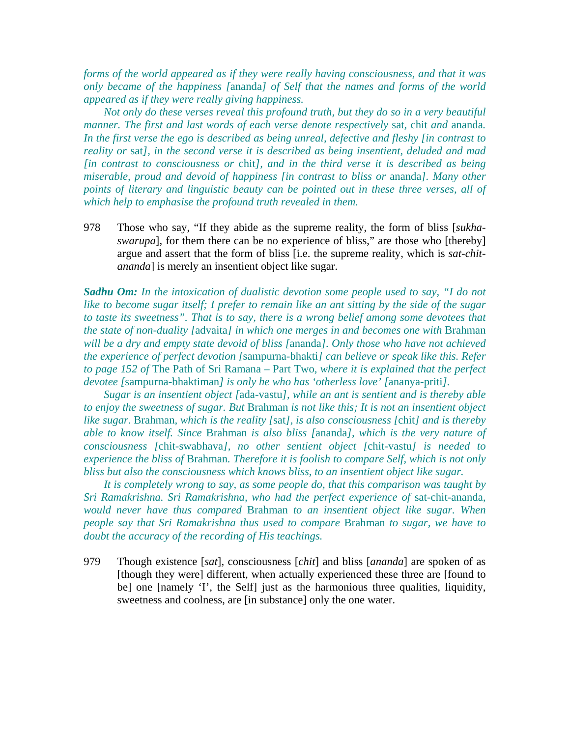*forms of the world appeared as if they were really having consciousness, and that it was only became of the happiness [*ananda*] of Self that the names and forms of the world appeared as if they were really giving happiness.*

*Not only do these verses reveal this profound truth, but they do so in a very beautiful manner. The first and last words of each verse denote respectively* sat, chit *and* ananda*. In the first verse the ego is described as being unreal, defective and fleshy [in contrast to reality or* sat*], in the second verse it is described as being insentient, deluded and mad [in contrast to consciousness or* chit*], and in the third verse it is described as being miserable, proud and devoid of happiness [in contrast to bliss or* ananda*]. Many other points of literary and linguistic beauty can be pointed out in these three verses, all of which help to emphasise the profound truth revealed in them.*

978 Those who say, "If they abide as the supreme reality, the form of bliss [*sukha-swarupa*], for them there can be no experience of bliss," are those who [thereby] argue and assert that the form of bliss [i.e. the supreme reality, which is *sat-chit-ananda*] is merely an insentient object like sugar.

***Sadhu Om:*** *In the intoxication of dualistic devotion some people used to say, "I do not like to become sugar itself; I prefer to remain like an ant sitting by the side of the sugar to taste its sweetness". That is to say, there is a wrong belief among some devotees that the state of non-duality [*advaita*] in which one merges in and becomes one with* Brahman *will be a dry and empty state devoid of bliss [*ananda*]. Only those who have not achieved the experience of perfect devotion [*sampurna-bhakti*] can believe or speak like this. Refer to page 152 of* The Path of Sri Ramana – Part Two*, where it is explained that the perfect devotee [*sampurna-bhaktiman*] is only he who has 'otherless love' [*ananya-priti*].*

*Sugar is an insentient object [*ada-vastu*], while an ant is sentient and is thereby able to enjoy the sweetness of sugar. But* Brahman *is not like this; It is not an insentient object like sugar.* Brahman*, which is the reality [*sat*], is also consciousness [*chit*] and is thereby able to know itself. Since* Brahman *is also bliss [*ananda*], which is the very nature of consciousness [*chit-swabhava*], no other sentient object [*chit-vastu*] is needed to experience the bliss of* Brahman*. Therefore it is foolish to compare Self, which is not only bliss but also the consciousness which knows bliss, to an insentient object like sugar.*

*It is completely wrong to say, as some people do, that this comparison was taught by Sri Ramakrishna. Sri Ramakrishna, who had the perfect experience of* sat-chit-ananda*, would never have thus compared* Brahman *to an insentient object like sugar. When people say that Sri Ramakrishna thus used to compare* Brahman *to sugar, we have to doubt the accuracy of the recording of His teachings.*

979 Though existence [*sat*], consciousness [*chit*] and bliss [*ananda*] are spoken of as [though they were] different, when actually experienced these three are [found to be] one [namely 'I', the Self] just as the harmonious three qualities, liquidity, sweetness and coolness, are [in substance] only the one water.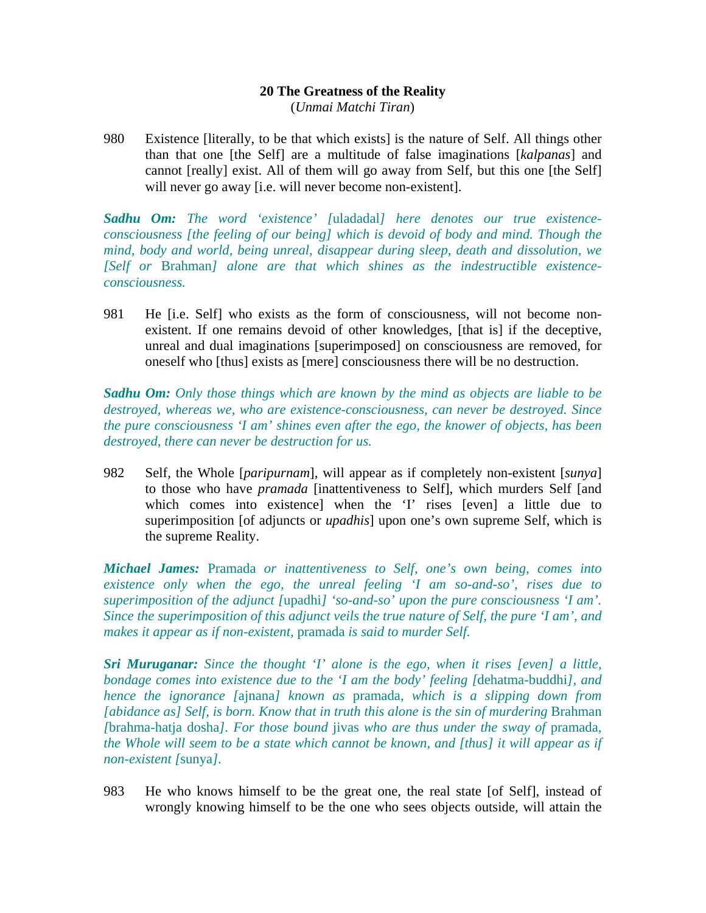## 20 The Greatness of the Reality
(*Unmai Matchi Tiran*)

980 Existence [literally, to be that which exists] is the nature of Self. All things other than that one [the Self] are a multitude of false imaginations [*kalpanas*] and cannot [really] exist. All of them will go away from Self, but this one [the Self] will never go away [i.e. will never become non-existent].

***Sadhu Om:*** *The word 'existence' [*uladadal*] here denotes our true existence-consciousness [the feeling of our being] which is devoid of body and mind. Though the mind, body and world, being unreal, disappear during sleep, death and dissolution, we [Self or* Brahman*] alone are that which shines as the indestructible existence-consciousness.*

981 He [i.e. Self] who exists as the form of consciousness, will not become non-existent. If one remains devoid of other knowledges, [that is] if the deceptive, unreal and dual imaginations [superimposed] on consciousness are removed, for oneself who [thus] exists as [mere] consciousness there will be no destruction.

***Sadhu Om:*** *Only those things which are known by the mind as objects are liable to be destroyed, whereas we, who are existence-consciousness, can never be destroyed. Since the pure consciousness 'I am' shines even after the ego, the knower of objects, has been destroyed, there can never be destruction for us.*

982 Self, the Whole [*paripurnam*], will appear as if completely non-existent [*sunya*] to those who have *pramada* [inattentiveness to Self], which murders Self [and which comes into existence] when the 'I' rises [even] a little due to superimposition [of adjuncts or *upadhis*] upon one's own supreme Self, which is the supreme Reality.

***Michael James:*** Pramada *or inattentiveness to Self, one's own being, comes into existence only when the ego, the unreal feeling 'I am so-and-so', rises due to superimposition of the adjunct [*upadhi*] 'so-and-so' upon the pure consciousness 'I am'. Since the superimposition of this adjunct veils the true nature of Self, the pure 'I am', and makes it appear as if non-existent,* pramada *is said to murder Self.*

***Sri Muruganar:*** *Since the thought 'I' alone is the ego, when it rises [even] a little, bondage comes into existence due to the 'I am the body' feeling [*dehatma-buddhi*], and hence the ignorance [*ajnana*] known as* pramada*, which is a slipping down from [abidance as] Self, is born. Know that in truth this alone is the sin of murdering* Brahman *[*brahma-hatja dosha*]. For those bound* jivas *who are thus under the sway of* pramada*, the Whole will seem to be a state which cannot be known, and [thus] it will appear as if non-existent [*sunya*].*

983 He who knows himself to be the great one, the real state [of Self], instead of wrongly knowing himself to be the one who sees objects outside, will attain the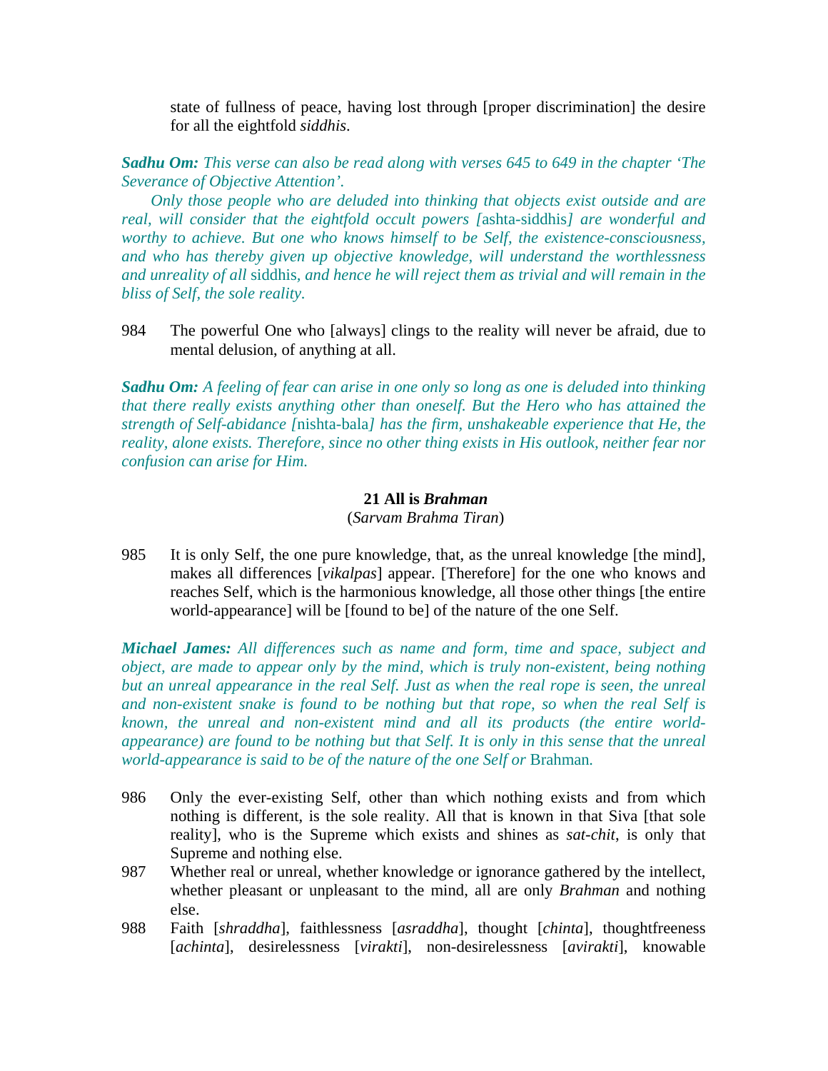state of fullness of peace, having lost through [proper discrimination] the desire for all the eightfold *siddhis*.

***Sadhu Om:*** *This verse can also be read along with verses 645 to 649 in the chapter 'The Severance of Objective Attention'.*

*Only those people who are deluded into thinking that objects exist outside and are real, will consider that the eightfold occult powers [*ashta-siddhis*] are wonderful and worthy to achieve. But one who knows himself to be Self, the existence-consciousness, and who has thereby given up objective knowledge, will understand the worthlessness and unreality of all* siddhis*, and hence he will reject them as trivial and will remain in the bliss of Self, the sole reality.*

984 The powerful One who [always] clings to the reality will never be afraid, due to mental delusion, of anything at all.

***Sadhu Om:*** *A feeling of fear can arise in one only so long as one is deluded into thinking that there really exists anything other than oneself. But the Hero who has attained the strength of Self-abidance [*nishta-bala*] has the firm, unshakeable experience that He, the reality, alone exists. Therefore, since no other thing exists in His outlook, neither fear nor confusion can arise for Him.*

## 21 All is *Brahman*

(*Sarvam Brahma Tiran*)

985 It is only Self, the one pure knowledge, that, as the unreal knowledge [the mind], makes all differences [*vikalpas*] appear. [Therefore] for the one who knows and reaches Self, which is the harmonious knowledge, all those other things [the entire world-appearance] will be [found to be] of the nature of the one Self.

***Michael James:*** *All differences such as name and form, time and space, subject and object, are made to appear only by the mind, which is truly non-existent, being nothing but an unreal appearance in the real Self. Just as when the real rope is seen, the unreal and non-existent snake is found to be nothing but that rope, so when the real Self is known, the unreal and non-existent mind and all its products (the entire world-appearance) are found to be nothing but that Self. It is only in this sense that the unreal world-appearance is said to be of the nature of the one Self or* Brahman*.*

986 Only the ever-existing Self, other than which nothing exists and from which nothing is different, is the sole reality. All that is known in that Siva [that sole reality], who is the Supreme which exists and shines as *sat-chit*, is only that Supreme and nothing else.

987 Whether real or unreal, whether knowledge or ignorance gathered by the intellect, whether pleasant or unpleasant to the mind, all are only *Brahman* and nothing else.

988 Faith [*shraddha*], faithlessness [*asraddha*], thought [*chinta*], thoughtfreeness [*achinta*], desirelessness [*virakti*], non-desirelessness [*avirakti*], knowable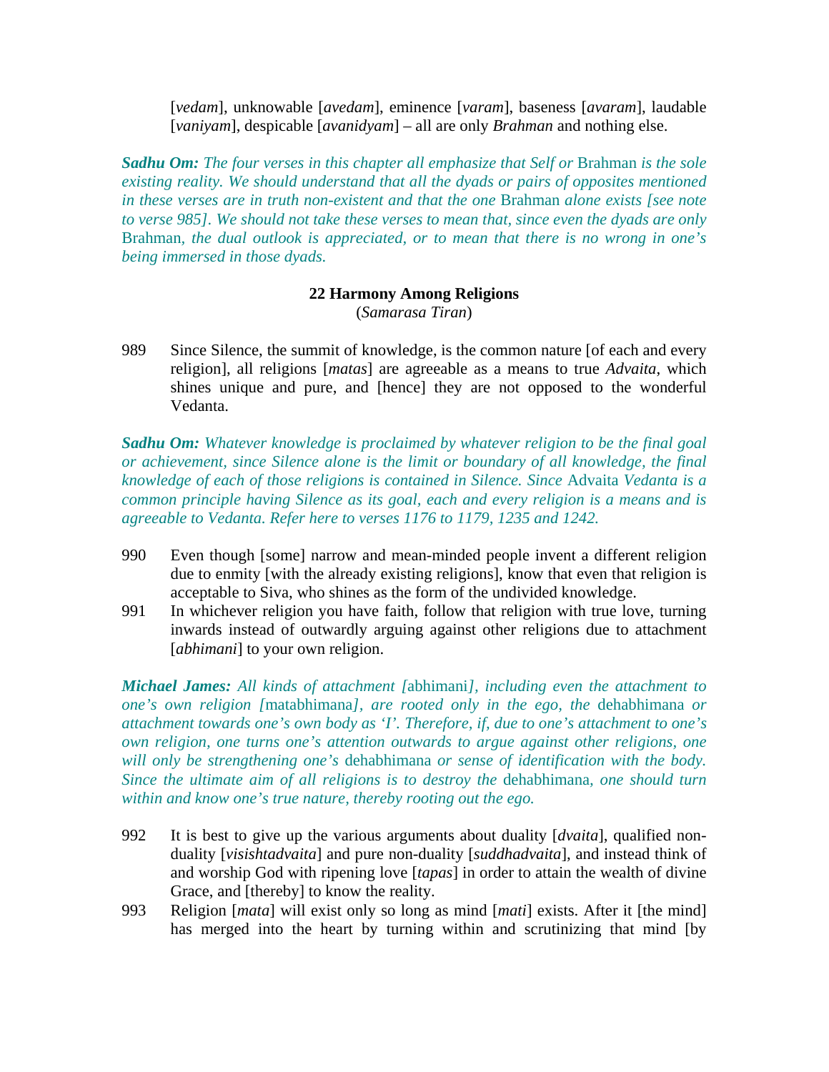[*vedam*], unknowable [*avedam*], eminence [*varam*], baseness [*avaram*], laudable [*vaniyam*], despicable [*avanidyam*] – all are only *Brahman* and nothing else.

***Sadhu Om:*** *The four verses in this chapter all emphasize that Self or* Brahman *is the sole existing reality. We should understand that all the dyads or pairs of opposites mentioned in these verses are in truth non-existent and that the one* Brahman *alone exists [see note to verse 985]. We should not take these verses to mean that, since even the dyads are only* Brahman*, the dual outlook is appreciated, or to mean that there is no wrong in one's being immersed in those dyads.*

### 22 Harmony Among Religions

(*Samarasa Tiran*)

989 Since Silence, the summit of knowledge, is the common nature [of each and every religion], all religions [*matas*] are agreeable as a means to true *Advaita*, which shines unique and pure, and [hence] they are not opposed to the wonderful Vedanta.

***Sadhu Om:*** *Whatever knowledge is proclaimed by whatever religion to be the final goal or achievement, since Silence alone is the limit or boundary of all knowledge, the final knowledge of each of those religions is contained in Silence. Since* Advaita *Vedanta is a common principle having Silence as its goal, each and every religion is a means and is agreeable to Vedanta. Refer here to verses 1176 to 1179, 1235 and 1242.*

990 Even though [some] narrow and mean-minded people invent a different religion due to enmity [with the already existing religions], know that even that religion is acceptable to Siva, who shines as the form of the undivided knowledge.

991 In whichever religion you have faith, follow that religion with true love, turning inwards instead of outwardly arguing against other religions due to attachment [*abhimani*] to your own religion.

***Michael James:*** *All kinds of attachment [*abhimani*], including even the attachment to one's own religion [*matabhimana*], are rooted only in the ego, the* dehabhimana *or attachment towards one's own body as 'I'. Therefore, if, due to one's attachment to one's own religion, one turns one's attention outwards to argue against other religions, one will only be strengthening one's* dehabhimana *or sense of identification with the body. Since the ultimate aim of all religions is to destroy the* dehabhimana*, one should turn within and know one's true nature, thereby rooting out the ego.*

992 It is best to give up the various arguments about duality [*dvaita*], qualified non-duality [*visishtadvaita*] and pure non-duality [*suddhadvaita*], and instead think of and worship God with ripening love [*tapas*] in order to attain the wealth of divine Grace, and [thereby] to know the reality.

993 Religion [*mata*] will exist only so long as mind [*mati*] exists. After it [the mind] has merged into the heart by turning within and scrutinizing that mind [by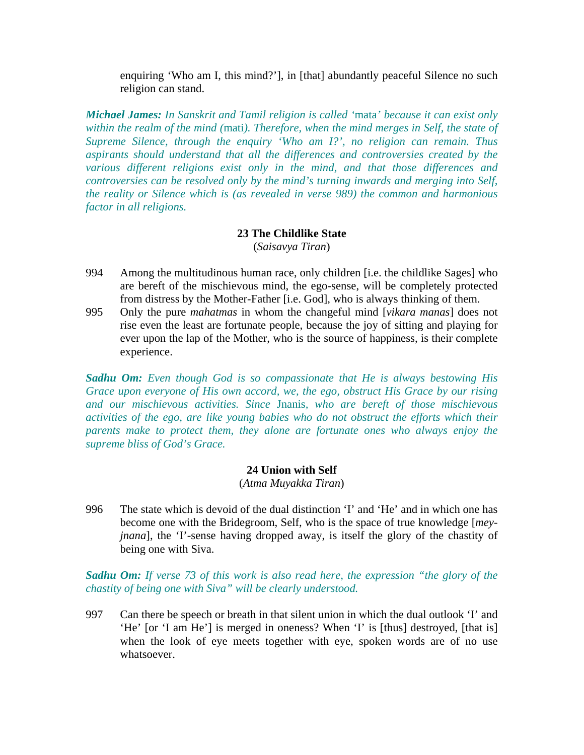enquiring 'Who am I, this mind?'], in [that] abundantly peaceful Silence no such religion can stand.

***Michael James:*** *In Sanskrit and Tamil religion is called '*mata*' because it can exist only within the realm of the mind (*mati*). Therefore, when the mind merges in Self, the state of Supreme Silence, through the enquiry 'Who am I?', no religion can remain. Thus aspirants should understand that all the differences and controversies created by the various different religions exist only in the mind, and that those differences and controversies can be resolved only by the mind's turning inwards and merging into Self, the reality or Silence which is (as revealed in verse 989) the common and harmonious factor in all religions.*

### 23 The Childlike State

(*Saisavya Tiran*)

994 Among the multitudinous human race, only children [i.e. the childlike Sages] who are bereft of the mischievous mind, the ego-sense, will be completely protected from distress by the Mother-Father [i.e. God], who is always thinking of them.

995 Only the pure *mahatmas* in whom the changeful mind [*vikara manas*] does not rise even the least are fortunate people, because the joy of sitting and playing for ever upon the lap of the Mother, who is the source of happiness, is their complete experience.

***Sadhu Om:*** *Even though God is so compassionate that He is always bestowing His Grace upon everyone of His own accord, we, the ego, obstruct His Grace by our rising and our mischievous activities. Since* Jnanis*, who are bereft of those mischievous activities of the ego, are like young babies who do not obstruct the efforts which their parents make to protect them, they alone are fortunate ones who always enjoy the supreme bliss of God's Grace.*

### 24 Union with Self

(*Atma Muyakka Tiran*)

996 The state which is devoid of the dual distinction 'I' and 'He' and in which one has become one with the Bridegroom, Self, who is the space of true knowledge [*mey-jnana*], the 'I'-sense having dropped away, is itself the glory of the chastity of being one with Siva.

***Sadhu Om:*** *If verse 73 of this work is also read here, the expression "the glory of the chastity of being one with Siva" will be clearly understood.*

997 Can there be speech or breath in that silent union in which the dual outlook 'I' and 'He' [or 'I am He'] is merged in oneness? When 'I' is [thus] destroyed, [that is] when the look of eye meets together with eye, spoken words are of no use whatsoever.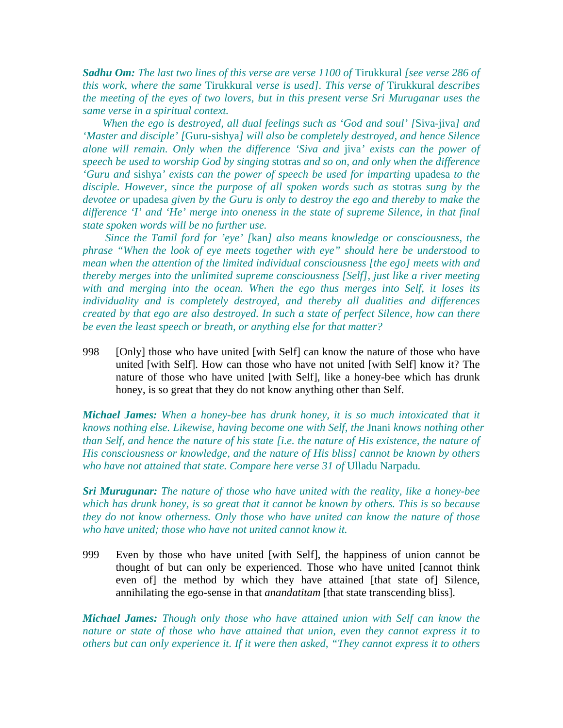***Sadhu Om:*** *The last two lines of this verse are verse 1100 of* Tirukkural *[see verse 286 of this work, where the same* Tirukkural *verse is used]. This verse of* Tirukkural *describes the meeting of the eyes of two lovers, but in this present verse Sri Muruganar uses the same verse in a spiritual context.*

*When the ego is destroyed, all dual feelings such as 'God and soul' [*Siva-jiva*] and 'Master and disciple' [*Guru-sishya*] will also be completely destroyed, and hence Silence alone will remain. Only when the difference 'Siva and* jiva*' exists can the power of speech be used to worship God by singing* stotras *and so on, and only when the difference 'Guru and* sishya*' exists can the power of speech be used for imparting* upadesa *to the disciple. However, since the purpose of all spoken words such as* stotras *sung by the devotee or* upadesa *given by the Guru is only to destroy the ego and thereby to make the difference 'I' and 'He' merge into oneness in the state of supreme Silence, in that final state spoken words will be no further use.*

*Since the Tamil ford for 'eye' [*kan*] also means knowledge or consciousness, the phrase "When the look of eye meets together with eye" should here be understood to mean when the attention of the limited individual consciousness [the ego] meets with and thereby merges into the unlimited supreme consciousness [Self], just like a river meeting with and merging into the ocean. When the ego thus merges into Self, it loses its individuality and is completely destroyed, and thereby all dualities and differences created by that ego are also destroyed. In such a state of perfect Silence, how can there be even the least speech or breath, or anything else for that matter?*

998 [Only] those who have united [with Self] can know the nature of those who have united [with Self]. How can those who have not united [with Self] know it? The nature of those who have united [with Self], like a honey-bee which has drunk honey, is so great that they do not know anything other than Self.

***Michael James:*** *When a honey-bee has drunk honey, it is so much intoxicated that it knows nothing else. Likewise, having become one with Self, the* Jnani *knows nothing other than Self, and hence the nature of his state [i.e. the nature of His existence, the nature of His consciousness or knowledge, and the nature of His bliss] cannot be known by others who have not attained that state. Compare here verse 31 of* Ulladu Narpadu*.*

***Sri Murugunar:*** *The nature of those who have united with the reality, like a honey-bee which has drunk honey, is so great that it cannot be known by others. This is so because they do not know otherness. Only those who have united can know the nature of those who have united; those who have not united cannot know it.*

999 Even by those who have united [with Self], the happiness of union cannot be thought of but can only be experienced. Those who have united [cannot think even of] the method by which they have attained [that state of] Silence, annihilating the ego-sense in that *anandatitam* [that state transcending bliss].

***Michael James:*** *Though only those who have attained union with Self can know the nature or state of those who have attained that union, even they cannot express it to others but can only experience it. If it were then asked, "They cannot express it to others*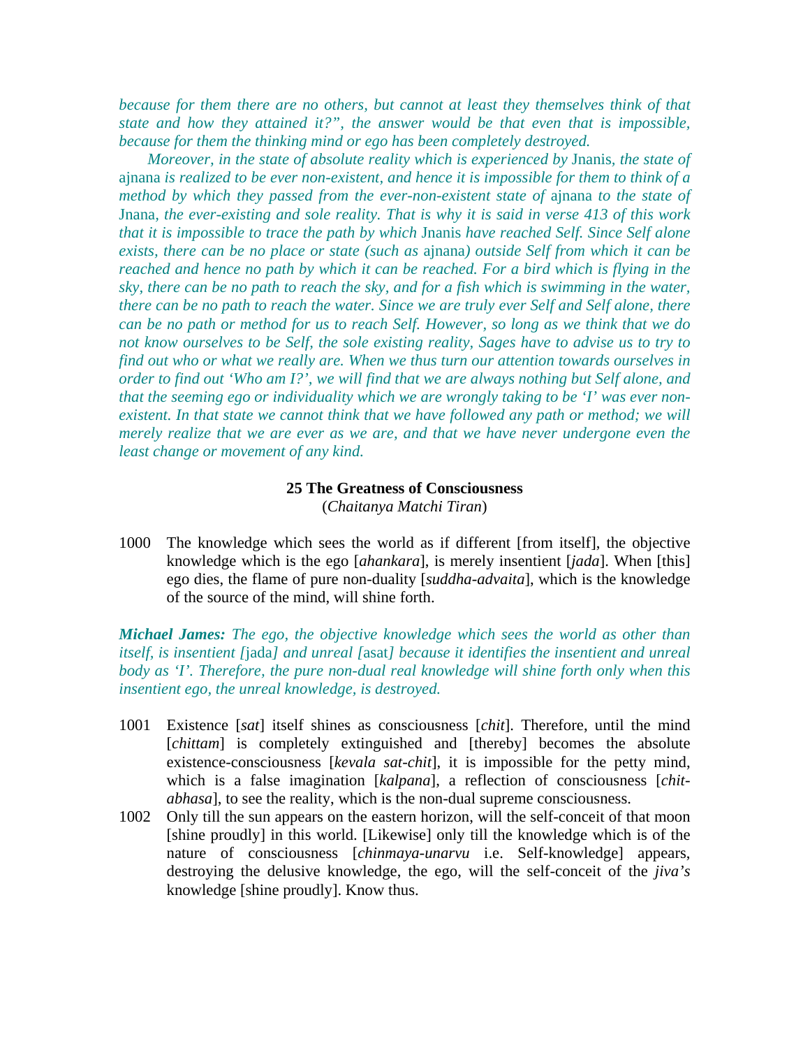*because for them there are no others, but cannot at least they themselves think of that state and how they attained it?", the answer would be that even that is impossible, because for them the thinking mind or ego has been completely destroyed.*

*Moreover, in the state of absolute reality which is experienced by* Jnanis*, the state of* ajnana *is realized to be ever non-existent, and hence it is impossible for them to think of a method by which they passed from the ever-non-existent state of* ajnana *to the state of* Jnana*, the ever-existing and sole reality. That is why it is said in verse 413 of this work that it is impossible to trace the path by which* Jnanis *have reached Self. Since Self alone exists, there can be no place or state (such as* ajnana*) outside Self from which it can be reached and hence no path by which it can be reached. For a bird which is flying in the sky, there can be no path to reach the sky, and for a fish which is swimming in the water, there can be no path to reach the water. Since we are truly ever Self and Self alone, there can be no path or method for us to reach Self. However, so long as we think that we do not know ourselves to be Self, the sole existing reality, Sages have to advise us to try to find out who or what we really are. When we thus turn our attention towards ourselves in order to find out 'Who am I?', we will find that we are always nothing but Self alone, and that the seeming ego or individuality which we are wrongly taking to be 'I' was ever non-existent. In that state we cannot think that we have followed any path or method; we will merely realize that we are ever as we are, and that we have never undergone even the least change or movement of any kind.*

## 25 The Greatness of Consciousness

(*Chaitanya Matchi Tiran*)

1000 The knowledge which sees the world as if different [from itself], the objective knowledge which is the ego [*ahankara*], is merely insentient [*jada*]. When [this] ego dies, the flame of pure non-duality [*suddha-advaita*], which is the knowledge of the source of the mind, will shine forth.

***Michael James:*** *The ego, the objective knowledge which sees the world as other than itself, is insentient [*jada*] and unreal [*asat*] because it identifies the insentient and unreal body as 'I'. Therefore, the pure non-dual real knowledge will shine forth only when this insentient ego, the unreal knowledge, is destroyed.*

1001 Existence [*sat*] itself shines as consciousness [*chit*]. Therefore, until the mind [*chittam*] is completely extinguished and [thereby] becomes the absolute existence-consciousness [*kevala sat-chit*], it is impossible for the petty mind, which is a false imagination [*kalpana*], a reflection of consciousness [*chit-abhasa*], to see the reality, which is the non-dual supreme consciousness.

1002 Only till the sun appears on the eastern horizon, will the self-conceit of that moon [shine proudly] in this world. [Likewise] only till the knowledge which is of the nature of consciousness [*chinmaya-unarvu* i.e. Self-knowledge] appears, destroying the delusive knowledge, the ego, will the self-conceit of the *jiva's* knowledge [shine proudly]. Know thus.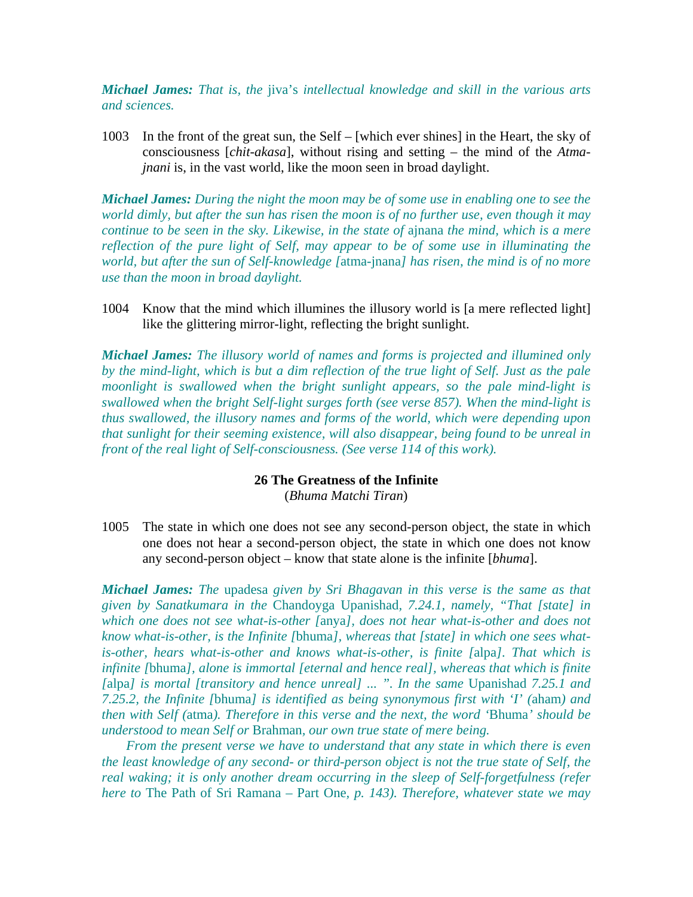***Michael James:** That is, the* jiva's *intellectual knowledge and skill in the various arts and sciences.*

1003 In the front of the great sun, the Self – [which ever shines] in the Heart, the sky of consciousness [*chit-akasa*], without rising and setting – the mind of the *Atma-jnani* is, in the vast world, like the moon seen in broad daylight.

***Michael James:** During the night the moon may be of some use in enabling one to see the world dimly, but after the sun has risen the moon is of no further use, even though it may continue to be seen in the sky. Likewise, in the state of* ajnana *the mind, which is a mere reflection of the pure light of Self, may appear to be of some use in illuminating the world, but after the sun of Self-knowledge [*atma-jnana*] has risen, the mind is of no more use than the moon in broad daylight.*

1004 Know that the mind which illumines the illusory world is [a mere reflected light] like the glittering mirror-light, reflecting the bright sunlight.

***Michael James:** The illusory world of names and forms is projected and illumined only by the mind-light, which is but a dim reflection of the true light of Self. Just as the pale moonlight is swallowed when the bright sunlight appears, so the pale mind-light is swallowed when the bright Self-light surges forth (see verse 857). When the mind-light is thus swallowed, the illusory names and forms of the world, which were depending upon that sunlight for their seeming existence, will also disappear, being found to be unreal in front of the real light of Self-consciousness. (See verse 114 of this work).*

## 26 The Greatness of the Infinite
(*Bhuma Matchi Tiran*)

1005 The state in which one does not see any second-person object, the state in which one does not hear a second-person object, the state in which one does not know any second-person object – know that state alone is the infinite [*bhuma*].

***Michael James:** The* upadesa *given by Sri Bhagavan in this verse is the same as that given by Sanatkumara in the* Chandoyga Upanishad*, 7.24.1, namely, "That [state] in which one does not see what-is-other [*anya*], does not hear what-is-other and does not know what-is-other, is the Infinite [*bhuma*], whereas that [state] in which one sees what-is-other, hears what-is-other and knows what-is-other, is finite [*alpa*]. That which is infinite [*bhuma*], alone is immortal [eternal and hence real], whereas that which is finite [*alpa*] is mortal [transitory and hence unreal] ... ". In the same* Upanishad *7.25.1 and 7.25.2, the Infinite [*bhuma*] is identified as being synonymous first with 'I' (*aham*) and then with Self (*atma*). Therefore in this verse and the next, the word '*Bhuma*' should be understood to mean Self or* Brahman*, our own true state of mere being.*

*From the present verse we have to understand that any state in which there is even the least knowledge of any second- or third-person object is not the true state of Self, the real waking; it is only another dream occurring in the sleep of Self-forgetfulness (refer here to* The Path of Sri Ramana – Part One*, p. 143). Therefore, whatever state we may*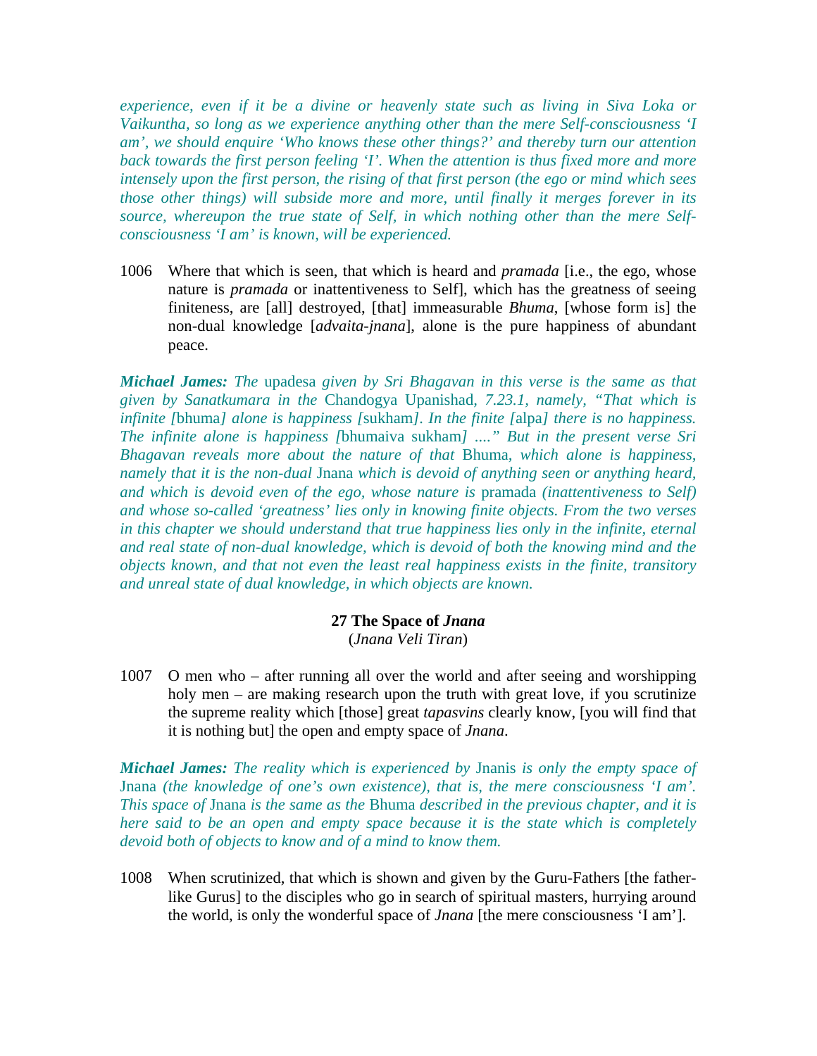*experience, even if it be a divine or heavenly state such as living in Siva Loka or Vaikuntha, so long as we experience anything other than the mere Self-consciousness 'I am', we should enquire 'Who knows these other things?' and thereby turn our attention back towards the first person feeling 'I'. When the attention is thus fixed more and more intensely upon the first person, the rising of that first person (the ego or mind which sees those other things) will subside more and more, until finally it merges forever in its source, whereupon the true state of Self, in which nothing other than the mere Self-consciousness 'I am' is known, will be experienced.*

1006 Where that which is seen, that which is heard and *pramada* [i.e., the ego, whose nature is *pramada* or inattentiveness to Self], which has the greatness of seeing finiteness, are [all] destroyed, [that] immeasurable *Bhuma*, [whose form is] the non-dual knowledge [*advaita-jnana*], alone is the pure happiness of abundant peace.

***Michael James:*** *The* upadesa *given by Sri Bhagavan in this verse is the same as that given by Sanatkumara in the* Chandogya Upanishad, *7.23.1, namely, "That which is infinite [*bhuma*] alone is happiness [*sukham*]. In the finite [*alpa*] there is no happiness. The infinite alone is happiness [*bhumaiva sukham*] ...." But in the present verse Sri Bhagavan reveals more about the nature of that* Bhuma, *which alone is happiness, namely that it is the non-dual* Jnana *which is devoid of anything seen or anything heard, and which is devoid even of the ego, whose nature is* pramada *(inattentiveness to Self) and whose so-called 'greatness' lies only in knowing finite objects. From the two verses in this chapter we should understand that true happiness lies only in the infinite, eternal and real state of non-dual knowledge, which is devoid of both the knowing mind and the objects known, and that not even the least real happiness exists in the finite, transitory and unreal state of dual knowledge, in which objects are known.*

### 27 The Space of *Jnana*
(*Jnana Veli Tiran*)

1007 O men who – after running all over the world and after seeing and worshipping holy men – are making research upon the truth with great love, if you scrutinize the supreme reality which [those] great *tapasvins* clearly know, [you will find that it is nothing but] the open and empty space of *Jnana*.

***Michael James:*** *The reality which is experienced by* Jnanis *is only the empty space of* Jnana *(the knowledge of one's own existence), that is, the mere consciousness 'I am'. This space of* Jnana *is the same as the* Bhuma *described in the previous chapter, and it is here said to be an open and empty space because it is the state which is completely devoid both of objects to know and of a mind to know them.*

1008 When scrutinized, that which is shown and given by the Guru-Fathers [the father-like Gurus] to the disciples who go in search of spiritual masters, hurrying around the world, is only the wonderful space of *Jnana* [the mere consciousness 'I am'].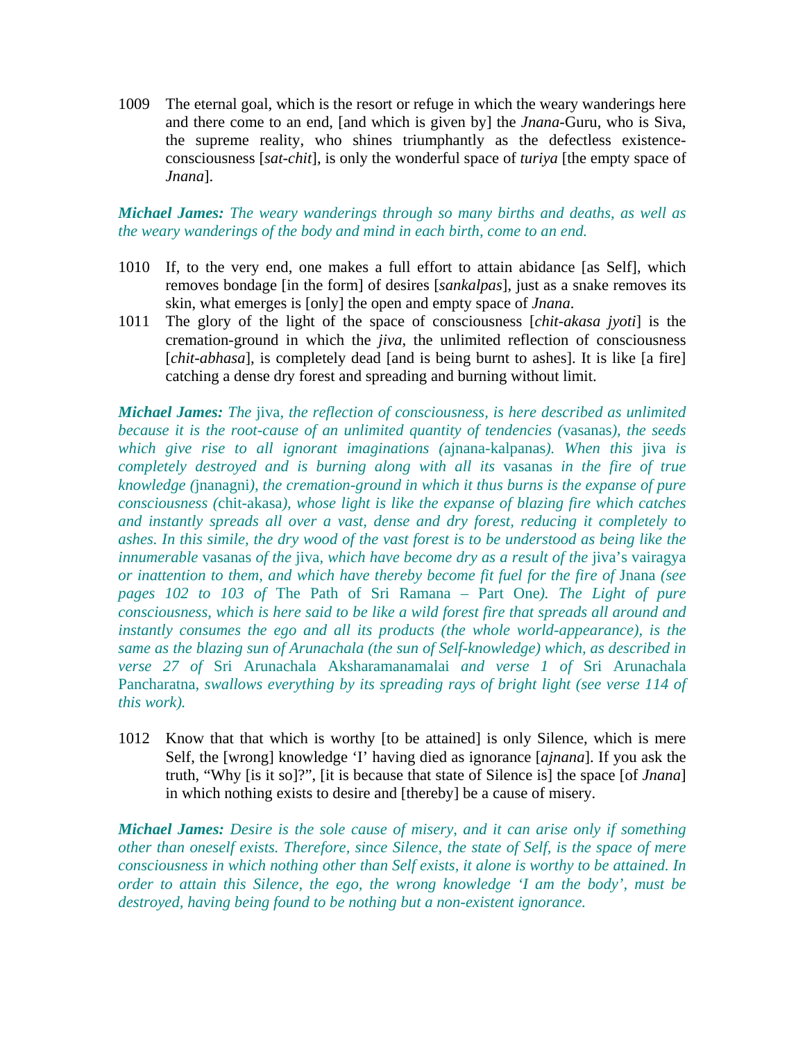1009 The eternal goal, which is the resort or refuge in which the weary wanderings here and there come to an end, [and which is given by] the *Jnana*-Guru, who is Siva, the supreme reality, who shines triumphantly as the defectless existence-consciousness [*sat-chit*], is only the wonderful space of *turiya* [the empty space of *Jnana*].

***Michael James:*** *The weary wanderings through so many births and deaths, as well as the weary wanderings of the body and mind in each birth, come to an end.*

1010 If, to the very end, one makes a full effort to attain abidance [as Self], which removes bondage [in the form] of desires [*sankalpas*], just as a snake removes its skin, what emerges is [only] the open and empty space of *Jnana*.

1011 The glory of the light of the space of consciousness [*chit-akasa jyoti*] is the cremation-ground in which the *jiva*, the unlimited reflection of consciousness [*chit-abhasa*], is completely dead [and is being burnt to ashes]. It is like [a fire] catching a dense dry forest and spreading and burning without limit.

***Michael James:*** *The* jiva*, the reflection of consciousness, is here described as unlimited because it is the root-cause of an unlimited quantity of tendencies (*vasanas*), the seeds which give rise to all ignorant imaginations (*ajnana-kalpanas*). When this* jiva *is completely destroyed and is burning along with all its* vasanas *in the fire of true knowledge (*jnanagni*), the cremation-ground in which it thus burns is the expanse of pure consciousness (*chit-akasa*), whose light is like the expanse of blazing fire which catches and instantly spreads all over a vast, dense and dry forest, reducing it completely to ashes. In this simile, the dry wood of the vast forest is to be understood as being like the innumerable* vasanas *of the* jiva*, which have become dry as a result of the* jiva*'s* vairagya *or inattention to them, and which have thereby become fit fuel for the fire of* Jnana *(see pages 102 to 103 of* The Path of Sri Ramana – Part One*). The Light of pure consciousness, which is here said to be like a wild forest fire that spreads all around and instantly consumes the ego and all its products (the whole world-appearance), is the same as the blazing sun of Arunachala (the sun of Self-knowledge) which, as described in verse 27 of* Sri Arunachala Aksharamanamalai *and verse 1 of* Sri Arunachala Pancharatna*, swallows everything by its spreading rays of bright light (see verse 114 of this work).*

1012 Know that that which is worthy [to be attained] is only Silence, which is mere Self, the [wrong] knowledge 'I' having died as ignorance [*ajnana*]. If you ask the truth, "Why [is it so]?", [it is because that state of Silence is] the space [of *Jnana*] in which nothing exists to desire and [thereby] be a cause of misery.

***Michael James:*** *Desire is the sole cause of misery, and it can arise only if something other than oneself exists. Therefore, since Silence, the state of Self, is the space of mere consciousness in which nothing other than Self exists, it alone is worthy to be attained. In order to attain this Silence, the ego, the wrong knowledge 'I am the body', must be destroyed, having being found to be nothing but a non-existent ignorance.*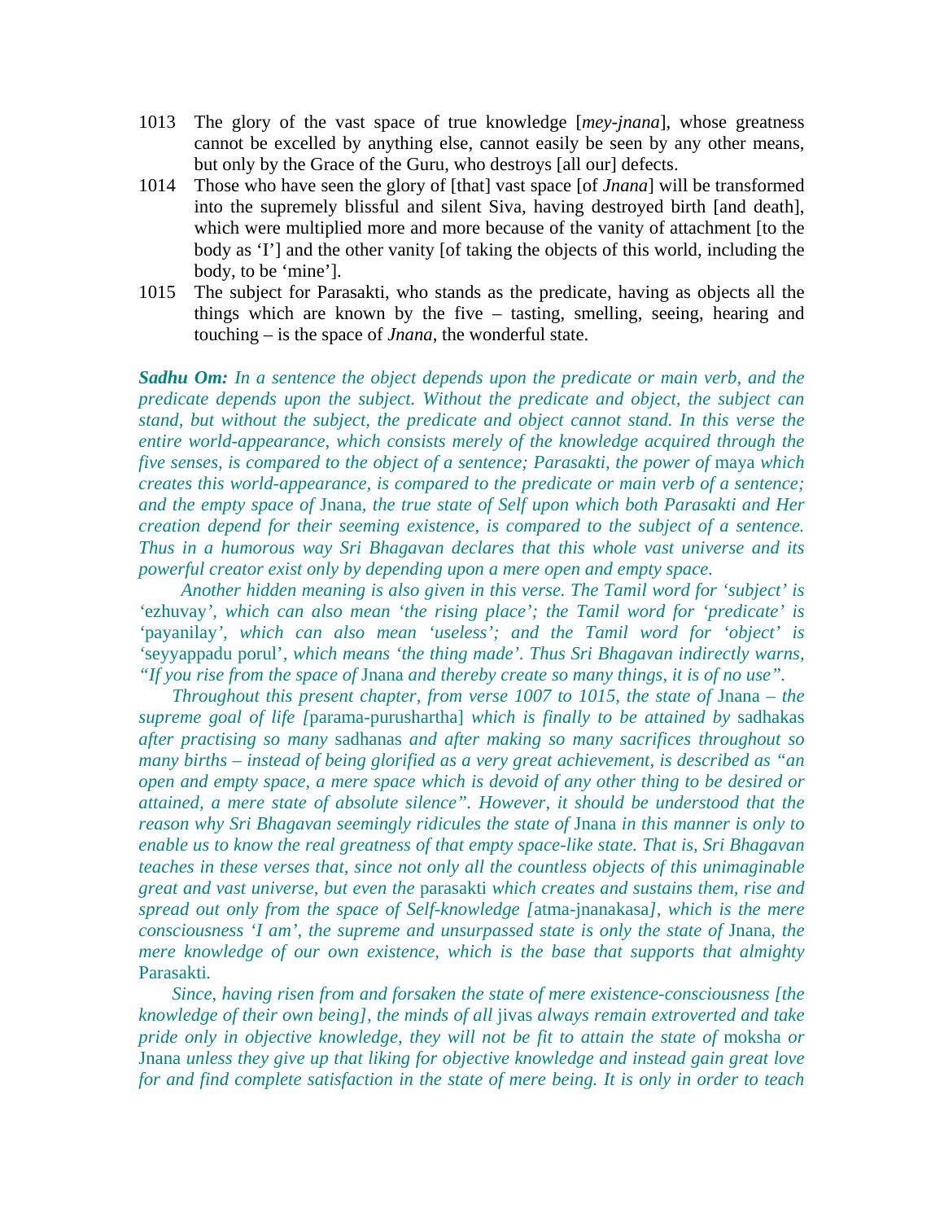1013 The glory of the vast space of true knowledge [*mey-jnana*], whose greatness cannot be excelled by anything else, cannot easily be seen by any other means, but only by the Grace of the Guru, who destroys [all our] defects.

1014 Those who have seen the glory of [that] vast space [of *Jnana*] will be transformed into the supremely blissful and silent Siva, having destroyed birth [and death], which were multiplied more and more because of the vanity of attachment [to the body as 'I'] and the other vanity [of taking the objects of this world, including the body, to be 'mine'].

1015 The subject for Parasakti, who stands as the predicate, having as objects all the things which are known by the five – tasting, smelling, seeing, hearing and touching – is the space of *Jnana*, the wonderful state.

***Sadhu Om:*** *In a sentence the object depends upon the predicate or main verb, and the predicate depends upon the subject. Without the predicate and object, the subject can stand, but without the subject, the predicate and object cannot stand. In this verse the entire world-appearance, which consists merely of the knowledge acquired through the five senses, is compared to the object of a sentence; Parasakti, the power of* maya *which creates this world-appearance, is compared to the predicate or main verb of a sentence; and the empty space of* Jnana*, the true state of Self upon which both Parasakti and Her creation depend for their seeming existence, is compared to the subject of a sentence. Thus in a humorous way Sri Bhagavan declares that this whole vast universe and its powerful creator exist only by depending upon a mere open and empty space.*

*Another hidden meaning is also given in this verse. The Tamil word for 'subject' is '*ezhuvay*', which can also mean 'the rising place'; the Tamil word for 'predicate' is '*payanilay*', which can also mean 'useless'; and the Tamil word for 'object' is '*seyyappadu porul*', which means 'the thing made'. Thus Sri Bhagavan indirectly warns, "If you rise from the space of* Jnana *and thereby create so many things, it is of no use".*

*Throughout this present chapter, from verse 1007 to 1015, the state of* Jnana *– the supreme goal of life [*parama-purushartha*] which is finally to be attained by* sadhakas *after practising so many* sadhanas *and after making so many sacrifices throughout so many births – instead of being glorified as a very great achievement, is described as "an open and empty space, a mere space which is devoid of any other thing to be desired or attained, a mere state of absolute silence". However, it should be understood that the reason why Sri Bhagavan seemingly ridicules the state of* Jnana *in this manner is only to enable us to know the real greatness of that empty space-like state. That is, Sri Bhagavan teaches in these verses that, since not only all the countless objects of this unimaginable great and vast universe, but even the* parasakti *which creates and sustains them, rise and spread out only from the space of Self-knowledge [*atma-jnanakasa*], which is the mere consciousness 'I am', the supreme and unsurpassed state is only the state of* Jnana*, the mere knowledge of our own existence, which is the base that supports that almighty* Parasakti*.*

*Since, having risen from and forsaken the state of mere existence-consciousness [the knowledge of their own being], the minds of all* jivas *always remain extroverted and take pride only in objective knowledge, they will not be fit to attain the state of* moksha *or* Jnana *unless they give up that liking for objective knowledge and instead gain great love for and find complete satisfaction in the state of mere being. It is only in order to teach*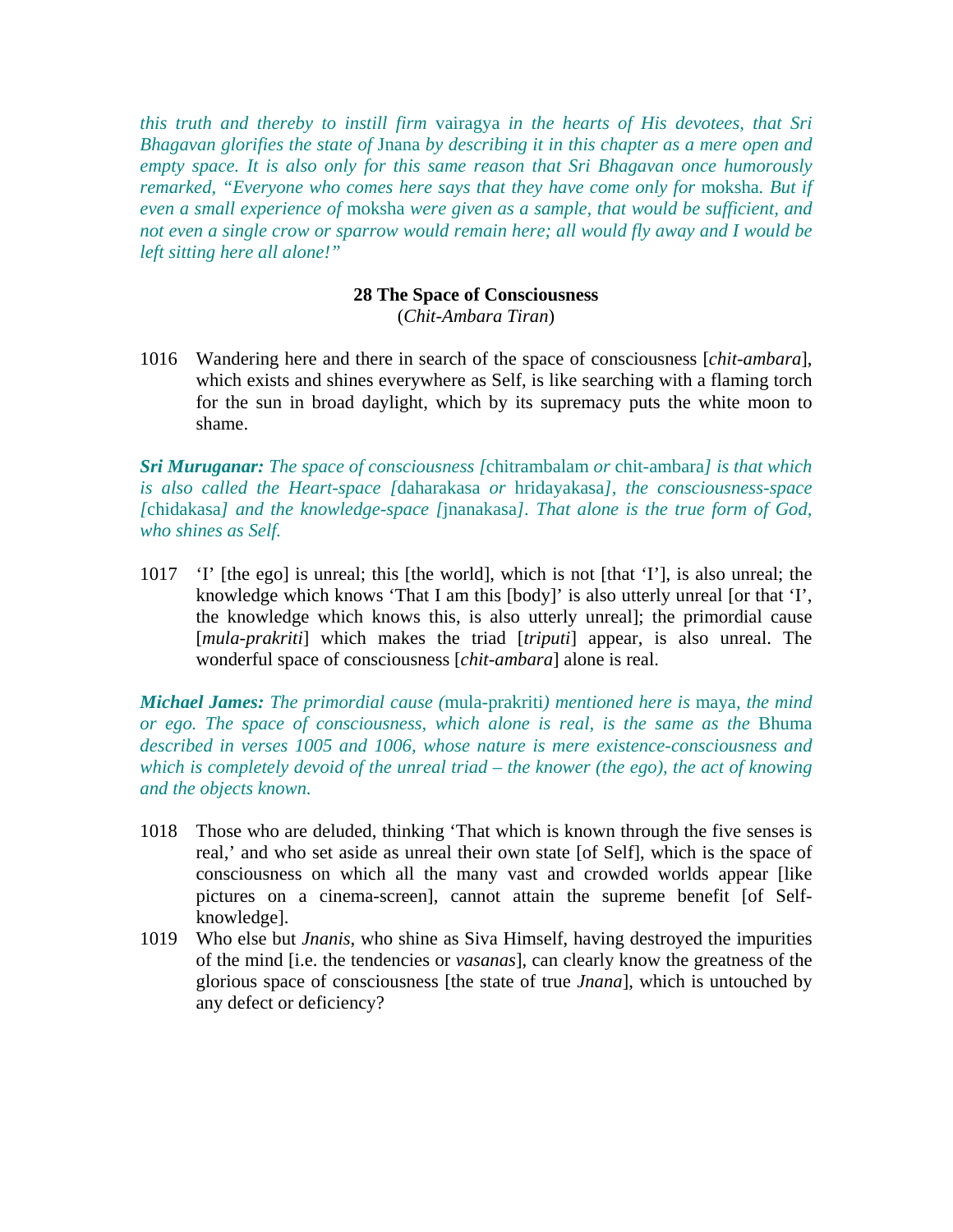*this truth and thereby to instill firm* vairagya *in the hearts of His devotees, that Sri Bhagavan glorifies the state of* Jnana *by describing it in this chapter as a mere open and empty space. It is also only for this same reason that Sri Bhagavan once humorously remarked, "Everyone who comes here says that they have come only for* moksha*. But if even a small experience of* moksha *were given as a sample, that would be sufficient, and not even a single crow or sparrow would remain here; all would fly away and I would be left sitting here all alone!"*

## 28 The Space of Consciousness

(*Chit-Ambara Tiran*)

1016 Wandering here and there in search of the space of consciousness [*chit-ambara*], which exists and shines everywhere as Self, is like searching with a flaming torch for the sun in broad daylight, which by its supremacy puts the white moon to shame.

***Sri Muruganar:*** *The space of consciousness [*chitrambalam *or* chit-ambara*] is that which is also called the Heart-space [*daharakasa *or* hridayakasa*], the consciousness-space [*chidakasa*] and the knowledge-space [*jnanakasa*]. That alone is the true form of God, who shines as Self.*

1017 'I' [the ego] is unreal; this [the world], which is not [that 'I'], is also unreal; the knowledge which knows 'That I am this [body]' is also utterly unreal [or that 'I', the knowledge which knows this, is also utterly unreal]; the primordial cause [*mula-prakriti*] which makes the triad [*triputi*] appear, is also unreal. The wonderful space of consciousness [*chit-ambara*] alone is real.

***Michael James:*** *The primordial cause (*mula-prakriti*) mentioned here is* maya*, the mind or ego. The space of consciousness, which alone is real, is the same as the* Bhuma *described in verses 1005 and 1006, whose nature is mere existence-consciousness and which is completely devoid of the unreal triad – the knower (the ego), the act of knowing and the objects known.*

1018 Those who are deluded, thinking 'That which is known through the five senses is real,' and who set aside as unreal their own state [of Self], which is the space of consciousness on which all the many vast and crowded worlds appear [like pictures on a cinema-screen], cannot attain the supreme benefit [of Self-knowledge].

1019 Who else but *Jnanis*, who shine as Siva Himself, having destroyed the impurities of the mind [i.e. the tendencies or *vasanas*], can clearly know the greatness of the glorious space of consciousness [the state of true *Jnana*], which is untouched by any defect or deficiency?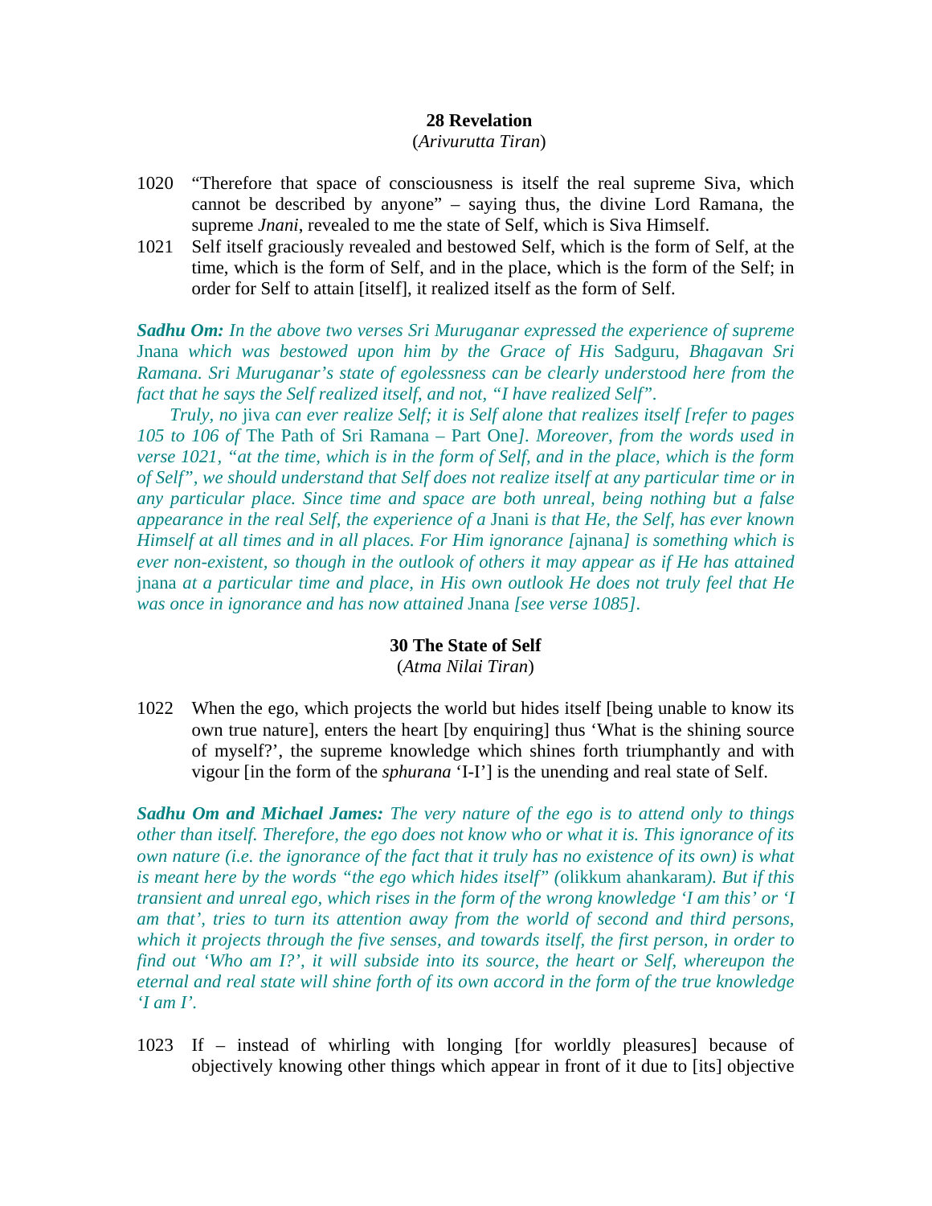### 28 Revelation

(*Arivurutta Tiran*)

1020 "Therefore that space of consciousness is itself the real supreme Siva, which cannot be described by anyone" – saying thus, the divine Lord Ramana, the supreme *Jnani*, revealed to me the state of Self, which is Siva Himself.

1021 Self itself graciously revealed and bestowed Self, which is the form of Self, at the time, which is the form of Self, and in the place, which is the form of the Self; in order for Self to attain [itself], it realized itself as the form of Self.

***Sadhu Om:*** *In the above two verses Sri Muruganar expressed the experience of supreme* Jnana *which was bestowed upon him by the Grace of His* Sadguru*, Bhagavan Sri Ramana. Sri Muruganar's state of egolessness can be clearly understood here from the fact that he says the Self realized itself, and not, "I have realized Self".*

*Truly, no* jiva *can ever realize Self; it is Self alone that realizes itself [refer to pages 105 to 106 of* The Path of Sri Ramana – Part One*]. Moreover, from the words used in verse 1021, "at the time, which is in the form of Self, and in the place, which is the form of Self", we should understand that Self does not realize itself at any particular time or in any particular place. Since time and space are both unreal, being nothing but a false appearance in the real Self, the experience of a* Jnani *is that He, the Self, has ever known Himself at all times and in all places. For Him ignorance [*ajnana*] is something which is ever non-existent, so though in the outlook of others it may appear as if He has attained* jnana *at a particular time and place, in His own outlook He does not truly feel that He was once in ignorance and has now attained* Jnana *[see verse 1085].*

### 30 The State of Self

(*Atma Nilai Tiran*)

1022 When the ego, which projects the world but hides itself [being unable to know its own true nature], enters the heart [by enquiring] thus 'What is the shining source of myself?', the supreme knowledge which shines forth triumphantly and with vigour [in the form of the *sphurana* 'I-I'] is the unending and real state of Self.

***Sadhu Om and Michael James:*** *The very nature of the ego is to attend only to things other than itself. Therefore, the ego does not know who or what it is. This ignorance of its own nature (i.e. the ignorance of the fact that it truly has no existence of its own) is what is meant here by the words "the ego which hides itself" (*olikkum ahankaram*). But if this transient and unreal ego, which rises in the form of the wrong knowledge 'I am this' or 'I am that', tries to turn its attention away from the world of second and third persons, which it projects through the five senses, and towards itself, the first person, in order to find out 'Who am I?', it will subside into its source, the heart or Self, whereupon the eternal and real state will shine forth of its own accord in the form of the true knowledge 'I am I'.*

1023 If – instead of whirling with longing [for worldly pleasures] because of objectively knowing other things which appear in front of it due to [its] objective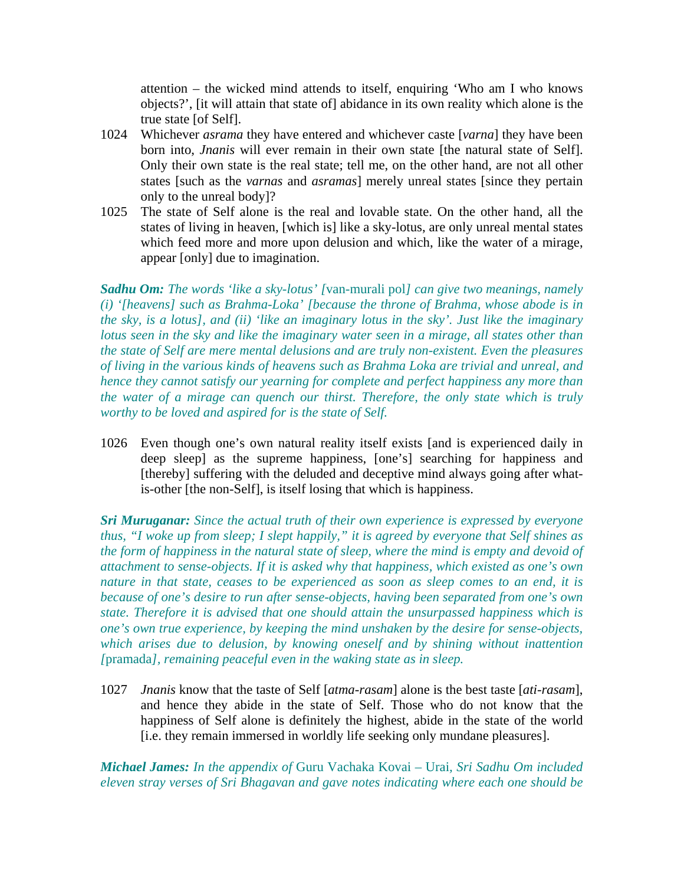attention – the wicked mind attends to itself, enquiring 'Who am I who knows objects?', [it will attain that state of] abidance in its own reality which alone is the true state [of Self].

1024 Whichever *asrama* they have entered and whichever caste [*varna*] they have been born into, *Jnanis* will ever remain in their own state [the natural state of Self]. Only their own state is the real state; tell me, on the other hand, are not all other states [such as the *varnas* and *asramas*] merely unreal states [since they pertain only to the unreal body]?

1025 The state of Self alone is the real and lovable state. On the other hand, all the states of living in heaven, [which is] like a sky-lotus, are only unreal mental states which feed more and more upon delusion and which, like the water of a mirage, appear [only] due to imagination.

***Sadhu Om:*** *The words 'like a sky-lotus' [*van-murali pol*] can give two meanings, namely (i) '[heavens] such as Brahma-Loka' [because the throne of Brahma, whose abode is in the sky, is a lotus], and (ii) 'like an imaginary lotus in the sky'. Just like the imaginary lotus seen in the sky and like the imaginary water seen in a mirage, all states other than the state of Self are mere mental delusions and are truly non-existent. Even the pleasures of living in the various kinds of heavens such as Brahma Loka are trivial and unreal, and hence they cannot satisfy our yearning for complete and perfect happiness any more than the water of a mirage can quench our thirst. Therefore, the only state which is truly worthy to be loved and aspired for is the state of Self.*

1026 Even though one's own natural reality itself exists [and is experienced daily in deep sleep] as the supreme happiness, [one's] searching for happiness and [thereby] suffering with the deluded and deceptive mind always going after what-is-other [the non-Self], is itself losing that which is happiness.

***Sri Muruganar:*** *Since the actual truth of their own experience is expressed by everyone thus, "I woke up from sleep; I slept happily," it is agreed by everyone that Self shines as the form of happiness in the natural state of sleep, where the mind is empty and devoid of attachment to sense-objects. If it is asked why that happiness, which existed as one's own nature in that state, ceases to be experienced as soon as sleep comes to an end, it is because of one's desire to run after sense-objects, having been separated from one's own state. Therefore it is advised that one should attain the unsurpassed happiness which is one's own true experience, by keeping the mind unshaken by the desire for sense-objects, which arises due to delusion, by knowing oneself and by shining without inattention [*pramada*], remaining peaceful even in the waking state as in sleep.*

1027 *Jnanis* know that the taste of Self [*atma-rasam*] alone is the best taste [*ati-rasam*], and hence they abide in the state of Self. Those who do not know that the happiness of Self alone is definitely the highest, abide in the state of the world [i.e. they remain immersed in worldly life seeking only mundane pleasures].

***Michael James:*** *In the appendix of* Guru Vachaka Kovai – Urai*, Sri Sadhu Om included eleven stray verses of Sri Bhagavan and gave notes indicating where each one should be*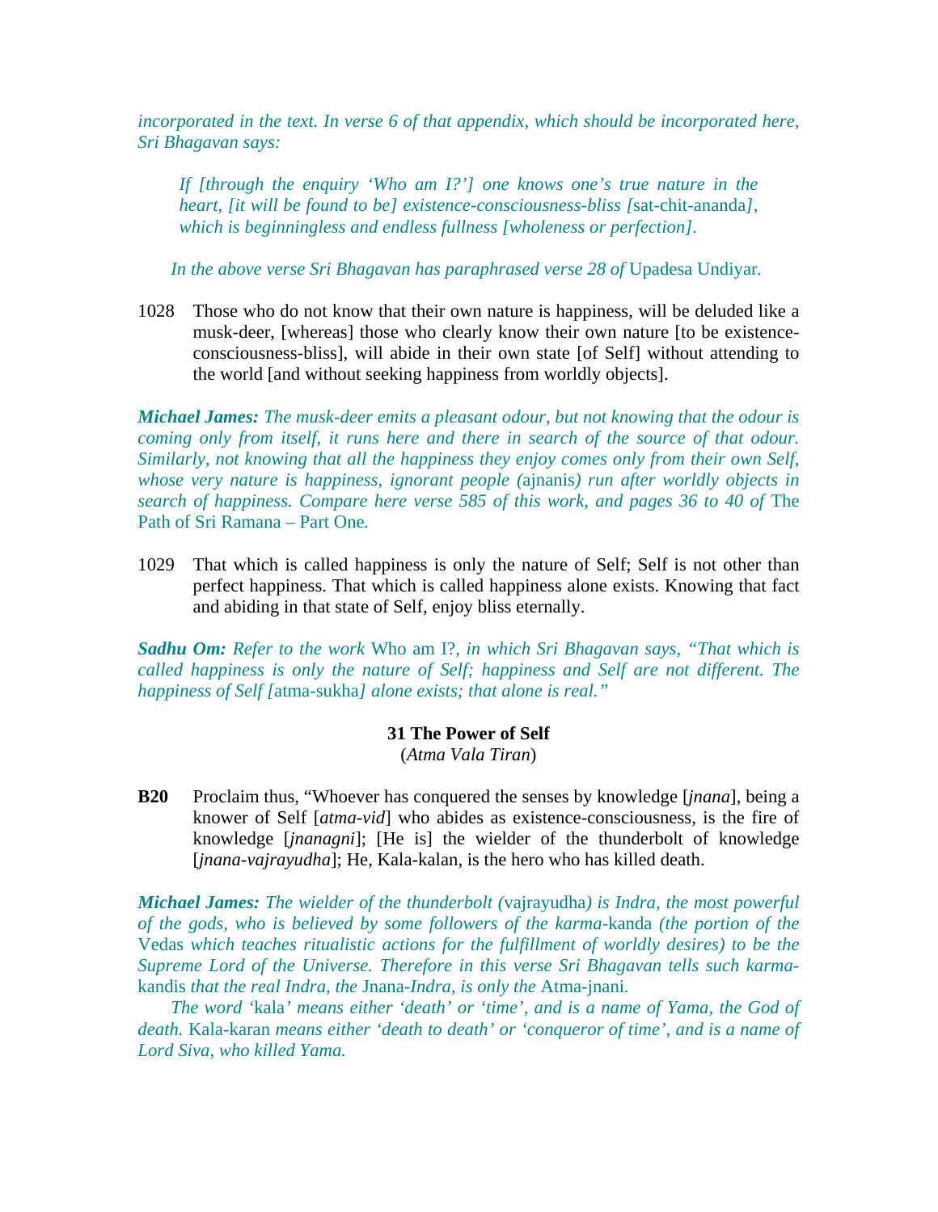*incorporated in the text. In verse 6 of that appendix, which should be incorporated here, Sri Bhagavan says:*

> *If [through the enquiry 'Who am I?'] one knows one's true nature in the heart, [it will be found to be] existence-consciousness-bliss [*sat-chit-ananda*], which is beginningless and endless fullness [wholeness or perfection].*

*In the above verse Sri Bhagavan has paraphrased verse 28 of* Upadesa Undiyar*.*

1028 Those who do not know that their own nature is happiness, will be deluded like a musk-deer, [whereas] those who clearly know their own nature [to be existence-consciousness-bliss], will abide in their own state [of Self] without attending to the world [and without seeking happiness from worldly objects].

***Michael James:*** *The musk-deer emits a pleasant odour, but not knowing that the odour is coming only from itself, it runs here and there in search of the source of that odour. Similarly, not knowing that all the happiness they enjoy comes only from their own Self, whose very nature is happiness, ignorant people (*ajnanis*) run after worldly objects in search of happiness. Compare here verse 585 of this work, and pages 36 to 40 of* The Path of Sri Ramana – Part One*.*

1029 That which is called happiness is only the nature of Self; Self is not other than perfect happiness. That which is called happiness alone exists. Knowing that fact and abiding in that state of Self, enjoy bliss eternally.

***Sadhu Om:*** *Refer to the work* Who am I?*, in which Sri Bhagavan says, "That which is called happiness is only the nature of Self; happiness and Self are not different. The happiness of Self [*atma-sukha*] alone exists; that alone is real."*

## 31 The Power of Self
(*Atma Vala Tiran*)

**B20** Proclaim thus, "Whoever has conquered the senses by knowledge [*jnana*], being a knower of Self [*atma-vid*] who abides as existence-consciousness, is the fire of knowledge [*jnanagni*]; [He is] the wielder of the thunderbolt of knowledge [*jnana-vajrayudha*]; He, Kala-kalan, is the hero who has killed death.

***Michael James:*** *The wielder of the thunderbolt (*vajrayudha*) is Indra, the most powerful of the gods, who is believed by some followers of the karma-*kanda *(the portion of the* Vedas *which teaches ritualistic actions for the fulfillment of worldly desires) to be the Supreme Lord of the Universe. Therefore in this verse Sri Bhagavan tells such karma-*kandis *that the real Indra, the* Jnana*-Indra, is only the* Atma-jnani*.*

*The word '*kala*' means either 'death' or 'time', and is a name of Yama, the God of death.* Kala-karan *means either 'death to death' or 'conqueror of time', and is a name of Lord Siva, who killed Yama.*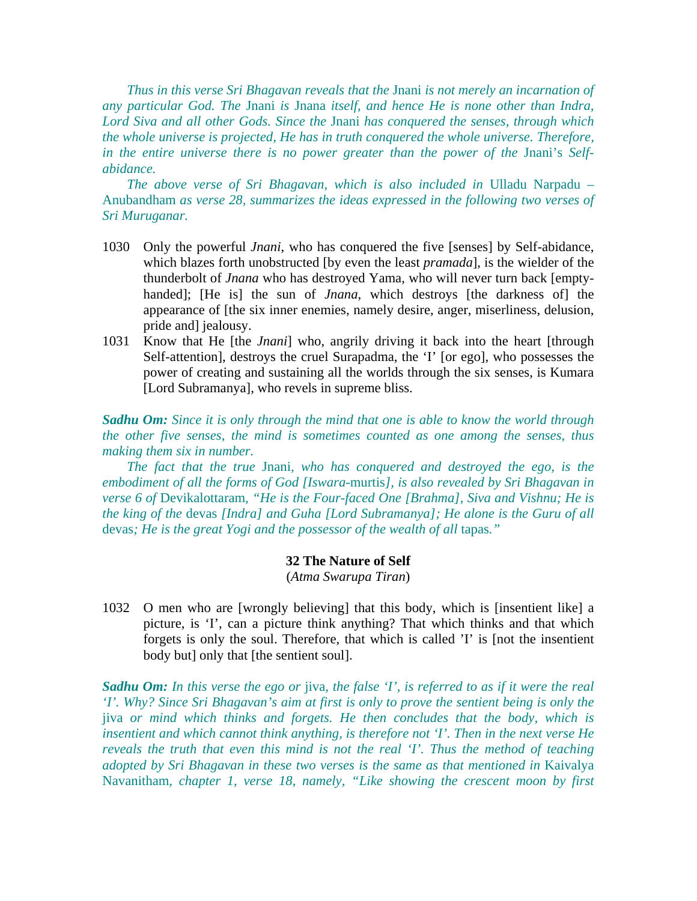*Thus in this verse Sri Bhagavan reveals that the* Jnani *is not merely an incarnation of any particular God. The* Jnani *is* Jnana *itself, and hence He is none other than Indra, Lord Siva and all other Gods. Since the* Jnani *has conquered the senses, through which the whole universe is projected, He has in truth conquered the whole universe. Therefore, in the entire universe there is no power greater than the power of the* Jnani's *Self-abidance.*

*The above verse of Sri Bhagavan, which is also included in* Ulladu Narpadu – Anubandham *as verse 28, summarizes the ideas expressed in the following two verses of Sri Muruganar.*

1030 Only the powerful *Jnani*, who has conquered the five [senses] by Self-abidance, which blazes forth unobstructed [by even the least *pramada*], is the wielder of the thunderbolt of *Jnana* who has destroyed Yama, who will never turn back [empty-handed]; [He is] the sun of *Jnana*, which destroys [the darkness of] the appearance of [the six inner enemies, namely desire, anger, miserliness, delusion, pride and] jealousy.

1031 Know that He [the *Jnani*] who, angrily driving it back into the heart [through Self-attention], destroys the cruel Surapadma, the 'I' [or ego], who possesses the power of creating and sustaining all the worlds through the six senses, is Kumara [Lord Subramanya], who revels in supreme bliss.

***Sadhu Om:*** *Since it is only through the mind that one is able to know the world through the other five senses, the mind is sometimes counted as one among the senses, thus making them six in number.*

*The fact that the true* Jnani, *who has conquered and destroyed the ego, is the embodiment of all the forms of God [Iswara-*murtis*], is also revealed by Sri Bhagavan in verse 6 of* Devikalottaram, *"He is the Four-faced One [Brahma], Siva and Vishnu; He is the king of the* devas *[Indra] and Guha [Lord Subramanya]; He alone is the Guru of all* devas*; He is the great Yogi and the possessor of the wealth of all* tapas*."*

## 32 The Nature of Self

(*Atma Swarupa Tiran*)

1032 O men who are [wrongly believing] that this body, which is [insentient like] a picture, is 'I', can a picture think anything? That which thinks and that which forgets is only the soul. Therefore, that which is called 'I' is [not the insentient body but] only that [the sentient soul].

***Sadhu Om:*** *In this verse the ego or* jiva, *the false 'I', is referred to as if it were the real 'I'. Why? Since Sri Bhagavan's aim at first is only to prove the sentient being is only the* jiva *or mind which thinks and forgets. He then concludes that the body, which is insentient and which cannot think anything, is therefore not 'I'. Then in the next verse He reveals the truth that even this mind is not the real 'I'. Thus the method of teaching adopted by Sri Bhagavan in these two verses is the same as that mentioned in* Kaivalya Navanitham, *chapter 1, verse 18, namely, "Like showing the crescent moon by first*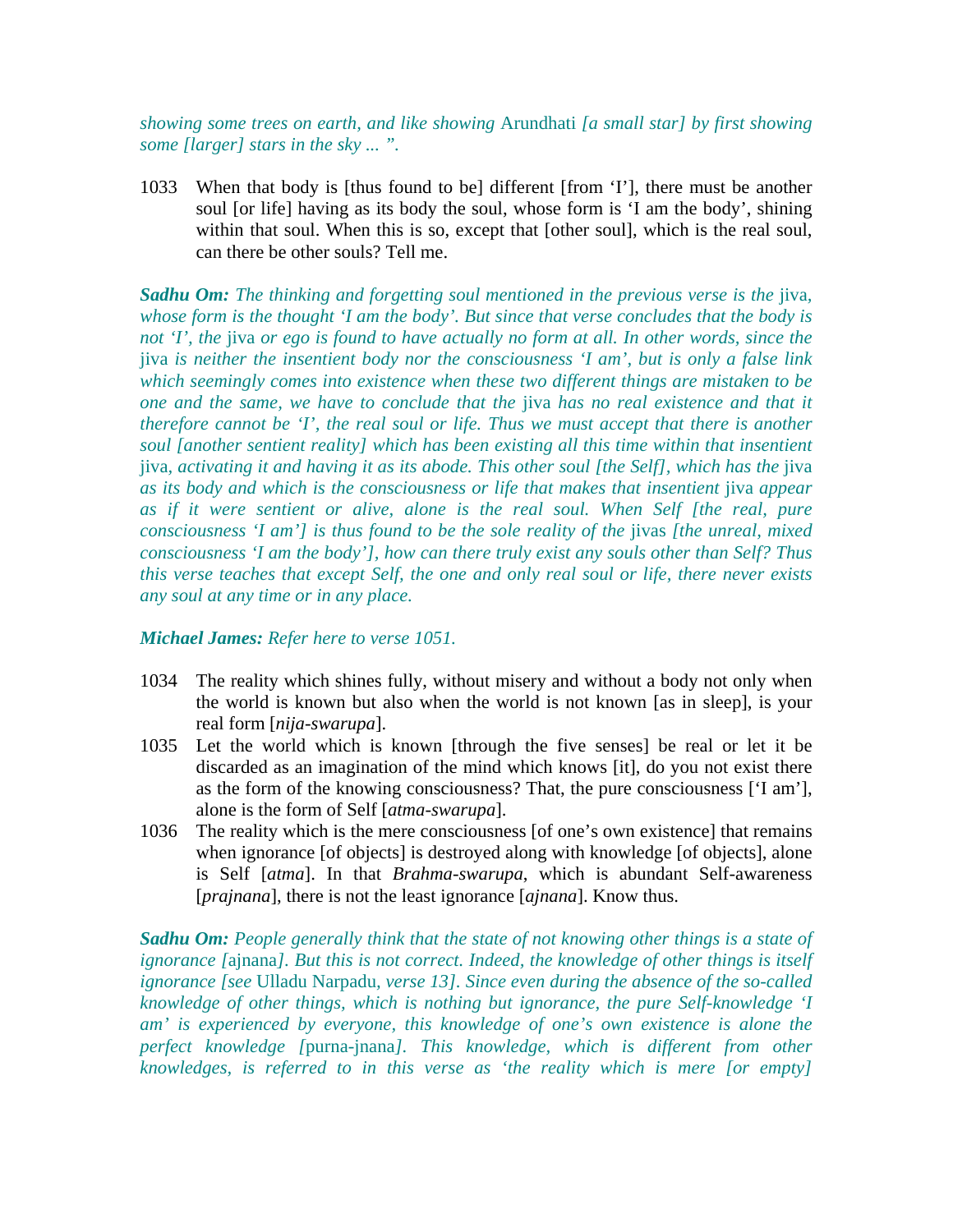*showing some trees on earth, and like showing* Arundhati *[a small star] by first showing some [larger] stars in the sky ... ".*

1033 When that body is [thus found to be] different [from 'I'], there must be another soul [or life] having as its body the soul, whose form is 'I am the body', shining within that soul. When this is so, except that [other soul], which is the real soul, can there be other souls? Tell me.

***Sadhu Om:** The thinking and forgetting soul mentioned in the previous verse is the* jiva*, whose form is the thought 'I am the body'. But since that verse concludes that the body is not 'I', the* jiva *or ego is found to have actually no form at all. In other words, since the* jiva *is neither the insentient body nor the consciousness 'I am', but is only a false link which seemingly comes into existence when these two different things are mistaken to be one and the same, we have to conclude that the* jiva *has no real existence and that it therefore cannot be 'I', the real soul or life. Thus we must accept that there is another soul [another sentient reality] which has been existing all this time within that insentient* jiva*, activating it and having it as its abode. This other soul [the Self], which has the* jiva *as its body and which is the consciousness or life that makes that insentient* jiva *appear as if it were sentient or alive, alone is the real soul. When Self [the real, pure consciousness 'I am'] is thus found to be the sole reality of the* jivas *[the unreal, mixed consciousness 'I am the body'], how can there truly exist any souls other than Self? Thus this verse teaches that except Self, the one and only real soul or life, there never exists any soul at any time or in any place.*

***Michael James:** Refer here to verse 1051.*

1034 The reality which shines fully, without misery and without a body not only when the world is known but also when the world is not known [as in sleep], is your real form [*nija-swarupa*].

1035 Let the world which is known [through the five senses] be real or let it be discarded as an imagination of the mind which knows [it], do you not exist there as the form of the knowing consciousness? That, the pure consciousness ['I am'], alone is the form of Self [*atma-swarupa*].

1036 The reality which is the mere consciousness [of one's own existence] that remains when ignorance [of objects] is destroyed along with knowledge [of objects], alone is Self [*atma*]. In that *Brahma-swarupa*, which is abundant Self-awareness [*prajnana*], there is not the least ignorance [*ajnana*]. Know thus.

***Sadhu Om:** People generally think that the state of not knowing other things is a state of ignorance [*ajnana*]. But this is not correct. Indeed, the knowledge of other things is itself ignorance [see* Ulladu Narpadu*, verse 13]. Since even during the absence of the so-called knowledge of other things, which is nothing but ignorance, the pure Self-knowledge 'I am' is experienced by everyone, this knowledge of one's own existence is alone the perfect knowledge [*purna-jnana*]. This knowledge, which is different from other knowledges, is referred to in this verse as 'the reality which is mere [or empty]*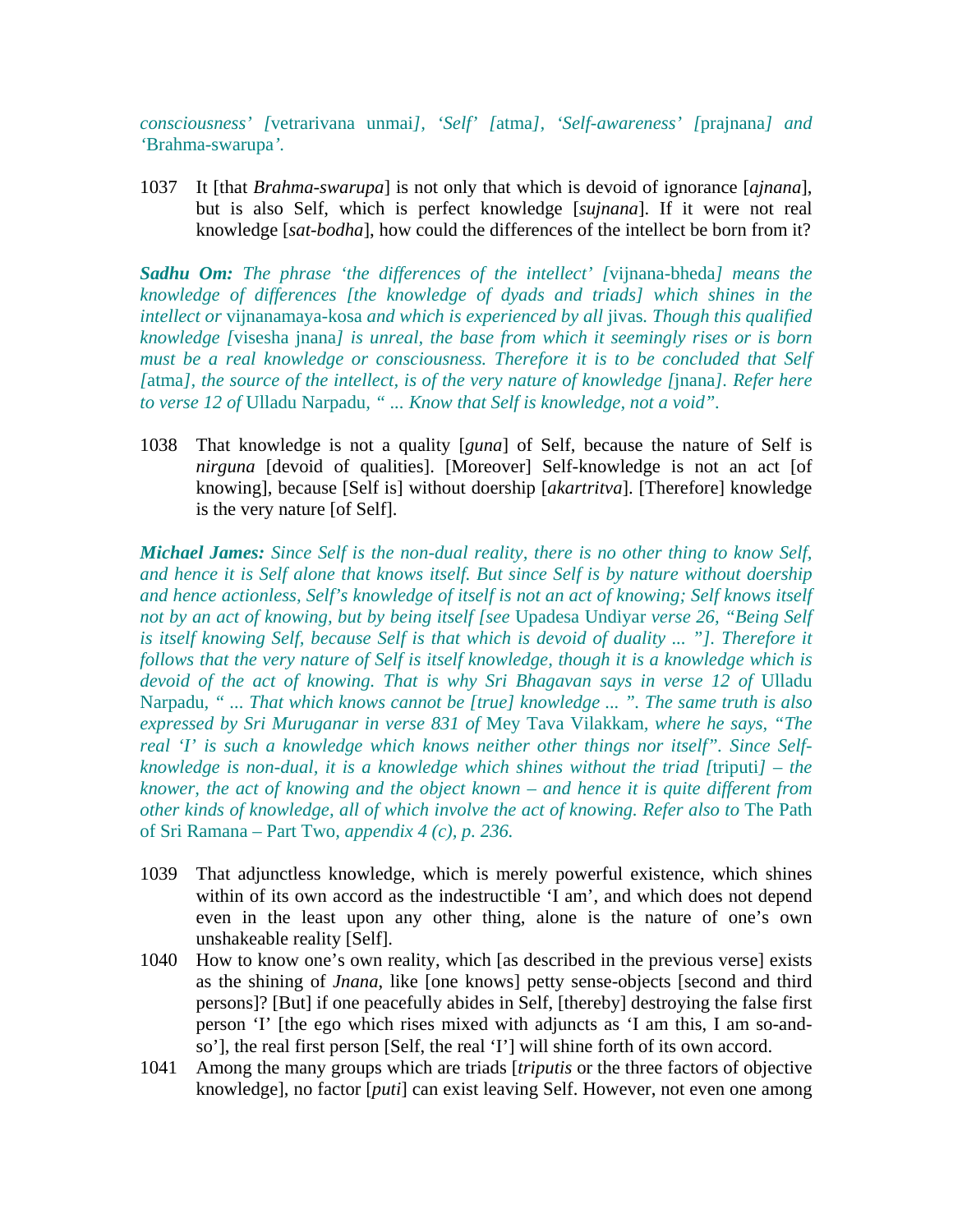*consciousness' [*vetrarivana unmai*], 'Self' [*atma*], 'Self-awareness' [*prajnana*] and '*Brahma-swarupa*'.*

1037 It [that *Brahma-swarupa*] is not only that which is devoid of ignorance [*ajnana*], but is also Self, which is perfect knowledge [*sujnana*]. If it were not real knowledge [*sat-bodha*], how could the differences of the intellect be born from it?

***Sadhu Om:** The phrase 'the differences of the intellect' [*vijnana-bheda*] means the knowledge of differences [the knowledge of dyads and triads] which shines in the intellect or *vijnanamaya-kosa* and which is experienced by all *jivas*. Though this qualified knowledge [*visesha jnana*] is unreal, the base from which it seemingly rises or is born must be a real knowledge or consciousness. Therefore it is to be concluded that Self [*atma*], the source of the intellect, is of the very nature of knowledge [*jnana*]. Refer here to verse 12 of *Ulladu Narpadu*, " ... Know that Self is knowledge, not a void".*

1038 That knowledge is not a quality [*guna*] of Self, because the nature of Self is *nirguna* [devoid of qualities]. [Moreover] Self-knowledge is not an act [of knowing], because [Self is] without doership [*akartritva*]. [Therefore] knowledge is the very nature [of Self].

***Michael James:** Since Self is the non-dual reality, there is no other thing to know Self, and hence it is Self alone that knows itself. But since Self is by nature without doership and hence actionless, Self's knowledge of itself is not an act of knowing; Self knows itself not by an act of knowing, but by being itself [see *Upadesa Undiyar* verse 26, "Being Self is itself knowing Self, because Self is that which is devoid of duality ... "]. Therefore it follows that the very nature of Self is itself knowledge, though it is a knowledge which is devoid of the act of knowing. That is why Sri Bhagavan says in verse 12 of *Ulladu Narpadu*, " ... That which knows cannot be [true] knowledge ... ". The same truth is also expressed by Sri Muruganar in verse 831 of *Mey Tava Vilakkam*, where he says, "The real 'I' is such a knowledge which knows neither other things nor itself". Since Self-knowledge is non-dual, it is a knowledge which shines without the triad [*triputi*] – the knower, the act of knowing and the object known – and hence it is quite different from other kinds of knowledge, all of which involve the act of knowing. Refer also to *The Path of Sri Ramana – Part Two*, appendix 4 (c), p. 236.*

1039 That adjunctless knowledge, which is merely powerful existence, which shines within of its own accord as the indestructible 'I am', and which does not depend even in the least upon any other thing, alone is the nature of one's own unshakeable reality [Self].

1040 How to know one's own reality, which [as described in the previous verse] exists as the shining of *Jnana*, like [one knows] petty sense-objects [second and third persons]? [But] if one peacefully abides in Self, [thereby] destroying the false first person 'I' [the ego which rises mixed with adjuncts as 'I am this, I am so-and-so'], the real first person [Self, the real 'I'] will shine forth of its own accord.

1041 Among the many groups which are triads [*triputis* or the three factors of objective knowledge], no factor [*puti*] can exist leaving Self. However, not even one among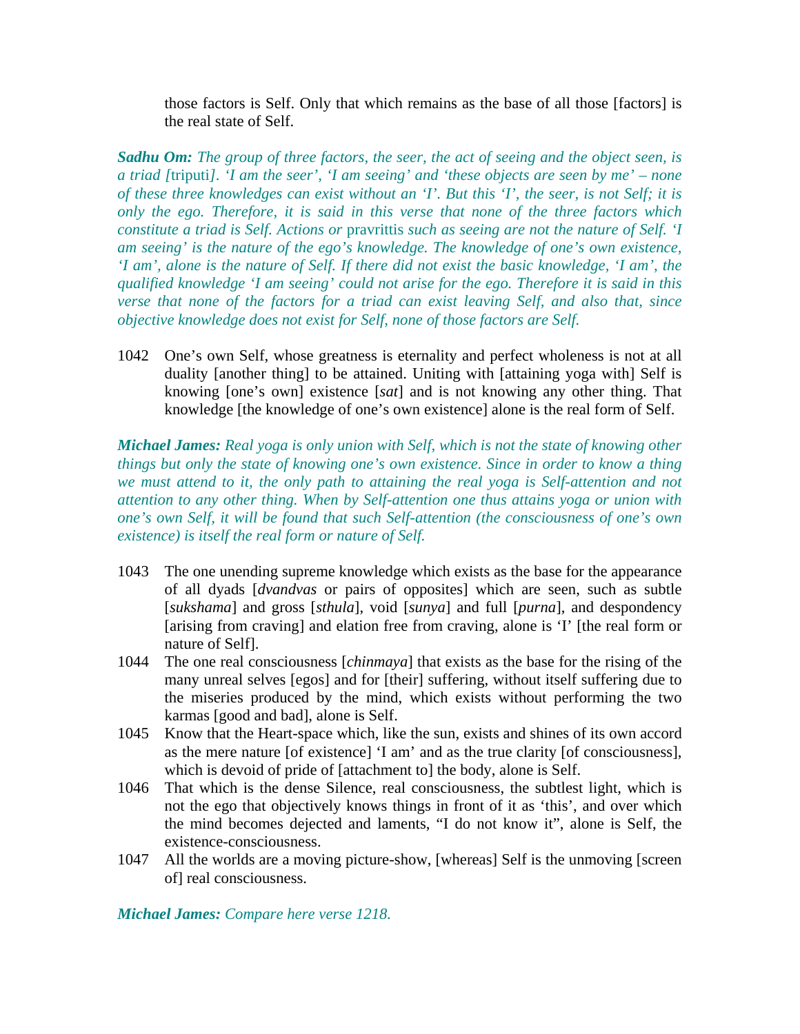those factors is Self. Only that which remains as the base of all those [factors] is the real state of Self.

***Sadhu Om:*** *The group of three factors, the seer, the act of seeing and the object seen, is a triad [*triputi*]. 'I am the seer', 'I am seeing' and 'these objects are seen by me' – none of these three knowledges can exist without an 'I'. But this 'I', the seer, is not Self; it is only the ego. Therefore, it is said in this verse that none of the three factors which constitute a triad is Self. Actions or* pravrittis *such as seeing are not the nature of Self. 'I am seeing' is the nature of the ego's knowledge. The knowledge of one's own existence, 'I am', alone is the nature of Self. If there did not exist the basic knowledge, 'I am', the qualified knowledge 'I am seeing' could not arise for the ego. Therefore it is said in this verse that none of the factors for a triad can exist leaving Self, and also that, since objective knowledge does not exist for Self, none of those factors are Self.*

1042 One's own Self, whose greatness is eternality and perfect wholeness is not at all duality [another thing] to be attained. Uniting with [attaining yoga with] Self is knowing [one's own] existence [*sat*] and is not knowing any other thing. That knowledge [the knowledge of one's own existence] alone is the real form of Self.

***Michael James:*** *Real yoga is only union with Self, which is not the state of knowing other things but only the state of knowing one's own existence. Since in order to know a thing we must attend to it, the only path to attaining the real yoga is Self-attention and not attention to any other thing. When by Self-attention one thus attains yoga or union with one's own Self, it will be found that such Self-attention (the consciousness of one's own existence) is itself the real form or nature of Self.*

1043 The one unending supreme knowledge which exists as the base for the appearance of all dyads [*dvandvas* or pairs of opposites] which are seen, such as subtle [*sukshama*] and gross [*sthula*], void [*sunya*] and full [*purna*], and despondency [arising from craving] and elation free from craving, alone is 'I' [the real form or nature of Self].

1044 The one real consciousness [*chinmaya*] that exists as the base for the rising of the many unreal selves [egos] and for [their] suffering, without itself suffering due to the miseries produced by the mind, which exists without performing the two karmas [good and bad], alone is Self.

1045 Know that the Heart-space which, like the sun, exists and shines of its own accord as the mere nature [of existence] 'I am' and as the true clarity [of consciousness], which is devoid of pride of [attachment to] the body, alone is Self.

1046 That which is the dense Silence, real consciousness, the subtlest light, which is not the ego that objectively knows things in front of it as 'this', and over which the mind becomes dejected and laments, "I do not know it", alone is Self, the existence-consciousness.

1047 All the worlds are a moving picture-show, [whereas] Self is the unmoving [screen of] real consciousness.

***Michael James:*** *Compare here verse 1218.*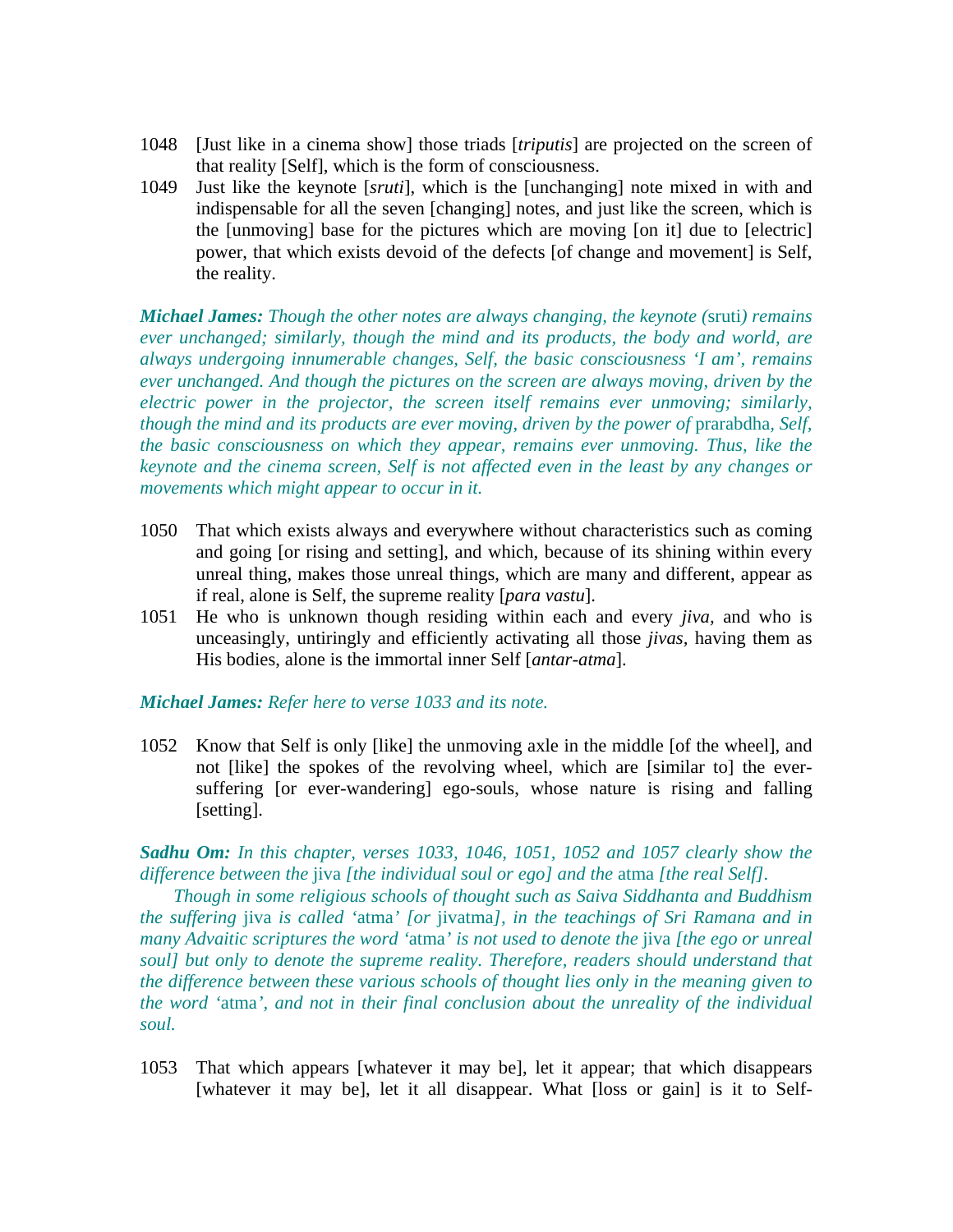1048 [Just like in a cinema show] those triads [*triputis*] are projected on the screen of that reality [Self], which is the form of consciousness.

1049 Just like the keynote [*sruti*], which is the [unchanging] note mixed in with and indispensable for all the seven [changing] notes, and just like the screen, which is the [unmoving] base for the pictures which are moving [on it] due to [electric] power, that which exists devoid of the defects [of change and movement] is Self, the reality.

***Michael James:*** *Though the other notes are always changing, the keynote (*sruti*) remains ever unchanged; similarly, though the mind and its products, the body and world, are always undergoing innumerable changes, Self, the basic consciousness 'I am', remains ever unchanged. And though the pictures on the screen are always moving, driven by the electric power in the projector, the screen itself remains ever unmoving; similarly, though the mind and its products are ever moving, driven by the power of* prarabdha*, Self, the basic consciousness on which they appear, remains ever unmoving. Thus, like the keynote and the cinema screen, Self is not affected even in the least by any changes or movements which might appear to occur in it.*

1050 That which exists always and everywhere without characteristics such as coming and going [or rising and setting], and which, because of its shining within every unreal thing, makes those unreal things, which are many and different, appear as if real, alone is Self, the supreme reality [*para vastu*].

1051 He who is unknown though residing within each and every *jiva*, and who is unceasingly, untiringly and efficiently activating all those *jivas*, having them as His bodies, alone is the immortal inner Self [*antar-atma*].

***Michael James:*** *Refer here to verse 1033 and its note.*

1052 Know that Self is only [like] the unmoving axle in the middle [of the wheel], and not [like] the spokes of the revolving wheel, which are [similar to] the ever-suffering [or ever-wandering] ego-souls, whose nature is rising and falling [setting].

***Sadhu Om:*** *In this chapter, verses 1033, 1046, 1051, 1052 and 1057 clearly show the difference between the* jiva *[the individual soul or ego] and the* atma *[the real Self].*

*Though in some religious schools of thought such as Saiva Siddhanta and Buddhism the suffering* jiva *is called '*atma*' [or* jivatma*], in the teachings of Sri Ramana and in many Advaitic scriptures the word '*atma*' is not used to denote the* jiva *[the ego or unreal soul] but only to denote the supreme reality. Therefore, readers should understand that the difference between these various schools of thought lies only in the meaning given to the word '*atma*', and not in their final conclusion about the unreality of the individual soul.*

1053 That which appears [whatever it may be], let it appear; that which disappears [whatever it may be], let it all disappear. What [loss or gain] is it to Self-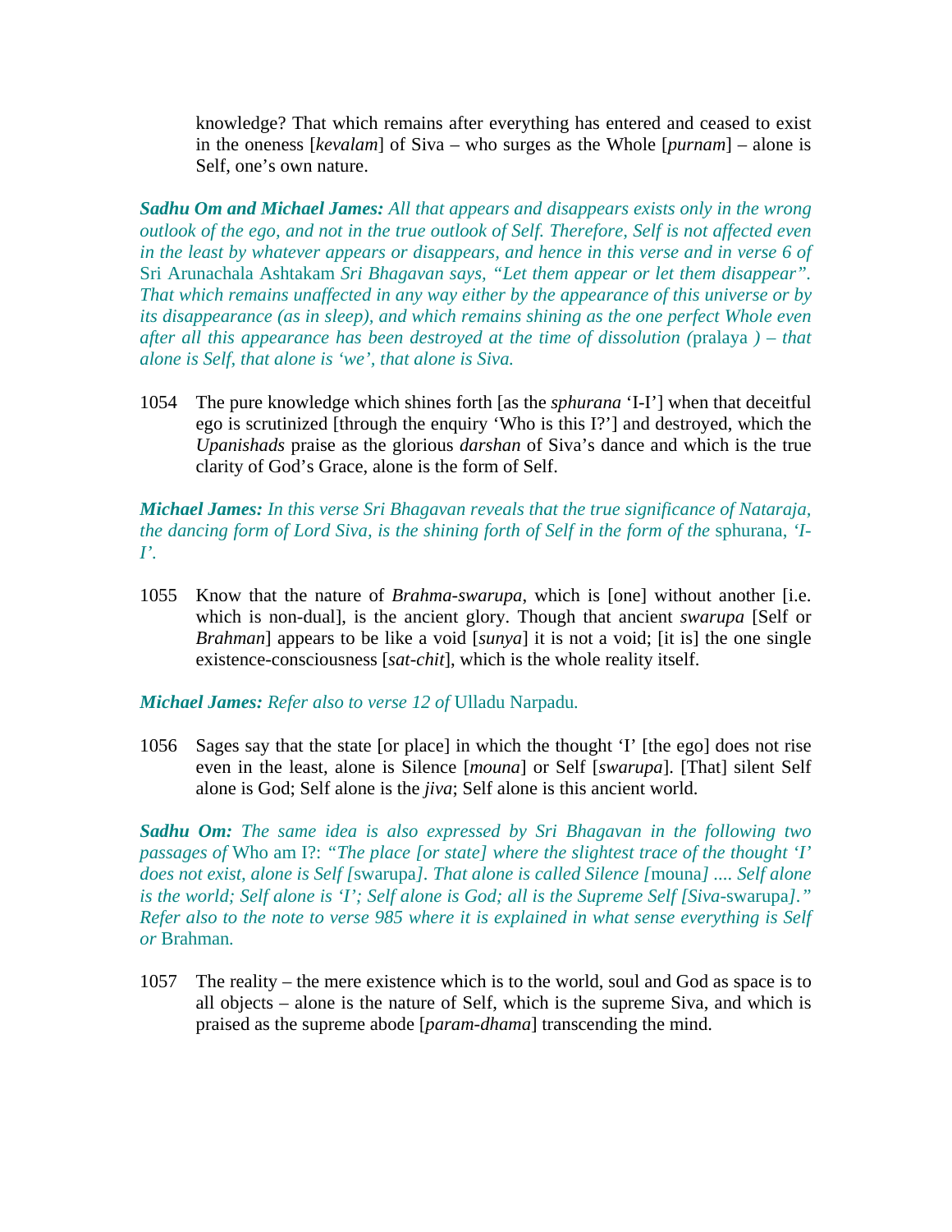knowledge? That which remains after everything has entered and ceased to exist in the oneness [*kevalam*] of Siva – who surges as the Whole [*purnam*] – alone is Self, one's own nature.

***Sadhu Om and Michael James:*** *All that appears and disappears exists only in the wrong outlook of the ego, and not in the true outlook of Self. Therefore, Self is not affected even in the least by whatever appears or disappears, and hence in this verse and in verse 6 of* Sri Arunachala Ashtakam *Sri Bhagavan says, "Let them appear or let them disappear". That which remains unaffected in any way either by the appearance of this universe or by its disappearance (as in sleep), and which remains shining as the one perfect Whole even after all this appearance has been destroyed at the time of dissolution (*pralaya *) – that alone is Self, that alone is 'we', that alone is Siva.*

1054 The pure knowledge which shines forth [as the *sphurana* 'I-I'] when that deceitful ego is scrutinized [through the enquiry 'Who is this I?'] and destroyed, which the *Upanishads* praise as the glorious *darshan* of Siva's dance and which is the true clarity of God's Grace, alone is the form of Self.

***Michael James:*** *In this verse Sri Bhagavan reveals that the true significance of Nataraja, the dancing form of Lord Siva, is the shining forth of Self in the form of the* sphurana, *'I-I'.*

1055 Know that the nature of *Brahma-swarupa*, which is [one] without another [i.e. which is non-dual], is the ancient glory. Though that ancient *swarupa* [Self or *Brahman*] appears to be like a void [*sunya*] it is not a void; [it is] the one single existence-consciousness [*sat-chit*], which is the whole reality itself.

***Michael James:*** *Refer also to verse 12 of* Ulladu Narpadu*.*

1056 Sages say that the state [or place] in which the thought 'I' [the ego] does not rise even in the least, alone is Silence [*mouna*] or Self [*swarupa*]. [That] silent Self alone is God; Self alone is the *jiva*; Self alone is this ancient world.

***Sadhu Om:*** *The same idea is also expressed by Sri Bhagavan in the following two passages of* Who am I?: *"The place [or state] where the slightest trace of the thought 'I' does not exist, alone is Self [*swarupa*]. That alone is called Silence [*mouna*] .... Self alone is the world; Self alone is 'I'; Self alone is God; all is the Supreme Self [Siva-*swarupa*]." Refer also to the note to verse 985 where it is explained in what sense everything is Self or* Brahman*.*

1057 The reality – the mere existence which is to the world, soul and God as space is to all objects – alone is the nature of Self, which is the supreme Siva, and which is praised as the supreme abode [*param-dhama*] transcending the mind.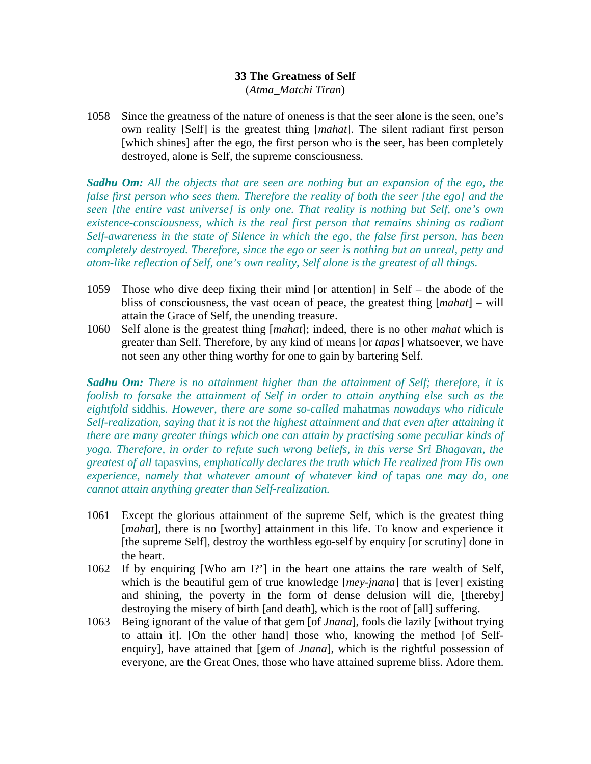## 33 The Greatness of Self
(*Atma_Matchi Tiran*)

1058 Since the greatness of the nature of oneness is that the seer alone is the seen, one's own reality [Self] is the greatest thing [*mahat*]. The silent radiant first person [which shines] after the ego, the first person who is the seer, has been completely destroyed, alone is Self, the supreme consciousness.

***Sadhu Om:*** *All the objects that are seen are nothing but an expansion of the ego, the false first person who sees them. Therefore the reality of both the seer [the ego] and the seen [the entire vast universe] is only one. That reality is nothing but Self, one's own existence-consciousness, which is the real first person that remains shining as radiant Self-awareness in the state of Silence in which the ego, the false first person, has been completely destroyed. Therefore, since the ego or seer is nothing but an unreal, petty and atom-like reflection of Self, one's own reality, Self alone is the greatest of all things.*

1059 Those who dive deep fixing their mind [or attention] in Self – the abode of the bliss of consciousness, the vast ocean of peace, the greatest thing [*mahat*] – will attain the Grace of Self, the unending treasure.

1060 Self alone is the greatest thing [*mahat*]; indeed, there is no other *mahat* which is greater than Self. Therefore, by any kind of means [or *tapas*] whatsoever, we have not seen any other thing worthy for one to gain by bartering Self.

***Sadhu Om:*** *There is no attainment higher than the attainment of Self; therefore, it is foolish to forsake the attainment of Self in order to attain anything else such as the eightfold* siddhis*. However, there are some so-called* mahatmas *nowadays who ridicule Self-realization, saying that it is not the highest attainment and that even after attaining it there are many greater things which one can attain by practising some peculiar kinds of yoga. Therefore, in order to refute such wrong beliefs, in this verse Sri Bhagavan, the greatest of all* tapasvins*, emphatically declares the truth which He realized from His own experience, namely that whatever amount of whatever kind of* tapas *one may do, one cannot attain anything greater than Self-realization.*

1061 Except the glorious attainment of the supreme Self, which is the greatest thing [*mahat*], there is no [worthy] attainment in this life. To know and experience it [the supreme Self], destroy the worthless ego-self by enquiry [or scrutiny] done in the heart.

1062 If by enquiring [Who am I?'] in the heart one attains the rare wealth of Self, which is the beautiful gem of true knowledge [*mey-jnana*] that is [ever] existing and shining, the poverty in the form of dense delusion will die, [thereby] destroying the misery of birth [and death], which is the root of [all] suffering.

1063 Being ignorant of the value of that gem [of *Jnana*], fools die lazily [without trying to attain it]. [On the other hand] those who, knowing the method [of Self-enquiry], have attained that [gem of *Jnana*], which is the rightful possession of everyone, are the Great Ones, those who have attained supreme bliss. Adore them.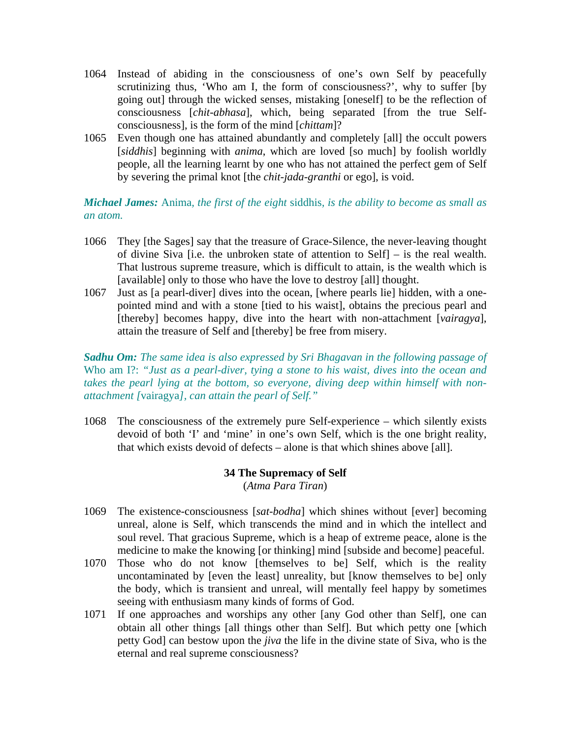1064 Instead of abiding in the consciousness of one's own Self by peacefully scrutinizing thus, 'Who am I, the form of consciousness?', why to suffer [by going out] through the wicked senses, mistaking [oneself] to be the reflection of consciousness [*chit-abhasa*], which, being separated [from the true Self-consciousness], is the form of the mind [*chittam*]?

1065 Even though one has attained abundantly and completely [all] the occult powers [*siddhis*] beginning with *anima*, which are loved [so much] by foolish worldly people, all the learning learnt by one who has not attained the perfect gem of Self by severing the primal knot [the *chit-jada-granthi* or ego], is void.

***Michael James:*** Anima, *the first of the eight* siddhis, *is the ability to become as small as an atom.*

1066 They [the Sages] say that the treasure of Grace-Silence, the never-leaving thought of divine Siva [i.e. the unbroken state of attention to Self] – is the real wealth. That lustrous supreme treasure, which is difficult to attain, is the wealth which is [available] only to those who have the love to destroy [all] thought.

1067 Just as [a pearl-diver] dives into the ocean, [where pearls lie] hidden, with a one-pointed mind and with a stone [tied to his waist], obtains the precious pearl and [thereby] becomes happy, dive into the heart with non-attachment [*vairagya*], attain the treasure of Self and [thereby] be free from misery.

***Sadhu Om:*** *The same idea is also expressed by Sri Bhagavan in the following passage of* Who am I?: *"Just as a pearl-diver, tying a stone to his waist, dives into the ocean and takes the pearl lying at the bottom, so everyone, diving deep within himself with non-attachment [*vairagya*], can attain the pearl of Self."*

1068 The consciousness of the extremely pure Self-experience – which silently exists devoid of both 'I' and 'mine' in one's own Self, which is the one bright reality, that which exists devoid of defects – alone is that which shines above [all].

## 34 The Supremacy of Self

(*Atma Para Tiran*)

1069 The existence-consciousness [*sat-bodha*] which shines without [ever] becoming unreal, alone is Self, which transcends the mind and in which the intellect and soul revel. That gracious Supreme, which is a heap of extreme peace, alone is the medicine to make the knowing [or thinking] mind [subside and become] peaceful.

1070 Those who do not know [themselves to be] Self, which is the reality uncontaminated by [even the least] unreality, but [know themselves to be] only the body, which is transient and unreal, will mentally feel happy by sometimes seeing with enthusiasm many kinds of forms of God.

1071 If one approaches and worships any other [any God other than Self], one can obtain all other things [all things other than Self]. But which petty one [which petty God] can bestow upon the *jiva* the life in the divine state of Siva, who is the eternal and real supreme consciousness?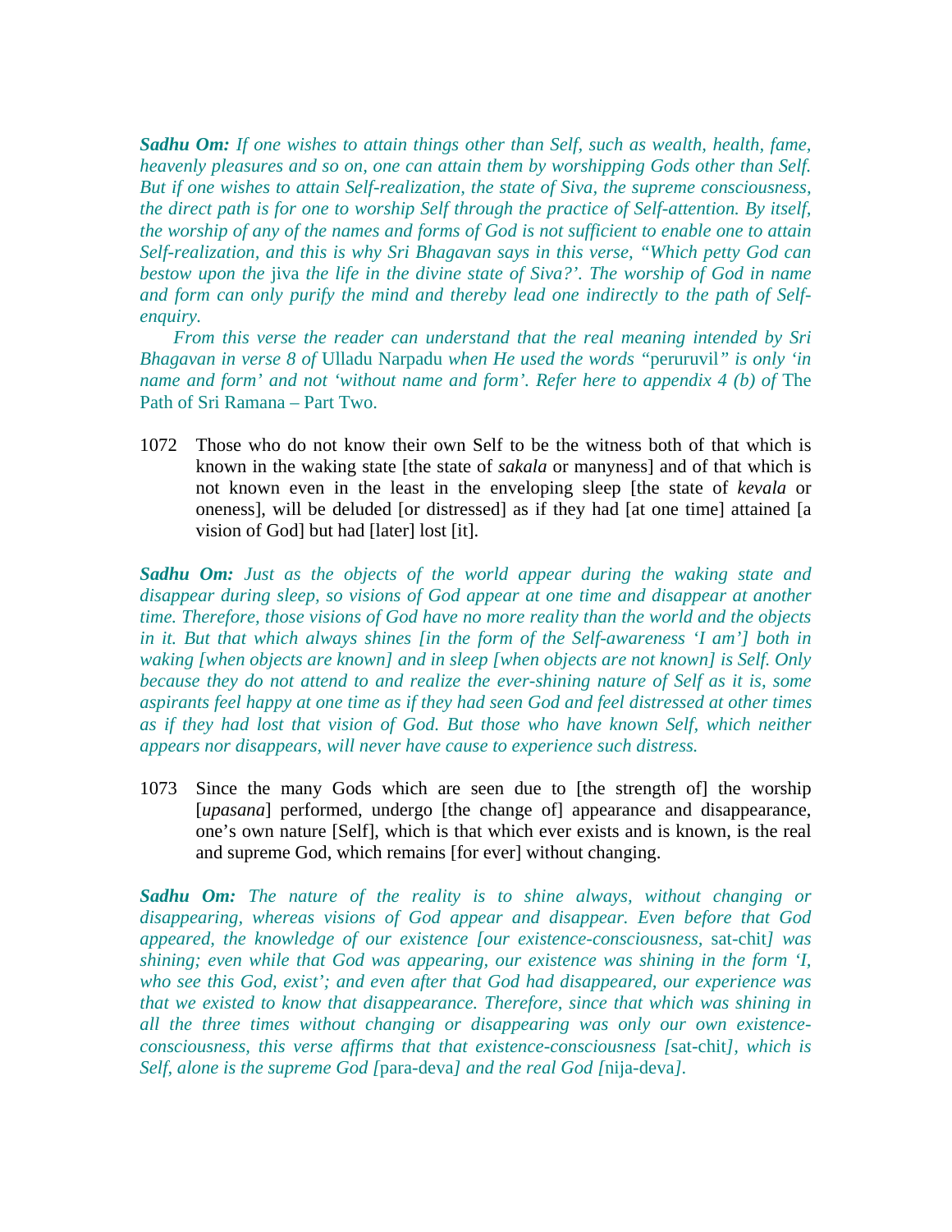***Sadhu Om:*** *If one wishes to attain things other than Self, such as wealth, health, fame, heavenly pleasures and so on, one can attain them by worshipping Gods other than Self. But if one wishes to attain Self-realization, the state of Siva, the supreme consciousness, the direct path is for one to worship Self through the practice of Self-attention. By itself, the worship of any of the names and forms of God is not sufficient to enable one to attain Self-realization, and this is why Sri Bhagavan says in this verse, "Which petty God can bestow upon the* jiva *the life in the divine state of Siva?'. The worship of God in name and form can only purify the mind and thereby lead one indirectly to the path of Self-enquiry.*

*From this verse the reader can understand that the real meaning intended by Sri Bhagavan in verse 8 of* Ulladu Narpadu *when He used the words "*peruruvil*" is only 'in name and form' and not 'without name and form'. Refer here to appendix 4 (b) of* The Path of Sri Ramana – Part Two.

1072 Those who do not know their own Self to be the witness both of that which is known in the waking state [the state of *sakala* or manyness] and of that which is not known even in the least in the enveloping sleep [the state of *kevala* or oneness], will be deluded [or distressed] as if they had [at one time] attained [a vision of God] but had [later] lost [it].

***Sadhu Om:*** *Just as the objects of the world appear during the waking state and disappear during sleep, so visions of God appear at one time and disappear at another time. Therefore, those visions of God have no more reality than the world and the objects in it. But that which always shines [in the form of the Self-awareness 'I am'] both in waking [when objects are known] and in sleep [when objects are not known] is Self. Only because they do not attend to and realize the ever-shining nature of Self as it is, some aspirants feel happy at one time as if they had seen God and feel distressed at other times as if they had lost that vision of God. But those who have known Self, which neither appears nor disappears, will never have cause to experience such distress.*

1073 Since the many Gods which are seen due to [the strength of] the worship [*upasana*] performed, undergo [the change of] appearance and disappearance, one's own nature [Self], which is that which ever exists and is known, is the real and supreme God, which remains [for ever] without changing.

***Sadhu Om:*** *The nature of the reality is to shine always, without changing or disappearing, whereas visions of God appear and disappear. Even before that God appeared, the knowledge of our existence [our existence-consciousness,* sat-chit*] was shining; even while that God was appearing, our existence was shining in the form 'I, who see this God, exist'; and even after that God had disappeared, our experience was that we existed to know that disappearance. Therefore, since that which was shining in all the three times without changing or disappearing was only our own existence-consciousness, this verse affirms that that existence-consciousness [*sat-chit*], which is Self, alone is the supreme God [*para-deva*] and the real God [*nija-deva*].*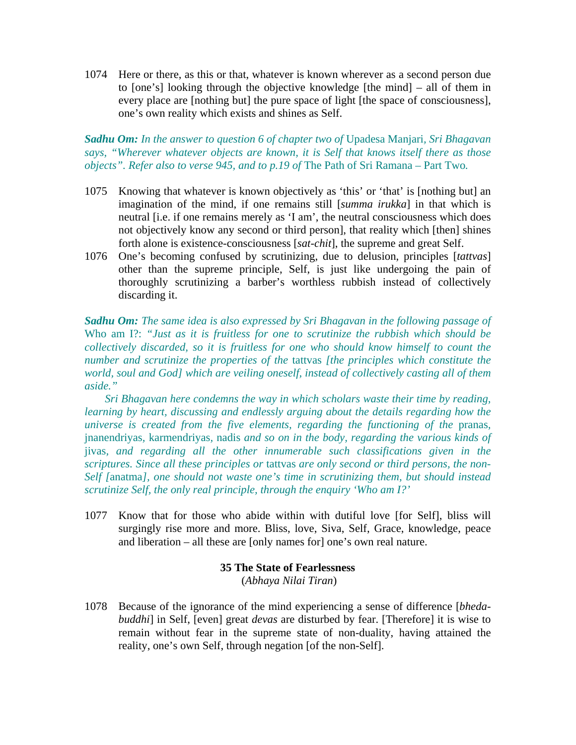1074 Here or there, as this or that, whatever is known wherever as a second person due to [one's] looking through the objective knowledge [the mind] – all of them in every place are [nothing but] the pure space of light [the space of consciousness], one's own reality which exists and shines as Self.

***Sadhu Om:*** *In the answer to question 6 of chapter two of* Upadesa Manjari*, Sri Bhagavan says, "Wherever whatever objects are known, it is Self that knows itself there as those objects". Refer also to verse 945, and to p.19 of* The Path of Sri Ramana – Part Two*.*

1075 Knowing that whatever is known objectively as 'this' or 'that' is [nothing but] an imagination of the mind, if one remains still [*summa irukka*] in that which is neutral [i.e. if one remains merely as 'I am', the neutral consciousness which does not objectively know any second or third person], that reality which [then] shines forth alone is existence-consciousness [*sat-chit*], the supreme and great Self.

1076 One's becoming confused by scrutinizing, due to delusion, principles [*tattvas*] other than the supreme principle, Self, is just like undergoing the pain of thoroughly scrutinizing a barber's worthless rubbish instead of collectively discarding it.

***Sadhu Om:*** *The same idea is also expressed by Sri Bhagavan in the following passage of* Who am I?*: "Just as it is fruitless for one to scrutinize the rubbish which should be collectively discarded, so it is fruitless for one who should know himself to count the number and scrutinize the properties of the* tattvas *[the principles which constitute the world, soul and God] which are veiling oneself, instead of collectively casting all of them aside."*

*Sri Bhagavan here condemns the way in which scholars waste their time by reading, learning by heart, discussing and endlessly arguing about the details regarding how the universe is created from the five elements, regarding the functioning of the* pranas*,* jnanendriyas*,* karmendriyas*,* nadis *and so on in the body, regarding the various kinds of* jivas*, and regarding all the other innumerable such classifications given in the scriptures. Since all these principles or* tattvas *are only second or third persons, the non-Self [*anatma*], one should not waste one's time in scrutinizing them, but should instead scrutinize Self, the only real principle, through the enquiry 'Who am I?'*

1077 Know that for those who abide within with dutiful love [for Self], bliss will surgingly rise more and more. Bliss, love, Siva, Self, Grace, knowledge, peace and liberation – all these are [only names for] one's own real nature.

## 35 The State of Fearlessness

(*Abhaya Nilai Tiran*)

1078 Because of the ignorance of the mind experiencing a sense of difference [*bheda-buddhi*] in Self, [even] great *devas* are disturbed by fear. [Therefore] it is wise to remain without fear in the supreme state of non-duality, having attained the reality, one's own Self, through negation [of the non-Self].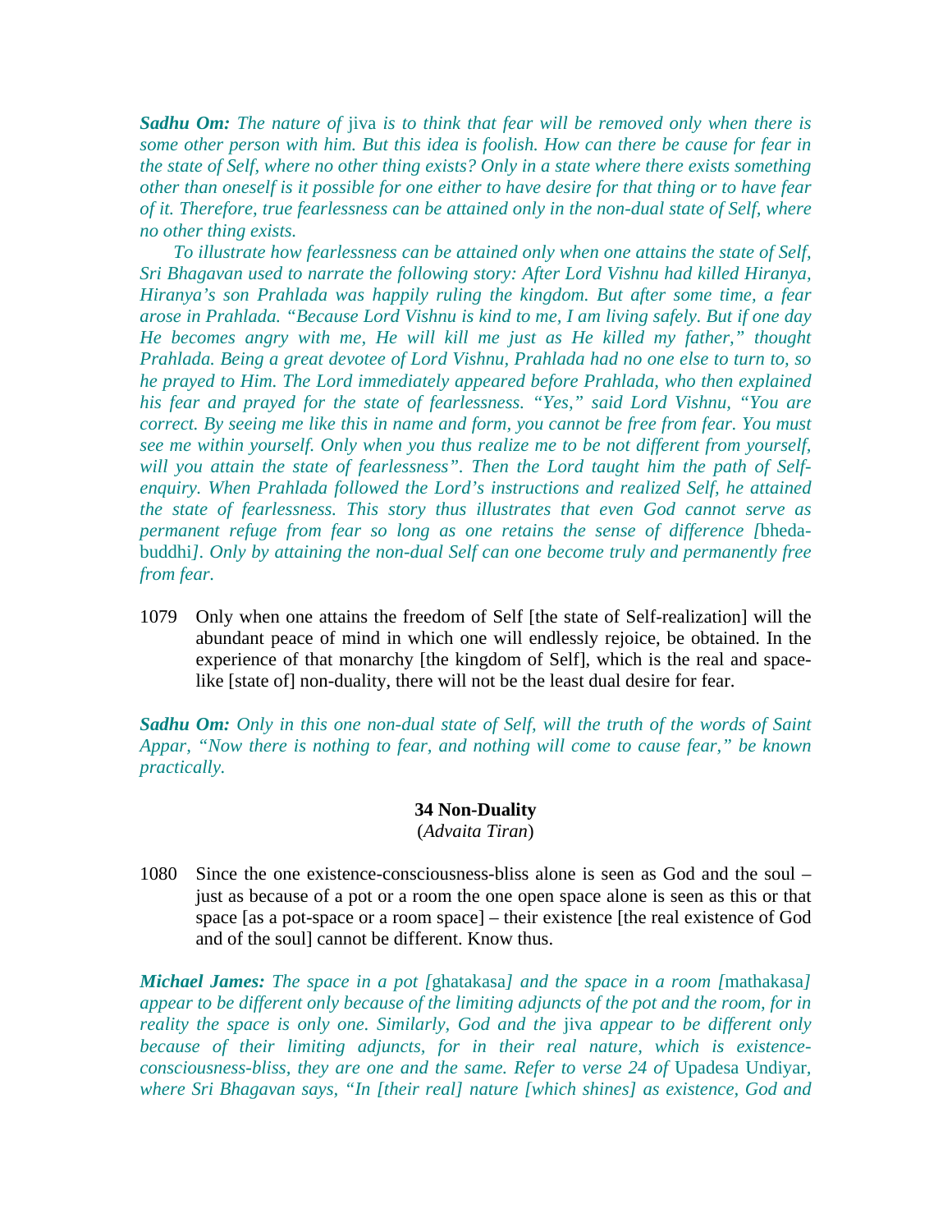***Sadhu Om:*** *The nature of* jiva *is to think that fear will be removed only when there is some other person with him. But this idea is foolish. How can there be cause for fear in the state of Self, where no other thing exists? Only in a state where there exists something other than oneself is it possible for one either to have desire for that thing or to have fear of it. Therefore, true fearlessness can be attained only in the non-dual state of Self, where no other thing exists.*

*To illustrate how fearlessness can be attained only when one attains the state of Self, Sri Bhagavan used to narrate the following story: After Lord Vishnu had killed Hiranya, Hiranya's son Prahlada was happily ruling the kingdom. But after some time, a fear arose in Prahlada. "Because Lord Vishnu is kind to me, I am living safely. But if one day He becomes angry with me, He will kill me just as He killed my father," thought Prahlada. Being a great devotee of Lord Vishnu, Prahlada had no one else to turn to, so he prayed to Him. The Lord immediately appeared before Prahlada, who then explained his fear and prayed for the state of fearlessness. "Yes," said Lord Vishnu, "You are correct. By seeing me like this in name and form, you cannot be free from fear. You must see me within yourself. Only when you thus realize me to be not different from yourself, will you attain the state of fearlessness". Then the Lord taught him the path of Self-enquiry. When Prahlada followed the Lord's instructions and realized Self, he attained the state of fearlessness. This story thus illustrates that even God cannot serve as permanent refuge from fear so long as one retains the sense of difference [*bheda-buddhi*]. Only by attaining the non-dual Self can one become truly and permanently free from fear.*

1079 Only when one attains the freedom of Self [the state of Self-realization] will the abundant peace of mind in which one will endlessly rejoice, be obtained. In the experience of that monarchy [the kingdom of Self], which is the real and space-like [state of] non-duality, there will not be the least dual desire for fear.

***Sadhu Om:*** *Only in this one non-dual state of Self, will the truth of the words of Saint Appar, "Now there is nothing to fear, and nothing will come to cause fear," be known practically.*

## 34 Non-Duality

(*Advaita Tiran*)

1080 Since the one existence-consciousness-bliss alone is seen as God and the soul – just as because of a pot or a room the one open space alone is seen as this or that space [as a pot-space or a room space] – their existence [the real existence of God and of the soul] cannot be different. Know thus.

***Michael James:*** *The space in a pot [*ghatakasa*] and the space in a room [*mathakasa*] appear to be different only because of the limiting adjuncts of the pot and the room, for in reality the space is only one. Similarly, God and the* jiva *appear to be different only because of their limiting adjuncts, for in their real nature, which is existence-consciousness-bliss, they are one and the same. Refer to verse 24 of* Upadesa Undiyar*, where Sri Bhagavan says, "In [their real] nature [which shines] as existence, God and*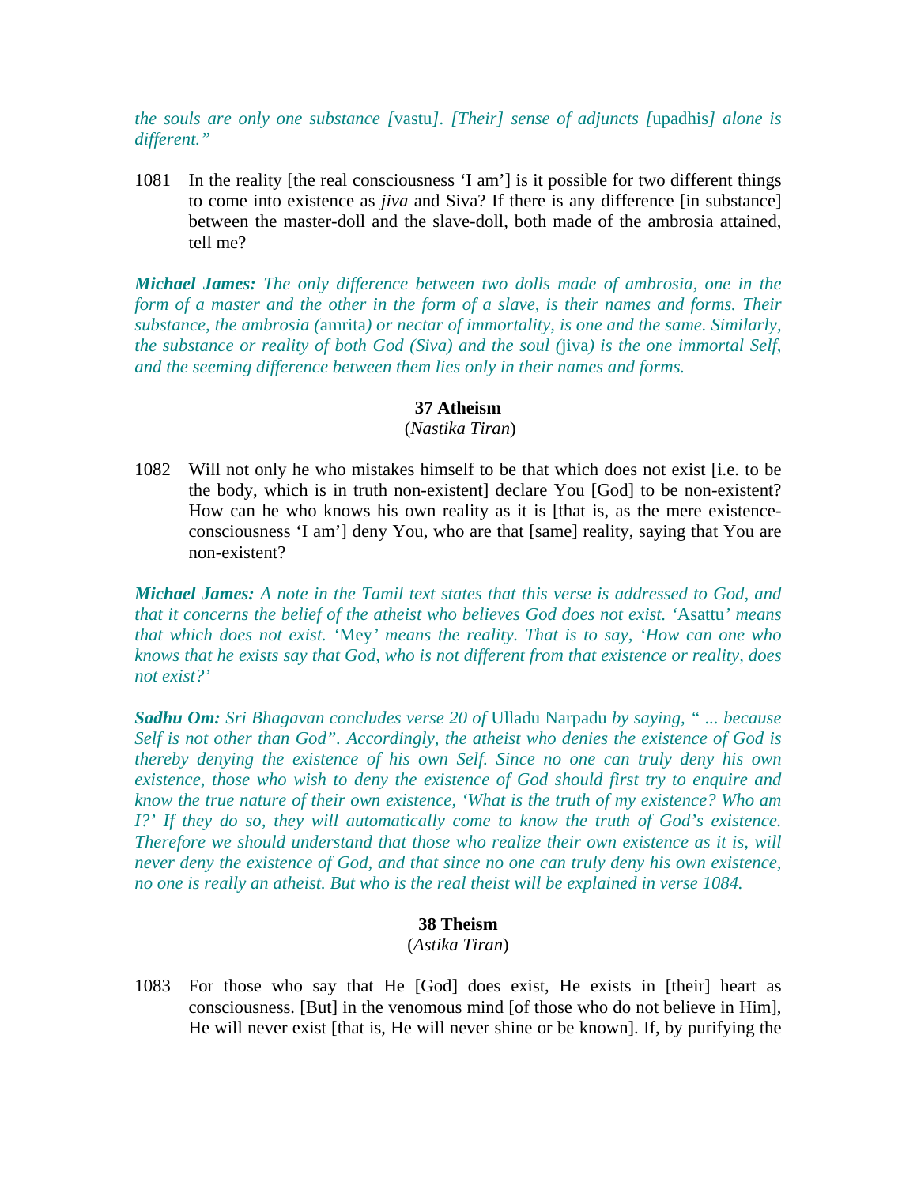*the souls are only one substance [*vastu*]. [Their] sense of adjuncts [*upadhis*] alone is different."*

1081 In the reality [the real consciousness 'I am'] is it possible for two different things to come into existence as *jiva* and Siva? If there is any difference [in substance] between the master-doll and the slave-doll, both made of the ambrosia attained, tell me?

***Michael James:*** *The only difference between two dolls made of ambrosia, one in the form of a master and the other in the form of a slave, is their names and forms. Their substance, the ambrosia (*amrita*) or nectar of immortality, is one and the same. Similarly, the substance or reality of both God (Siva) and the soul (*jiva*) is the one immortal Self, and the seeming difference between them lies only in their names and forms.*

### 37 Atheism

(*Nastika Tiran*)

1082 Will not only he who mistakes himself to be that which does not exist [i.e. to be the body, which is in truth non-existent] declare You [God] to be non-existent? How can he who knows his own reality as it is [that is, as the mere existence-consciousness 'I am'] deny You, who are that [same] reality, saying that You are non-existent?

***Michael James:*** *A note in the Tamil text states that this verse is addressed to God, and that it concerns the belief of the atheist who believes God does not exist. '*Asattu*' means that which does not exist. '*Mey*' means the reality. That is to say, 'How can one who knows that he exists say that God, who is not different from that existence or reality, does not exist?'*

***Sadhu Om:*** *Sri Bhagavan concludes verse 20 of* Ulladu Narpadu *by saying, " ... because Self is not other than God". Accordingly, the atheist who denies the existence of God is thereby denying the existence of his own Self. Since no one can truly deny his own existence, those who wish to deny the existence of God should first try to enquire and know the true nature of their own existence, 'What is the truth of my existence? Who am I?' If they do so, they will automatically come to know the truth of God's existence. Therefore we should understand that those who realize their own existence as it is, will never deny the existence of God, and that since no one can truly deny his own existence, no one is really an atheist. But who is the real theist will be explained in verse 1084.*

### 38 Theism

(*Astika Tiran*)

1083 For those who say that He [God] does exist, He exists in [their] heart as consciousness. [But] in the venomous mind [of those who do not believe in Him], He will never exist [that is, He will never shine or be known]. If, by purifying the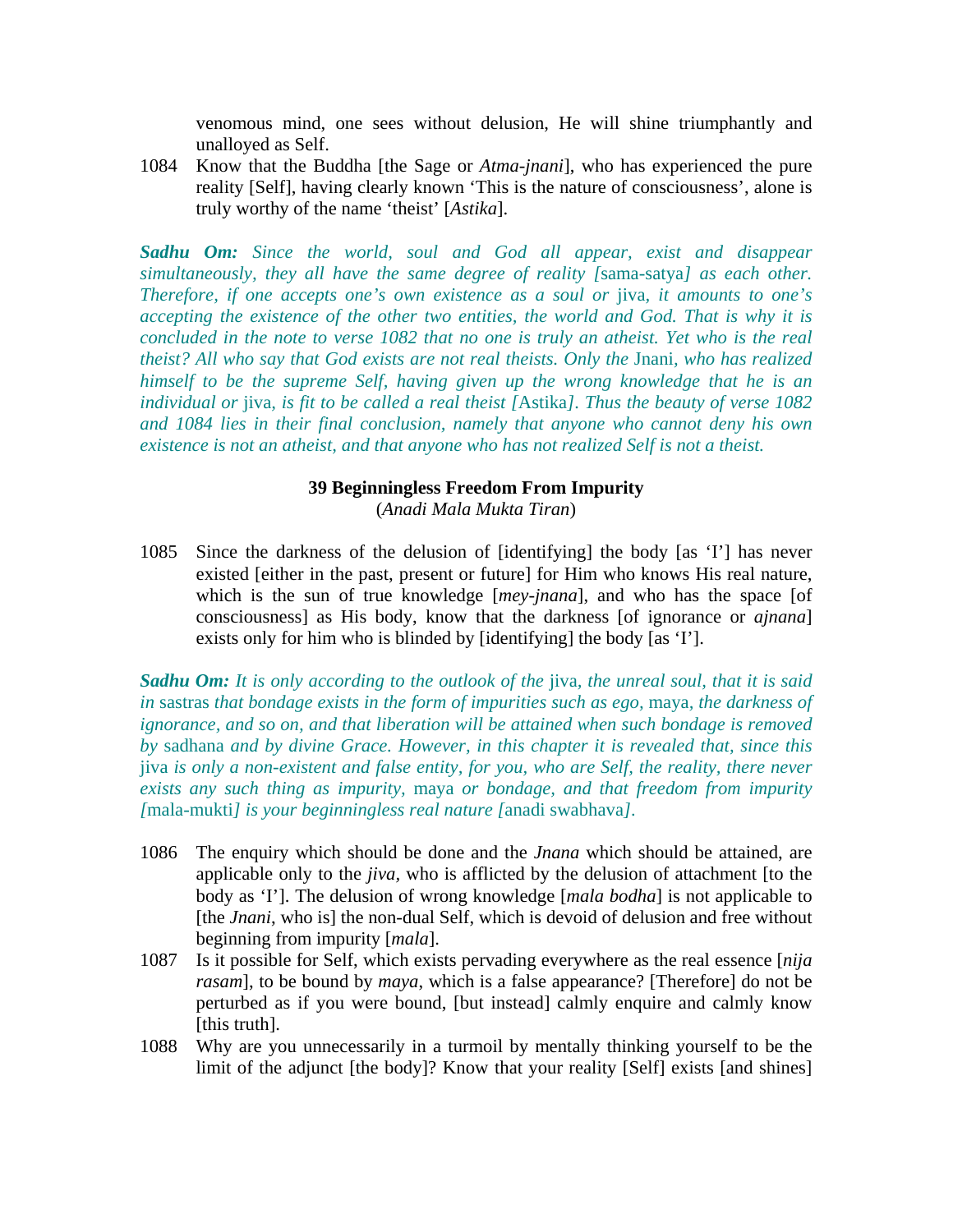venomous mind, one sees without delusion, He will shine triumphantly and unalloyed as Self.

1084 Know that the Buddha [the Sage or *Atma-jnani*], who has experienced the pure reality [Self], having clearly known 'This is the nature of consciousness', alone is truly worthy of the name 'theist' [*Astika*].

***Sadhu Om:*** *Since the world, soul and God all appear, exist and disappear simultaneously, they all have the same degree of reality [*sama-satya*] as each other. Therefore, if one accepts one's own existence as a soul or* jiva*, it amounts to one's accepting the existence of the other two entities, the world and God. That is why it is concluded in the note to verse 1082 that no one is truly an atheist. Yet who is the real theist? All who say that God exists are not real theists. Only the* Jnani*, who has realized himself to be the supreme Self, having given up the wrong knowledge that he is an individual or* jiva*, is fit to be called a real theist [*Astika*]. Thus the beauty of verse 1082 and 1084 lies in their final conclusion, namely that anyone who cannot deny his own existence is not an atheist, and that anyone who has not realized Self is not a theist.*

### 39 Beginningless Freedom From Impurity

(*Anadi Mala Mukta Tiran*)

1085 Since the darkness of the delusion of [identifying] the body [as 'I'] has never existed [either in the past, present or future] for Him who knows His real nature, which is the sun of true knowledge [*mey-jnana*], and who has the space [of consciousness] as His body, know that the darkness [of ignorance or *ajnana*] exists only for him who is blinded by [identifying] the body [as 'I'].

***Sadhu Om:*** *It is only according to the outlook of the* jiva*, the unreal soul, that it is said in* sastras *that bondage exists in the form of impurities such as ego,* maya*, the darkness of ignorance, and so on, and that liberation will be attained when such bondage is removed by* sadhana *and by divine Grace. However, in this chapter it is revealed that, since this* jiva *is only a non-existent and false entity, for you, who are Self, the reality, there never exists any such thing as impurity,* maya *or bondage, and that freedom from impurity [*mala-mukti*] is your beginningless real nature [*anadi swabhava*].*

1086 The enquiry which should be done and the *Jnana* which should be attained, are applicable only to the *jiva*, who is afflicted by the delusion of attachment [to the body as 'I']. The delusion of wrong knowledge [*mala bodha*] is not applicable to [the *Jnani*, who is] the non-dual Self, which is devoid of delusion and free without beginning from impurity [*mala*].

1087 Is it possible for Self, which exists pervading everywhere as the real essence [*nija rasam*], to be bound by *maya*, which is a false appearance? [Therefore] do not be perturbed as if you were bound, [but instead] calmly enquire and calmly know [this truth].

1088 Why are you unnecessarily in a turmoil by mentally thinking yourself to be the limit of the adjunct [the body]? Know that your reality [Self] exists [and shines]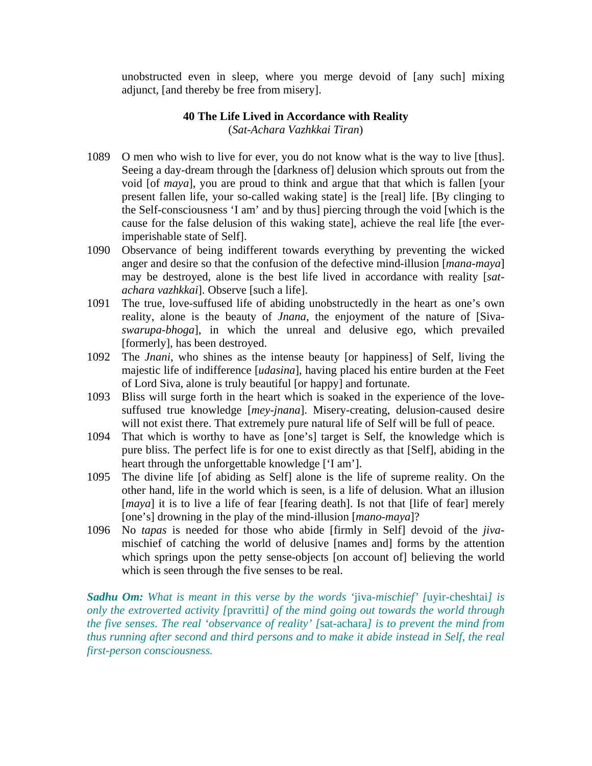unobstructed even in sleep, where you merge devoid of [any such] mixing adjunct, [and thereby be free from misery].

## 40 The Life Lived in Accordance with Reality

(*Sat-Achara Vazhkkai Tiran*)

1089 O men who wish to live for ever, you do not know what is the way to live [thus]. Seeing a day-dream through the [darkness of] delusion which sprouts out from the void [of *maya*], you are proud to think and argue that that which is fallen [your present fallen life, your so-called waking state] is the [real] life. [By clinging to the Self-consciousness 'I am' and by thus] piercing through the void [which is the cause for the false delusion of this waking state], achieve the real life [the ever-imperishable state of Self].

1090 Observance of being indifferent towards everything by preventing the wicked anger and desire so that the confusion of the defective mind-illusion [*mana-maya*] may be destroyed, alone is the best life lived in accordance with reality [*sat-achara vazhkkai*]. Observe [such a life].

1091 The true, love-suffused life of abiding unobstructedly in the heart as one's own reality, alone is the beauty of *Jnana*, the enjoyment of the nature of [Siva-*swarupa-bhoga*], in which the unreal and delusive ego, which prevailed [formerly], has been destroyed.

1092 The *Jnani*, who shines as the intense beauty [or happiness] of Self, living the majestic life of indifference [*udasina*], having placed his entire burden at the Feet of Lord Siva, alone is truly beautiful [or happy] and fortunate.

1093 Bliss will surge forth in the heart which is soaked in the experience of the love-suffused true knowledge [*mey-jnana*]. Misery-creating, delusion-caused desire will not exist there. That extremely pure natural life of Self will be full of peace.

1094 That which is worthy to have as [one's] target is Self, the knowledge which is pure bliss. The perfect life is for one to exist directly as that [Self], abiding in the heart through the unforgettable knowledge ['I am'].

1095 The divine life [of abiding as Self] alone is the life of supreme reality. On the other hand, life in the world which is seen, is a life of delusion. What an illusion [*maya*] it is to live a life of fear [fearing death]. Is not that [life of fear] merely [one's] drowning in the play of the mind-illusion [*mano-maya*]?

1096 No *tapas* is needed for those who abide [firmly in Self] devoid of the *jiva*-mischief of catching the world of delusive [names and] forms by the attention which springs upon the petty sense-objects [on account of] believing the world which is seen through the five senses to be real.

***Sadhu Om:*** *What is meant in this verse by the words '*jiva*-mischief' [*uyir-cheshtai*] is only the extroverted activity [*pravritti*] of the mind going out towards the world through the five senses. The real 'observance of reality' [*sat-achara*] is to prevent the mind from thus running after second and third persons and to make it abide instead in Self, the real first-person consciousness.*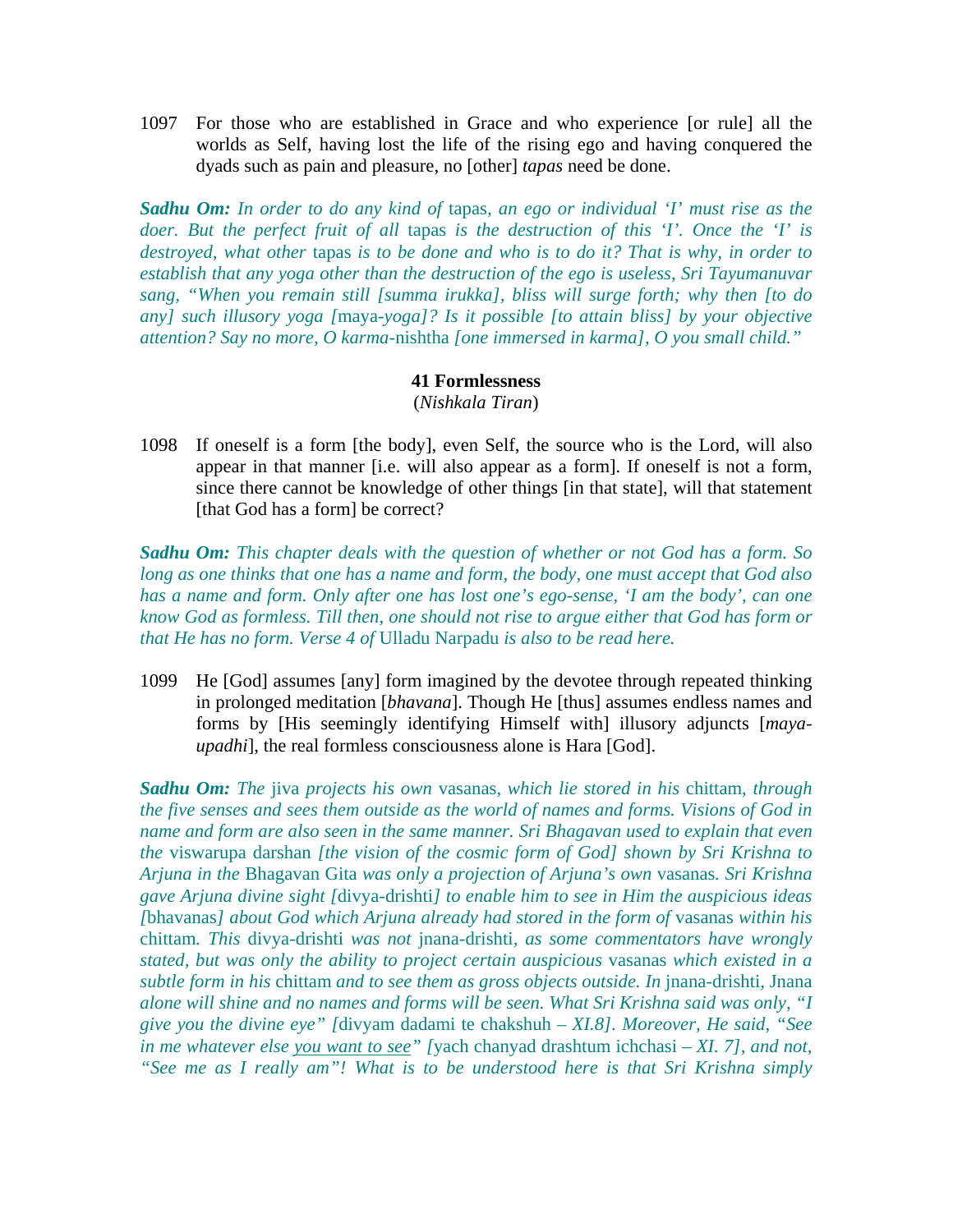1097 For those who are established in Grace and who experience [or rule] all the worlds as Self, having lost the life of the rising ego and having conquered the dyads such as pain and pleasure, no [other] *tapas* need be done.

***Sadhu Om:*** *In order to do any kind of* tapas*, an ego or individual 'I' must rise as the doer. But the perfect fruit of all* tapas *is the destruction of this 'I'. Once the 'I' is destroyed, what other* tapas *is to be done and who is to do it? That is why, in order to establish that any yoga other than the destruction of the ego is useless, Sri Tayumanuvar sang, "When you remain still [summa irukka], bliss will surge forth; why then [to do any] such illusory yoga [*maya-*yoga]? Is it possible [to attain bliss] by your objective attention? Say no more, O karma-*nishtha *[one immersed in karma], O you small child."*

## 41 Formlessness

(*Nishkala Tiran*)

1098 If oneself is a form [the body], even Self, the source who is the Lord, will also appear in that manner [i.e. will also appear as a form]. If oneself is not a form, since there cannot be knowledge of other things [in that state], will that statement [that God has a form] be correct?

***Sadhu Om:*** *This chapter deals with the question of whether or not God has a form. So long as one thinks that one has a name and form, the body, one must accept that God also has a name and form. Only after one has lost one's ego-sense, 'I am the body', can one know God as formless. Till then, one should not rise to argue either that God has form or that He has no form. Verse 4 of* Ulladu Narpadu *is also to be read here.*

1099 He [God] assumes [any] form imagined by the devotee through repeated thinking in prolonged meditation [*bhavana*]. Though He [thus] assumes endless names and forms by [His seemingly identifying Himself with] illusory adjuncts [*maya-upadhi*], the real formless consciousness alone is Hara [God].

***Sadhu Om:*** *The* jiva *projects his own* vasanas*, which lie stored in his* chittam*, through the five senses and sees them outside as the world of names and forms. Visions of God in name and form are also seen in the same manner. Sri Bhagavan used to explain that even the* viswarupa darshan *[the vision of the cosmic form of God] shown by Sri Krishna to Arjuna in the* Bhagavan Gita *was only a projection of Arjuna's own* vasanas*. Sri Krishna gave Arjuna divine sight [*divya-drishti*] to enable him to see in Him the auspicious ideas [*bhavanas*] about God which Arjuna already had stored in the form of* vasanas *within his* chittam*. This* divya-drishti *was not* jnana-drishti*, as some commentators have wrongly stated, but was only the ability to project certain auspicious* vasanas *which existed in a subtle form in his* chittam *and to see them as gross objects outside. In* jnana-drishti*,* Jnana *alone will shine and no names and forms will be seen. What Sri Krishna said was only, "I give you the divine eye" [*divyam dadami te chakshuh *– XI.8]. Moreover, He said, "See in me whatever else <u>you want to see</u>" [*yach chanyad drashtum ichchasi *– XI. 7], and not, "See me as I really am"! What is to be understood here is that Sri Krishna simply*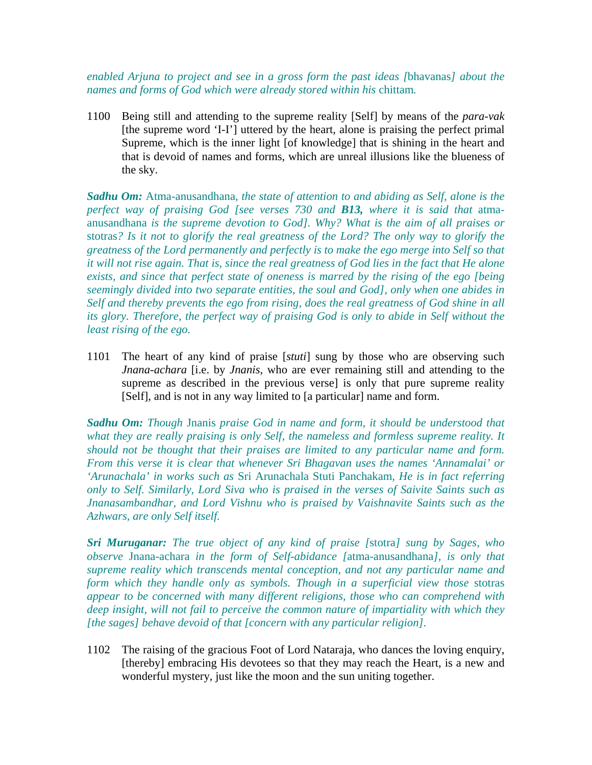*enabled Arjuna to project and see in a gross form the past ideas [*bhavanas*] about the names and forms of God which were already stored within his* chittam*.*

1100 Being still and attending to the supreme reality [Self] by means of the *para-vak* [the supreme word 'I-I'] uttered by the heart, alone is praising the perfect primal Supreme, which is the inner light [of knowledge] that is shining in the heart and that is devoid of names and forms, which are unreal illusions like the blueness of the sky.

***Sadhu Om:*** Atma-anusandhana*, the state of attention to and abiding as Self, alone is the perfect way of praising God [see verses 730 and* ***B13,*** *where it is said that* atma-anusandhana *is the supreme devotion to God]. Why? What is the aim of all praises or* stotras*? Is it not to glorify the real greatness of the Lord? The only way to glorify the greatness of the Lord permanently and perfectly is to make the ego merge into Self so that it will not rise again. That is, since the real greatness of God lies in the fact that He alone exists, and since that perfect state of oneness is marred by the rising of the ego [being seemingly divided into two separate entities, the soul and God], only when one abides in Self and thereby prevents the ego from rising, does the real greatness of God shine in all its glory. Therefore, the perfect way of praising God is only to abide in Self without the least rising of the ego.*

1101 The heart of any kind of praise [*stuti*] sung by those who are observing such *Jnana-achara* [i.e. by *Jnanis*, who are ever remaining still and attending to the supreme as described in the previous verse] is only that pure supreme reality [Self], and is not in any way limited to [a particular] name and form.

***Sadhu Om:*** *Though* Jnanis *praise God in name and form, it should be understood that what they are really praising is only Self, the nameless and formless supreme reality. It should not be thought that their praises are limited to any particular name and form. From this verse it is clear that whenever Sri Bhagavan uses the names 'Annamalai' or 'Arunachala' in works such as* Sri Arunachala Stuti Panchakam*, He is in fact referring only to Self. Similarly, Lord Siva who is praised in the verses of Saivite Saints such as Jnanasambandhar, and Lord Vishnu who is praised by Vaishnavite Saints such as the Azhwars, are only Self itself.*

***Sri Muruganar:*** *The true object of any kind of praise [*stotra*] sung by Sages, who observe* Jnana-achara *in the form of Self-abidance [*atma-anusandhana*], is only that supreme reality which transcends mental conception, and not any particular name and form which they handle only as symbols. Though in a superficial view those* stotras *appear to be concerned with many different religions, those who can comprehend with deep insight, will not fail to perceive the common nature of impartiality with which they [the sages] behave devoid of that [concern with any particular religion].*

1102 The raising of the gracious Foot of Lord Nataraja, who dances the loving enquiry, [thereby] embracing His devotees so that they may reach the Heart, is a new and wonderful mystery, just like the moon and the sun uniting together.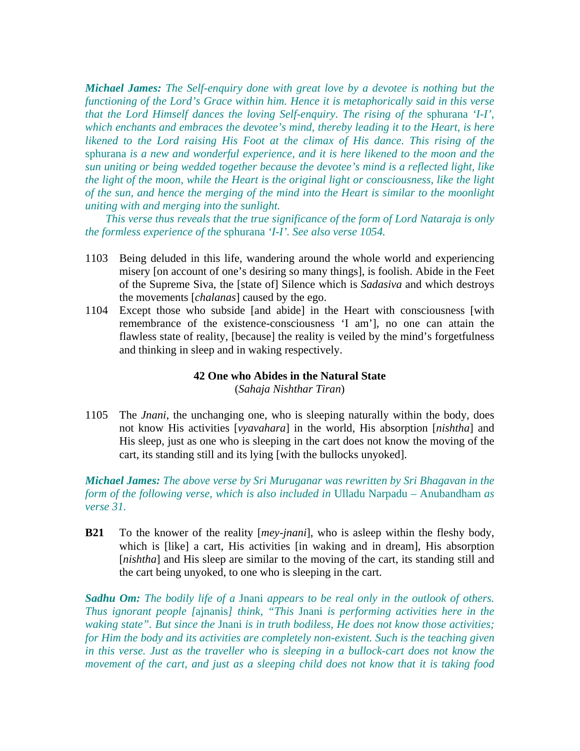***Michael James:*** *The Self-enquiry done with great love by a devotee is nothing but the functioning of the Lord's Grace within him. Hence it is metaphorically said in this verse that the Lord Himself dances the loving Self-enquiry. The rising of the* sphurana *'I-I', which enchants and embraces the devotee's mind, thereby leading it to the Heart, is here likened to the Lord raising His Foot at the climax of His dance. This rising of the* sphurana *is a new and wonderful experience, and it is here likened to the moon and the sun uniting or being wedded together because the devotee's mind is a reflected light, like the light of the moon, while the Heart is the original light or consciousness, like the light of the sun, and hence the merging of the mind into the Heart is similar to the moonlight uniting with and merging into the sunlight.*

*This verse thus reveals that the true significance of the form of Lord Nataraja is only the formless experience of the* sphurana *'I-I'. See also verse 1054.*

1103 Being deluded in this life, wandering around the whole world and experiencing misery [on account of one's desiring so many things], is foolish. Abide in the Feet of the Supreme Siva, the [state of] Silence which is *Sadasiva* and which destroys the movements [*chalanas*] caused by the ego.

1104 Except those who subside [and abide] in the Heart with consciousness [with remembrance of the existence-consciousness 'I am'], no one can attain the flawless state of reality, [because] the reality is veiled by the mind's forgetfulness and thinking in sleep and in waking respectively.

### 42 One who Abides in the Natural State
(*Sahaja Nishthar Tiran*)

1105 The *Jnani*, the unchanging one, who is sleeping naturally within the body, does not know His activities [*vyavahara*] in the world, His absorption [*nishtha*] and His sleep, just as one who is sleeping in the cart does not know the moving of the cart, its standing still and its lying [with the bullocks unyoked].

***Michael James:*** *The above verse by Sri Muruganar was rewritten by Sri Bhagavan in the form of the following verse, which is also included in* Ulladu Narpadu – Anubandham *as verse 31.*

**B21** To the knower of the reality [*mey-jnani*], who is asleep within the fleshy body, which is [like] a cart, His activities [in waking and in dream], His absorption [*nishtha*] and His sleep are similar to the moving of the cart, its standing still and the cart being unyoked, to one who is sleeping in the cart.

***Sadhu Om:*** *The bodily life of a* Jnani *appears to be real only in the outlook of others. Thus ignorant people [*ajnanis*] think, "This* Jnani *is performing activities here in the waking state". But since the* Jnani *is in truth bodiless, He does not know those activities; for Him the body and its activities are completely non-existent. Such is the teaching given in this verse. Just as the traveller who is sleeping in a bullock-cart does not know the movement of the cart, and just as a sleeping child does not know that it is taking food*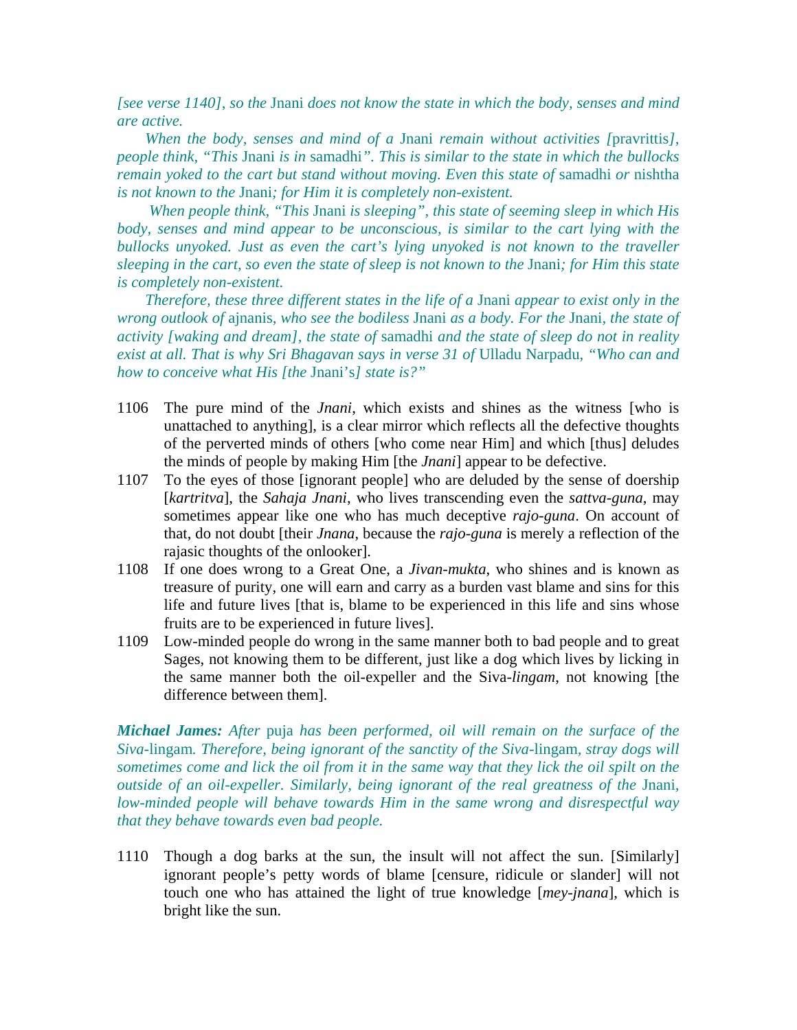*[see verse 1140], so the* Jnani *does not know the state in which the body, senses and mind are active.*

*When the body, senses and mind of a* Jnani *remain without activities [*pravrittis*], people think, "This* Jnani *is in* samadhi*". This is similar to the state in which the bullocks remain yoked to the cart but stand without moving. Even this state of* samadhi *or* nishtha *is not known to the* Jnani*; for Him it is completely non-existent.*

*When people think, "This* Jnani *is sleeping", this state of seeming sleep in which His body, senses and mind appear to be unconscious, is similar to the cart lying with the bullocks unyoked. Just as even the cart's lying unyoked is not known to the traveller sleeping in the cart, so even the state of sleep is not known to the* Jnani*; for Him this state is completely non-existent.*

*Therefore, these three different states in the life of a* Jnani *appear to exist only in the wrong outlook of* ajnanis*, who see the bodiless* Jnani *as a body. For the* Jnani*, the state of activity [waking and dream], the state of* samadhi *and the state of sleep do not in reality exist at all. That is why Sri Bhagavan says in verse 31 of* Ulladu Narpadu*, "Who can and how to conceive what His [the* Jnani*'s] state is?"*

1106 The pure mind of the *Jnani*, which exists and shines as the witness [who is unattached to anything], is a clear mirror which reflects all the defective thoughts of the perverted minds of others [who come near Him] and which [thus] deludes the minds of people by making Him [the *Jnani*] appear to be defective.

1107 To the eyes of those [ignorant people] who are deluded by the sense of doership [*kartritva*], the *Sahaja Jnani*, who lives transcending even the *sattva-guna*, may sometimes appear like one who has much deceptive *rajo-guna*. On account of that, do not doubt [their *Jnana*, because the *rajo-guna* is merely a reflection of the rajasic thoughts of the onlooker].

1108 If one does wrong to a Great One, a *Jivan-mukta*, who shines and is known as treasure of purity, one will earn and carry as a burden vast blame and sins for this life and future lives [that is, blame to be experienced in this life and sins whose fruits are to be experienced in future lives].

1109 Low-minded people do wrong in the same manner both to bad people and to great Sages, not knowing them to be different, just like a dog which lives by licking in the same manner both the oil-expeller and the Siva-*lingam*, not knowing [the difference between them].

***Michael James:*** *After* puja *has been performed, oil will remain on the surface of the Siva-*lingam*. Therefore, being ignorant of the sanctity of the Siva-*lingam*, stray dogs will sometimes come and lick the oil from it in the same way that they lick the oil spilt on the outside of an oil-expeller. Similarly, being ignorant of the real greatness of the* Jnani*, low-minded people will behave towards Him in the same wrong and disrespectful way that they behave towards even bad people.*

1110 Though a dog barks at the sun, the insult will not affect the sun. [Similarly] ignorant people's petty words of blame [censure, ridicule or slander] will not touch one who has attained the light of true knowledge [*mey-jnana*], which is bright like the sun.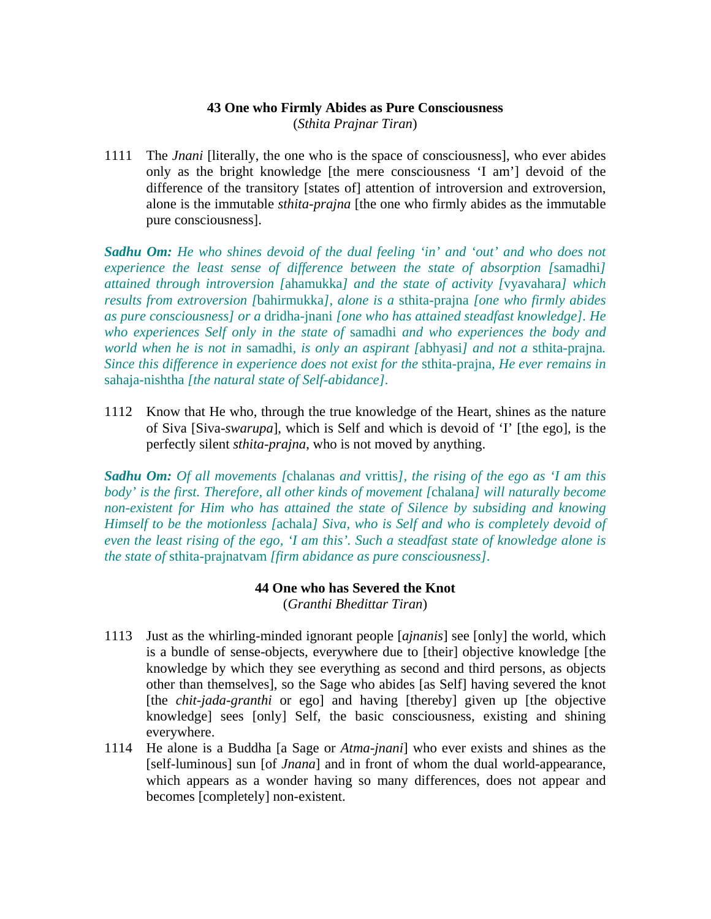### 43 One who Firmly Abides as Pure Consciousness

(*Sthita Prajnar Tiran*)

1111 The *Jnani* [literally, the one who is the space of consciousness], who ever abides only as the bright knowledge [the mere consciousness 'I am'] devoid of the difference of the transitory [states of] attention of introversion and extroversion, alone is the immutable *sthita-prajna* [the one who firmly abides as the immutable pure consciousness].

***Sadhu Om:*** *He who shines devoid of the dual feeling 'in' and 'out' and who does not experience the least sense of difference between the state of absorption [*samadhi*] attained through introversion [*ahamukka*] and the state of activity [*vyavahara*] which results from extroversion [*bahirmukka*], alone is a* sthita-prajna *[one who firmly abides as pure consciousness] or a* dridha-jnani *[one who has attained steadfast knowledge]. He who experiences Self only in the state of* samadhi *and who experiences the body and world when he is not in* samadhi*, is only an aspirant [*abhyasi*] and not a* sthita-prajna*. Since this difference in experience does not exist for the* sthita-prajna*, He ever remains in* sahaja-nishtha *[the natural state of Self-abidance].*

1112 Know that He who, through the true knowledge of the Heart, shines as the nature of Siva [Siva-*swarupa*], which is Self and which is devoid of 'I' [the ego], is the perfectly silent *sthita-prajna*, who is not moved by anything.

***Sadhu Om:*** *Of all movements [*chalanas *and* vrittis*], the rising of the ego as 'I am this body' is the first. Therefore, all other kinds of movement [*chalana*] will naturally become non-existent for Him who has attained the state of Silence by subsiding and knowing Himself to be the motionless [*achala*] Siva, who is Self and who is completely devoid of even the least rising of the ego, 'I am this'. Such a steadfast state of knowledge alone is the state of* sthita-prajnatvam *[firm abidance as pure consciousness].*

### 44 One who has Severed the Knot

(*Granthi Bhedittar Tiran*)

1113 Just as the whirling-minded ignorant people [*ajnanis*] see [only] the world, which is a bundle of sense-objects, everywhere due to [their] objective knowledge [the knowledge by which they see everything as second and third persons, as objects other than themselves], so the Sage who abides [as Self] having severed the knot [the *chit-jada-granthi* or ego] and having [thereby] given up [the objective knowledge] sees [only] Self, the basic consciousness, existing and shining everywhere.

1114 He alone is a Buddha [a Sage or *Atma-jnani*] who ever exists and shines as the [self-luminous] sun [of *Jnana*] and in front of whom the dual world-appearance, which appears as a wonder having so many differences, does not appear and becomes [completely] non-existent.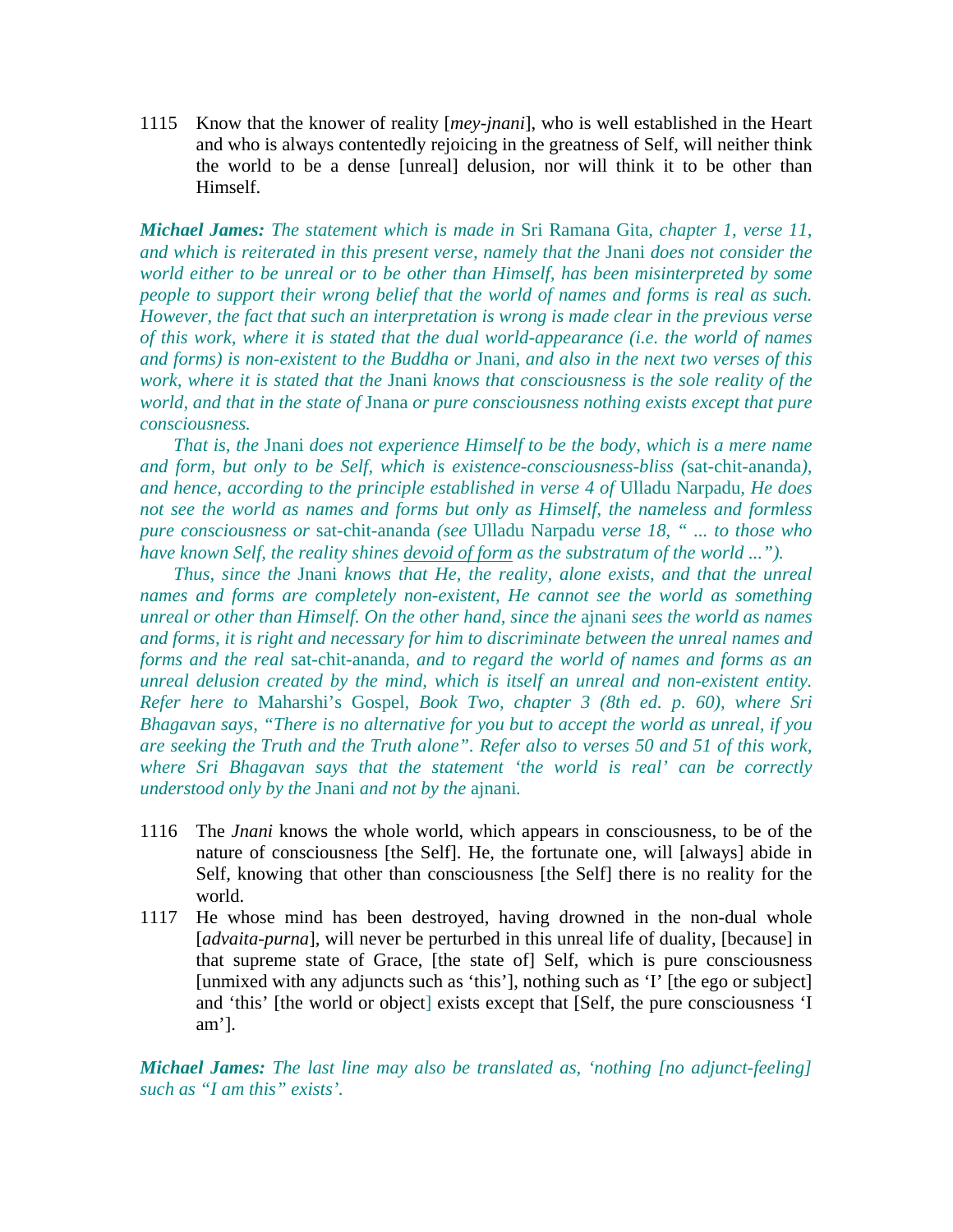1115 Know that the knower of reality [*mey-jnani*], who is well established in the Heart and who is always contentedly rejoicing in the greatness of Self, will neither think the world to be a dense [unreal] delusion, nor will think it to be other than Himself.

***Michael James:*** *The statement which is made in* Sri Ramana Gita, *chapter 1, verse 11, and which is reiterated in this present verse, namely that the* Jnani *does not consider the world either to be unreal or to be other than Himself, has been misinterpreted by some people to support their wrong belief that the world of names and forms is real as such. However, the fact that such an interpretation is wrong is made clear in the previous verse of this work, where it is stated that the dual world-appearance (i.e. the world of names and forms) is non-existent to the Buddha or* Jnani, *and also in the next two verses of this work, where it is stated that the* Jnani *knows that consciousness is the sole reality of the world, and that in the state of* Jnana *or pure consciousness nothing exists except that pure consciousness.*

*That is, the* Jnani *does not experience Himself to be the body, which is a mere name and form, but only to be Self, which is existence-consciousness-bliss (*sat-chit-ananda*), and hence, according to the principle established in verse 4 of* Ulladu Narpadu, *He does not see the world as names and forms but only as Himself, the nameless and formless pure consciousness or* sat-chit-ananda *(see* Ulladu Narpadu *verse 18, " ... to those who have known Self, the reality shines <u>devoid of form</u> as the substratum of the world ...").*

*Thus, since the* Jnani *knows that He, the reality, alone exists, and that the unreal names and forms are completely non-existent, He cannot see the world as something unreal or other than Himself. On the other hand, since the* ajnani *sees the world as names and forms, it is right and necessary for him to discriminate between the unreal names and forms and the real* sat-chit-ananda, *and to regard the world of names and forms as an unreal delusion created by the mind, which is itself an unreal and non-existent entity. Refer here to* Maharshi's Gospel, *Book Two, chapter 3 (8th ed. p. 60), where Sri Bhagavan says, "There is no alternative for you but to accept the world as unreal, if you are seeking the Truth and the Truth alone". Refer also to verses 50 and 51 of this work, where Sri Bhagavan says that the statement 'the world is real' can be correctly understood only by the* Jnani *and not by the* ajnani.

1116 The *Jnani* knows the whole world, which appears in consciousness, to be of the nature of consciousness [the Self]. He, the fortunate one, will [always] abide in Self, knowing that other than consciousness [the Self] there is no reality for the world.

1117 He whose mind has been destroyed, having drowned in the non-dual whole [*advaita-purna*], will never be perturbed in this unreal life of duality, [because] in that supreme state of Grace, [the state of] Self, which is pure consciousness [unmixed with any adjuncts such as 'this'], nothing such as 'I' [the ego or subject] and 'this' [the world or object] exists except that [Self, the pure consciousness 'I am'].

***Michael James:*** *The last line may also be translated as, 'nothing [no adjunct-feeling] such as "I am this" exists'.*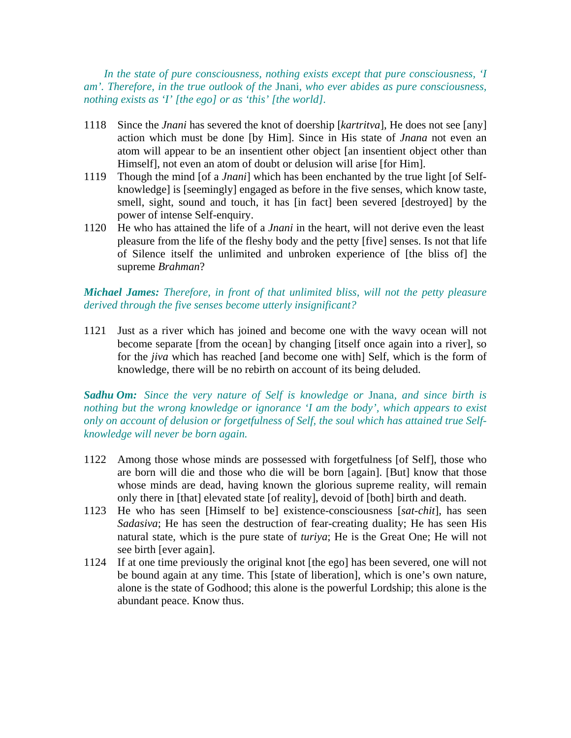*In the state of pure consciousness, nothing exists except that pure consciousness, 'I am'. Therefore, in the true outlook of the* Jnani*, who ever abides as pure consciousness, nothing exists as 'I' [the ego] or as 'this' [the world].*

1118 Since the *Jnani* has severed the knot of doership [*kartritva*], He does not see [any] action which must be done [by Him]. Since in His state of *Jnana* not even an atom will appear to be an insentient other object [an insentient object other than Himself], not even an atom of doubt or delusion will arise [for Him].

1119 Though the mind [of a *Jnani*] which has been enchanted by the true light [of Self-knowledge] is [seemingly] engaged as before in the five senses, which know taste, smell, sight, sound and touch, it has [in fact] been severed [destroyed] by the power of intense Self-enquiry.

1120 He who has attained the life of a *Jnani* in the heart, will not derive even the least pleasure from the life of the fleshy body and the petty [five] senses. Is not that life of Silence itself the unlimited and unbroken experience of [the bliss of] the supreme *Brahman*?

***Michael James:*** *Therefore, in front of that unlimited bliss, will not the petty pleasure derived through the five senses become utterly insignificant?*

1121 Just as a river which has joined and become one with the wavy ocean will not become separate [from the ocean] by changing [itself once again into a river], so for the *jiva* which has reached [and become one with] Self, which is the form of knowledge, there will be no rebirth on account of its being deluded.

***Sadhu Om:*** *Since the very nature of Self is knowledge or* Jnana*, and since birth is nothing but the wrong knowledge or ignorance 'I am the body', which appears to exist only on account of delusion or forgetfulness of Self, the soul which has attained true Self-knowledge will never be born again.*

1122 Among those whose minds are possessed with forgetfulness [of Self], those who are born will die and those who die will be born [again]. [But] know that those whose minds are dead, having known the glorious supreme reality, will remain only there in [that] elevated state [of reality], devoid of [both] birth and death.

1123 He who has seen [Himself to be] existence-consciousness [*sat-chit*], has seen *Sadasiva*; He has seen the destruction of fear-creating duality; He has seen His natural state, which is the pure state of *turiya*; He is the Great One; He will not see birth [ever again].

1124 If at one time previously the original knot [the ego] has been severed, one will not be bound again at any time. This [state of liberation], which is one's own nature, alone is the state of Godhood; this alone is the powerful Lordship; this alone is the abundant peace. Know thus.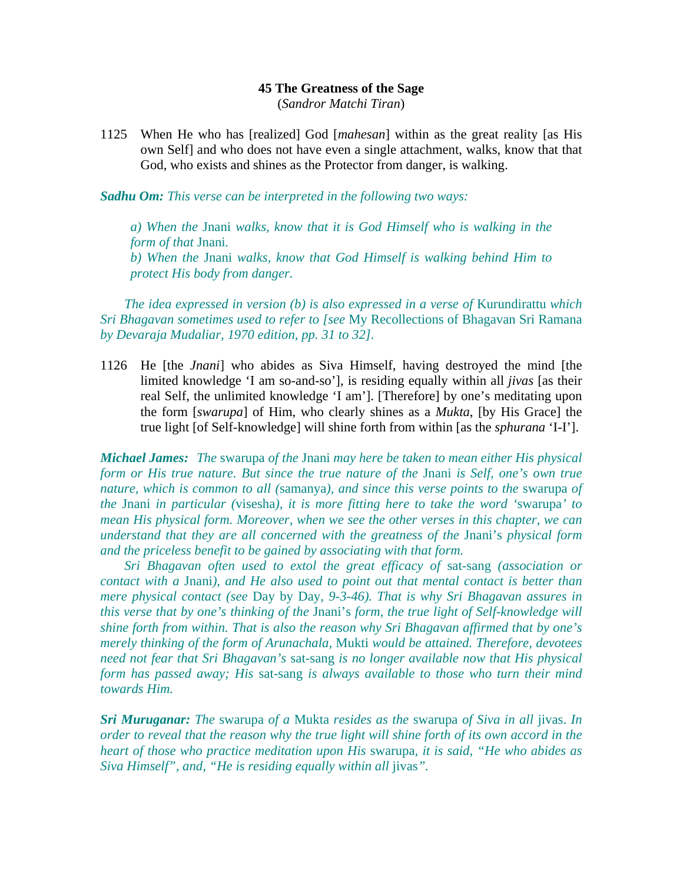## 45 The Greatness of the Sage

(*Sandror Matchi Tiran*)

1125 When He who has [realized] God [*mahesan*] within as the great reality [as His own Self] and who does not have even a single attachment, walks, know that that God, who exists and shines as the Protector from danger, is walking.

***Sadhu Om:*** *This verse can be interpreted in the following two ways:*

> *a) When the* Jnani *walks, know that it is God Himself who is walking in the form of that* Jnani*.*
> *b) When the* Jnani *walks, know that God Himself is walking behind Him to protect His body from danger.*

*The idea expressed in version (b) is also expressed in a verse of* Kurundirattu *which Sri Bhagavan sometimes used to refer to [see* My Recollections of Bhagavan Sri Ramana *by Devaraja Mudaliar, 1970 edition, pp. 31 to 32].*

1126 He [the *Jnani*] who abides as Siva Himself, having destroyed the mind [the limited knowledge 'I am so-and-so'], is residing equally within all *jivas* [as their real Self, the unlimited knowledge 'I am']. [Therefore] by one's meditating upon the form [*swarupa*] of Him, who clearly shines as a *Mukta*, [by His Grace] the true light [of Self-knowledge] will shine forth from within [as the *sphurana* 'I-I'].

***Michael James:*** *The* swarupa *of the* Jnani *may here be taken to mean either His physical form or His true nature. But since the true nature of the* Jnani *is Self, one's own true nature, which is common to all (*samanya*), and since this verse points to the* swarupa *of the* Jnani *in particular (*visesha*), it is more fitting here to take the word '*swarupa*' to mean His physical form. Moreover, when we see the other verses in this chapter, we can understand that they are all concerned with the greatness of the* Jnani's *physical form and the priceless benefit to be gained by associating with that form.*

*Sri Bhagavan often used to extol the great efficacy of* sat-sang *(association or contact with a* Jnani*), and He also used to point out that mental contact is better than mere physical contact (see* Day by Day*, 9-3-46). That is why Sri Bhagavan assures in this verse that by one's thinking of the* Jnani's *form, the true light of Self-knowledge will shine forth from within. That is also the reason why Sri Bhagavan affirmed that by one's merely thinking of the form of Arunachala,* Mukti *would be attained. Therefore, devotees need not fear that Sri Bhagavan's* sat-sang *is no longer available now that His physical form has passed away; His* sat-sang *is always available to those who turn their mind towards Him.*

***Sri Muruganar:*** *The* swarupa *of a* Mukta *resides as the* swarupa *of Siva in all* jivas*. In order to reveal that the reason why the true light will shine forth of its own accord in the heart of those who practice meditation upon His* swarupa*, it is said, "He who abides as Siva Himself", and, "He is residing equally within all* jivas*".*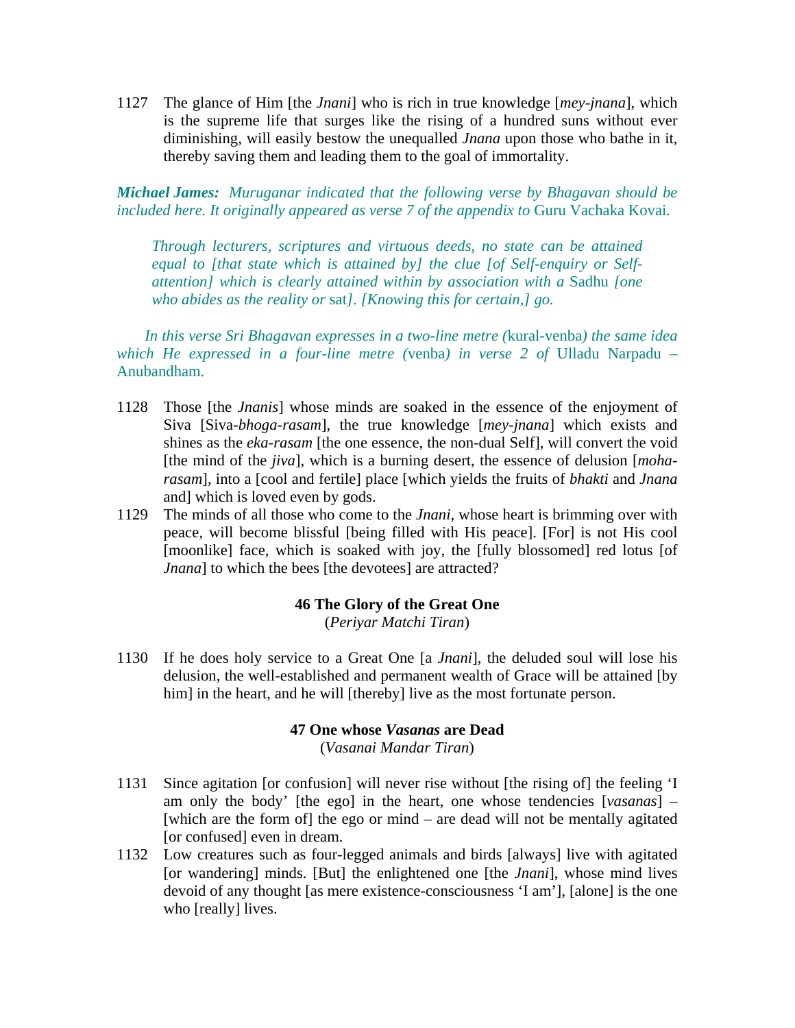1127 The glance of Him [the *Jnani*] who is rich in true knowledge [*mey-jnana*], which is the supreme life that surges like the rising of a hundred suns without ever diminishing, will easily bestow the unequalled *Jnana* upon those who bathe in it, thereby saving them and leading them to the goal of immortality.

***Michael James:*** *Muruganar indicated that the following verse by Bhagavan should be included here. It originally appeared as verse 7 of the appendix to* Guru Vachaka Kovai.

> *Through lecturers, scriptures and virtuous deeds, no state can be attained equal to [that state which is attained by] the clue [of Self-enquiry or Self-attention] which is clearly attained within by association with a* Sadhu *[one who abides as the reality or* sat*]. [Knowing this for certain,] go.*

*In this verse Sri Bhagavan expresses in a two-line metre (*kural-venba*) the same idea which He expressed in a four-line metre (*venba*) in verse 2 of* Ulladu Narpadu – Anubandham.

1128 Those [the *Jnanis*] whose minds are soaked in the essence of the enjoyment of Siva [Siva-*bhoga-rasam*], the true knowledge [*mey-jnana*] which exists and shines as the *eka-rasam* [the one essence, the non-dual Self], will convert the void [the mind of the *jiva*], which is a burning desert, the essence of delusion [*moha-rasam*], into a [cool and fertile] place [which yields the fruits of *bhakti* and *Jnana* and] which is loved even by gods.

1129 The minds of all those who come to the *Jnani*, whose heart is brimming over with peace, will become blissful [being filled with His peace]. [For] is not His cool [moonlike] face, which is soaked with joy, the [fully blossomed] red lotus [of *Jnana*] to which the bees [the devotees] are attracted?

### 46 The Glory of the Great One
(*Periyar Matchi Tiran*)

1130 If he does holy service to a Great One [a *Jnani*], the deluded soul will lose his delusion, the well-established and permanent wealth of Grace will be attained [by him] in the heart, and he will [thereby] live as the most fortunate person.

### 47 One whose *Vasanas* are Dead
(*Vasanai Mandar Tiran*)

1131 Since agitation [or confusion] will never rise without [the rising of] the feeling 'I am only the body' [the ego] in the heart, one whose tendencies [*vasanas*] – [which are the form of] the ego or mind – are dead will not be mentally agitated [or confused] even in dream.

1132 Low creatures such as four-legged animals and birds [always] live with agitated [or wandering] minds. [But] the enlightened one [the *Jnani*], whose mind lives devoid of any thought [as mere existence-consciousness 'I am'], [alone] is the one who [really] lives.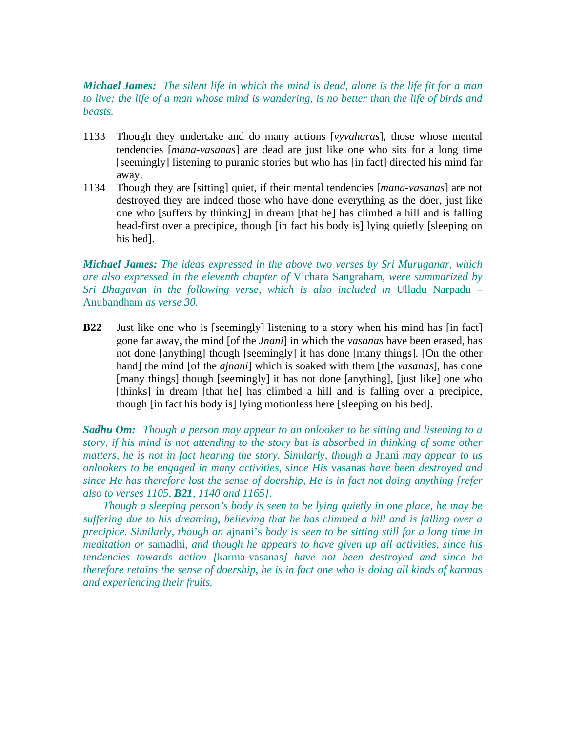***Michael James:*** *The silent life in which the mind is dead, alone is the life fit for a man to live; the life of a man whose mind is wandering, is no better than the life of birds and beasts.*

1133 Though they undertake and do many actions [*vyvaharas*], those whose mental tendencies [*mana-vasanas*] are dead are just like one who sits for a long time [seemingly] listening to puranic stories but who has [in fact] directed his mind far away.

1134 Though they are [sitting] quiet, if their mental tendencies [*mana-vasanas*] are not destroyed they are indeed those who have done everything as the doer, just like one who [suffers by thinking] in dream [that he] has climbed a hill and is falling head-first over a precipice, though [in fact his body is] lying quietly [sleeping on his bed].

***Michael James:*** *The ideas expressed in the above two verses by Sri Muruganar, which are also expressed in the eleventh chapter of* Vichara Sangraham, *were summarized by Sri Bhagavan in the following verse, which is also included in* Ulladu Narpadu – Anubandham *as verse 30.*

**B22** Just like one who is [seemingly] listening to a story when his mind has [in fact] gone far away, the mind [of the *Jnani*] in which the *vasanas* have been erased, has not done [anything] though [seemingly] it has done [many things]. [On the other hand] the mind [of the *ajnani*] which is soaked with them [the *vasanas*], has done [many things] though [seemingly] it has not done [anything], [just like] one who [thinks] in dream [that he] has climbed a hill and is falling over a precipice, though [in fact his body is] lying motionless here [sleeping on his bed].

***Sadhu Om:*** *Though a person may appear to an onlooker to be sitting and listening to a story, if his mind is not attending to the story but is absorbed in thinking of some other matters, he is not in fact hearing the story. Similarly, though a* Jnani *may appear to us onlookers to be engaged in many activities, since His* vasanas *have been destroyed and since He has therefore lost the sense of doership, He is in fact not doing anything [refer also to verses 1105,* ***B21****, 1140 and 1165].*

*Though a sleeping person's body is seen to be lying quietly in one place, he may be suffering due to his dreaming, believing that he has climbed a hill and is falling over a precipice. Similarly, though an* ajnani's *body is seen to be sitting still for a long time in meditation or* samadhi, *and though he appears to have given up all activities, since his tendencies towards action [*karma-vasanas*] have not been destroyed and since he therefore retains the sense of doership, he is in fact one who is doing all kinds of karmas and experiencing their fruits.*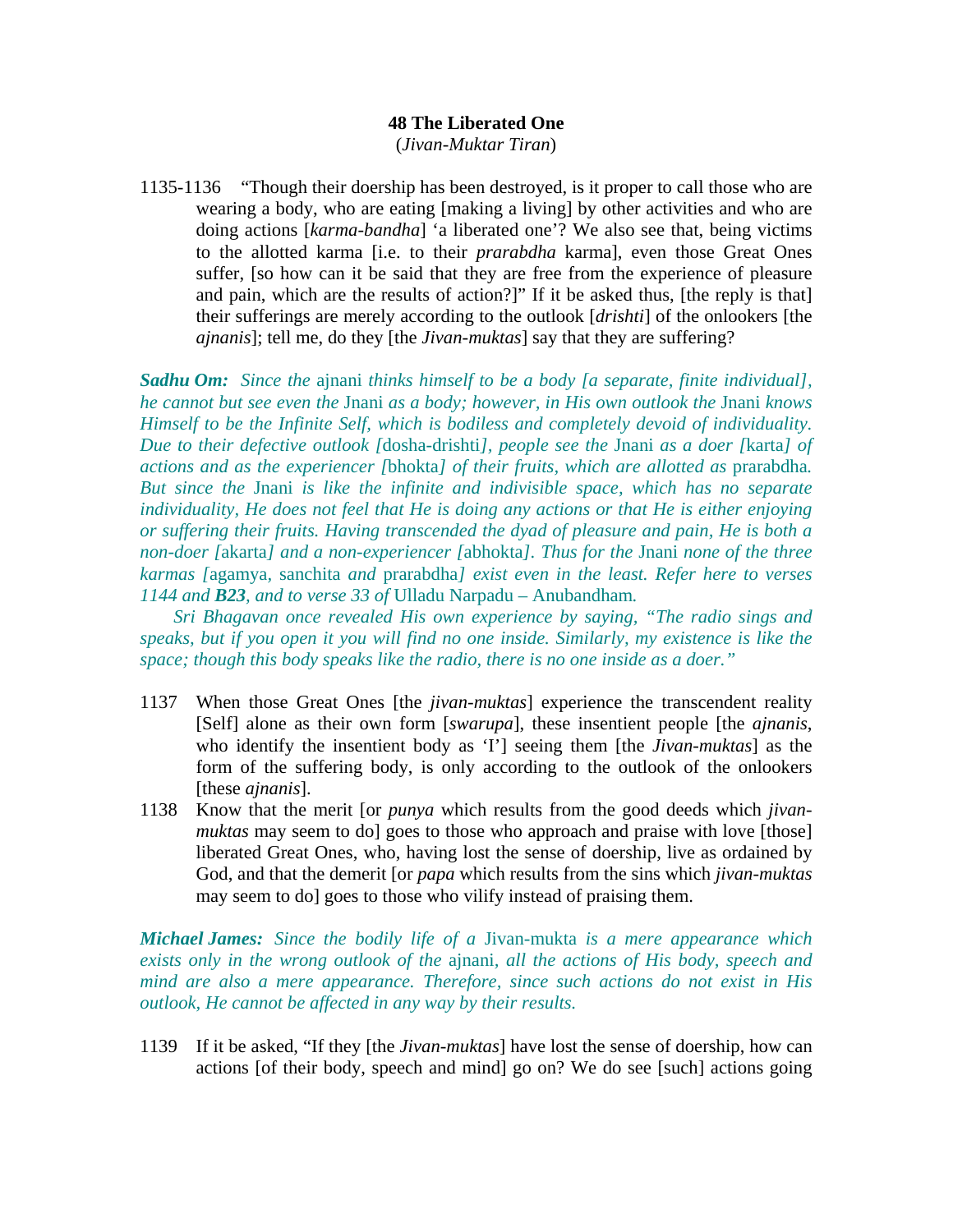## 48 The Liberated One

(*Jivan-Muktar Tiran*)

1135-1136 "Though their doership has been destroyed, is it proper to call those who are wearing a body, who are eating [making a living] by other activities and who are doing actions [*karma-bandha*] 'a liberated one'? We also see that, being victims to the allotted karma [i.e. to their *prarabdha* karma], even those Great Ones suffer, [so how can it be said that they are free from the experience of pleasure and pain, which are the results of action?]" If it be asked thus, [the reply is that] their sufferings are merely according to the outlook [*drishti*] of the onlookers [the *ajnanis*]; tell me, do they [the *Jivan-muktas*] say that they are suffering?

***Sadhu Om:*** *Since the* ajnani *thinks himself to be a body [a separate, finite individual], he cannot but see even the* Jnani *as a body; however, in His own outlook the* Jnani *knows Himself to be the Infinite Self, which is bodiless and completely devoid of individuality. Due to their defective outlook [*dosha-drishti*], people see the* Jnani *as a doer [*karta*] of actions and as the experiencer [*bhokta*] of their fruits, which are allotted as* prarabdha*. But since the* Jnani *is like the infinite and indivisible space, which has no separate individuality, He does not feel that He is doing any actions or that He is either enjoying or suffering their fruits. Having transcended the dyad of pleasure and pain, He is both a non-doer [*akarta*] and a non-experiencer [*abhokta*]. Thus for the* Jnani *none of the three karmas [*agamya*,* sanchita *and* prarabdha*] exist even in the least. Refer here to verses 1144 and* ***B23****, and to verse 33 of* Ulladu Narpadu – Anubandham*.*

*Sri Bhagavan once revealed His own experience by saying, "The radio sings and speaks, but if you open it you will find no one inside. Similarly, my existence is like the space; though this body speaks like the radio, there is no one inside as a doer."*

1137 When those Great Ones [the *jivan-muktas*] experience the transcendent reality [Self] alone as their own form [*swarupa*], these insentient people [the *ajnanis*, who identify the insentient body as 'I'] seeing them [the *Jivan-muktas*] as the form of the suffering body, is only according to the outlook of the onlookers [these *ajnanis*].

1138 Know that the merit [or *punya* which results from the good deeds which *jivan-muktas* may seem to do] goes to those who approach and praise with love [those] liberated Great Ones, who, having lost the sense of doership, live as ordained by God, and that the demerit [or *papa* which results from the sins which *jivan-muktas* may seem to do] goes to those who vilify instead of praising them.

***Michael James:*** *Since the bodily life of a* Jivan-mukta *is a mere appearance which exists only in the wrong outlook of the* ajnani*, all the actions of His body, speech and mind are also a mere appearance. Therefore, since such actions do not exist in His outlook, He cannot be affected in any way by their results.*

1139 If it be asked, "If they [the *Jivan-muktas*] have lost the sense of doership, how can actions [of their body, speech and mind] go on? We do see [such] actions going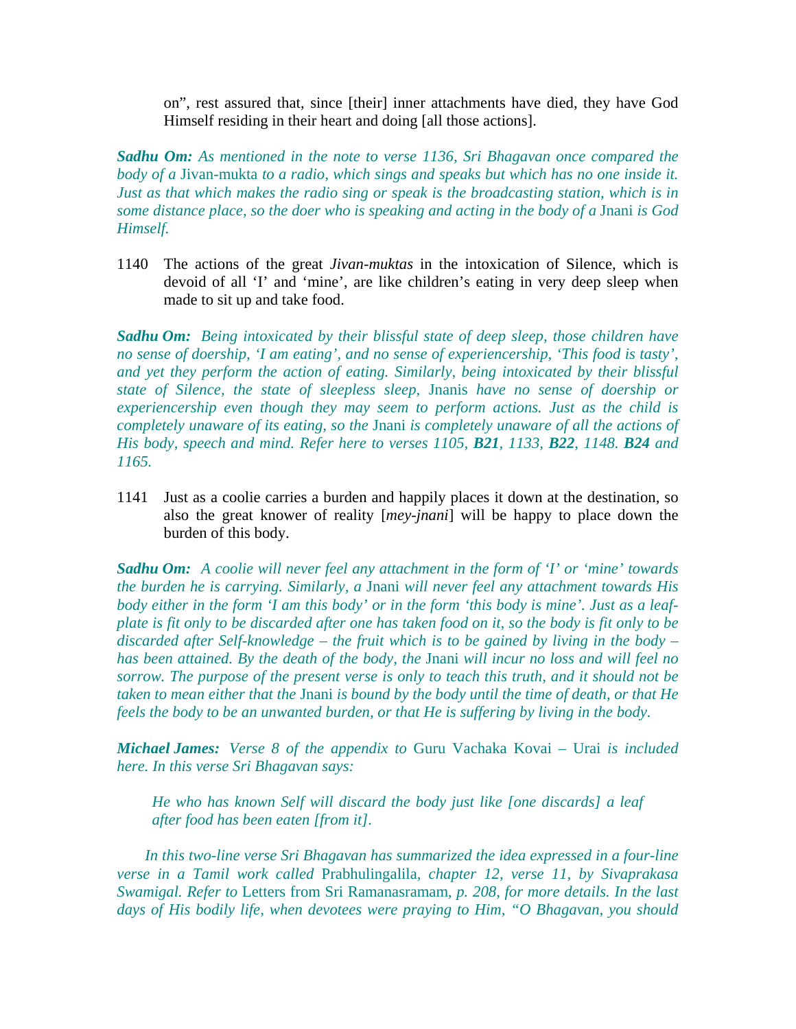on", rest assured that, since [their] inner attachments have died, they have God Himself residing in their heart and doing [all those actions].

***Sadhu Om:*** *As mentioned in the note to verse 1136, Sri Bhagavan once compared the body of a* Jivan-mukta *to a radio, which sings and speaks but which has no one inside it. Just as that which makes the radio sing or speak is the broadcasting station, which is in some distance place, so the doer who is speaking and acting in the body of a* Jnani *is God Himself.*

1140 The actions of the great *Jivan-muktas* in the intoxication of Silence, which is devoid of all 'I' and 'mine', are like children's eating in very deep sleep when made to sit up and take food.

***Sadhu Om:*** *Being intoxicated by their blissful state of deep sleep, those children have no sense of doership, 'I am eating', and no sense of experiencership, 'This food is tasty', and yet they perform the action of eating. Similarly, being intoxicated by their blissful state of Silence, the state of sleepless sleep,* Jnanis *have no sense of doership or experiencership even though they may seem to perform actions. Just as the child is completely unaware of its eating, so the* Jnani *is completely unaware of all the actions of His body, speech and mind. Refer here to verses 1105,* ***B21****, 1133,* ***B22****, 1148.* ***B24*** *and 1165.*

1141 Just as a coolie carries a burden and happily places it down at the destination, so also the great knower of reality [*mey-jnani*] will be happy to place down the burden of this body.

***Sadhu Om:*** *A coolie will never feel any attachment in the form of 'I' or 'mine' towards the burden he is carrying. Similarly, a* Jnani *will never feel any attachment towards His body either in the form 'I am this body' or in the form 'this body is mine'. Just as a leaf-plate is fit only to be discarded after one has taken food on it, so the body is fit only to be discarded after Self-knowledge – the fruit which is to be gained by living in the body – has been attained. By the death of the body, the* Jnani *will incur no loss and will feel no sorrow. The purpose of the present verse is only to teach this truth, and it should not be taken to mean either that the* Jnani *is bound by the body until the time of death, or that He feels the body to be an unwanted burden, or that He is suffering by living in the body.*

***Michael James:*** *Verse 8 of the appendix to* Guru Vachaka Kovai – Urai *is included here. In this verse Sri Bhagavan says:*

> *He who has known Self will discard the body just like [one discards] a leaf after food has been eaten [from it].*

*In this two-line verse Sri Bhagavan has summarized the idea expressed in a four-line verse in a Tamil work called* Prabhulingalila*, chapter 12, verse 11, by Sivaprakasa Swamigal. Refer to* Letters from Sri Ramanasramam*, p. 208, for more details. In the last days of His bodily life, when devotees were praying to Him, "O Bhagavan, you should*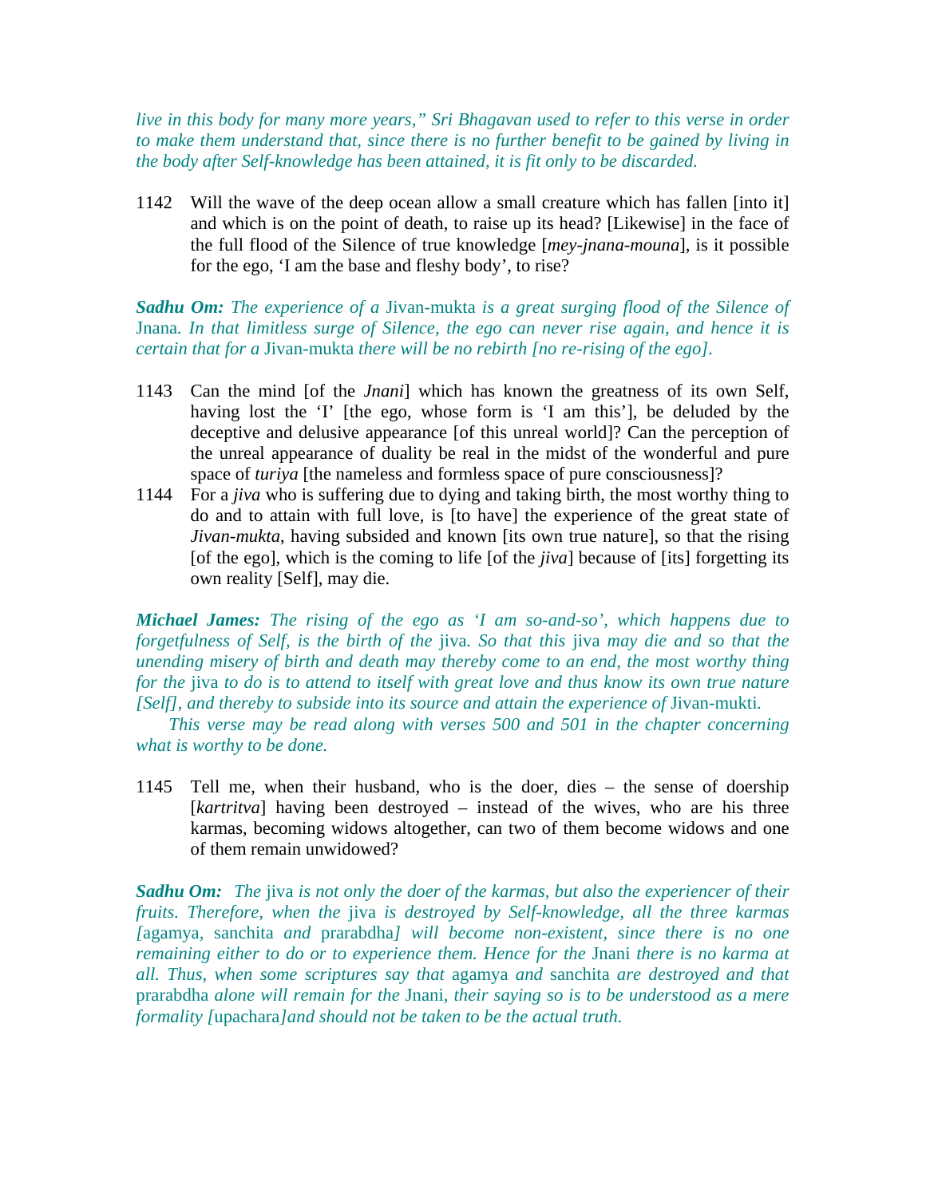*live in this body for many more years," Sri Bhagavan used to refer to this verse in order to make them understand that, since there is no further benefit to be gained by living in the body after Self-knowledge has been attained, it is fit only to be discarded.*

1142 Will the wave of the deep ocean allow a small creature which has fallen [into it] and which is on the point of death, to raise up its head? [Likewise] in the face of the full flood of the Silence of true knowledge [*mey-jnana-mouna*], is it possible for the ego, 'I am the base and fleshy body', to rise?

***Sadhu Om:*** *The experience of a* Jivan-mukta *is a great surging flood of the Silence of* Jnana*. In that limitless surge of Silence, the ego can never rise again, and hence it is certain that for a* Jivan-mukta *there will be no rebirth [no re-rising of the ego].*

1143 Can the mind [of the *Jnani*] which has known the greatness of its own Self, having lost the 'I' [the ego, whose form is 'I am this'], be deluded by the deceptive and delusive appearance [of this unreal world]? Can the perception of the unreal appearance of duality be real in the midst of the wonderful and pure space of *turiya* [the nameless and formless space of pure consciousness]?

1144 For a *jiva* who is suffering due to dying and taking birth, the most worthy thing to do and to attain with full love, is [to have] the experience of the great state of *Jivan-mukta*, having subsided and known [its own true nature], so that the rising [of the ego], which is the coming to life [of the *jiva*] because of [its] forgetting its own reality [Self], may die.

***Michael James:*** *The rising of the ego as 'I am so-and-so', which happens due to forgetfulness of Self, is the birth of the* jiva*. So that this* jiva *may die and so that the unending misery of birth and death may thereby come to an end, the most worthy thing for the* jiva *to do is to attend to itself with great love and thus know its own true nature [Self], and thereby to subside into its source and attain the experience of* Jivan-mukti*.*

*This verse may be read along with verses 500 and 501 in the chapter concerning what is worthy to be done.*

1145 Tell me, when their husband, who is the doer, dies – the sense of doership [*kartritva*] having been destroyed – instead of the wives, who are his three karmas, becoming widows altogether, can two of them become widows and one of them remain unwidowed?

***Sadhu Om:*** *The* jiva *is not only the doer of the karmas, but also the experiencer of their fruits. Therefore, when the* jiva *is destroyed by Self-knowledge, all the three karmas [*agamya*,* sanchita *and* prarabdha*] will become non-existent, since there is no one remaining either to do or to experience them. Hence for the* Jnani *there is no karma at all. Thus, when some scriptures say that* agamya *and* sanchita *are destroyed and that* prarabdha *alone will remain for the* Jnani*, their saying so is to be understood as a mere formality [*upachara*] and should not be taken to be the actual truth.*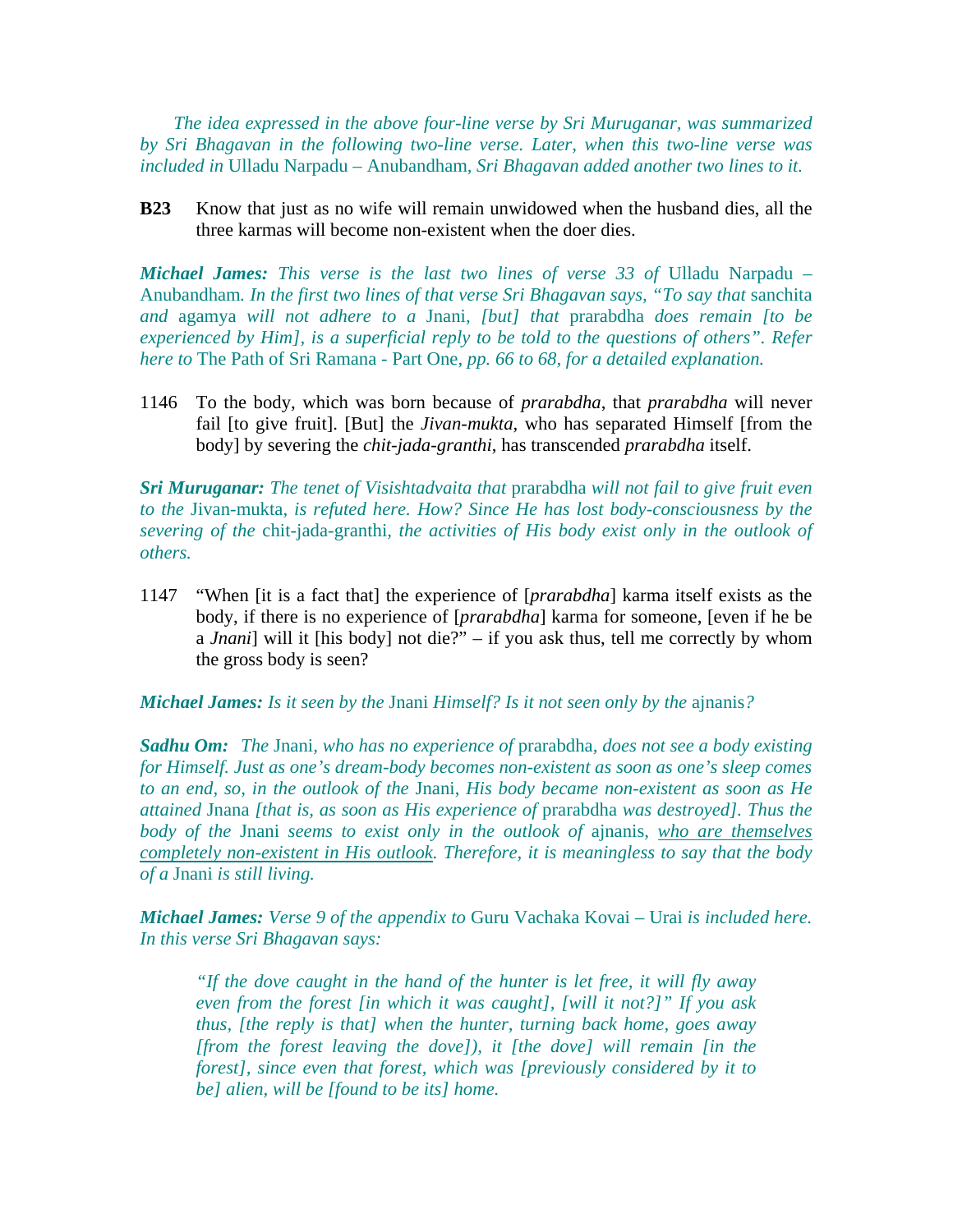*The idea expressed in the above four-line verse by Sri Muruganar, was summarized by Sri Bhagavan in the following two-line verse. Later, when this two-line verse was included in* Ulladu Narpadu – Anubandham, *Sri Bhagavan added another two lines to it.*

**B23** Know that just as no wife will remain unwidowed when the husband dies, all the three karmas will become non-existent when the doer dies.

***Michael James:*** *This verse is the last two lines of verse 33 of* Ulladu Narpadu – Anubandham. *In the first two lines of that verse Sri Bhagavan says, "To say that* sanchita *and* agamya *will not adhere to a* Jnani, *[but] that* prarabdha *does remain [to be experienced by Him], is a superficial reply to be told to the questions of others". Refer here to* The Path of Sri Ramana - Part One, *pp. 66 to 68, for a detailed explanation.*

1146 To the body, which was born because of *prarabdha*, that *prarabdha* will never fail [to give fruit]. [But] the *Jivan-mukta*, who has separated Himself [from the body] by severing the *chit-jada-granthi*, has transcended *prarabdha* itself.

***Sri Muruganar:*** *The tenet of Visishtadvaita that* prarabdha *will not fail to give fruit even to the* Jivan-mukta, *is refuted here. How? Since He has lost body-consciousness by the severing of the* chit-jada-granthi, *the activities of His body exist only in the outlook of others.*

1147 "When [it is a fact that] the experience of [*prarabdha*] karma itself exists as the body, if there is no experience of [*prarabdha*] karma for someone, [even if he be a *Jnani*] will it [his body] not die?" – if you ask thus, tell me correctly by whom the gross body is seen?

***Michael James:*** *Is it seen by the* Jnani *Himself? Is it not seen only by the* ajnanis*?*

***Sadhu Om:*** *The* Jnani, *who has no experience of* prarabdha, *does not see a body existing for Himself. Just as one's dream-body becomes non-existent as soon as one's sleep comes to an end, so, in the outlook of the* Jnani, *His body became non-existent as soon as He attained* Jnana *[that is, as soon as His experience of* prarabdha *was destroyed]. Thus the body of the* Jnani *seems to exist only in the outlook of* ajnanis, <u>*who are themselves completely non-existent in His outlook*</u>. *Therefore, it is meaningless to say that the body of a* Jnani *is still living.*

***Michael James:*** *Verse 9 of the appendix to* Guru Vachaka Kovai – Urai *is included here. In this verse Sri Bhagavan says:*

> *"If the dove caught in the hand of the hunter is let free, it will fly away even from the forest [in which it was caught], [will it not?]" If you ask thus, [the reply is that] when the hunter, turning back home, goes away [from the forest leaving the dove]), it [the dove] will remain [in the forest], since even that forest, which was [previously considered by it to be] alien, will be [found to be its] home.*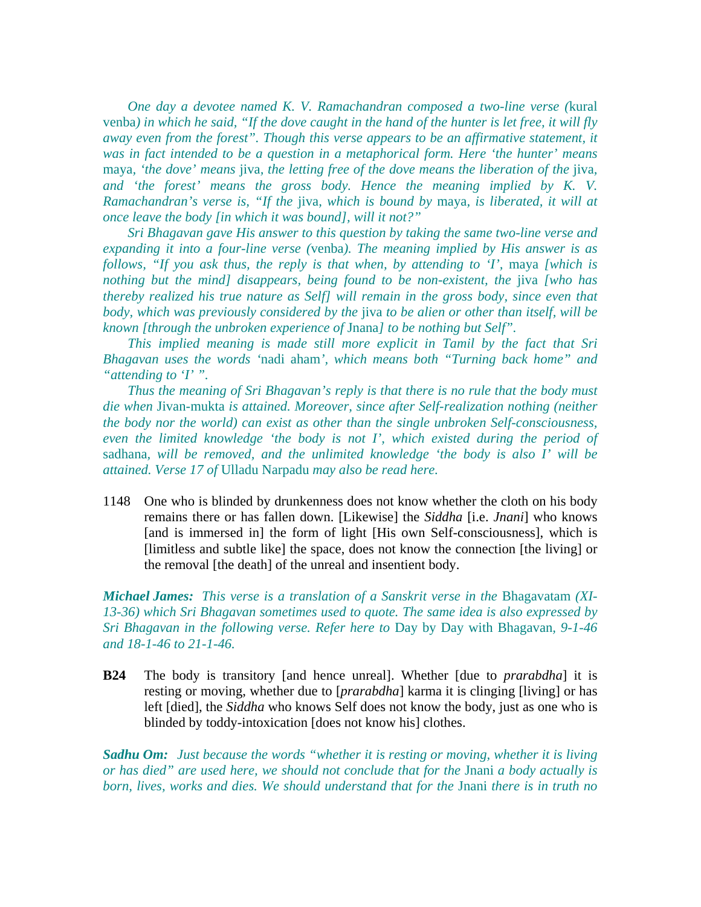*One day a devotee named K. V. Ramachandran composed a two-line verse (*kural venba*) in which he said, "If the dove caught in the hand of the hunter is let free, it will fly away even from the forest". Though this verse appears to be an affirmative statement, it was in fact intended to be a question in a metaphorical form. Here 'the hunter' means* maya*, 'the dove' means* jiva*, the letting free of the dove means the liberation of the* jiva*, and 'the forest' means the gross body. Hence the meaning implied by K. V. Ramachandran's verse is, "If the* jiva*, which is bound by* maya*, is liberated, it will at once leave the body [in which it was bound], will it not?"*

*Sri Bhagavan gave His answer to this question by taking the same two-line verse and expanding it into a four-line verse (*venba*). The meaning implied by His answer is as follows, "If you ask thus, the reply is that when, by attending to 'I',* maya *[which is nothing but the mind] disappears, being found to be non-existent, the* jiva *[who has thereby realized his true nature as Self] will remain in the gross body, since even that body, which was previously considered by the* jiva *to be alien or other than itself, will be known [through the unbroken experience of* Jnana*] to be nothing but Self".*

*This implied meaning is made still more explicit in Tamil by the fact that Sri Bhagavan uses the words '*nadi aham*', which means both "Turning back home" and "attending to 'I' ".*

*Thus the meaning of Sri Bhagavan's reply is that there is no rule that the body must die when* Jivan-mukta *is attained. Moreover, since after Self-realization nothing (neither the body nor the world) can exist as other than the single unbroken Self-consciousness, even the limited knowledge 'the body is not I', which existed during the period of* sadhana*, will be removed, and the unlimited knowledge 'the body is also I' will be attained. Verse 17 of* Ulladu Narpadu *may also be read here.*

1148 One who is blinded by drunkenness does not know whether the cloth on his body remains there or has fallen down. [Likewise] the *Siddha* [i.e. *Jnani*] who knows [and is immersed in] the form of light [His own Self-consciousness], which is [limitless and subtle like] the space, does not know the connection [the living] or the removal [the death] of the unreal and insentient body.

***Michael James:*** *This verse is a translation of a Sanskrit verse in the* Bhagavatam *(XI-13-36) which Sri Bhagavan sometimes used to quote. The same idea is also expressed by Sri Bhagavan in the following verse. Refer here to* Day by Day with Bhagavan*, 9-1-46 and 18-1-46 to 21-1-46.*

**B24** The body is transitory [and hence unreal]. Whether [due to *prarabdha*] it is resting or moving, whether due to [*prarabdha*] karma it is clinging [living] or has left [died], the *Siddha* who knows Self does not know the body, just as one who is blinded by toddy-intoxication [does not know his] clothes.

***Sadhu Om:*** *Just because the words "whether it is resting or moving, whether it is living or has died" are used here, we should not conclude that for the* Jnani *a body actually is born, lives, works and dies. We should understand that for the* Jnani *there is in truth no*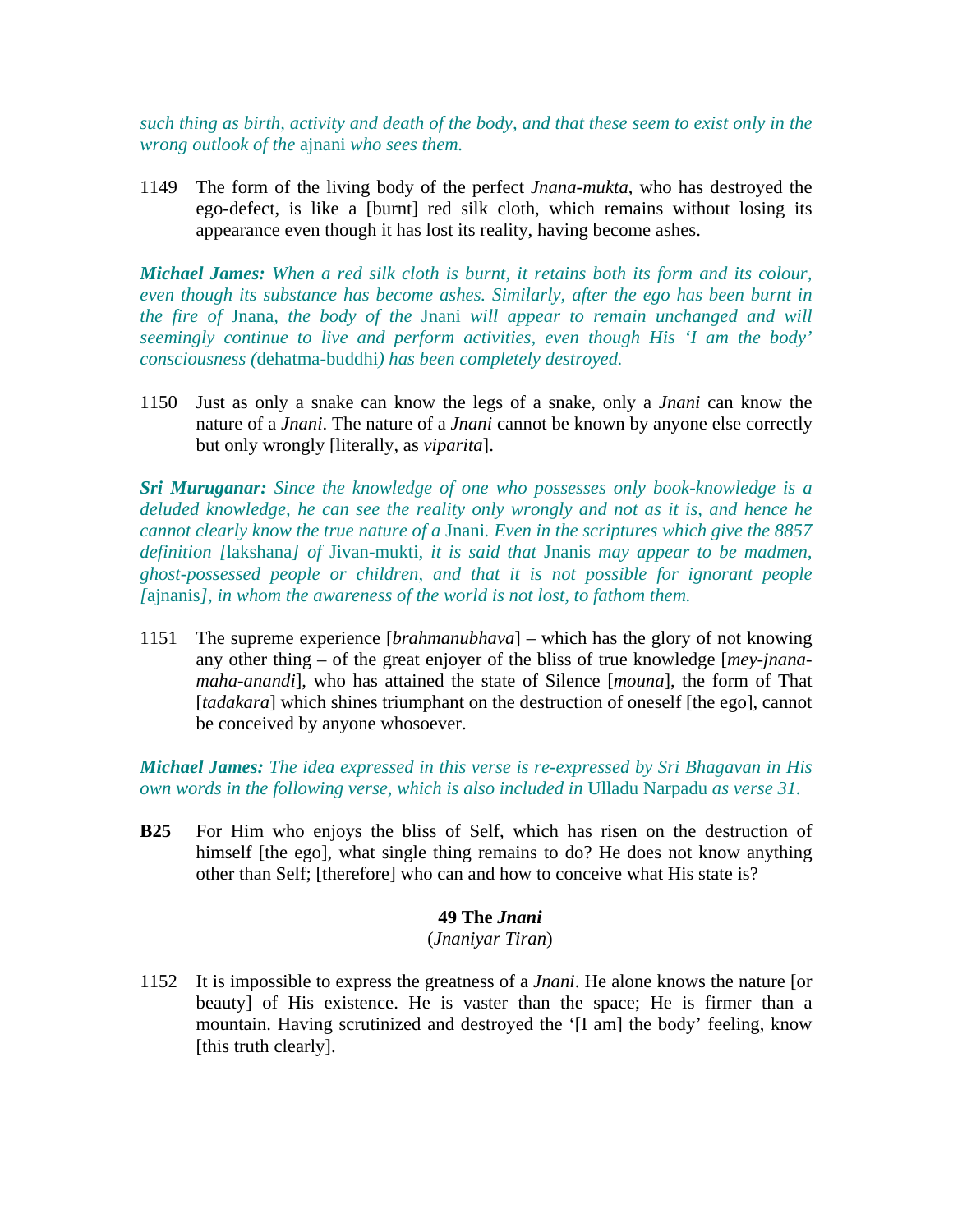*such thing as birth, activity and death of the body, and that these seem to exist only in the wrong outlook of the* ajnani *who sees them.*

1149 The form of the living body of the perfect *Jnana-mukta*, who has destroyed the ego-defect, is like a [burnt] red silk cloth, which remains without losing its appearance even though it has lost its reality, having become ashes.

***Michael James:*** *When a red silk cloth is burnt, it retains both its form and its colour, even though its substance has become ashes. Similarly, after the ego has been burnt in the fire of* Jnana*, the body of the* Jnani *will appear to remain unchanged and will seemingly continue to live and perform activities, even though His 'I am the body' consciousness (*dehatma-buddhi*) has been completely destroyed.*

1150 Just as only a snake can know the legs of a snake, only a *Jnani* can know the nature of a *Jnani*. The nature of a *Jnani* cannot be known by anyone else correctly but only wrongly [literally, as *viparita*].

***Sri Muruganar:*** *Since the knowledge of one who possesses only book-knowledge is a deluded knowledge, he can see the reality only wrongly and not as it is, and hence he cannot clearly know the true nature of a* Jnani*. Even in the scriptures which give the 8857 definition [*lakshana*] of* Jivan-mukti*, it is said that* Jnanis *may appear to be madmen, ghost-possessed people or children, and that it is not possible for ignorant people [*ajnanis*], in whom the awareness of the world is not lost, to fathom them.*

1151 The supreme experience [*brahmanubhava*] – which has the glory of not knowing any other thing – of the great enjoyer of the bliss of true knowledge [*mey-jnana-maha-anandi*], who has attained the state of Silence [*mouna*], the form of That [*tadakara*] which shines triumphant on the destruction of oneself [the ego], cannot be conceived by anyone whosoever.

***Michael James:*** *The idea expressed in this verse is re-expressed by Sri Bhagavan in His own words in the following verse, which is also included in* Ulladu Narpadu *as verse 31.*

**B25** For Him who enjoys the bliss of Self, which has risen on the destruction of himself [the ego], what single thing remains to do? He does not know anything other than Self; [therefore] who can and how to conceive what His state is?

## 49 The *Jnani*

(*Jnaniyar Tiran*)

1152 It is impossible to express the greatness of a *Jnani*. He alone knows the nature [or beauty] of His existence. He is vaster than the space; He is firmer than a mountain. Having scrutinized and destroyed the '[I am] the body' feeling, know [this truth clearly].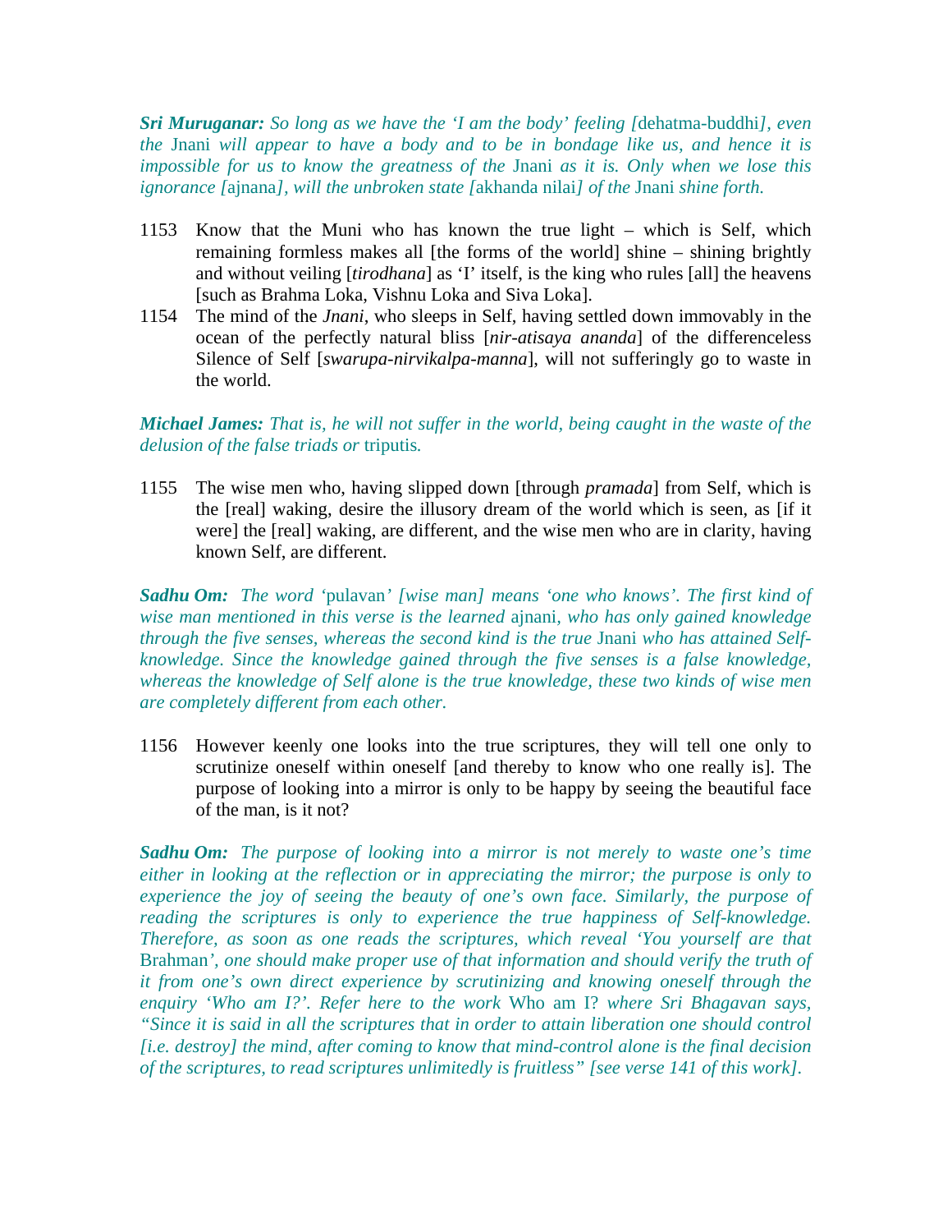***Sri Muruganar:*** *So long as we have the 'I am the body' feeling [*dehatma-buddhi*], even the* Jnani *will appear to have a body and to be in bondage like us, and hence it is impossible for us to know the greatness of the* Jnani *as it is. Only when we lose this ignorance [*ajnana*], will the unbroken state [*akhanda nilai*] of the* Jnani *shine forth.*

1153 Know that the Muni who has known the true light – which is Self, which remaining formless makes all [the forms of the world] shine – shining brightly and without veiling [*tirodhana*] as 'I' itself, is the king who rules [all] the heavens [such as Brahma Loka, Vishnu Loka and Siva Loka].

1154 The mind of the *Jnani*, who sleeps in Self, having settled down immovably in the ocean of the perfectly natural bliss [*nir-atisaya ananda*] of the differenceless Silence of Self [*swarupa-nirvikalpa-manna*], will not sufferingly go to waste in the world.

***Michael James:*** *That is, he will not suffer in the world, being caught in the waste of the delusion of the false triads or* triputis*.*

1155 The wise men who, having slipped down [through *pramada*] from Self, which is the [real] waking, desire the illusory dream of the world which is seen, as [if it were] the [real] waking, are different, and the wise men who are in clarity, having known Self, are different.

***Sadhu Om:*** *The word '*pulavan*' [wise man] means 'one who knows'. The first kind of wise man mentioned in this verse is the learned* ajnani*, who has only gained knowledge through the five senses, whereas the second kind is the true* Jnani *who has attained Self-knowledge. Since the knowledge gained through the five senses is a false knowledge, whereas the knowledge of Self alone is the true knowledge, these two kinds of wise men are completely different from each other.*

1156 However keenly one looks into the true scriptures, they will tell one only to scrutinize oneself within oneself [and thereby to know who one really is]. The purpose of looking into a mirror is only to be happy by seeing the beautiful face of the man, is it not?

***Sadhu Om:*** *The purpose of looking into a mirror is not merely to waste one's time either in looking at the reflection or in appreciating the mirror; the purpose is only to experience the joy of seeing the beauty of one's own face. Similarly, the purpose of reading the scriptures is only to experience the true happiness of Self-knowledge. Therefore, as soon as one reads the scriptures, which reveal 'You yourself are that* Brahman*', one should make proper use of that information and should verify the truth of it from one's own direct experience by scrutinizing and knowing oneself through the enquiry 'Who am I?'. Refer here to the work* Who am I? *where Sri Bhagavan says, "Since it is said in all the scriptures that in order to attain liberation one should control [i.e. destroy] the mind, after coming to know that mind-control alone is the final decision of the scriptures, to read scriptures unlimitedly is fruitless" [see verse 141 of this work].*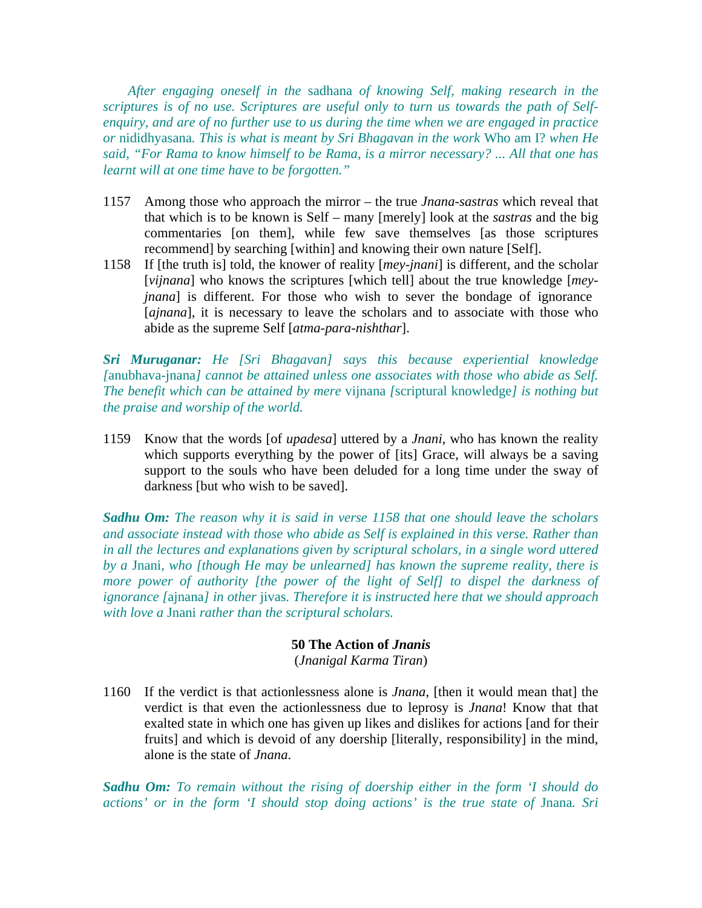*After engaging oneself in the* sadhana *of knowing Self, making research in the scriptures is of no use. Scriptures are useful only to turn us towards the path of Self-enquiry, and are of no further use to us during the time when we are engaged in practice or* nididhyasana*. This is what is meant by Sri Bhagavan in the work* Who am I? *when He said, "For Rama to know himself to be Rama, is a mirror necessary? ... All that one has learnt will at one time have to be forgotten."*

1157 Among those who approach the mirror – the true *Jnana-sastras* which reveal that that which is to be known is Self – many [merely] look at the *sastras* and the big commentaries [on them], while few save themselves [as those scriptures recommend] by searching [within] and knowing their own nature [Self].

1158 If [the truth is] told, the knower of reality [*mey-jnani*] is different, and the scholar [*vijnana*] who knows the scriptures [which tell] about the true knowledge [*mey-jnana*] is different. For those who wish to sever the bondage of ignorance [*ajnana*], it is necessary to leave the scholars and to associate with those who abide as the supreme Self [*atma-para-nishthar*].

***Sri Muruganar:*** *He [Sri Bhagavan] says this because experiential knowledge [*anubhava-jnana*] cannot be attained unless one associates with those who abide as Self. The benefit which can be attained by mere* vijnana *[*scriptural knowledge*] is nothing but the praise and worship of the world.*

1159 Know that the words [of *upadesa*] uttered by a *Jnani*, who has known the reality which supports everything by the power of [its] Grace, will always be a saving support to the souls who have been deluded for a long time under the sway of darkness [but who wish to be saved].

***Sadhu Om:*** *The reason why it is said in verse 1158 that one should leave the scholars and associate instead with those who abide as Self is explained in this verse. Rather than in all the lectures and explanations given by scriptural scholars, in a single word uttered by a* Jnani*, who [though He may be unlearned] has known the supreme reality, there is more power of authority [the power of the light of Self] to dispel the darkness of ignorance [*ajnana*] in other* jivas*. Therefore it is instructed here that we should approach with love a* Jnani *rather than the scriptural scholars.*

**50 The Action of *Jnanis***
(*Jnanigal Karma Tiran*)

1160 If the verdict is that actionlessness alone is *Jnana*, [then it would mean that] the verdict is that even the actionlessness due to leprosy is *Jnana*! Know that that exalted state in which one has given up likes and dislikes for actions [and for their fruits] and which is devoid of any doership [literally, responsibility] in the mind, alone is the state of *Jnana*.

***Sadhu Om:*** *To remain without the rising of doership either in the form 'I should do actions' or in the form 'I should stop doing actions' is the true state of* Jnana*. Sri*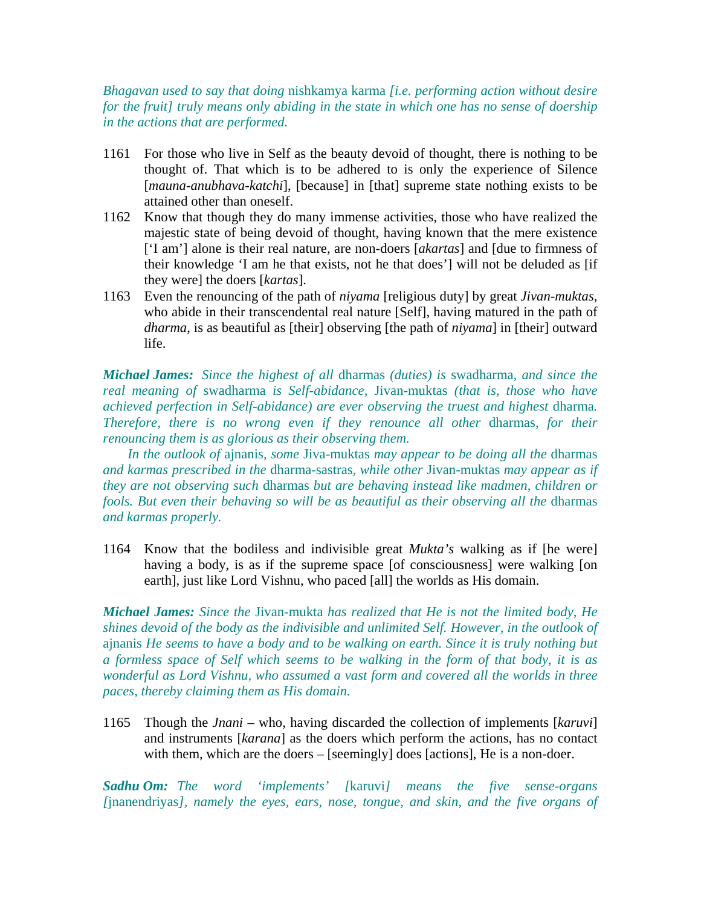*Bhagavan used to say that doing* nishkamya karma *[i.e. performing action without desire for the fruit] truly means only abiding in the state in which one has no sense of doership in the actions that are performed.*

1161 For those who live in Self as the beauty devoid of thought, there is nothing to be thought of. That which is to be adhered to is only the experience of Silence [*mauna-anubhava-katchi*], [because] in [that] supreme state nothing exists to be attained other than oneself.

1162 Know that though they do many immense activities, those who have realized the majestic state of being devoid of thought, having known that the mere existence ['I am'] alone is their real nature, are non-doers [*akartas*] and [due to firmness of their knowledge 'I am he that exists, not he that does'] will not be deluded as [if they were] the doers [*kartas*].

1163 Even the renouncing of the path of *niyama* [religious duty] by great *Jivan-muktas*, who abide in their transcendental real nature [Self], having matured in the path of *dharma*, is as beautiful as [their] observing [the path of *niyama*] in [their] outward life.

***Michael James:*** *Since the highest of all* dharmas *(duties) is* swadharma, *and since the real meaning of* swadharma *is Self-abidance,* Jivan-muktas *(that is, those who have achieved perfection in Self-abidance) are ever observing the truest and highest* dharma. *Therefore, there is no wrong even if they renounce all other* dharmas, *for their renouncing them is as glorious as their observing them.*

*In the outlook of* ajnanis, *some* Jiva-muktas *may appear to be doing all the* dharmas *and karmas prescribed in the* dharma-sastras, *while other* Jivan-muktas *may appear as if they are not observing such* dharmas *but are behaving instead like madmen, children or fools. But even their behaving so will be as beautiful as their observing all the* dharmas *and karmas properly.*

1164 Know that the bodiless and indivisible great *Mukta's* walking as if [he were] having a body, is as if the supreme space [of consciousness] were walking [on earth], just like Lord Vishnu, who paced [all] the worlds as His domain.

***Michael James:*** *Since the* Jivan-mukta *has realized that He is not the limited body, He shines devoid of the body as the indivisible and unlimited Self. However, in the outlook of* ajnanis *He seems to have a body and to be walking on earth. Since it is truly nothing but a formless space of Self which seems to be walking in the form of that body, it is as wonderful as Lord Vishnu, who assumed a vast form and covered all the worlds in three paces, thereby claiming them as His domain.*

1165 Though the *Jnani* – who, having discarded the collection of implements [*karuvi*] and instruments [*karana*] as the doers which perform the actions, has no contact with them, which are the doers – [seemingly] does [actions], He is a non-doer.

***Sadhu Om:*** *The word 'implements' [*karuvi*] means the five sense-organs [*jnanendriyas*], namely the eyes, ears, nose, tongue, and skin, and the five organs of*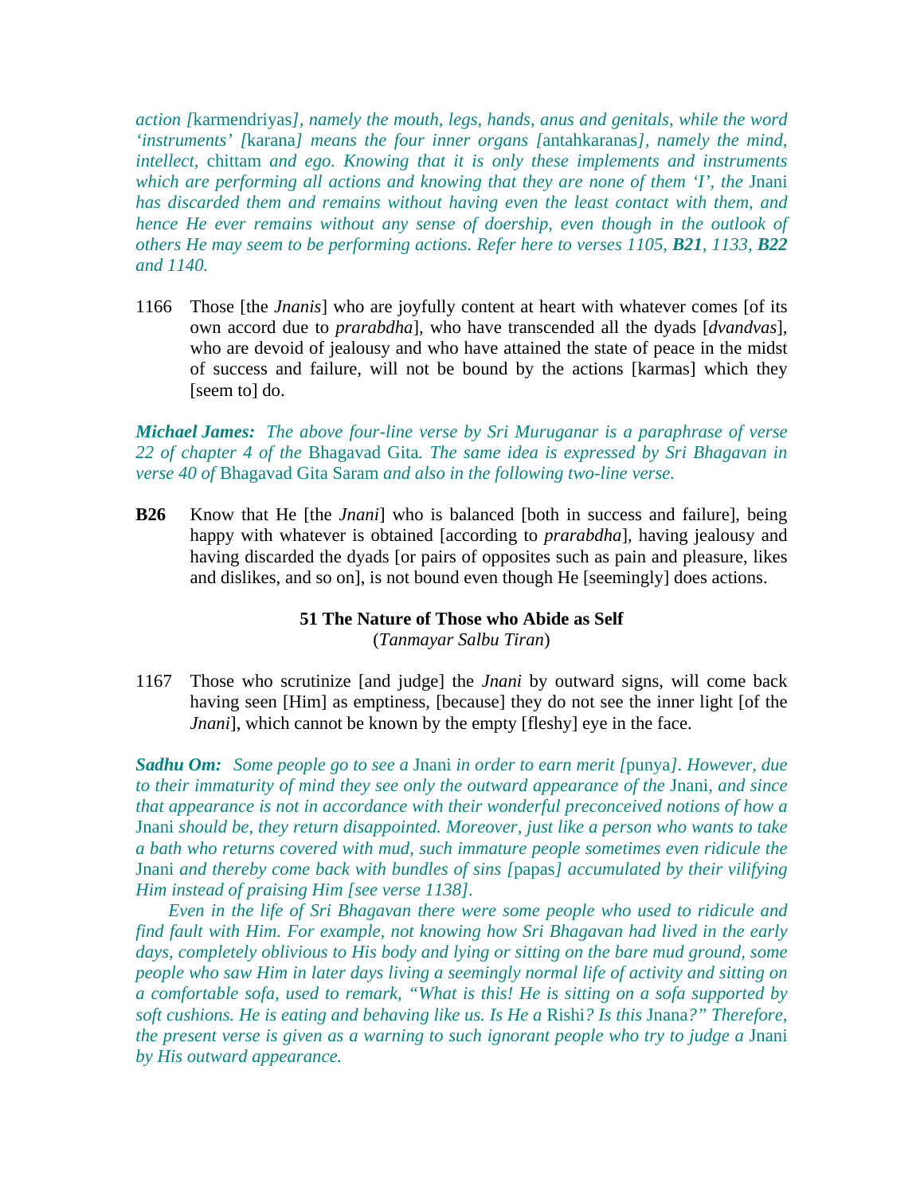*action [*karmendriyas*], namely the mouth, legs, hands, anus and genitals, while the word 'instruments' [*karana*] means the four inner organs [*antahkaranas*], namely the mind, intellect,* chittam *and ego. Knowing that it is only these implements and instruments which are performing all actions and knowing that they are none of them 'I', the* Jnani *has discarded them and remains without having even the least contact with them, and hence He ever remains without any sense of doership, even though in the outlook of others He may seem to be performing actions. Refer here to verses 1105, **B21**, 1133, **B22** and 1140.*

1166 Those [the *Jnanis*] who are joyfully content at heart with whatever comes [of its own accord due to *prarabdha*], who have transcended all the dyads [*dvandvas*], who are devoid of jealousy and who have attained the state of peace in the midst of success and failure, will not be bound by the actions [karmas] which they [seem to] do.

***Michael James:*** *The above four-line verse by Sri Muruganar is a paraphrase of verse 22 of chapter 4 of the* Bhagavad Gita*. The same idea is expressed by Sri Bhagavan in verse 40 of* Bhagavad Gita Saram *and also in the following two-line verse.*

**B26** Know that He [the *Jnani*] who is balanced [both in success and failure], being happy with whatever is obtained [according to *prarabdha*], having jealousy and having discarded the dyads [or pairs of opposites such as pain and pleasure, likes and dislikes, and so on], is not bound even though He [seemingly] does actions.

## 51 The Nature of Those who Abide as Self

(*Tanmayar Salbu Tiran*)

1167 Those who scrutinize [and judge] the *Jnani* by outward signs, will come back having seen [Him] as emptiness, [because] they do not see the inner light [of the *Jnani*], which cannot be known by the empty [fleshy] eye in the face.

***Sadhu Om:*** *Some people go to see a* Jnani *in order to earn merit [*punya*]. However, due to their immaturity of mind they see only the outward appearance of the* Jnani*, and since that appearance is not in accordance with their wonderful preconceived notions of how a* Jnani *should be, they return disappointed. Moreover, just like a person who wants to take a bath who returns covered with mud, such immature people sometimes even ridicule the* Jnani *and thereby come back with bundles of sins [*papas*] accumulated by their vilifying Him instead of praising Him [see verse 1138].*

*Even in the life of Sri Bhagavan there were some people who used to ridicule and find fault with Him. For example, not knowing how Sri Bhagavan had lived in the early days, completely oblivious to His body and lying or sitting on the bare mud ground, some people who saw Him in later days living a seemingly normal life of activity and sitting on a comfortable sofa, used to remark, "What is this! He is sitting on a sofa supported by soft cushions. He is eating and behaving like us. Is He a* Rishi*? Is this* Jnana*?" Therefore, the present verse is given as a warning to such ignorant people who try to judge a* Jnani *by His outward appearance.*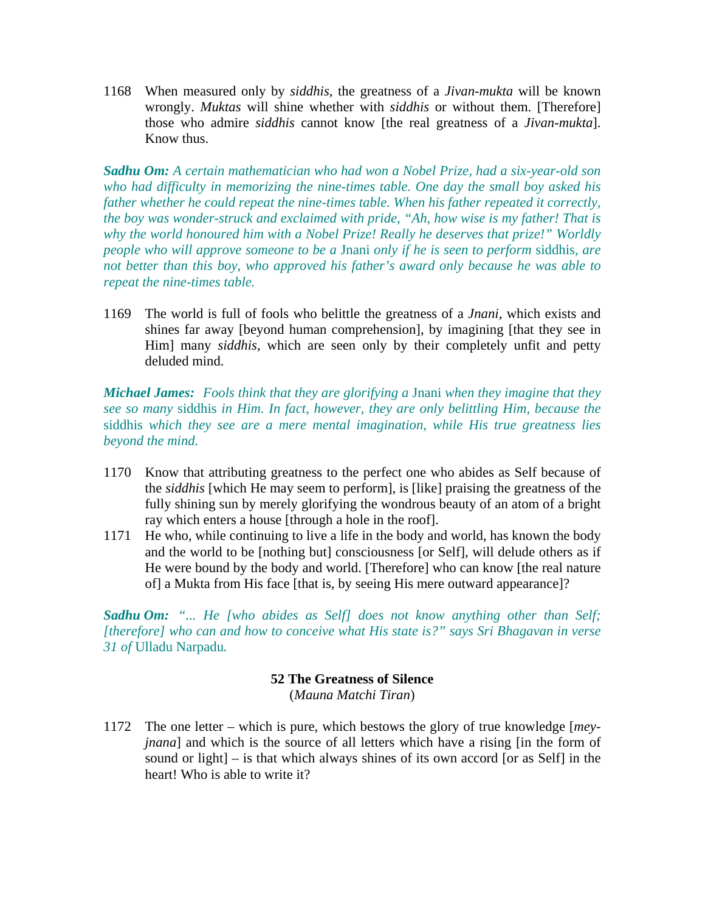1168 When measured only by *siddhis*, the greatness of a *Jivan-mukta* will be known wrongly. *Muktas* will shine whether with *siddhis* or without them. [Therefore] those who admire *siddhis* cannot know [the real greatness of a *Jivan-mukta*]. Know thus.

***Sadhu Om:*** *A certain mathematician who had won a Nobel Prize, had a six-year-old son who had difficulty in memorizing the nine-times table. One day the small boy asked his father whether he could repeat the nine-times table. When his father repeated it correctly, the boy was wonder-struck and exclaimed with pride, "Ah, how wise is my father! That is why the world honoured him with a Nobel Prize! Really he deserves that prize!" Worldly people who will approve someone to be a* Jnani *only if he is seen to perform* siddhis, *are not better than this boy, who approved his father's award only because he was able to repeat the nine-times table.*

1169 The world is full of fools who belittle the greatness of a *Jnani*, which exists and shines far away [beyond human comprehension], by imagining [that they see in Him] many *siddhis*, which are seen only by their completely unfit and petty deluded mind.

***Michael James:*** *Fools think that they are glorifying a* Jnani *when they imagine that they see so many* siddhis *in Him. In fact, however, they are only belittling Him, because the* siddhis *which they see are a mere mental imagination, while His true greatness lies beyond the mind.*

1170 Know that attributing greatness to the perfect one who abides as Self because of the *siddhis* [which He may seem to perform], is [like] praising the greatness of the fully shining sun by merely glorifying the wondrous beauty of an atom of a bright ray which enters a house [through a hole in the roof].

1171 He who, while continuing to live a life in the body and world, has known the body and the world to be [nothing but] consciousness [or Self], will delude others as if He were bound by the body and world. [Therefore] who can know [the real nature of] a Mukta from His face [that is, by seeing His mere outward appearance]?

***Sadhu Om:*** *"... He [who abides as Self] does not know anything other than Self; [therefore] who can and how to conceive what His state is?" says Sri Bhagavan in verse 31 of* Ulladu Narpadu*.*

## 52 The Greatness of Silence

(*Mauna Matchi Tiran*)

1172 The one letter – which is pure, which bestows the glory of true knowledge [*mey-jnana*] and which is the source of all letters which have a rising [in the form of sound or light] – is that which always shines of its own accord [or as Self] in the heart! Who is able to write it?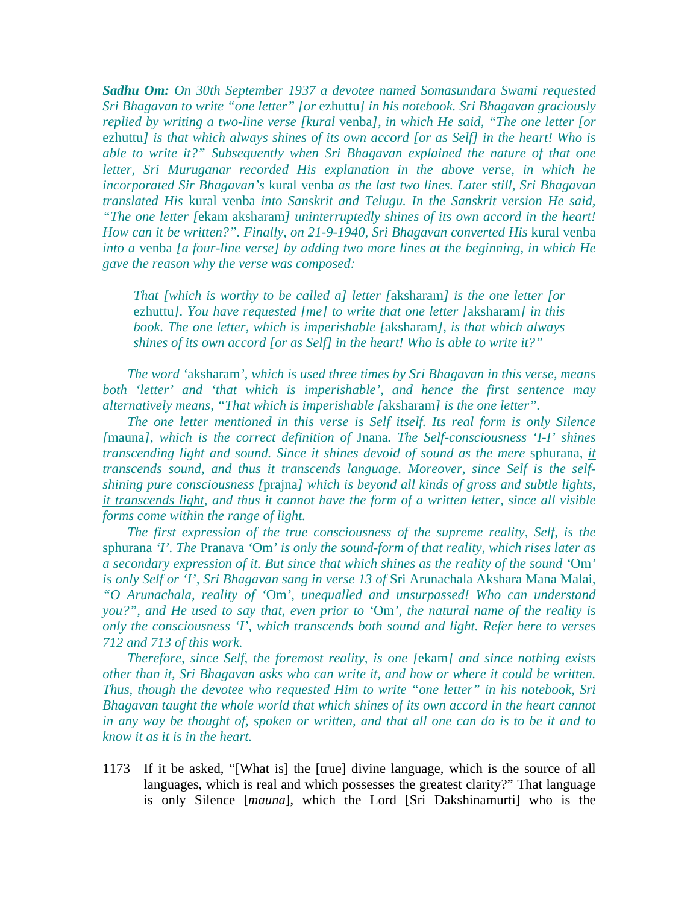***Sadhu Om:*** *On 30th September 1937 a devotee named Somasundara Swami requested Sri Bhagavan to write "one letter" [or* ezhuttu*] in his notebook. Sri Bhagavan graciously replied by writing a two-line verse [kural* venba*], in which He said, "The one letter [or* ezhuttu*] is that which always shines of its own accord [or as Self] in the heart! Who is able to write it?" Subsequently when Sri Bhagavan explained the nature of that one letter, Sri Muruganar recorded His explanation in the above verse, in which he incorporated Sir Bhagavan's* kural venba *as the last two lines. Later still, Sri Bhagavan translated His* kural venba *into Sanskrit and Telugu. In the Sanskrit version He said, "The one letter [*ekam aksharam*] uninterruptedly shines of its own accord in the heart! How can it be written?". Finally, on 21-9-1940, Sri Bhagavan converted His* kural venba *into a* venba *[a four-line verse] by adding two more lines at the beginning, in which He gave the reason why the verse was composed:*

> *That [which is worthy to be called a] letter [*aksharam*] is the one letter [or* ezhuttu*]. You have requested [me] to write that one letter [*aksharam*] in this book. The one letter, which is imperishable [*aksharam*], is that which always shines of its own accord [or as Self] in the heart! Who is able to write it?"*

*The word '*aksharam*', which is used three times by Sri Bhagavan in this verse, means both 'letter' and 'that which is imperishable', and hence the first sentence may alternatively means, "That which is imperishable [*aksharam*] is the one letter".*

*The one letter mentioned in this verse is Self itself. Its real form is only Silence [*mauna*], which is the correct definition of* Jnana*. The Self-consciousness 'I-I' shines transcending light and sound. Since it shines devoid of sound as the mere* sphurana*, <u>it transcends sound,</u> and thus it transcends language. Moreover, since Self is the self-shining pure consciousness [*prajna*] which is beyond all kinds of gross and subtle lights, <u>it transcends light</u>, and thus it cannot have the form of a written letter, since all visible forms come within the range of light.*

*The first expression of the true consciousness of the supreme reality, Self, is the* sphurana *'I'. The* Pranava *'*Om*' is only the sound-form of that reality, which rises later as a secondary expression of it. But since that which shines as the reality of the sound '*Om*' is only Self or 'I', Sri Bhagavan sang in verse 13 of* Sri Arunachala Akshara Mana Malai*, "O Arunachala, reality of '*Om*', unequalled and unsurpassed! Who can understand you?", and He used to say that, even prior to '*Om*', the natural name of the reality is only the consciousness 'I', which transcends both sound and light. Refer here to verses 712 and 713 of this work.*

*Therefore, since Self, the foremost reality, is one [*ekam*] and since nothing exists other than it, Sri Bhagavan asks who can write it, and how or where it could be written. Thus, though the devotee who requested Him to write "one letter" in his notebook, Sri Bhagavan taught the whole world that which shines of its own accord in the heart cannot in any way be thought of, spoken or written, and that all one can do is to be it and to know it as it is in the heart.*

1173 If it be asked, "[What is] the [true] divine language, which is the source of all languages, which is real and which possesses the greatest clarity?" That language is only Silence [*mauna*], which the Lord [Sri Dakshinamurti] who is the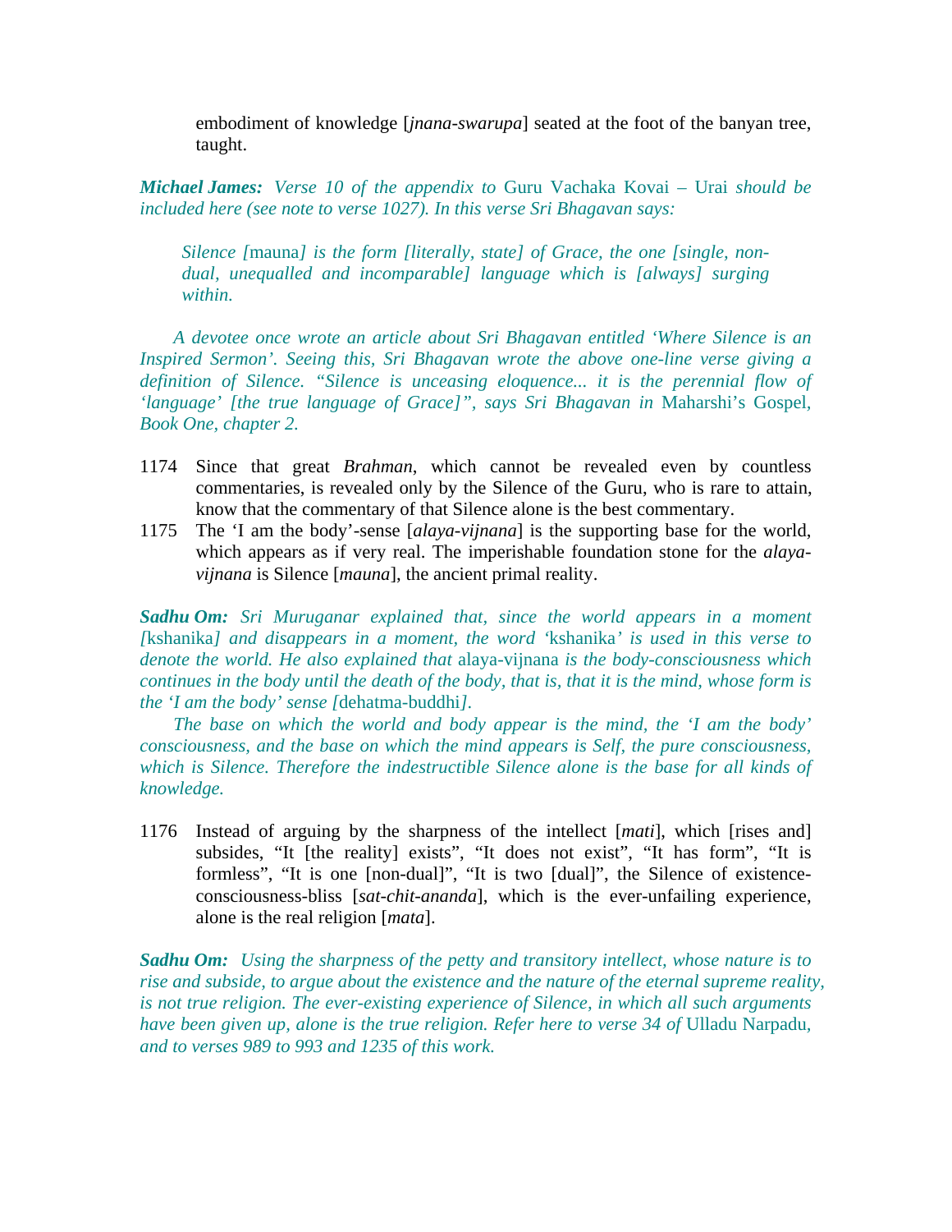embodiment of knowledge [*jnana-swarupa*] seated at the foot of the banyan tree, taught.

***Michael James:*** *Verse 10 of the appendix to* Guru Vachaka Kovai – Urai *should be included here (see note to verse 1027). In this verse Sri Bhagavan says:*

> *Silence [*mauna*] is the form [literally, state] of Grace, the one [single, non-dual, unequalled and incomparable] language which is [always] surging within.*

*A devotee once wrote an article about Sri Bhagavan entitled 'Where Silence is an Inspired Sermon'. Seeing this, Sri Bhagavan wrote the above one-line verse giving a definition of Silence. "Silence is unceasing eloquence... it is the perennial flow of 'language' [the true language of Grace]", says Sri Bhagavan in* Maharshi's Gospel*, Book One, chapter 2.*

1174 Since that great *Brahman*, which cannot be revealed even by countless commentaries, is revealed only by the Silence of the Guru, who is rare to attain, know that the commentary of that Silence alone is the best commentary.

1175 The 'I am the body'-sense [*alaya-vijnana*] is the supporting base for the world, which appears as if very real. The imperishable foundation stone for the *alaya-vijnana* is Silence [*mauna*], the ancient primal reality.

***Sadhu Om:*** *Sri Muruganar explained that, since the world appears in a moment [*kshanika*] and disappears in a moment, the word '*kshanika*' is used in this verse to denote the world. He also explained that* alaya-vijnana *is the body-consciousness which continues in the body until the death of the body, that is, that it is the mind, whose form is the 'I am the body' sense [*dehatma-buddhi*].*

*The base on which the world and body appear is the mind, the 'I am the body' consciousness, and the base on which the mind appears is Self, the pure consciousness, which is Silence. Therefore the indestructible Silence alone is the base for all kinds of knowledge.*

1176 Instead of arguing by the sharpness of the intellect [*mati*], which [rises and] subsides, "It [the reality] exists", "It does not exist", "It has form", "It is formless", "It is one [non-dual]", "It is two [dual]", the Silence of existence-consciousness-bliss [*sat-chit-ananda*], which is the ever-unfailing experience, alone is the real religion [*mata*].

***Sadhu Om:*** *Using the sharpness of the petty and transitory intellect, whose nature is to rise and subside, to argue about the existence and the nature of the eternal supreme reality, is not true religion. The ever-existing experience of Silence, in which all such arguments have been given up, alone is the true religion. Refer here to verse 34 of* Ulladu Narpadu*, and to verses 989 to 993 and 1235 of this work.*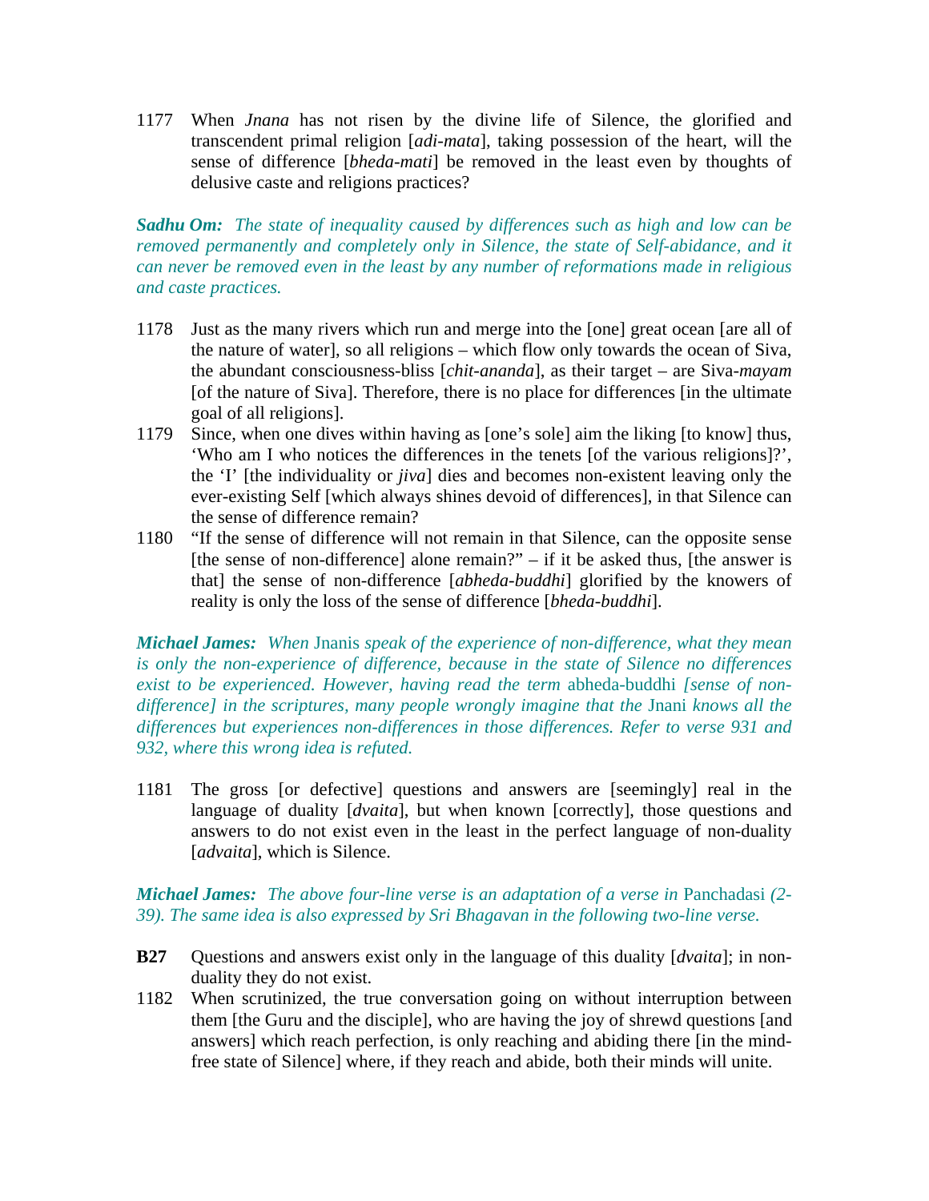1177 When *Jnana* has not risen by the divine life of Silence, the glorified and transcendent primal religion [*adi-mata*], taking possession of the heart, will the sense of difference [*bheda-mati*] be removed in the least even by thoughts of delusive caste and religions practices?

***Sadhu Om:*** *The state of inequality caused by differences such as high and low can be removed permanently and completely only in Silence, the state of Self-abidance, and it can never be removed even in the least by any number of reformations made in religious and caste practices.*

1178 Just as the many rivers which run and merge into the [one] great ocean [are all of the nature of water], so all religions – which flow only towards the ocean of Siva, the abundant consciousness-bliss [*chit-ananda*], as their target – are Siva-*mayam* [of the nature of Siva]. Therefore, there is no place for differences [in the ultimate goal of all religions].

1179 Since, when one dives within having as [one's sole] aim the liking [to know] thus, 'Who am I who notices the differences in the tenets [of the various religions]?', the 'I' [the individuality or *jiva*] dies and becomes non-existent leaving only the ever-existing Self [which always shines devoid of differences], in that Silence can the sense of difference remain?

1180 "If the sense of difference will not remain in that Silence, can the opposite sense [the sense of non-difference] alone remain?" – if it be asked thus, [the answer is that] the sense of non-difference [*abheda-buddhi*] glorified by the knowers of reality is only the loss of the sense of difference [*bheda-buddhi*].

***Michael James:*** *When* Jnanis *speak of the experience of non-difference, what they mean is only the non-experience of difference, because in the state of Silence no differences exist to be experienced. However, having read the term* abheda-buddhi *[sense of non-difference] in the scriptures, many people wrongly imagine that the* Jnani *knows all the differences but experiences non-differences in those differences. Refer to verse 931 and 932, where this wrong idea is refuted.*

1181 The gross [or defective] questions and answers are [seemingly] real in the language of duality [*dvaita*], but when known [correctly], those questions and answers to do not exist even in the least in the perfect language of non-duality [*advaita*], which is Silence.

***Michael James:*** *The above four-line verse is an adaptation of a verse in* Panchadasi *(2-39). The same idea is also expressed by Sri Bhagavan in the following two-line verse.*

**B27** Questions and answers exist only in the language of this duality [*dvaita*]; in non-duality they do not exist.

1182 When scrutinized, the true conversation going on without interruption between them [the Guru and the disciple], who are having the joy of shrewd questions [and answers] which reach perfection, is only reaching and abiding there [in the mind-free state of Silence] where, if they reach and abide, both their minds will unite.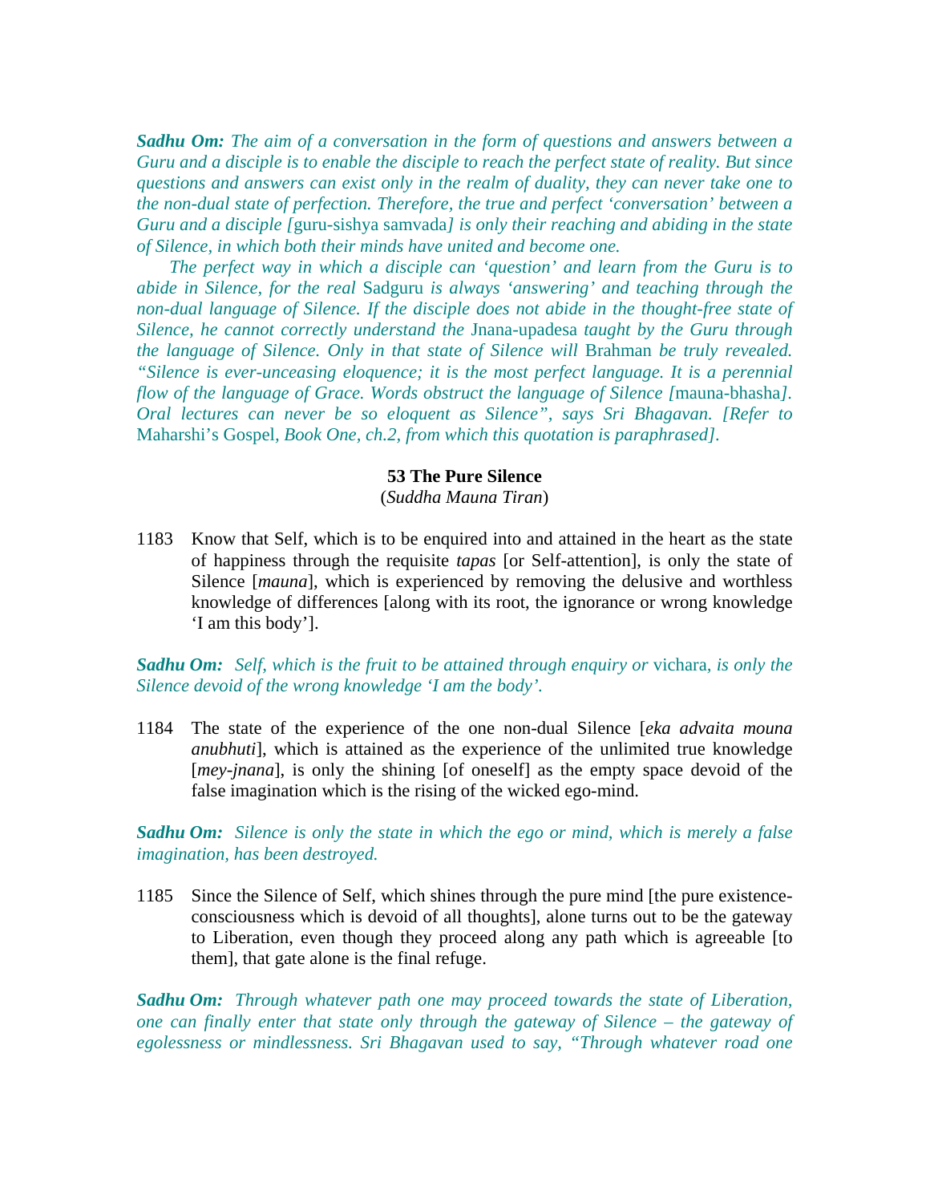***Sadhu Om:*** *The aim of a conversation in the form of questions and answers between a Guru and a disciple is to enable the disciple to reach the perfect state of reality. But since questions and answers can exist only in the realm of duality, they can never take one to the non-dual state of perfection. Therefore, the true and perfect 'conversation' between a Guru and a disciple [*guru-sishya samvada*] is only their reaching and abiding in the state of Silence, in which both their minds have united and become one.*

*The perfect way in which a disciple can 'question' and learn from the Guru is to abide in Silence, for the real* Sadguru *is always 'answering' and teaching through the non-dual language of Silence. If the disciple does not abide in the thought-free state of Silence, he cannot correctly understand the* Jnana-upadesa *taught by the Guru through the language of Silence. Only in that state of Silence will* Brahman *be truly revealed. "Silence is ever-unceasing eloquence; it is the most perfect language. It is a perennial flow of the language of Grace. Words obstruct the language of Silence [*mauna-bhasha*]. Oral lectures can never be so eloquent as Silence", says Sri Bhagavan. [Refer to* Maharshi's Gospel*, Book One, ch.2, from which this quotation is paraphrased].*

### 53 The Pure Silence

(*Suddha Mauna Tiran*)

1183 Know that Self, which is to be enquired into and attained in the heart as the state of happiness through the requisite *tapas* [or Self-attention], is only the state of Silence [*mauna*], which is experienced by removing the delusive and worthless knowledge of differences [along with its root, the ignorance or wrong knowledge 'I am this body'].

***Sadhu Om:*** *Self, which is the fruit to be attained through enquiry or* vichara*, is only the Silence devoid of the wrong knowledge 'I am the body'.*

1184 The state of the experience of the one non-dual Silence [*eka advaita mouna anubhuti*], which is attained as the experience of the unlimited true knowledge [*mey-jnana*], is only the shining [of oneself] as the empty space devoid of the false imagination which is the rising of the wicked ego-mind.

***Sadhu Om:*** *Silence is only the state in which the ego or mind, which is merely a false imagination, has been destroyed.*

1185 Since the Silence of Self, which shines through the pure mind [the pure existence-consciousness which is devoid of all thoughts], alone turns out to be the gateway to Liberation, even though they proceed along any path which is agreeable [to them], that gate alone is the final refuge.

***Sadhu Om:*** *Through whatever path one may proceed towards the state of Liberation, one can finally enter that state only through the gateway of Silence – the gateway of egolessness or mindlessness. Sri Bhagavan used to say, "Through whatever road one*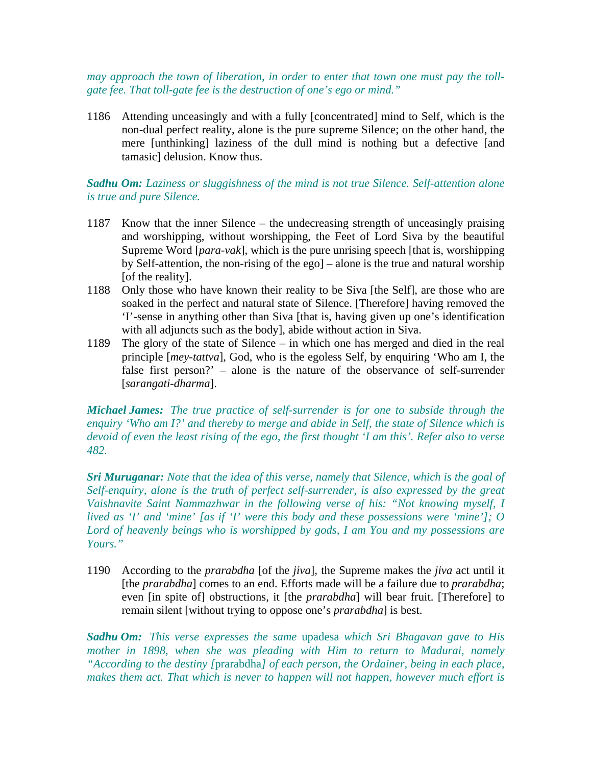*may approach the town of liberation, in order to enter that town one must pay the toll-gate fee. That toll-gate fee is the destruction of one's ego or mind."*

1186 Attending unceasingly and with a fully [concentrated] mind to Self, which is the non-dual perfect reality, alone is the pure supreme Silence; on the other hand, the mere [unthinking] laziness of the dull mind is nothing but a defective [and tamasic] delusion. Know thus.

***Sadhu Om:*** *Laziness or sluggishness of the mind is not true Silence. Self-attention alone is true and pure Silence.*

1187 Know that the inner Silence – the undecreasing strength of unceasingly praising and worshipping, without worshipping, the Feet of Lord Siva by the beautiful Supreme Word [*para-vak*], which is the pure unrising speech [that is, worshipping by Self-attention, the non-rising of the ego] – alone is the true and natural worship [of the reality].

1188 Only those who have known their reality to be Siva [the Self], are those who are soaked in the perfect and natural state of Silence. [Therefore] having removed the 'I'-sense in anything other than Siva [that is, having given up one's identification with all adjuncts such as the body], abide without action in Siva.

1189 The glory of the state of Silence – in which one has merged and died in the real principle [*mey-tattva*], God, who is the egoless Self, by enquiring 'Who am I, the false first person?' – alone is the nature of the observance of self-surrender [*sarangati-dharma*].

***Michael James:*** *The true practice of self-surrender is for one to subside through the enquiry 'Who am I?' and thereby to merge and abide in Self, the state of Silence which is devoid of even the least rising of the ego, the first thought 'I am this'. Refer also to verse 482.*

***Sri Muruganar:*** *Note that the idea of this verse, namely that Silence, which is the goal of Self-enquiry, alone is the truth of perfect self-surrender, is also expressed by the great Vaishnavite Saint Nammazhwar in the following verse of his: "Not knowing myself, I lived as 'I' and 'mine' [as if 'I' were this body and these possessions were 'mine']; O Lord of heavenly beings who is worshipped by gods, I am You and my possessions are Yours."*

1190 According to the *prarabdha* [of the *jiva*], the Supreme makes the *jiva* act until it [the *prarabdha*] comes to an end. Efforts made will be a failure due to *prarabdha*; even [in spite of] obstructions, it [the *prarabdha*] will bear fruit. [Therefore] to remain silent [without trying to oppose one's *prarabdha*] is best.

***Sadhu Om:*** *This verse expresses the same* upadesa *which Sri Bhagavan gave to His mother in 1898, when she was pleading with Him to return to Madurai, namely "According to the destiny [*prarabdha*] of each person, the Ordainer, being in each place, makes them act. That which is never to happen will not happen, however much effort is*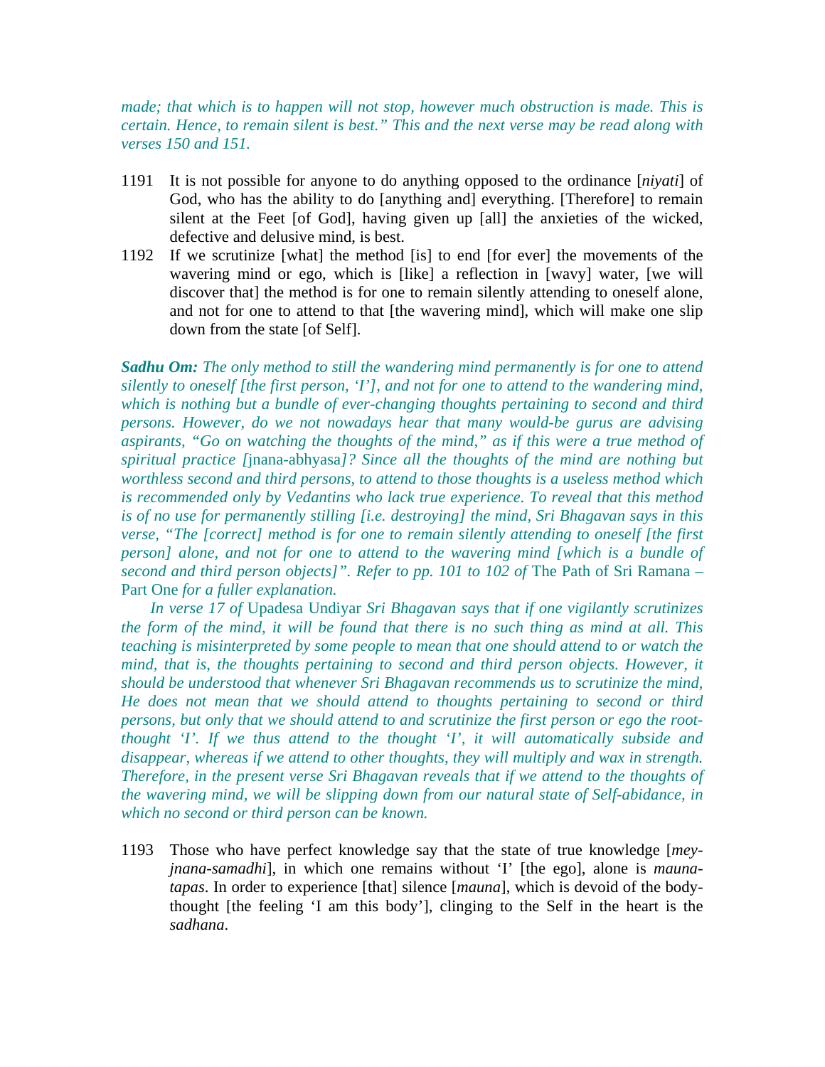*made; that which is to happen will not stop, however much obstruction is made. This is certain. Hence, to remain silent is best." This and the next verse may be read along with verses 150 and 151.*

1191 It is not possible for anyone to do anything opposed to the ordinance [*niyati*] of God, who has the ability to do [anything and] everything. [Therefore] to remain silent at the Feet [of God], having given up [all] the anxieties of the wicked, defective and delusive mind, is best.

1192 If we scrutinize [what] the method [is] to end [for ever] the movements of the wavering mind or ego, which is [like] a reflection in [wavy] water, [we will discover that] the method is for one to remain silently attending to oneself alone, and not for one to attend to that [the wavering mind], which will make one slip down from the state [of Self].

***Sadhu Om:*** *The only method to still the wandering mind permanently is for one to attend silently to oneself [the first person, 'I'], and not for one to attend to the wandering mind, which is nothing but a bundle of ever-changing thoughts pertaining to second and third persons. However, do we not nowadays hear that many would-be gurus are advising aspirants, "Go on watching the thoughts of the mind," as if this were a true method of spiritual practice [*jnana-abhyasa*]? Since all the thoughts of the mind are nothing but worthless second and third persons, to attend to those thoughts is a useless method which is recommended only by Vedantins who lack true experience. To reveal that this method is of no use for permanently stilling [i.e. destroying] the mind, Sri Bhagavan says in this verse, "The [correct] method is for one to remain silently attending to oneself [the first person] alone, and not for one to attend to the wavering mind [which is a bundle of second and third person objects]". Refer to pp. 101 to 102 of* The Path of Sri Ramana – Part One *for a fuller explanation.*

*In verse 17 of* Upadesa Undiyar *Sri Bhagavan says that if one vigilantly scrutinizes the form of the mind, it will be found that there is no such thing as mind at all. This teaching is misinterpreted by some people to mean that one should attend to or watch the mind, that is, the thoughts pertaining to second and third person objects. However, it should be understood that whenever Sri Bhagavan recommends us to scrutinize the mind, He does not mean that we should attend to thoughts pertaining to second or third persons, but only that we should attend to and scrutinize the first person or ego the root-thought 'I'. If we thus attend to the thought 'I', it will automatically subside and disappear, whereas if we attend to other thoughts, they will multiply and wax in strength. Therefore, in the present verse Sri Bhagavan reveals that if we attend to the thoughts of the wavering mind, we will be slipping down from our natural state of Self-abidance, in which no second or third person can be known.*

1193 Those who have perfect knowledge say that the state of true knowledge [*mey-jnana-samadhi*], in which one remains without 'I' [the ego], alone is *mauna-tapas*. In order to experience [that] silence [*mauna*], which is devoid of the body-thought [the feeling 'I am this body'], clinging to the Self in the heart is the *sadhana*.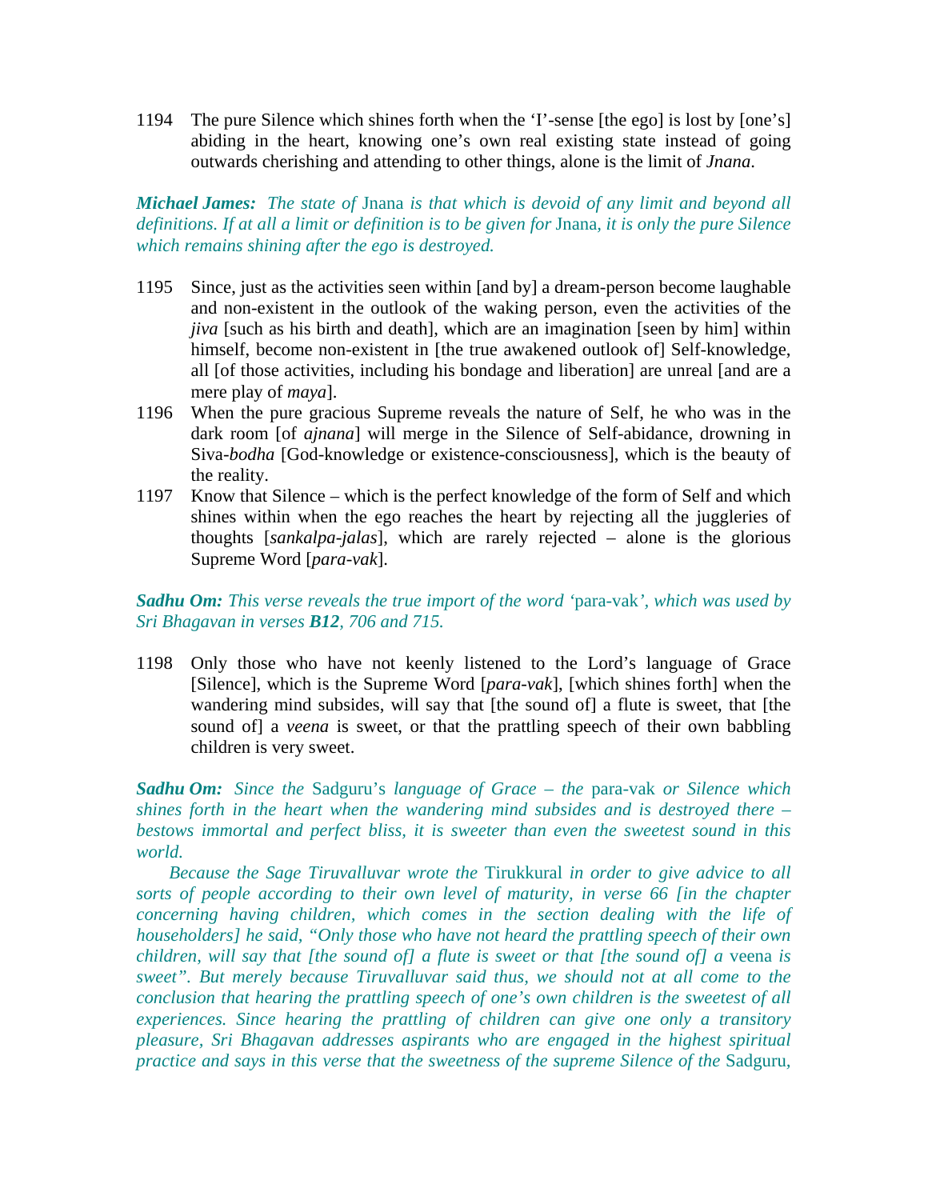1194 The pure Silence which shines forth when the 'I'-sense [the ego] is lost by [one's] abiding in the heart, knowing one's own real existing state instead of going outwards cherishing and attending to other things, alone is the limit of *Jnana*.

***Michael James:*** *The state of* Jnana *is that which is devoid of any limit and beyond all definitions. If at all a limit or definition is to be given for* Jnana*, it is only the pure Silence which remains shining after the ego is destroyed.*

1195 Since, just as the activities seen within [and by] a dream-person become laughable and non-existent in the outlook of the waking person, even the activities of the *jiva* [such as his birth and death], which are an imagination [seen by him] within himself, become non-existent in [the true awakened outlook of] Self-knowledge, all [of those activities, including his bondage and liberation] are unreal [and are a mere play of *maya*].

1196 When the pure gracious Supreme reveals the nature of Self, he who was in the dark room [of *ajnana*] will merge in the Silence of Self-abidance, drowning in Siva-*bodha* [God-knowledge or existence-consciousness], which is the beauty of the reality.

1197 Know that Silence – which is the perfect knowledge of the form of Self and which shines within when the ego reaches the heart by rejecting all the juggleries of thoughts [*sankalpa-jalas*], which are rarely rejected – alone is the glorious Supreme Word [*para-vak*].

***Sadhu Om:*** *This verse reveals the true import of the word '*para-vak*', which was used by Sri Bhagavan in verses **B12**, 706 and 715.*

1198 Only those who have not keenly listened to the Lord's language of Grace [Silence], which is the Supreme Word [*para-vak*], [which shines forth] when the wandering mind subsides, will say that [the sound of] a flute is sweet, that [the sound of] a *veena* is sweet, or that the prattling speech of their own babbling children is very sweet.

***Sadhu Om:*** *Since the* Sadguru's *language of Grace – the* para-vak *or Silence which shines forth in the heart when the wandering mind subsides and is destroyed there – bestows immortal and perfect bliss, it is sweeter than even the sweetest sound in this world.*

*Because the Sage Tiruvalluvar wrote the* Tirukkural *in order to give advice to all sorts of people according to their own level of maturity, in verse 66 [in the chapter concerning having children, which comes in the section dealing with the life of householders] he said, "Only those who have not heard the prattling speech of their own children, will say that [the sound of] a flute is sweet or that [the sound of] a* veena *is sweet". But merely because Tiruvalluvar said thus, we should not at all come to the conclusion that hearing the prattling speech of one's own children is the sweetest of all experiences. Since hearing the prattling of children can give one only a transitory pleasure, Sri Bhagavan addresses aspirants who are engaged in the highest spiritual practice and says in this verse that the sweetness of the supreme Silence of the* Sadguru*,*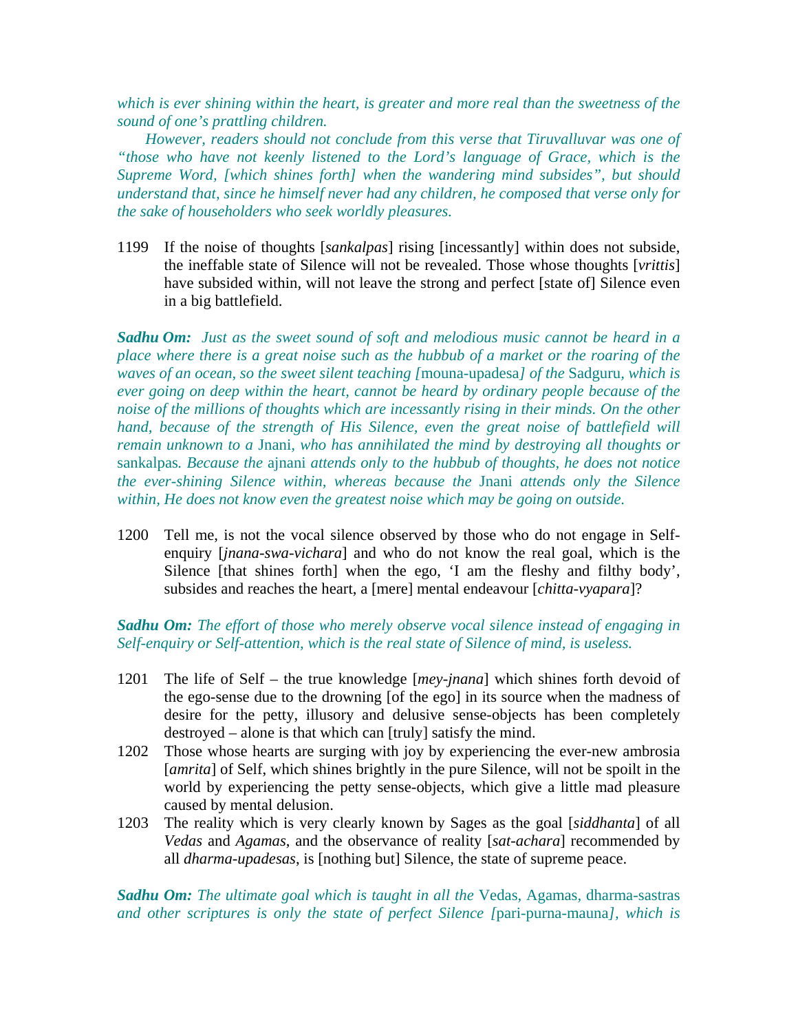*which is ever shining within the heart, is greater and more real than the sweetness of the sound of one's prattling children.*

*However, readers should not conclude from this verse that Tiruvalluvar was one of "those who have not keenly listened to the Lord's language of Grace, which is the Supreme Word, [which shines forth] when the wandering mind subsides", but should understand that, since he himself never had any children, he composed that verse only for the sake of householders who seek worldly pleasures.*

1199 If the noise of thoughts [*sankalpas*] rising [incessantly] within does not subside, the ineffable state of Silence will not be revealed. Those whose thoughts [*vrittis*] have subsided within, will not leave the strong and perfect [state of] Silence even in a big battlefield.

***Sadhu Om:*** *Just as the sweet sound of soft and melodious music cannot be heard in a place where there is a great noise such as the hubbub of a market or the roaring of the waves of an ocean, so the sweet silent teaching [*mouna-upadesa*] of the* Sadguru*, which is ever going on deep within the heart, cannot be heard by ordinary people because of the noise of the millions of thoughts which are incessantly rising in their minds. On the other hand, because of the strength of His Silence, even the great noise of battlefield will remain unknown to a* Jnani*, who has annihilated the mind by destroying all thoughts or* sankalpas*. Because the* ajnani *attends only to the hubbub of thoughts, he does not notice the ever-shining Silence within, whereas because the* Jnani *attends only the Silence within, He does not know even the greatest noise which may be going on outside.*

1200 Tell me, is not the vocal silence observed by those who do not engage in Self-enquiry [*jnana-swa-vichara*] and who do not know the real goal, which is the Silence [that shines forth] when the ego, 'I am the fleshy and filthy body', subsides and reaches the heart, a [mere] mental endeavour [*chitta-vyapara*]?

***Sadhu Om:*** *The effort of those who merely observe vocal silence instead of engaging in Self-enquiry or Self-attention, which is the real state of Silence of mind, is useless.*

1201 The life of Self – the true knowledge [*mey-jnana*] which shines forth devoid of the ego-sense due to the drowning [of the ego] in its source when the madness of desire for the petty, illusory and delusive sense-objects has been completely destroyed – alone is that which can [truly] satisfy the mind.

1202 Those whose hearts are surging with joy by experiencing the ever-new ambrosia [*amrita*] of Self, which shines brightly in the pure Silence, will not be spoilt in the world by experiencing the petty sense-objects, which give a little mad pleasure caused by mental delusion.

1203 The reality which is very clearly known by Sages as the goal [*siddhanta*] of all *Vedas* and *Agamas*, and the observance of reality [*sat-achara*] recommended by all *dharma-upadesas*, is [nothing but] Silence, the state of supreme peace.

***Sadhu Om:*** *The ultimate goal which is taught in all the* Vedas, Agamas, dharma-sastras *and other scriptures is only the state of perfect Silence [*pari-purna-mauna*], which is*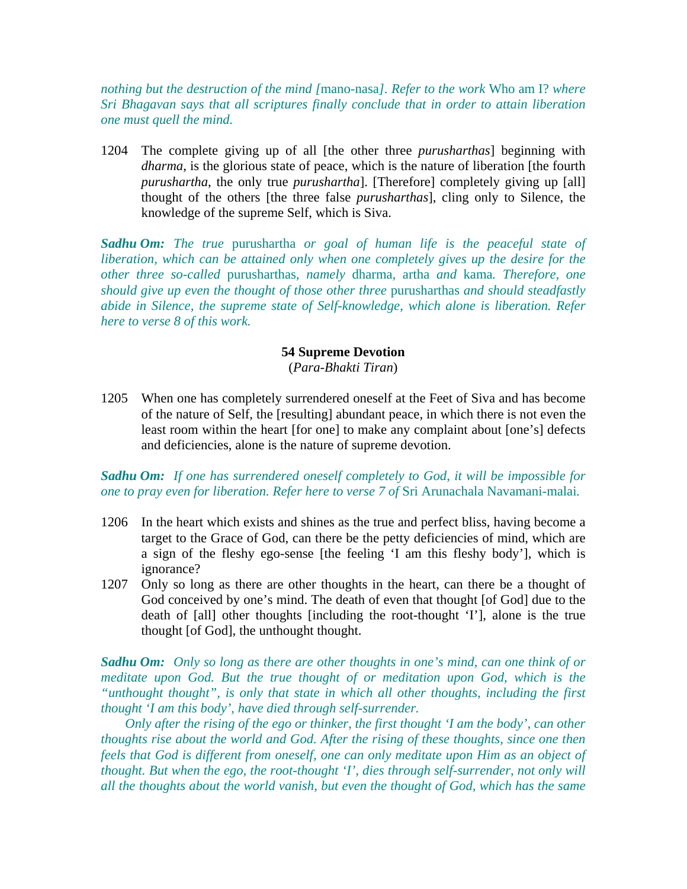*nothing but the destruction of the mind [*mano-nasa*]. Refer to the work* Who am I? *where Sri Bhagavan says that all scriptures finally conclude that in order to attain liberation one must quell the mind.*

1204 The complete giving up of all [the other three *purusharthas*] beginning with *dharma*, is the glorious state of peace, which is the nature of liberation [the fourth *purushartha*, the only true *purushartha*]. [Therefore] completely giving up [all] thought of the others [the three false *purusharthas*], cling only to Silence, the knowledge of the supreme Self, which is Siva.

***Sadhu Om:*** *The true* purushartha *or goal of human life is the peaceful state of liberation, which can be attained only when one completely gives up the desire for the other three so-called* purusharthas*, namely* dharma*,* artha *and* kama*. Therefore, one should give up even the thought of those other three* purusharthas *and should steadfastly abide in Silence, the supreme state of Self-knowledge, which alone is liberation. Refer here to verse 8 of this work.*

## 54 Supreme Devotion

(*Para-Bhakti Tiran*)

1205 When one has completely surrendered oneself at the Feet of Siva and has become of the nature of Self, the [resulting] abundant peace, in which there is not even the least room within the heart [for one] to make any complaint about [one's] defects and deficiencies, alone is the nature of supreme devotion.

***Sadhu Om:*** *If one has surrendered oneself completely to God, it will be impossible for one to pray even for liberation. Refer here to verse 7 of* Sri Arunachala Navamani-malai*.*

1206 In the heart which exists and shines as the true and perfect bliss, having become a target to the Grace of God, can there be the petty deficiencies of mind, which are a sign of the fleshy ego-sense [the feeling 'I am this fleshy body'], which is ignorance?

1207 Only so long as there are other thoughts in the heart, can there be a thought of God conceived by one's mind. The death of even that thought [of God] due to the death of [all] other thoughts [including the root-thought 'I'], alone is the true thought [of God], the unthought thought.

***Sadhu Om:*** *Only so long as there are other thoughts in one's mind, can one think of or meditate upon God. But the true thought of or meditation upon God, which is the "unthought thought", is only that state in which all other thoughts, including the first thought 'I am this body', have died through self-surrender.*

*Only after the rising of the ego or thinker, the first thought 'I am the body', can other thoughts rise about the world and God. After the rising of these thoughts, since one then feels that God is different from oneself, one can only meditate upon Him as an object of thought. But when the ego, the root-thought 'I', dies through self-surrender, not only will all the thoughts about the world vanish, but even the thought of God, which has the same*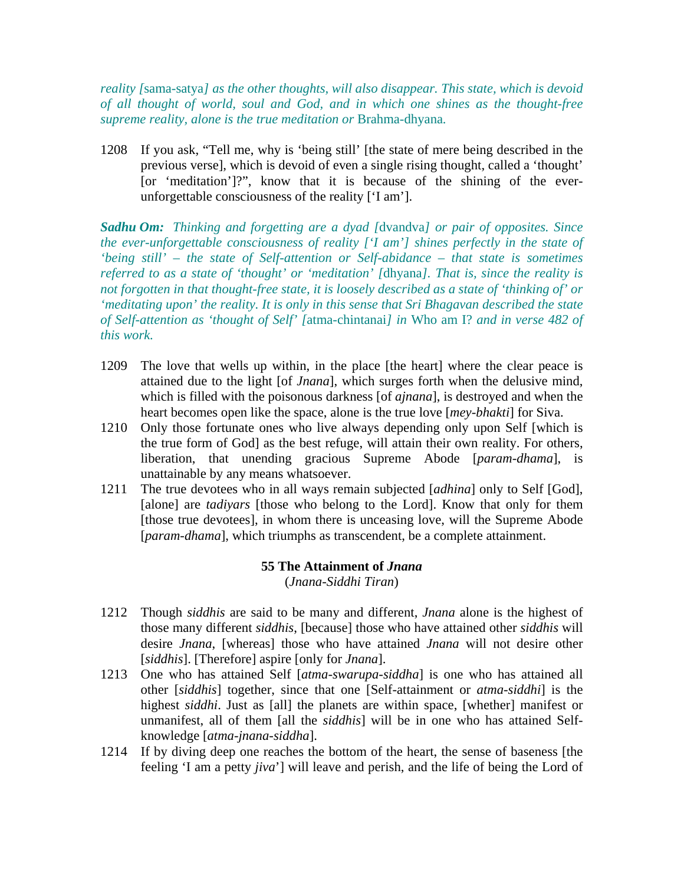*reality [*sama-satya*] as the other thoughts, will also disappear. This state, which is devoid of all thought of world, soul and God, and in which one shines as the thought-free supreme reality, alone is the true meditation or* Brahma-dhyana*.*

1208 If you ask, "Tell me, why is 'being still' [the state of mere being described in the previous verse], which is devoid of even a single rising thought, called a 'thought' [or 'meditation']?", know that it is because of the shining of the ever-unforgettable consciousness of the reality ['I am'].

***Sadhu Om:*** *Thinking and forgetting are a dyad [*dvandva*] or pair of opposites. Since the ever-unforgettable consciousness of reality ['I am'] shines perfectly in the state of 'being still' – the state of Self-attention or Self-abidance – that state is sometimes referred to as a state of 'thought' or 'meditation' [*dhyana*]. That is, since the reality is not forgotten in that thought-free state, it is loosely described as a state of 'thinking of' or 'meditating upon' the reality. It is only in this sense that Sri Bhagavan described the state of Self-attention as 'thought of Self' [*atma-chintanai*] in* Who am I? *and in verse 482 of this work.*

1209 The love that wells up within, in the place [the heart] where the clear peace is attained due to the light [of *Jnana*], which surges forth when the delusive mind, which is filled with the poisonous darkness [of *ajnana*], is destroyed and when the heart becomes open like the space, alone is the true love [*mey-bhakti*] for Siva.

1210 Only those fortunate ones who live always depending only upon Self [which is the true form of God] as the best refuge, will attain their own reality. For others, liberation, that unending gracious Supreme Abode [*param-dhama*], is unattainable by any means whatsoever.

1211 The true devotees who in all ways remain subjected [*adhina*] only to Self [God], [alone] are *tadiyars* [those who belong to the Lord]. Know that only for them [those true devotees], in whom there is unceasing love, will the Supreme Abode [*param-dhama*], which triumphs as transcendent, be a complete attainment.

## 55 The Attainment of *Jnana*

(*Jnana-Siddhi Tiran*)

1212 Though *siddhis* are said to be many and different, *Jnana* alone is the highest of those many different *siddhis*, [because] those who have attained other *siddhis* will desire *Jnana*, [whereas] those who have attained *Jnana* will not desire other [*siddhis*]. [Therefore] aspire [only for *Jnana*].

1213 One who has attained Self [*atma-swarupa-siddha*] is one who has attained all other [*siddhis*] together, since that one [Self-attainment or *atma-siddhi*] is the highest *siddhi*. Just as [all] the planets are within space, [whether] manifest or unmanifest, all of them [all the *siddhis*] will be in one who has attained Self-knowledge [*atma-jnana-siddha*].

1214 If by diving deep one reaches the bottom of the heart, the sense of baseness [the feeling 'I am a petty *jiva*'] will leave and perish, and the life of being the Lord of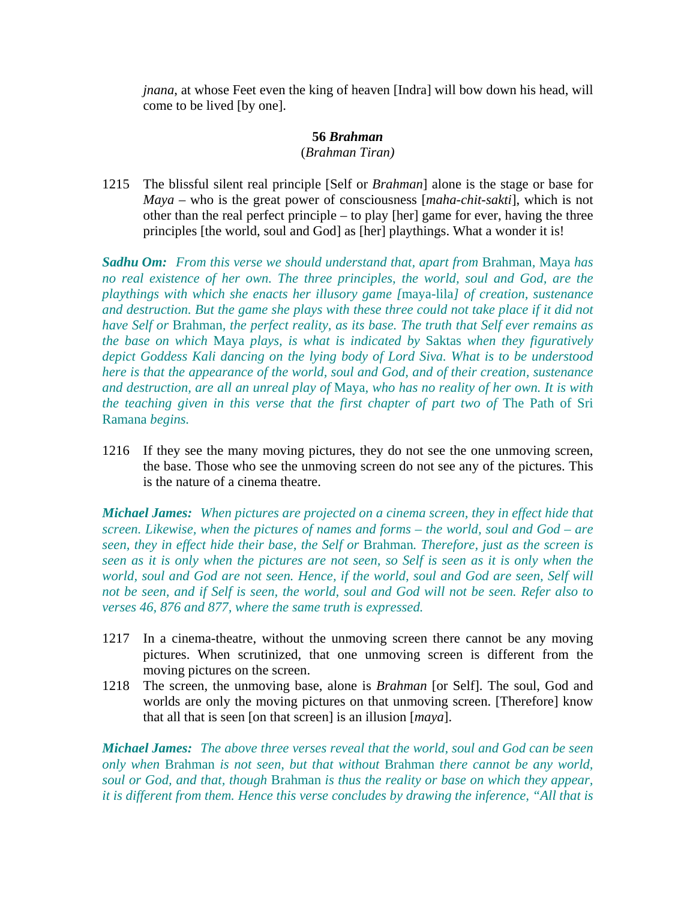*jnana*, at whose Feet even the king of heaven [Indra] will bow down his head, will come to be lived [by one].

## 56 *Brahman*

(*Brahman Tiran)*

1215 The blissful silent real principle [Self or *Brahman*] alone is the stage or base for *Maya* – who is the great power of consciousness [*maha-chit-sakti*], which is not other than the real perfect principle – to play [her] game for ever, having the three principles [the world, soul and God] as [her] playthings. What a wonder it is!

***Sadhu Om:*** *From this verse we should understand that, apart from* Brahman, Maya *has no real existence of her own. The three principles, the world, soul and God, are the playthings with which she enacts her illusory game [*maya-lila*] of creation, sustenance and destruction. But the game she plays with these three could not take place if it did not have Self or* Brahman*, the perfect reality, as its base. The truth that Self ever remains as the base on which* Maya *plays, is what is indicated by* Saktas *when they figuratively depict Goddess Kali dancing on the lying body of Lord Siva. What is to be understood here is that the appearance of the world, soul and God, and of their creation, sustenance and destruction, are all an unreal play of* Maya*, who has no reality of her own. It is with the teaching given in this verse that the first chapter of part two of* The Path of Sri Ramana *begins.*

1216 If they see the many moving pictures, they do not see the one unmoving screen, the base. Those who see the unmoving screen do not see any of the pictures. This is the nature of a cinema theatre.

***Michael James:*** *When pictures are projected on a cinema screen, they in effect hide that screen. Likewise, when the pictures of names and forms – the world, soul and God – are seen, they in effect hide their base, the Self or* Brahman*. Therefore, just as the screen is seen as it is only when the pictures are not seen, so Self is seen as it is only when the world, soul and God are not seen. Hence, if the world, soul and God are seen, Self will not be seen, and if Self is seen, the world, soul and God will not be seen. Refer also to verses 46, 876 and 877, where the same truth is expressed.*

1217 In a cinema-theatre, without the unmoving screen there cannot be any moving pictures. When scrutinized, that one unmoving screen is different from the moving pictures on the screen.

1218 The screen, the unmoving base, alone is *Brahman* [or Self]. The soul, God and worlds are only the moving pictures on that unmoving screen. [Therefore] know that all that is seen [on that screen] is an illusion [*maya*].

***Michael James:*** *The above three verses reveal that the world, soul and God can be seen only when* Brahman *is not seen, but that without* Brahman *there cannot be any world, soul or God, and that, though* Brahman *is thus the reality or base on which they appear, it is different from them. Hence this verse concludes by drawing the inference, "All that is*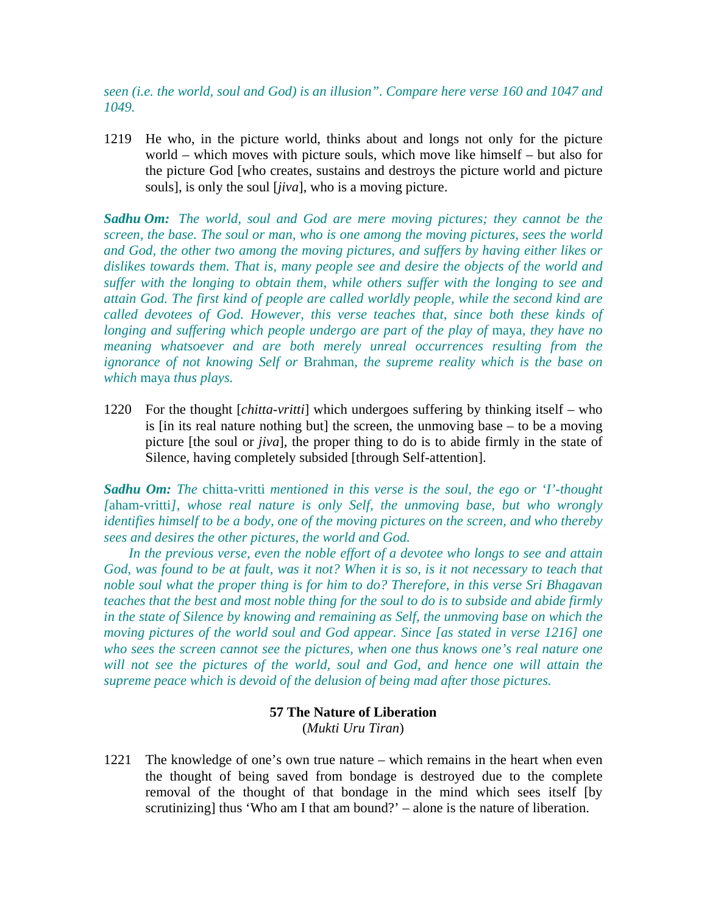*seen (i.e. the world, soul and God) is an illusion". Compare here verse 160 and 1047 and 1049.*

1219 He who, in the picture world, thinks about and longs not only for the picture world – which moves with picture souls, which move like himself – but also for the picture God [who creates, sustains and destroys the picture world and picture souls], is only the soul [*jiva*], who is a moving picture.

***Sadhu Om:*** *The world, soul and God are mere moving pictures; they cannot be the screen, the base. The soul or man, who is one among the moving pictures, sees the world and God, the other two among the moving pictures, and suffers by having either likes or dislikes towards them. That is, many people see and desire the objects of the world and suffer with the longing to obtain them, while others suffer with the longing to see and attain God. The first kind of people are called worldly people, while the second kind are called devotees of God. However, this verse teaches that, since both these kinds of longing and suffering which people undergo are part of the play of* maya*, they have no meaning whatsoever and are both merely unreal occurrences resulting from the ignorance of not knowing Self or* Brahman*, the supreme reality which is the base on which* maya *thus plays.*

1220 For the thought [*chitta-vritti*] which undergoes suffering by thinking itself – who is [in its real nature nothing but] the screen, the unmoving base – to be a moving picture [the soul or *jiva*], the proper thing to do is to abide firmly in the state of Silence, having completely subsided [through Self-attention].

***Sadhu Om:*** *The* chitta-vritti *mentioned in this verse is the soul, the ego or 'I'-thought [*aham-vritti*], whose real nature is only Self, the unmoving base, but who wrongly identifies himself to be a body, one of the moving pictures on the screen, and who thereby sees and desires the other pictures, the world and God.*

*In the previous verse, even the noble effort of a devotee who longs to see and attain God, was found to be at fault, was it not? When it is so, is it not necessary to teach that noble soul what the proper thing is for him to do? Therefore, in this verse Sri Bhagavan teaches that the best and most noble thing for the soul to do is to subside and abide firmly in the state of Silence by knowing and remaining as Self, the unmoving base on which the moving pictures of the world soul and God appear. Since [as stated in verse 1216] one who sees the screen cannot see the pictures, when one thus knows one's real nature one will not see the pictures of the world, soul and God, and hence one will attain the supreme peace which is devoid of the delusion of being mad after those pictures.*

## 57 The Nature of Liberation

(*Mukti Uru Tiran*)

1221 The knowledge of one's own true nature – which remains in the heart when even the thought of being saved from bondage is destroyed due to the complete removal of the thought of that bondage in the mind which sees itself [by scrutinizing] thus 'Who am I that am bound?' – alone is the nature of liberation.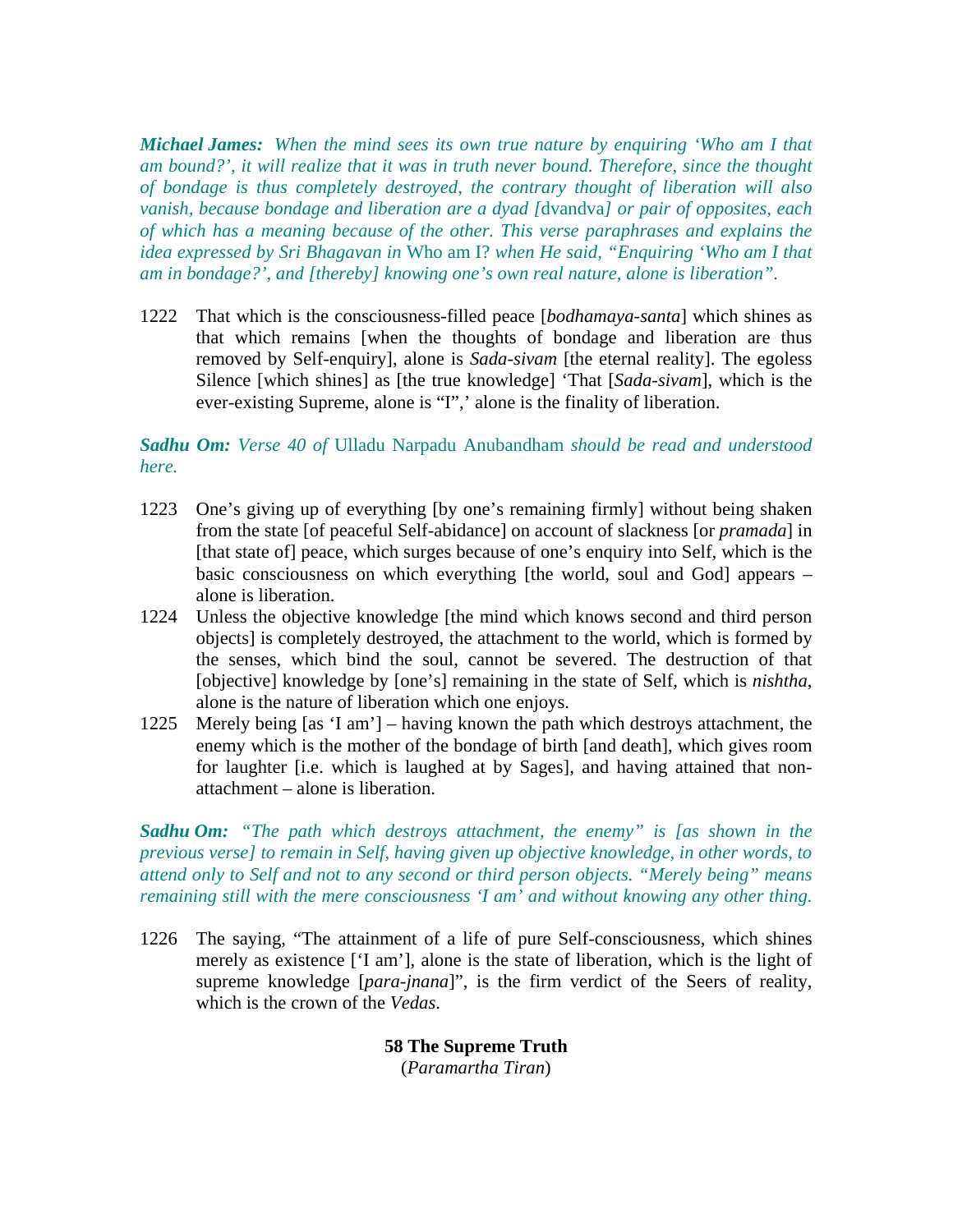***Michael James:*** *When the mind sees its own true nature by enquiring 'Who am I that am bound?', it will realize that it was in truth never bound. Therefore, since the thought of bondage is thus completely destroyed, the contrary thought of liberation will also vanish, because bondage and liberation are a dyad [*dvandva*] or pair of opposites, each of which has a meaning because of the other. This verse paraphrases and explains the idea expressed by Sri Bhagavan in* Who am I? *when He said, "Enquiring 'Who am I that am in bondage?', and [thereby] knowing one's own real nature, alone is liberation".*

1222 That which is the consciousness-filled peace [*bodhamaya-santa*] which shines as that which remains [when the thoughts of bondage and liberation are thus removed by Self-enquiry], alone is *Sada-sivam* [the eternal reality]. The egoless Silence [which shines] as [the true knowledge] 'That [*Sada-sivam*], which is the ever-existing Supreme, alone is "I",' alone is the finality of liberation.

***Sadhu Om:*** *Verse 40 of* Ulladu Narpadu Anubandham *should be read and understood here.*

1223 One's giving up of everything [by one's remaining firmly] without being shaken from the state [of peaceful Self-abidance] on account of slackness [or *pramada*] in [that state of] peace, which surges because of one's enquiry into Self, which is the basic consciousness on which everything [the world, soul and God] appears – alone is liberation.

1224 Unless the objective knowledge [the mind which knows second and third person objects] is completely destroyed, the attachment to the world, which is formed by the senses, which bind the soul, cannot be severed. The destruction of that [objective] knowledge by [one's] remaining in the state of Self, which is *nishtha*, alone is the nature of liberation which one enjoys.

1225 Merely being [as 'I am'] – having known the path which destroys attachment, the enemy which is the mother of the bondage of birth [and death], which gives room for laughter [i.e. which is laughed at by Sages], and having attained that non-attachment – alone is liberation.

***Sadhu Om:*** *"The path which destroys attachment, the enemy" is [as shown in the previous verse] to remain in Self, having given up objective knowledge, in other words, to attend only to Self and not to any second or third person objects. "Merely being" means remaining still with the mere consciousness 'I am' and without knowing any other thing.*

1226 The saying, "The attainment of a life of pure Self-consciousness, which shines merely as existence ['I am'], alone is the state of liberation, which is the light of supreme knowledge [*para-jnana*]", is the firm verdict of the Seers of reality, which is the crown of the *Vedas*.

## 58 The Supreme Truth
(*Paramartha Tiran*)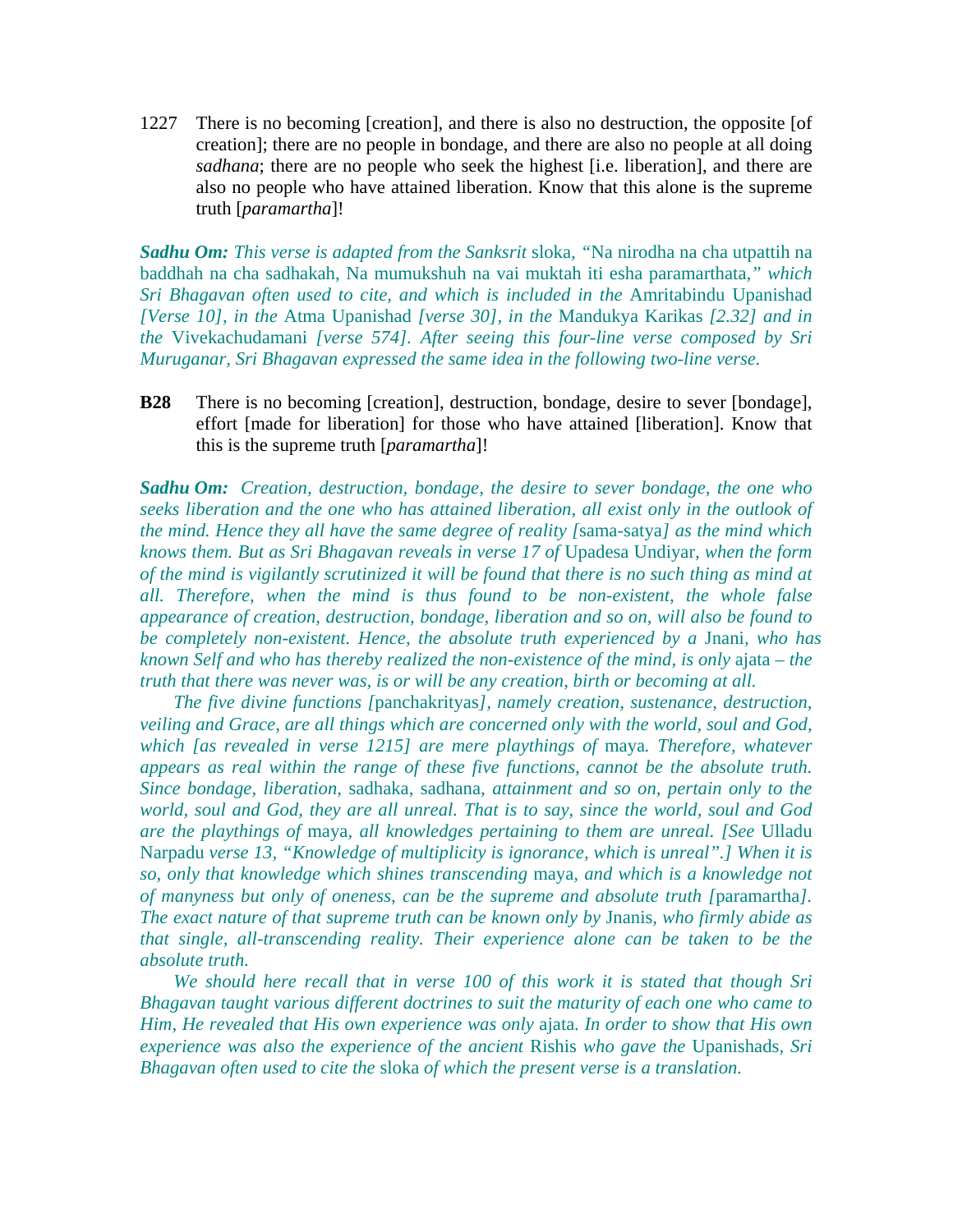1227 There is no becoming [creation], and there is also no destruction, the opposite [of creation]; there are no people in bondage, and there are also no people at all doing *sadhana*; there are no people who seek the highest [i.e. liberation], and there are also no people who have attained liberation. Know that this alone is the supreme truth [*paramartha*]!

***Sadhu Om:*** *This verse is adapted from the Sanksrit* sloka, *"*Na nirodha na cha utpattih na baddhah na cha sadhakah, Na mumukshuh na vai muktah iti esha paramarthata,*" which Sri Bhagavan often used to cite, and which is included in the* Amritabindu Upanishad *[Verse 10], in the* Atma Upanishad *[verse 30], in the* Mandukya Karikas *[2.32] and in the* Vivekachudamani *[verse 574]. After seeing this four-line verse composed by Sri Muruganar, Sri Bhagavan expressed the same idea in the following two-line verse.*

**B28** There is no becoming [creation], destruction, bondage, desire to sever [bondage], effort [made for liberation] for those who have attained [liberation]. Know that this is the supreme truth [*paramartha*]!

***Sadhu Om:*** *Creation, destruction, bondage, the desire to sever bondage, the one who seeks liberation and the one who has attained liberation, all exist only in the outlook of the mind. Hence they all have the same degree of reality [*sama-satya*] as the mind which knows them. But as Sri Bhagavan reveals in verse 17 of* Upadesa Undiyar, *when the form of the mind is vigilantly scrutinized it will be found that there is no such thing as mind at all. Therefore, when the mind is thus found to be non-existent, the whole false appearance of creation, destruction, bondage, liberation and so on, will also be found to be completely non-existent. Hence, the absolute truth experienced by a* Jnani, *who has known Self and who has thereby realized the non-existence of the mind, is only* ajata *– the truth that there was never was, is or will be any creation, birth or becoming at all.*

*The five divine functions [*panchakrityas*], namely creation, sustenance, destruction, veiling and Grace, are all things which are concerned only with the world, soul and God, which [as revealed in verse 1215] are mere playthings of* maya*. Therefore, whatever appears as real within the range of these five functions, cannot be the absolute truth. Since bondage, liberation,* sadhaka, sadhana, *attainment and so on, pertain only to the world, soul and God, they are all unreal. That is to say, since the world, soul and God are the playthings of* maya, *all knowledges pertaining to them are unreal. [See* Ulladu Narpadu *verse 13, "Knowledge of multiplicity is ignorance, which is unreal".] When it is so, only that knowledge which shines transcending* maya, *and which is a knowledge not of manyness but only of oneness, can be the supreme and absolute truth [*paramartha*]. The exact nature of that supreme truth can be known only by* Jnanis, *who firmly abide as that single, all-transcending reality. Their experience alone can be taken to be the absolute truth.*

*We should here recall that in verse 100 of this work it is stated that though Sri Bhagavan taught various different doctrines to suit the maturity of each one who came to Him, He revealed that His own experience was only* ajata. *In order to show that His own experience was also the experience of the ancient* Rishis *who gave the* Upanishads, *Sri Bhagavan often used to cite the* sloka *of which the present verse is a translation.*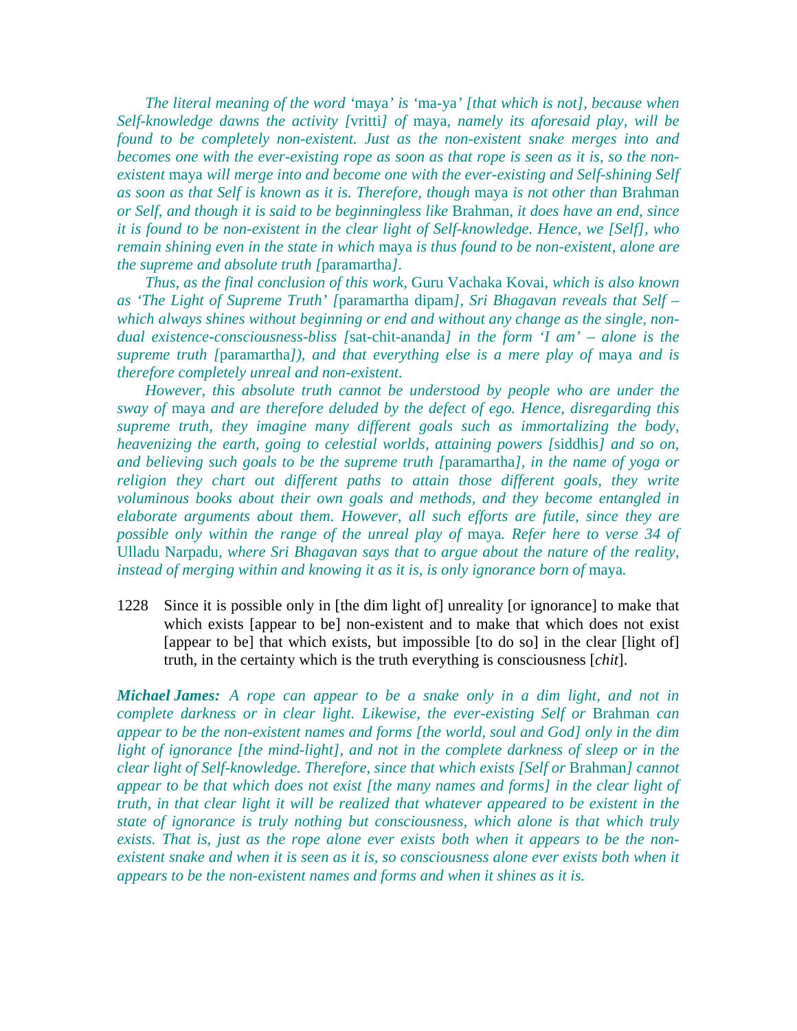*The literal meaning of the word '*maya*' is '*ma-ya*' [that which is not], because when Self-knowledge dawns the activity [*vritti*] of *maya*, namely its aforesaid play, will be found to be completely non-existent. Just as the non-existent snake merges into and becomes one with the ever-existing rope as soon as that rope is seen as it is, so the non-existent *maya *will merge into and become one with the ever-existing and Self-shining Self as soon as that Self is known as it is. Therefore, though *maya *is not other than *Brahman *or Self, and though it is said to be beginningless like *Brahman*, it does have an end, since it is found to be non-existent in the clear light of Self-knowledge. Hence, we [Self], who remain shining even in the state in which *maya *is thus found to be non-existent, alone are the supreme and absolute truth [*paramartha*].*

*Thus, as the final conclusion of this work, *Guru Vachaka Kovai*, which is also known as 'The Light of Supreme Truth' [*paramartha dipam*], Sri Bhagavan reveals that Self – which always shines without beginning or end and without any change as the single, non-dual existence-consciousness-bliss [*sat-chit-ananda*] in the form 'I am' – alone is the supreme truth [*paramartha*]), and that everything else is a mere play of *maya *and is therefore completely unreal and non-existent.*

*However, this absolute truth cannot be understood by people who are under the sway of *maya *and are therefore deluded by the defect of ego. Hence, disregarding this supreme truth, they imagine many different goals such as immortalizing the body, heavenizing the earth, going to celestial worlds, attaining powers [*siddhis*] and so on, and believing such goals to be the supreme truth [*paramartha*], in the name of yoga or religion they chart out different paths to attain those different goals, they write voluminous books about their own goals and methods, and they become entangled in elaborate arguments about them. However, all such efforts are futile, since they are possible only within the range of the unreal play of *maya*. Refer here to verse 34 of *Ulladu Narpadu*, where Sri Bhagavan says that to argue about the nature of the reality, instead of merging within and knowing it as it is, is only ignorance born of *maya*.*

1228 Since it is possible only in [the dim light of] unreality [or ignorance] to make that which exists [appear to be] non-existent and to make that which does not exist [appear to be] that which exists, but impossible [to do so] in the clear [light of] truth, in the certainty which is the truth everything is consciousness [*chit*].

***Michael James:** A rope can appear to be a snake only in a dim light, and not in complete darkness or in clear light. Likewise, the ever-existing Self or *Brahman *can appear to be the non-existent names and forms [the world, soul and God] only in the dim light of ignorance [the mind-light], and not in the complete darkness of sleep or in the clear light of Self-knowledge. Therefore, since that which exists [Self or *Brahman*] cannot appear to be that which does not exist [the many names and forms] in the clear light of truth, in that clear light it will be realized that whatever appeared to be existent in the state of ignorance is truly nothing but consciousness, which alone is that which truly exists. That is, just as the rope alone ever exists both when it appears to be the non-existent snake and when it is seen as it is, so consciousness alone ever exists both when it appears to be the non-existent names and forms and when it shines as it is.*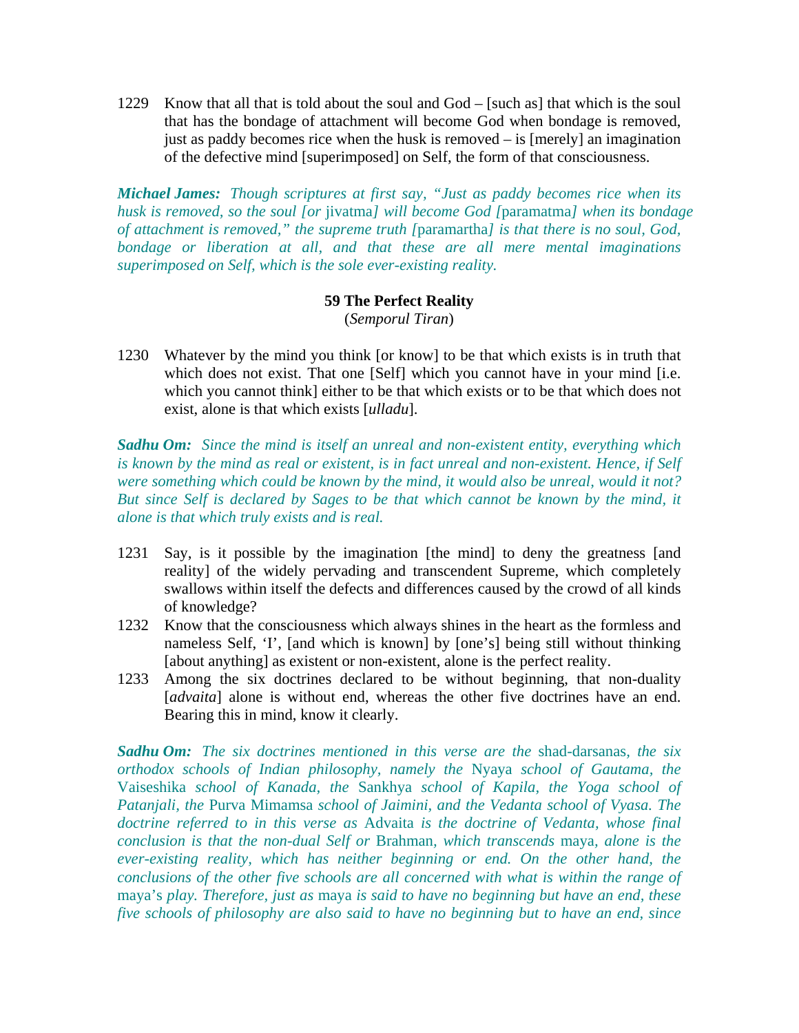1229 Know that all that is told about the soul and God – [such as] that which is the soul that has the bondage of attachment will become God when bondage is removed, just as paddy becomes rice when the husk is removed – is [merely] an imagination of the defective mind [superimposed] on Self, the form of that consciousness.

***Michael James:*** *Though scriptures at first say, "Just as paddy becomes rice when its husk is removed, so the soul [or* jivatma*] will become God [*paramatma*] when its bondage of attachment is removed," the supreme truth [*paramartha*] is that there is no soul, God, bondage or liberation at all, and that these are all mere mental imaginations superimposed on Self, which is the sole ever-existing reality.*

### 59 The Perfect Reality

(*Semporul Tiran*)

1230 Whatever by the mind you think [or know] to be that which exists is in truth that which does not exist. That one [Self] which you cannot have in your mind [i.e. which you cannot think] either to be that which exists or to be that which does not exist, alone is that which exists [*ulladu*].

***Sadhu Om:*** *Since the mind is itself an unreal and non-existent entity, everything which is known by the mind as real or existent, is in fact unreal and non-existent. Hence, if Self were something which could be known by the mind, it would also be unreal, would it not? But since Self is declared by Sages to be that which cannot be known by the mind, it alone is that which truly exists and is real.*

1231 Say, is it possible by the imagination [the mind] to deny the greatness [and reality] of the widely pervading and transcendent Supreme, which completely swallows within itself the defects and differences caused by the crowd of all kinds of knowledge?

1232 Know that the consciousness which always shines in the heart as the formless and nameless Self, 'I', [and which is known] by [one's] being still without thinking [about anything] as existent or non-existent, alone is the perfect reality.

1233 Among the six doctrines declared to be without beginning, that non-duality [*advaita*] alone is without end, whereas the other five doctrines have an end. Bearing this in mind, know it clearly.

***Sadhu Om:*** *The six doctrines mentioned in this verse are the* shad-darsanas*, the six orthodox schools of Indian philosophy, namely the* Nyaya *school of Gautama, the* Vaiseshika *school of Kanada, the* Sankhya *school of Kapila, the Yoga school of Patanjali, the* Purva Mimamsa *school of Jaimini, and the Vedanta school of Vyasa. The doctrine referred to in this verse as* Advaita *is the doctrine of Vedanta, whose final conclusion is that the non-dual Self or* Brahman*, which transcends* maya*, alone is the ever-existing reality, which has neither beginning or end. On the other hand, the conclusions of the other five schools are all concerned with what is within the range of* maya*'s play. Therefore, just as* maya *is said to have no beginning but have an end, these five schools of philosophy are also said to have no beginning but to have an end, since*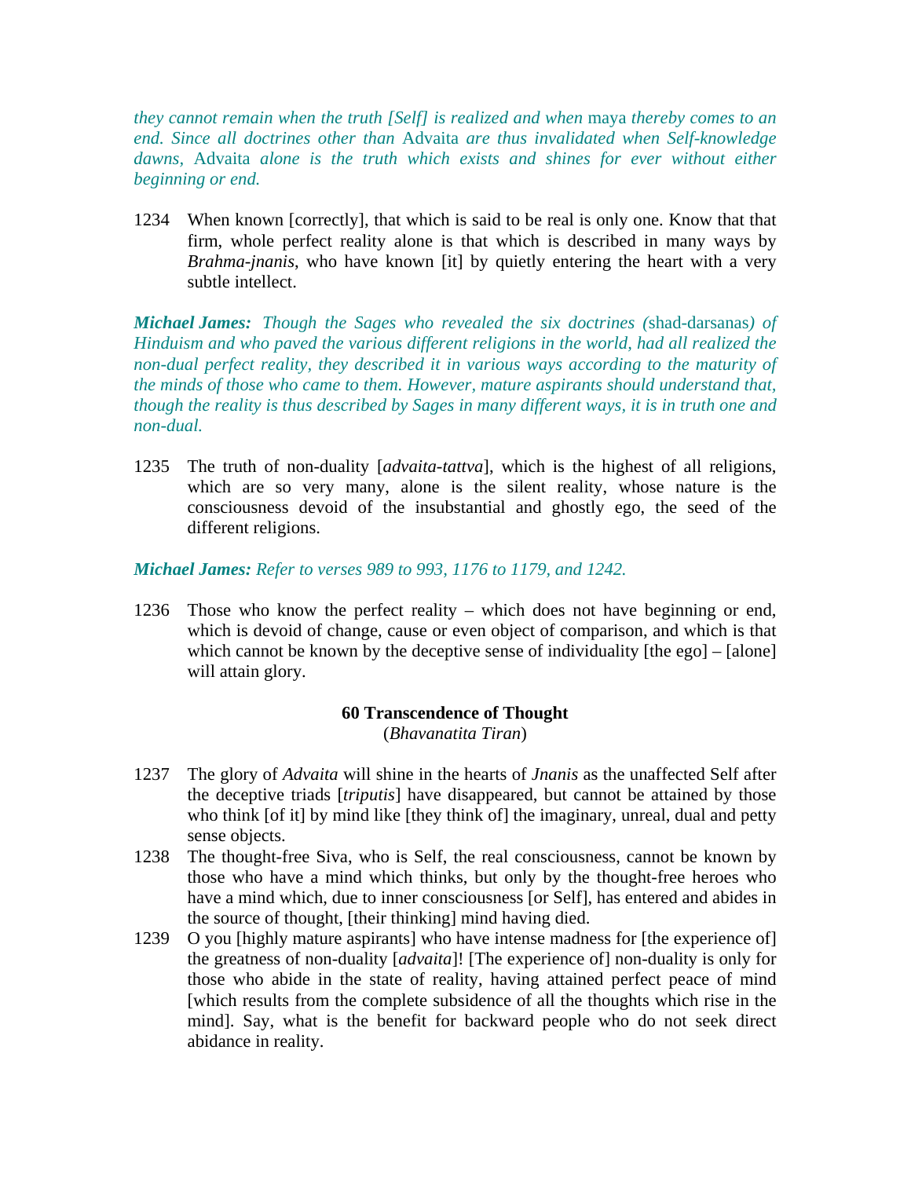*they cannot remain when the truth [Self] is realized and when* maya *thereby comes to an end. Since all doctrines other than* Advaita *are thus invalidated when Self-knowledge dawns,* Advaita *alone is the truth which exists and shines for ever without either beginning or end.*

1234 When known [correctly], that which is said to be real is only one. Know that that firm, whole perfect reality alone is that which is described in many ways by *Brahma-jnanis*, who have known [it] by quietly entering the heart with a very subtle intellect.

***Michael James:*** *Though the Sages who revealed the six doctrines (*shad-darsanas*) of Hinduism and who paved the various different religions in the world, had all realized the non-dual perfect reality, they described it in various ways according to the maturity of the minds of those who came to them. However, mature aspirants should understand that, though the reality is thus described by Sages in many different ways, it is in truth one and non-dual.*

1235 The truth of non-duality [*advaita-tattva*], which is the highest of all religions, which are so very many, alone is the silent reality, whose nature is the consciousness devoid of the insubstantial and ghostly ego, the seed of the different religions.

***Michael James:*** *Refer to verses 989 to 993, 1176 to 1179, and 1242.*

1236 Those who know the perfect reality – which does not have beginning or end, which is devoid of change, cause or even object of comparison, and which is that which cannot be known by the deceptive sense of individuality [the ego] – [alone] will attain glory.

## 60 Transcendence of Thought

(*Bhavanatita Tiran*)

1237 The glory of *Advaita* will shine in the hearts of *Jnanis* as the unaffected Self after the deceptive triads [*triputis*] have disappeared, but cannot be attained by those who think [of it] by mind like [they think of] the imaginary, unreal, dual and petty sense objects.

1238 The thought-free Siva, who is Self, the real consciousness, cannot be known by those who have a mind which thinks, but only by the thought-free heroes who have a mind which, due to inner consciousness [or Self], has entered and abides in the source of thought, [their thinking] mind having died.

1239 O you [highly mature aspirants] who have intense madness for [the experience of] the greatness of non-duality [*advaita*]! [The experience of] non-duality is only for those who abide in the state of reality, having attained perfect peace of mind [which results from the complete subsidence of all the thoughts which rise in the mind]. Say, what is the benefit for backward people who do not seek direct abidance in reality.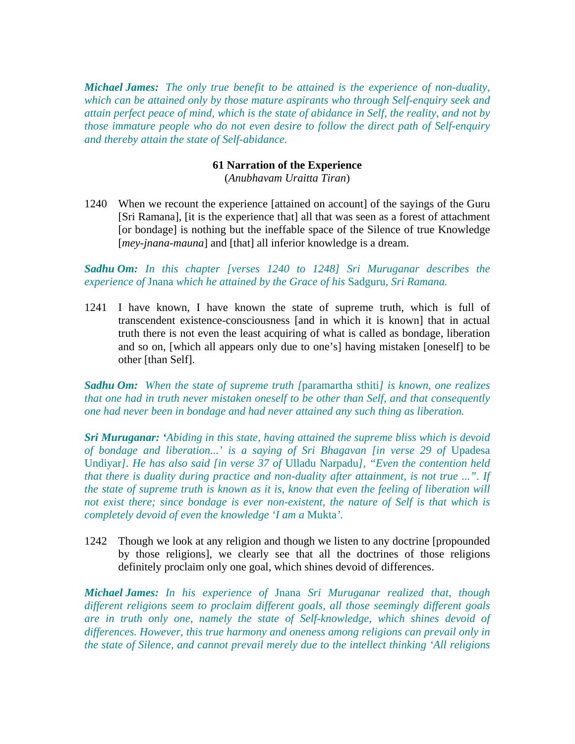***Michael James:*** *The only true benefit to be attained is the experience of non-duality, which can be attained only by those mature aspirants who through Self-enquiry seek and attain perfect peace of mind, which is the state of abidance in Self, the reality, and not by those immature people who do not even desire to follow the direct path of Self-enquiry and thereby attain the state of Self-abidance.*

### 61 Narration of the Experience

(*Anubhavam Uraitta Tiran*)

1240 When we recount the experience [attained on account] of the sayings of the Guru [Sri Ramana], [it is the experience that] all that was seen as a forest of attachment [or bondage] is nothing but the ineffable space of the Silence of true Knowledge [*mey-jnana-mauna*] and [that] all inferior knowledge is a dream.

***Sadhu Om:*** *In this chapter [verses 1240 to 1248] Sri Muruganar describes the experience of* Jnana *which he attained by the Grace of his* Sadguru*, Sri Ramana.*

1241 I have known, I have known the state of supreme truth, which is full of transcendent existence-consciousness [and in which it is known] that in actual truth there is not even the least acquiring of what is called as bondage, liberation and so on, [which all appears only due to one's] having mistaken [oneself] to be other [than Self].

***Sadhu Om:*** *When the state of supreme truth [*paramartha sthiti*] is known, one realizes that one had in truth never mistaken oneself to be other than Self, and that consequently one had never been in bondage and had never attained any such thing as liberation.*

***Sri Muruganar:*** *'Abiding in this state, having attained the supreme bliss which is devoid of bondage and liberation...' is a saying of Sri Bhagavan [in verse 29 of* Upadesa Undiyar*]. He has also said [in verse 37 of* Ulladu Narpadu*], "Even the contention held that there is duality during practice and non-duality after attainment, is not true ...". If the state of supreme truth is known as it is, know that even the feeling of liberation will not exist there; since bondage is ever non-existent, the nature of Self is that which is completely devoid of even the knowledge 'I am a* Mukta*'.*

1242 Though we look at any religion and though we listen to any doctrine [propounded by those religions], we clearly see that all the doctrines of those religions definitely proclaim only one goal, which shines devoid of differences.

***Michael James:*** *In his experience of* Jnana *Sri Muruganar realized that, though different religions seem to proclaim different goals, all those seemingly different goals are in truth only one, namely the state of Self-knowledge, which shines devoid of differences. However, this true harmony and oneness among religions can prevail only in the state of Silence, and cannot prevail merely due to the intellect thinking 'All religions*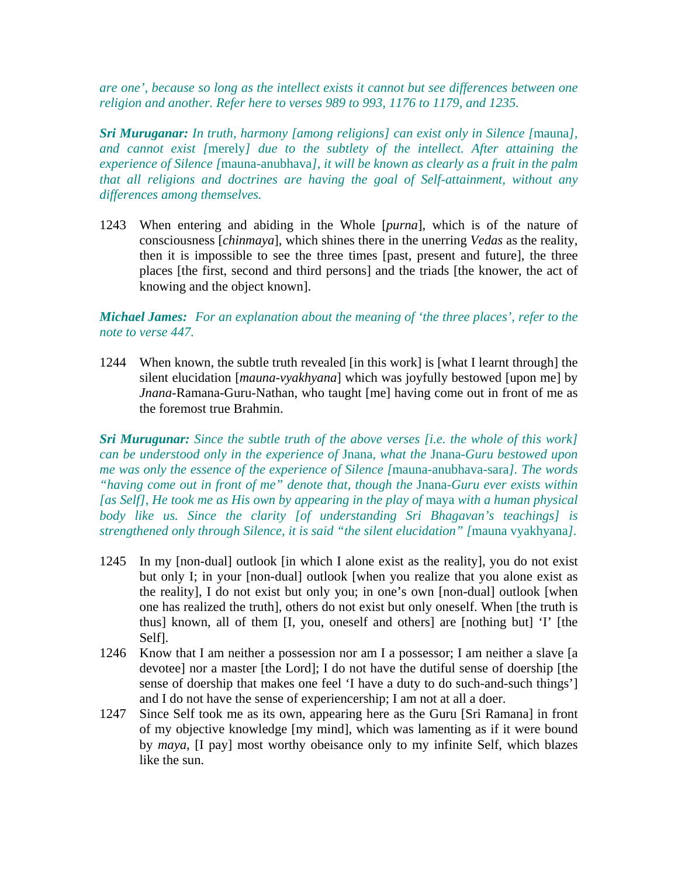*are one', because so long as the intellect exists it cannot but see differences between one religion and another. Refer here to verses 989 to 993, 1176 to 1179, and 1235.*

***Sri Muruganar:*** *In truth, harmony [among religions] can exist only in Silence [*mauna*], and cannot exist [*merely*] due to the subtlety of the intellect. After attaining the experience of Silence [*mauna-anubhava*], it will be known as clearly as a fruit in the palm that all religions and doctrines are having the goal of Self-attainment, without any differences among themselves.*

1243 When entering and abiding in the Whole [*purna*], which is of the nature of consciousness [*chinmaya*], which shines there in the unerring *Vedas* as the reality, then it is impossible to see the three times [past, present and future], the three places [the first, second and third persons] and the triads [the knower, the act of knowing and the object known].

***Michael James:*** *For an explanation about the meaning of 'the three places', refer to the note to verse 447.*

1244 When known, the subtle truth revealed [in this work] is [what I learnt through] the silent elucidation [*mauna-vyakhyana*] which was joyfully bestowed [upon me] by *Jnana*-Ramana-Guru-Nathan, who taught [me] having come out in front of me as the foremost true Brahmin.

***Sri Murugunar:*** *Since the subtle truth of the above verses [i.e. the whole of this work] can be understood only in the experience of* Jnana*, what the* Jnana*-Guru bestowed upon me was only the essence of the experience of Silence [*mauna-anubhava-sara*]. The words "having come out in front of me" denote that, though the* Jnana*-Guru ever exists within [as Self], He took me as His own by appearing in the play of* maya *with a human physical body like us. Since the clarity [of understanding Sri Bhagavan's teachings] is strengthened only through Silence, it is said "the silent elucidation" [*mauna vyakhyana*].*

1245 In my [non-dual] outlook [in which I alone exist as the reality], you do not exist but only I; in your [non-dual] outlook [when you realize that you alone exist as the reality], I do not exist but only you; in one's own [non-dual] outlook [when one has realized the truth], others do not exist but only oneself. When [the truth is thus] known, all of them [I, you, oneself and others] are [nothing but] 'I' [the Self].

1246 Know that I am neither a possession nor am I a possessor; I am neither a slave [a devotee] nor a master [the Lord]; I do not have the dutiful sense of doership [the sense of doership that makes one feel 'I have a duty to do such-and-such things'] and I do not have the sense of experiencership; I am not at all a doer.

1247 Since Self took me as its own, appearing here as the Guru [Sri Ramana] in front of my objective knowledge [my mind], which was lamenting as if it were bound by *maya*, [I pay] most worthy obeisance only to my infinite Self, which blazes like the sun.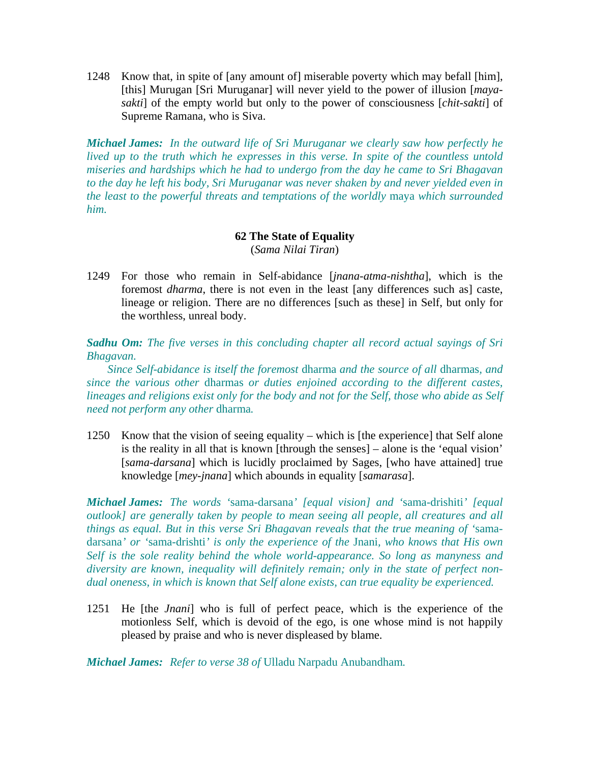1248 Know that, in spite of [any amount of] miserable poverty which may befall [him], [this] Murugan [Sri Muruganar] will never yield to the power of illusion [*maya-sakti*] of the empty world but only to the power of consciousness [*chit-sakti*] of Supreme Ramana, who is Siva.

***Michael James:*** *In the outward life of Sri Muruganar we clearly saw how perfectly he lived up to the truth which he expresses in this verse. In spite of the countless untold miseries and hardships which he had to undergo from the day he came to Sri Bhagavan to the day he left his body, Sri Muruganar was never shaken by and never yielded even in the least to the powerful threats and temptations of the worldly* maya *which surrounded him.*

## 62 The State of Equality

(*Sama Nilai Tiran*)

1249 For those who remain in Self-abidance [*jnana-atma-nishtha*], which is the foremost *dharma*, there is not even in the least [any differences such as] caste, lineage or religion. There are no differences [such as these] in Self, but only for the worthless, unreal body.

***Sadhu Om:*** *The five verses in this concluding chapter all record actual sayings of Sri Bhagavan.*

*Since Self-abidance is itself the foremost* dharma *and the source of all* dharmas*, and since the various other* dharmas *or duties enjoined according to the different castes, lineages and religions exist only for the body and not for the Self, those who abide as Self need not perform any other* dharma*.*

1250 Know that the vision of seeing equality – which is [the experience] that Self alone is the reality in all that is known [through the senses] – alone is the 'equal vision' [*sama-darsana*] which is lucidly proclaimed by Sages, [who have attained] true knowledge [*mey-jnana*] which abounds in equality [*samarasa*].

***Michael James:*** *The words '*sama-darsana*' [equal vision] and '*sama-drishiti*' [equal outlook] are generally taken by people to mean seeing all people, all creatures and all things as equal. But in this verse Sri Bhagavan reveals that the true meaning of '*sama-darsana*' or '*sama-drishti*' is only the experience of the* Jnani*, who knows that His own Self is the sole reality behind the whole world-appearance. So long as manyness and diversity are known, inequality will definitely remain; only in the state of perfect non-dual oneness, in which is known that Self alone exists, can true equality be experienced.*

1251 He [the *Jnani*] who is full of perfect peace, which is the experience of the motionless Self, which is devoid of the ego, is one whose mind is not happily pleased by praise and who is never displeased by blame.

***Michael James:*** *Refer to verse 38 of* Ulladu Narpadu Anubandham*.*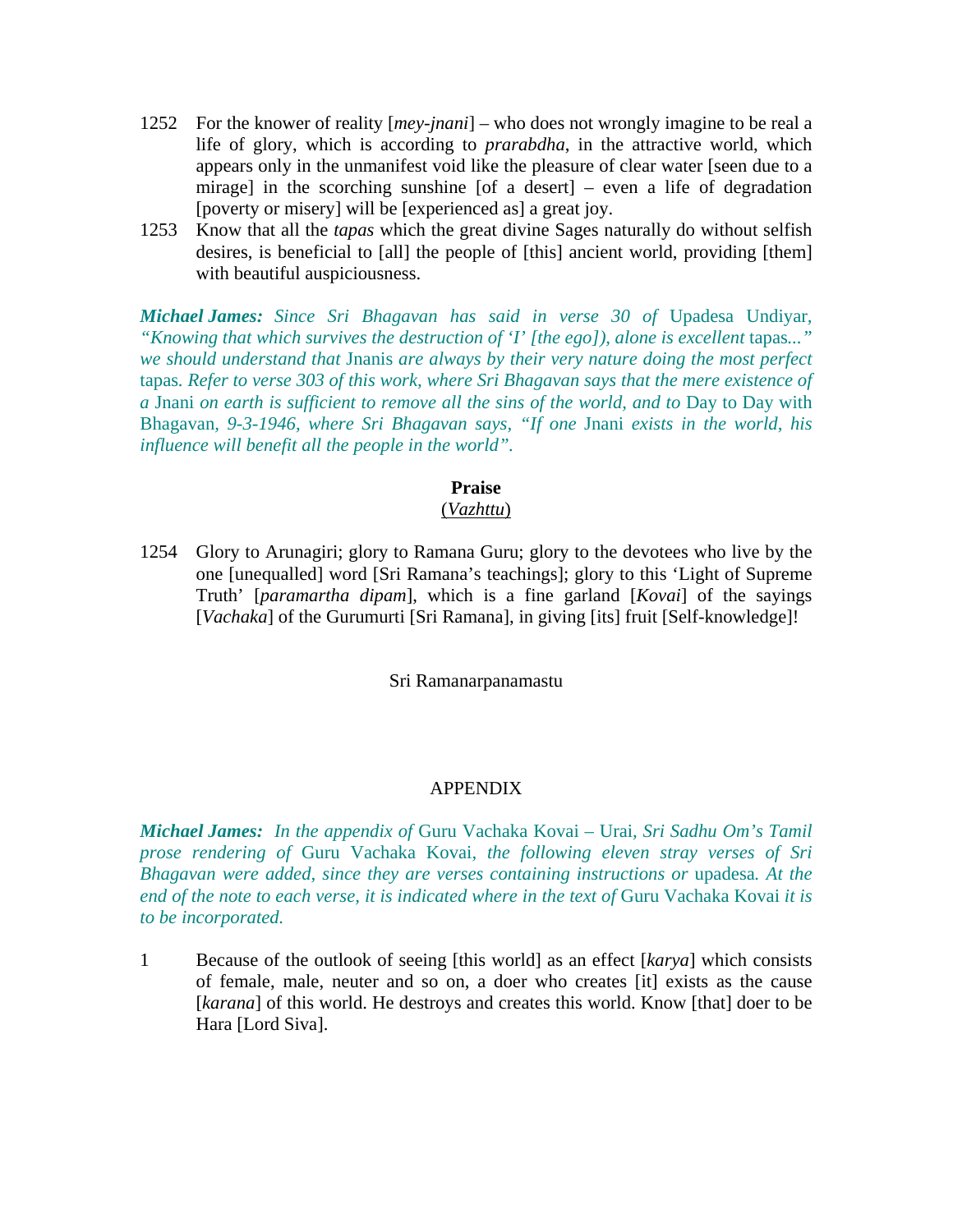1252 For the knower of reality [*mey-jnani*] – who does not wrongly imagine to be real a life of glory, which is according to *prarabdha*, in the attractive world, which appears only in the unmanifest void like the pleasure of clear water [seen due to a mirage] in the scorching sunshine [of a desert] – even a life of degradation [poverty or misery] will be [experienced as] a great joy.

1253 Know that all the *tapas* which the great divine Sages naturally do without selfish desires, is beneficial to [all] the people of [this] ancient world, providing [them] with beautiful auspiciousness.

***Michael James:*** *Since Sri Bhagavan has said in verse 30 of* Upadesa Undiyar, *"Knowing that which survives the destruction of 'I' [the ego]), alone is excellent* tapas*..." we should understand that* Jnanis *are always by their very nature doing the most perfect* tapas*. Refer to verse 303 of this work, where Sri Bhagavan says that the mere existence of a* Jnani *on earth is sufficient to remove all the sins of the world, and to* Day to Day with Bhagavan*, 9-3-1946, where Sri Bhagavan says, "If one* Jnani *exists in the world, his influence will benefit all the people in the world".*

## Praise
(*Vazhttu*)

1254 Glory to Arunagiri; glory to Ramana Guru; glory to the devotees who live by the one [unequalled] word [Sri Ramana's teachings]; glory to this 'Light of Supreme Truth' [*paramartha dipam*], which is a fine garland [*Kovai*] of the sayings [*Vachaka*] of the Gurumurti [Sri Ramana], in giving [its] fruit [Self-knowledge]!

Sri Ramanarpanamastu

## APPENDIX

***Michael James:*** *In the appendix of* Guru Vachaka Kovai – Urai*, Sri Sadhu Om's Tamil prose rendering of* Guru Vachaka Kovai*, the following eleven stray verses of Sri Bhagavan were added, since they are verses containing instructions or* upadesa*. At the end of the note to each verse, it is indicated where in the text of* Guru Vachaka Kovai *it is to be incorporated.*

1 Because of the outlook of seeing [this world] as an effect [*karya*] which consists of female, male, neuter and so on, a doer who creates [it] exists as the cause [*karana*] of this world. He destroys and creates this world. Know [that] doer to be Hara [Lord Siva].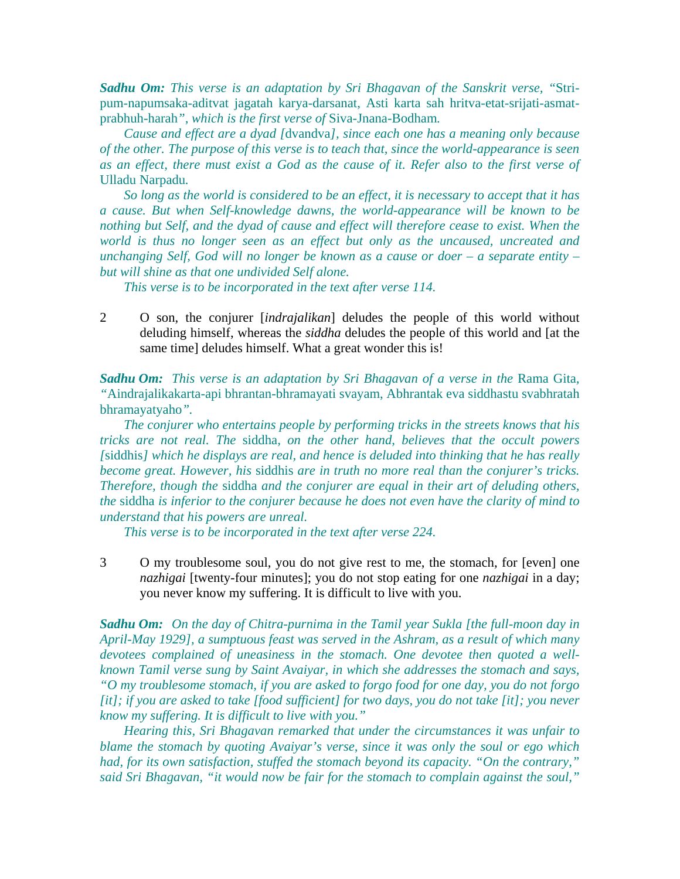***Sadhu Om:*** *This verse is an adaptation by Sri Bhagavan of the Sanskrit verse, "*Stri-pum-napumsaka-aditvat jagatah karya-darsanat, Asti karta sah hritva-etat-srijati-asmat-prabhuh-harah*", which is the first verse of* Siva-Jnana-Bodham*.*

*Cause and effect are a dyad [*dvandva*], since each one has a meaning only because of the other. The purpose of this verse is to teach that, since the world-appearance is seen as an effect, there must exist a God as the cause of it. Refer also to the first verse of* Ulladu Narpadu*.*

*So long as the world is considered to be an effect, it is necessary to accept that it has a cause. But when Self-knowledge dawns, the world-appearance will be known to be nothing but Self, and the dyad of cause and effect will therefore cease to exist. When the world is thus no longer seen as an effect but only as the uncaused, uncreated and unchanging Self, God will no longer be known as a cause or doer – a separate entity – but will shine as that one undivided Self alone.*

*This verse is to be incorporated in the text after verse 114.*

2 O son, the conjurer [*indrajalikan*] deludes the people of this world without deluding himself, whereas the *siddha* deludes the people of this world and [at the same time] deludes himself. What a great wonder this is!

***Sadhu Om:*** *This verse is an adaptation by Sri Bhagavan of a verse in the* Rama Gita*, "*Aindrajalikakarta-api bhrantan-bhramayati svayam, Abhrantak eva siddhastu svabhratah bhramayatyaho*".*

*The conjurer who entertains people by performing tricks in the streets knows that his tricks are not real. The* siddha*, on the other hand, believes that the occult powers [*siddhis*] which he displays are real, and hence is deluded into thinking that he has really become great. However, his* siddhis *are in truth no more real than the conjurer's tricks. Therefore, though the* siddha *and the conjurer are equal in their art of deluding others, the* siddha *is inferior to the conjurer because he does not even have the clarity of mind to understand that his powers are unreal.*

*This verse is to be incorporated in the text after verse 224.*

3 O my troublesome soul, you do not give rest to me, the stomach, for [even] one *nazhigai* [twenty-four minutes]; you do not stop eating for one *nazhigai* in a day; you never know my suffering. It is difficult to live with you.

***Sadhu Om:*** *On the day of Chitra-purnima in the Tamil year Sukla [the full-moon day in April-May 1929], a sumptuous feast was served in the Ashram, as a result of which many devotees complained of uneasiness in the stomach. One devotee then quoted a well-known Tamil verse sung by Saint Avaiyar, in which she addresses the stomach and says, "O my troublesome stomach, if you are asked to forgo food for one day, you do not forgo [it]; if you are asked to take [food sufficient] for two days, you do not take [it]; you never know my suffering. It is difficult to live with you."*

*Hearing this, Sri Bhagavan remarked that under the circumstances it was unfair to blame the stomach by quoting Avaiyar's verse, since it was only the soul or ego which had, for its own satisfaction, stuffed the stomach beyond its capacity. "On the contrary," said Sri Bhagavan, "it would now be fair for the stomach to complain against the soul,"*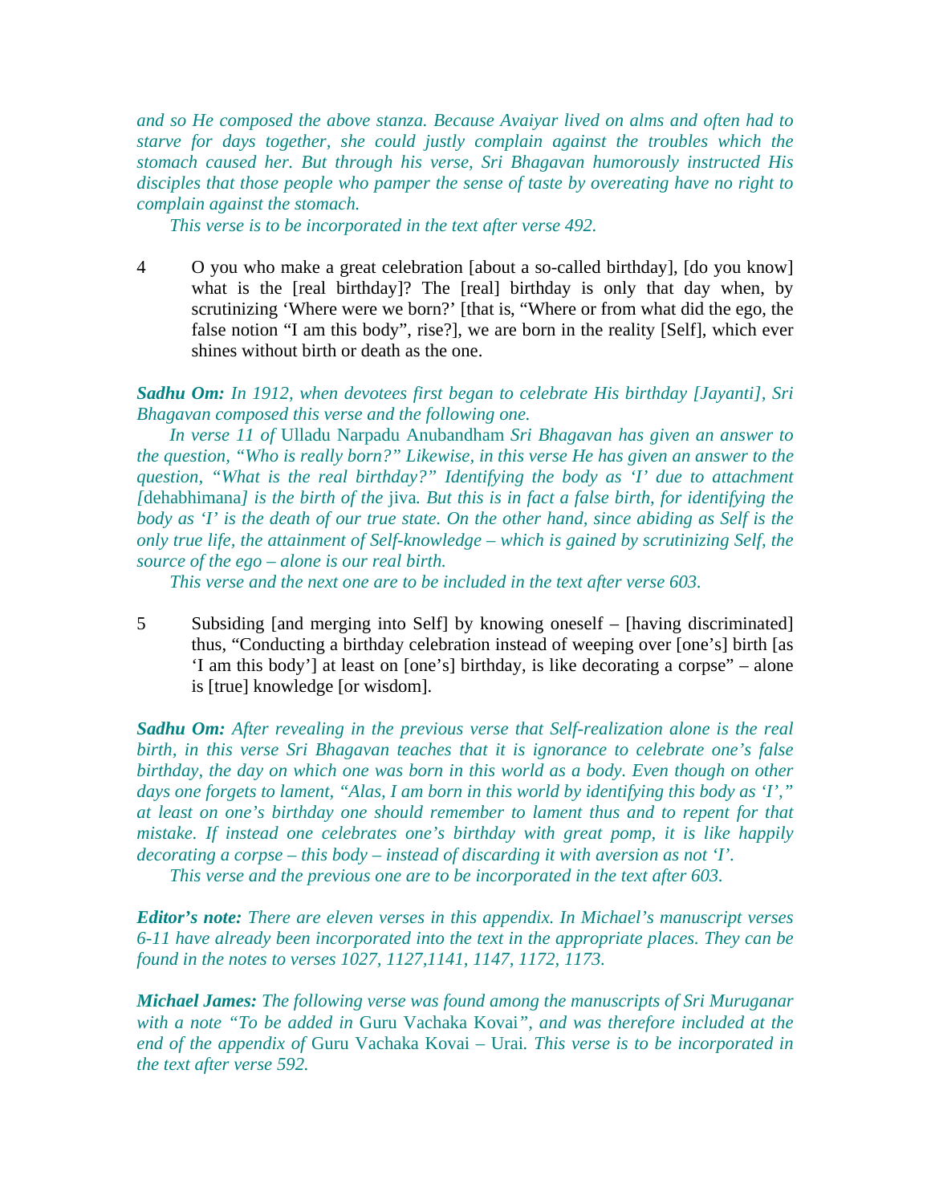*and so He composed the above stanza. Because Avaiyar lived on alms and often had to starve for days together, she could justly complain against the troubles which the stomach caused her. But through his verse, Sri Bhagavan humorously instructed His disciples that those people who pamper the sense of taste by overeating have no right to complain against the stomach.*

*This verse is to be incorporated in the text after verse 492.*

4 O you who make a great celebration [about a so-called birthday], [do you know] what is the [real birthday]? The [real] birthday is only that day when, by scrutinizing 'Where were we born?' [that is, "Where or from what did the ego, the false notion "I am this body", rise?], we are born in the reality [Self], which ever shines without birth or death as the one.

***Sadhu Om:** In 1912, when devotees first began to celebrate His birthday [Jayanti], Sri Bhagavan composed this verse and the following one.*

*In verse 11 of* Ulladu Narpadu Anubandham *Sri Bhagavan has given an answer to the question, "Who is really born?" Likewise, in this verse He has given an answer to the question, "What is the real birthday?" Identifying the body as 'I' due to attachment [*dehabhimana*] is the birth of the* jiva*. But this is in fact a false birth, for identifying the body as 'I' is the death of our true state. On the other hand, since abiding as Self is the only true life, the attainment of Self-knowledge – which is gained by scrutinizing Self, the source of the ego – alone is our real birth.*

*This verse and the next one are to be included in the text after verse 603.*

5 Subsiding [and merging into Self] by knowing oneself – [having discriminated] thus, "Conducting a birthday celebration instead of weeping over [one's] birth [as 'I am this body'] at least on [one's] birthday, is like decorating a corpse" – alone is [true] knowledge [or wisdom].

***Sadhu Om:** After revealing in the previous verse that Self-realization alone is the real birth, in this verse Sri Bhagavan teaches that it is ignorance to celebrate one's false birthday, the day on which one was born in this world as a body. Even though on other days one forgets to lament, "Alas, I am born in this world by identifying this body as 'I'," at least on one's birthday one should remember to lament thus and to repent for that mistake. If instead one celebrates one's birthday with great pomp, it is like happily decorating a corpse – this body – instead of discarding it with aversion as not 'I'.*

*This verse and the previous one are to be incorporated in the text after 603.*

***Editor's note:** There are eleven verses in this appendix. In Michael's manuscript verses 6-11 have already been incorporated into the text in the appropriate places. They can be found in the notes to verses 1027, 1127,1141, 1147, 1172, 1173.*

***Michael James:** The following verse was found among the manuscripts of Sri Muruganar with a note "To be added in* Guru Vachaka Kovai*", and was therefore included at the end of the appendix of* Guru Vachaka Kovai – Urai*. This verse is to be incorporated in the text after verse 592.*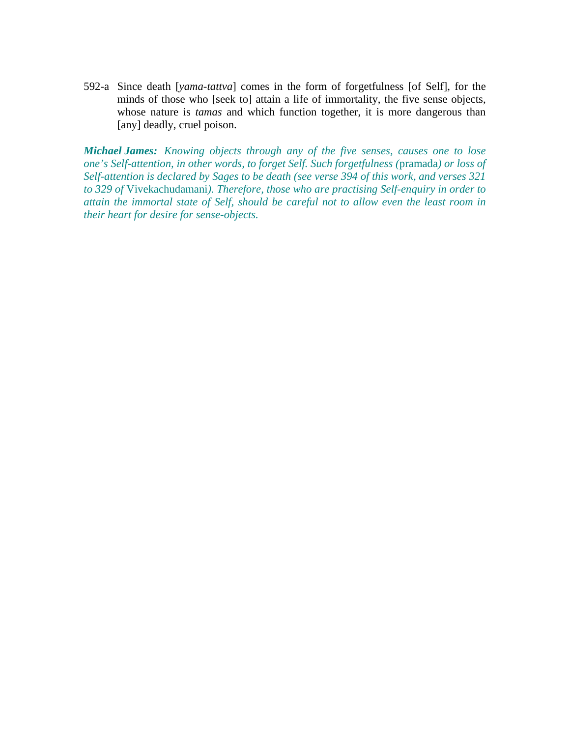592-a Since death [*yama-tattva*] comes in the form of forgetfulness [of Self], for the minds of those who [seek to] attain a life of immortality, the five sense objects, whose nature is *tamas* and which function together, it is more dangerous than [any] deadly, cruel poison.

***Michael James:*** *Knowing objects through any of the five senses, causes one to lose one's Self-attention, in other words, to forget Self. Such forgetfulness (*pramada*) or loss of Self-attention is declared by Sages to be death (see verse 394 of this work, and verses 321 to 329 of* Vivekachudamani*). Therefore, those who are practising Self-enquiry in order to attain the immortal state of Self, should be careful not to allow even the least room in their heart for desire for sense-objects.*